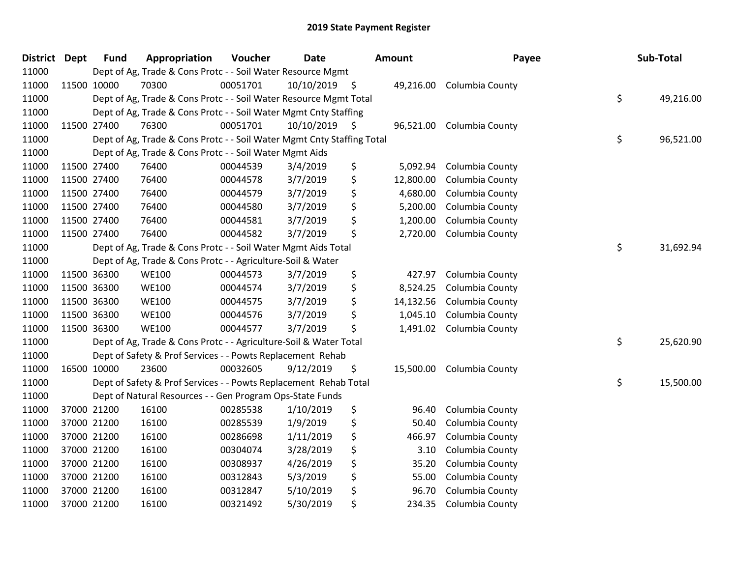# 2019 State Payment Register

| District | Dept | Fund | Appropriation | Voucher | Date | Amount | Payee | Sub-Total |
|---|---|---|---|---|---|---|---|---|
| 11000 | | Dept of Ag, Trade & Cons Protc - - Soil Water Resource Mgmt | | | | | | |
| 11000 | 11500 | 10000 | 70300 | 00051701 | 10/10/2019 | $ 49,216.00 | Columbia County | |
| 11000 | | Dept of Ag, Trade & Cons Protc - - Soil Water Resource Mgmt Total | | | | | | $ 49,216.00 |
| 11000 | | Dept of Ag, Trade & Cons Protc - - Soil Water Mgmt Cnty Staffing | | | | | | |
| 11000 | 11500 | 27400 | 76300 | 00051701 | 10/10/2019 | $ 96,521.00 | Columbia County | |
| 11000 | | Dept of Ag, Trade & Cons Protc - - Soil Water Mgmt Cnty Staffing Total | | | | | | $ 96,521.00 |
| 11000 | | Dept of Ag, Trade & Cons Protc - - Soil Water Mgmt Aids | | | | | | |
| 11000 | 11500 | 27400 | 76400 | 00044539 | 3/4/2019 | $ 5,092.94 | Columbia County | |
| 11000 | 11500 | 27400 | 76400 | 00044578 | 3/7/2019 | $ 12,800.00 | Columbia County | |
| 11000 | 11500 | 27400 | 76400 | 00044579 | 3/7/2019 | $ 4,680.00 | Columbia County | |
| 11000 | 11500 | 27400 | 76400 | 00044580 | 3/7/2019 | $ 5,200.00 | Columbia County | |
| 11000 | 11500 | 27400 | 76400 | 00044581 | 3/7/2019 | $ 1,200.00 | Columbia County | |
| 11000 | 11500 | 27400 | 76400 | 00044582 | 3/7/2019 | $ 2,720.00 | Columbia County | |
| 11000 | | Dept of Ag, Trade & Cons Protc - - Soil Water Mgmt Aids Total | | | | | | $ 31,692.94 |
| 11000 | | Dept of Ag, Trade & Cons Protc - - Agriculture-Soil & Water | | | | | | |
| 11000 | 11500 | 36300 | WE100 | 00044573 | 3/7/2019 | $ 427.97 | Columbia County | |
| 11000 | 11500 | 36300 | WE100 | 00044574 | 3/7/2019 | $ 8,524.25 | Columbia County | |
| 11000 | 11500 | 36300 | WE100 | 00044575 | 3/7/2019 | $ 14,132.56 | Columbia County | |
| 11000 | 11500 | 36300 | WE100 | 00044576 | 3/7/2019 | $ 1,045.10 | Columbia County | |
| 11000 | 11500 | 36300 | WE100 | 00044577 | 3/7/2019 | $ 1,491.02 | Columbia County | |
| 11000 | | Dept of Ag, Trade & Cons Protc - - Agriculture-Soil & Water Total | | | | | | $ 25,620.90 |
| 11000 | | Dept of Safety & Prof Services - - Powts Replacement Rehab | | | | | | |
| 11000 | 16500 | 10000 | 23600 | 00032605 | 9/12/2019 | $ 15,500.00 | Columbia County | |
| 11000 | | Dept of Safety & Prof Services - - Powts Replacement Rehab Total | | | | | | $ 15,500.00 |
| 11000 | | Dept of Natural Resources - - Gen Program Ops-State Funds | | | | | | |
| 11000 | 37000 | 21200 | 16100 | 00285538 | 1/10/2019 | $ 96.40 | Columbia County | |
| 11000 | 37000 | 21200 | 16100 | 00285539 | 1/9/2019 | $ 50.40 | Columbia County | |
| 11000 | 37000 | 21200 | 16100 | 00286698 | 1/11/2019 | $ 466.97 | Columbia County | |
| 11000 | 37000 | 21200 | 16100 | 00304074 | 3/28/2019 | $ 3.10 | Columbia County | |
| 11000 | 37000 | 21200 | 16100 | 00308937 | 4/26/2019 | $ 35.20 | Columbia County | |
| 11000 | 37000 | 21200 | 16100 | 00312843 | 5/3/2019 | $ 55.00 | Columbia County | |
| 11000 | 37000 | 21200 | 16100 | 00312847 | 5/10/2019 | $ 96.70 | Columbia County | |
| 11000 | 37000 | 21200 | 16100 | 00321492 | 5/30/2019 | $ 234.35 | Columbia County | |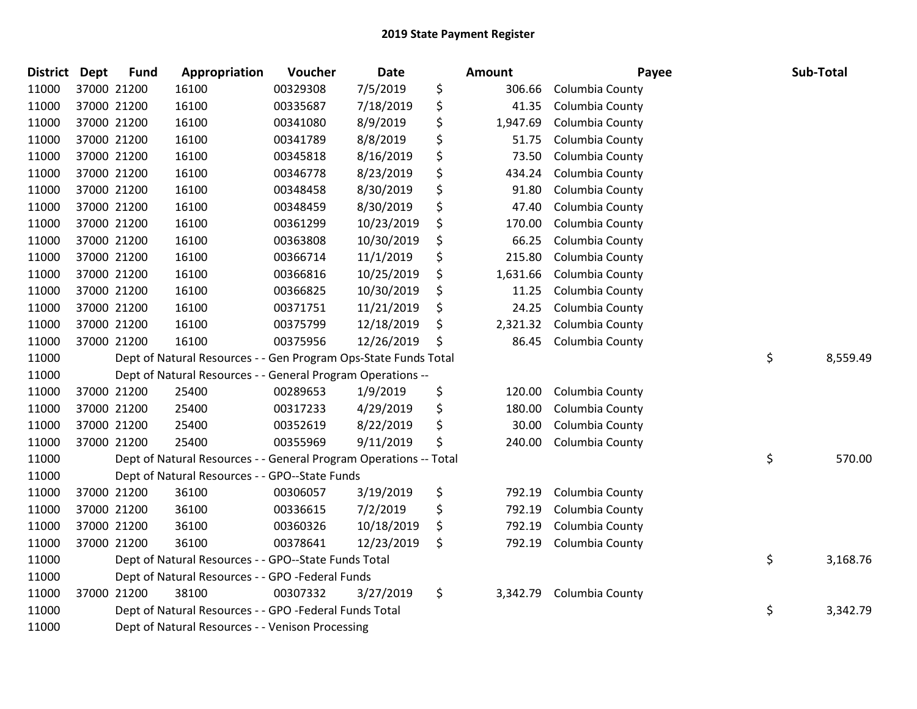# 2019 State Payment Register

| District | Dept | Fund | Appropriation | Voucher | Date | Amount | Payee | Sub-Total |
|---|---|---|---|---|---|---|---|---|
| 11000 | 37000 | 21200 | 16100 | 00329308 | 7/5/2019 | $ 306.66 | Columbia County | |
| 11000 | 37000 | 21200 | 16100 | 00335687 | 7/18/2019 | $ 41.35 | Columbia County | |
| 11000 | 37000 | 21200 | 16100 | 00341080 | 8/9/2019 | $ 1,947.69 | Columbia County | |
| 11000 | 37000 | 21200 | 16100 | 00341789 | 8/8/2019 | $ 51.75 | Columbia County | |
| 11000 | 37000 | 21200 | 16100 | 00345818 | 8/16/2019 | $ 73.50 | Columbia County | |
| 11000 | 37000 | 21200 | 16100 | 00346778 | 8/23/2019 | $ 434.24 | Columbia County | |
| 11000 | 37000 | 21200 | 16100 | 00348458 | 8/30/2019 | $ 91.80 | Columbia County | |
| 11000 | 37000 | 21200 | 16100 | 00348459 | 8/30/2019 | $ 47.40 | Columbia County | |
| 11000 | 37000 | 21200 | 16100 | 00361299 | 10/23/2019 | $ 170.00 | Columbia County | |
| 11000 | 37000 | 21200 | 16100 | 00363808 | 10/30/2019 | $ 66.25 | Columbia County | |
| 11000 | 37000 | 21200 | 16100 | 00366714 | 11/1/2019 | $ 215.80 | Columbia County | |
| 11000 | 37000 | 21200 | 16100 | 00366816 | 10/25/2019 | $ 1,631.66 | Columbia County | |
| 11000 | 37000 | 21200 | 16100 | 00366825 | 10/30/2019 | $ 11.25 | Columbia County | |
| 11000 | 37000 | 21200 | 16100 | 00371751 | 11/21/2019 | $ 24.25 | Columbia County | |
| 11000 | 37000 | 21200 | 16100 | 00375799 | 12/18/2019 | $ 2,321.32 | Columbia County | |
| 11000 | 37000 | 21200 | 16100 | 00375956 | 12/26/2019 | $ 86.45 | Columbia County | |
| 11000 | | | Dept of Natural Resources - - Gen Program Ops-State Funds Total | | | | | $ 8,559.49 |
| 11000 | | | Dept of Natural Resources - - General Program Operations -- | | | | | |
| 11000 | 37000 | 21200 | 25400 | 00289653 | 1/9/2019 | $ 120.00 | Columbia County | |
| 11000 | 37000 | 21200 | 25400 | 00317233 | 4/29/2019 | $ 180.00 | Columbia County | |
| 11000 | 37000 | 21200 | 25400 | 00352619 | 8/22/2019 | $ 30.00 | Columbia County | |
| 11000 | 37000 | 21200 | 25400 | 00355969 | 9/11/2019 | $ 240.00 | Columbia County | |
| 11000 | | | Dept of Natural Resources - - General Program Operations -- Total | | | | | $ 570.00 |
| 11000 | | | Dept of Natural Resources - - GPO--State Funds | | | | | |
| 11000 | 37000 | 21200 | 36100 | 00306057 | 3/19/2019 | $ 792.19 | Columbia County | |
| 11000 | 37000 | 21200 | 36100 | 00336615 | 7/2/2019 | $ 792.19 | Columbia County | |
| 11000 | 37000 | 21200 | 36100 | 00360326 | 10/18/2019 | $ 792.19 | Columbia County | |
| 11000 | 37000 | 21200 | 36100 | 00378641 | 12/23/2019 | $ 792.19 | Columbia County | |
| 11000 | | | Dept of Natural Resources - - GPO--State Funds Total | | | | | $ 3,168.76 |
| 11000 | | | Dept of Natural Resources - - GPO -Federal Funds | | | | | |
| 11000 | 37000 | 21200 | 38100 | 00307332 | 3/27/2019 | $ 3,342.79 | Columbia County | |
| 11000 | | | Dept of Natural Resources - - GPO -Federal Funds Total | | | | | $ 3,342.79 |
| 11000 | | | Dept of Natural Resources - - Venison Processing | | | | | |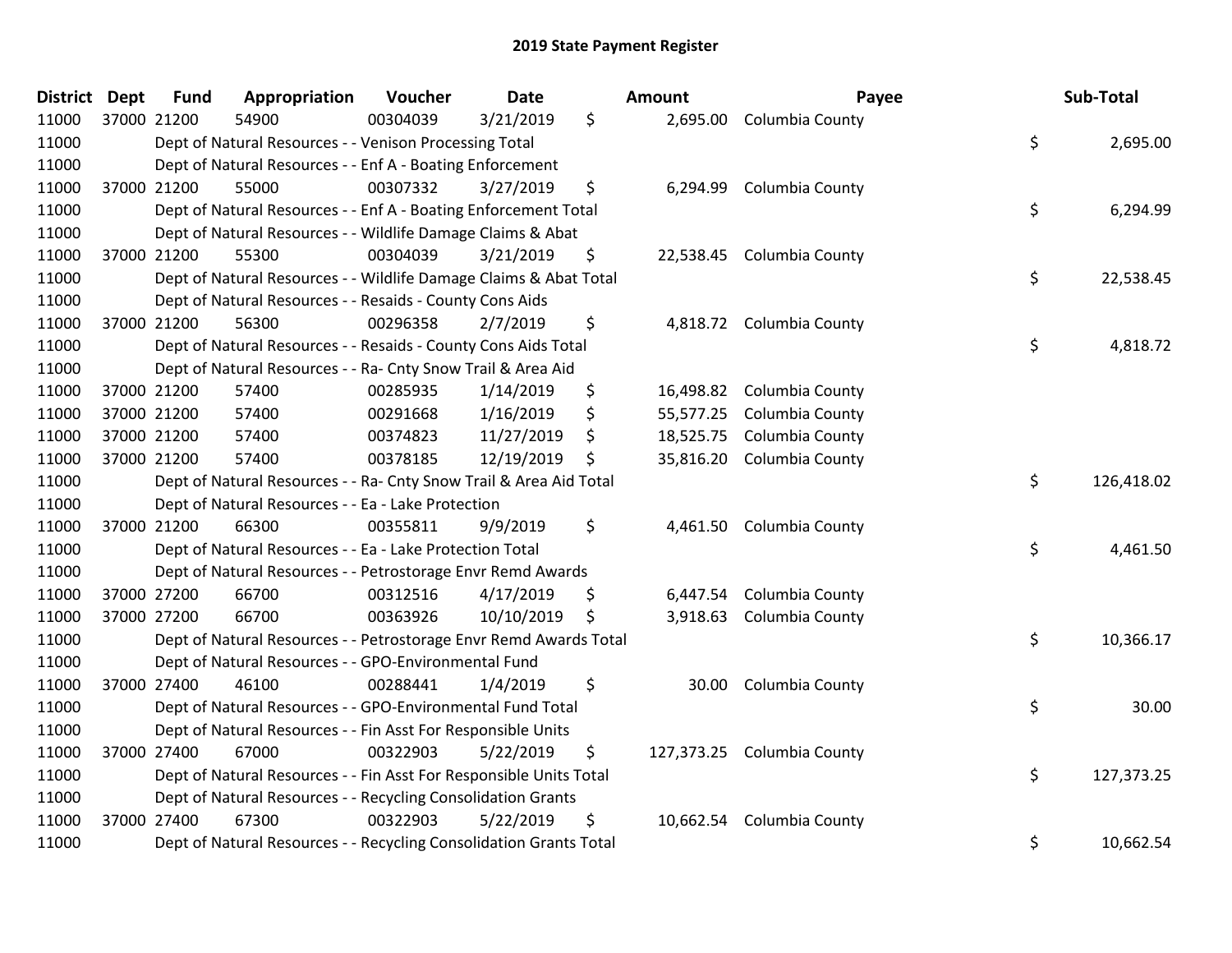# 2019 State Payment Register

| District | Dept | Fund | Appropriation | Voucher | Date | Amount | Payee | Sub-Total |
|---|---|---|---|---|---|---|---|---|
| 11000 | 37000 | 21200 | 54900 | 00304039 | 3/21/2019 | $ 2,695.00 | Columbia County | |
| 11000 | | | Dept of Natural Resources - - Venison Processing Total | | | | | $ 2,695.00 |
| 11000 | | | Dept of Natural Resources - - Enf A - Boating Enforcement | | | | | |
| 11000 | 37000 | 21200 | 55000 | 00307332 | 3/27/2019 | $ 6,294.99 | Columbia County | |
| 11000 | | | Dept of Natural Resources - - Enf A - Boating Enforcement Total | | | | | $ 6,294.99 |
| 11000 | | | Dept of Natural Resources - - Wildlife Damage Claims & Abat | | | | | |
| 11000 | 37000 | 21200 | 55300 | 00304039 | 3/21/2019 | $ 22,538.45 | Columbia County | |
| 11000 | | | Dept of Natural Resources - - Wildlife Damage Claims & Abat Total | | | | | $ 22,538.45 |
| 11000 | | | Dept of Natural Resources - - Resaids - County Cons Aids | | | | | |
| 11000 | 37000 | 21200 | 56300 | 00296358 | 2/7/2019 | $ 4,818.72 | Columbia County | |
| 11000 | | | Dept of Natural Resources - - Resaids - County Cons Aids Total | | | | | $ 4,818.72 |
| 11000 | | | Dept of Natural Resources - - Ra- Cnty Snow Trail & Area Aid | | | | | |
| 11000 | 37000 | 21200 | 57400 | 00285935 | 1/14/2019 | $ 16,498.82 | Columbia County | |
| 11000 | 37000 | 21200 | 57400 | 00291668 | 1/16/2019 | $ 55,577.25 | Columbia County | |
| 11000 | 37000 | 21200 | 57400 | 00374823 | 11/27/2019 | $ 18,525.75 | Columbia County | |
| 11000 | 37000 | 21200 | 57400 | 00378185 | 12/19/2019 | $ 35,816.20 | Columbia County | |
| 11000 | | | Dept of Natural Resources - - Ra- Cnty Snow Trail & Area Aid Total | | | | | $ 126,418.02 |
| 11000 | | | Dept of Natural Resources - - Ea - Lake Protection | | | | | |
| 11000 | 37000 | 21200 | 66300 | 00355811 | 9/9/2019 | $ 4,461.50 | Columbia County | |
| 11000 | | | Dept of Natural Resources - - Ea - Lake Protection Total | | | | | $ 4,461.50 |
| 11000 | | | Dept of Natural Resources - - Petrostorage Envr Remd Awards | | | | | |
| 11000 | 37000 | 27200 | 66700 | 00312516 | 4/17/2019 | $ 6,447.54 | Columbia County | |
| 11000 | 37000 | 27200 | 66700 | 00363926 | 10/10/2019 | $ 3,918.63 | Columbia County | |
| 11000 | | | Dept of Natural Resources - - Petrostorage Envr Remd Awards Total | | | | | $ 10,366.17 |
| 11000 | | | Dept of Natural Resources - - GPO-Environmental Fund | | | | | |
| 11000 | 37000 | 27400 | 46100 | 00288441 | 1/4/2019 | $ 30.00 | Columbia County | |
| 11000 | | | Dept of Natural Resources - - GPO-Environmental Fund Total | | | | | $ 30.00 |
| 11000 | | | Dept of Natural Resources - - Fin Asst For Responsible Units | | | | | |
| 11000 | 37000 | 27400 | 67000 | 00322903 | 5/22/2019 | $ 127,373.25 | Columbia County | |
| 11000 | | | Dept of Natural Resources - - Fin Asst For Responsible Units Total | | | | | $ 127,373.25 |
| 11000 | | | Dept of Natural Resources - - Recycling Consolidation Grants | | | | | |
| 11000 | 37000 | 27400 | 67300 | 00322903 | 5/22/2019 | $ 10,662.54 | Columbia County | |
| 11000 | | | Dept of Natural Resources - - Recycling Consolidation Grants Total | | | | | $ 10,662.54 |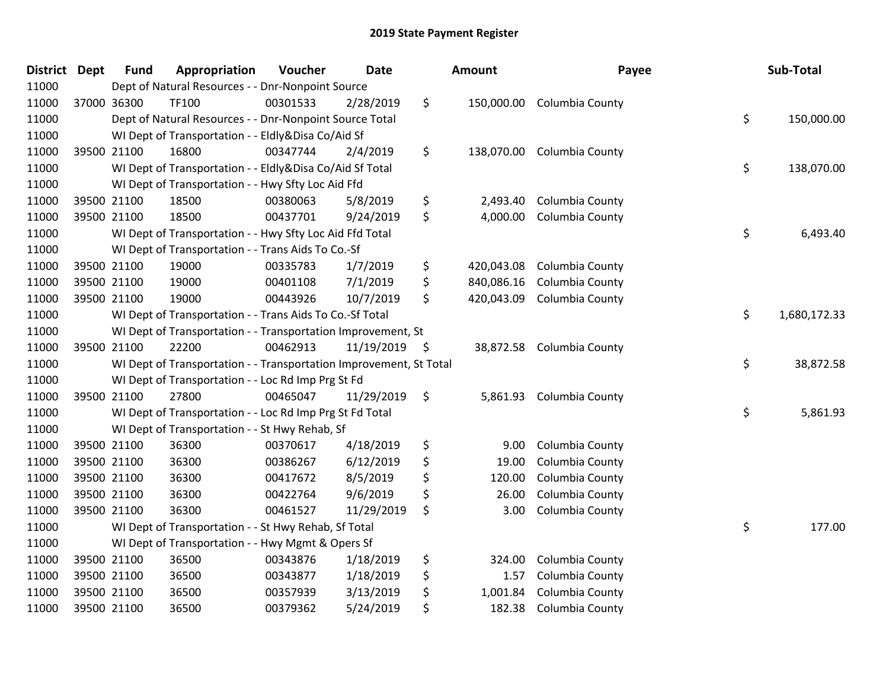## 2019 State Payment Register

| District | Dept | Fund | Appropriation | Voucher | Date | Amount | Payee | Sub-Total |
|---|---|---|---|---|---|---|---|---|
| 11000 | | Dept of Natural Resources - - Dnr-Nonpoint Source | | | | | | |
| 11000 | 37000 | 36300 | TF100 | 00301533 | 2/28/2019 | $ 150,000.00 | Columbia County | |
| 11000 | | Dept of Natural Resources - - Dnr-Nonpoint Source Total | | | | | | $ 150,000.00 |
| 11000 | | WI Dept of Transportation - - Eldly&Disa Co/Aid Sf | | | | | | |
| 11000 | 39500 | 21100 | 16800 | 00347744 | 2/4/2019 | $ 138,070.00 | Columbia County | |
| 11000 | | WI Dept of Transportation - - Eldly&Disa Co/Aid Sf Total | | | | | | $ 138,070.00 |
| 11000 | | WI Dept of Transportation - - Hwy Sfty Loc Aid Ffd | | | | | | |
| 11000 | 39500 | 21100 | 18500 | 00380063 | 5/8/2019 | $ 2,493.40 | Columbia County | |
| 11000 | 39500 | 21100 | 18500 | 00437701 | 9/24/2019 | $ 4,000.00 | Columbia County | |
| 11000 | | WI Dept of Transportation - - Hwy Sfty Loc Aid Ffd Total | | | | | | $ 6,493.40 |
| 11000 | | WI Dept of Transportation - - Trans Aids To Co.-Sf | | | | | | |
| 11000 | 39500 | 21100 | 19000 | 00335783 | 1/7/2019 | $ 420,043.08 | Columbia County | |
| 11000 | 39500 | 21100 | 19000 | 00401108 | 7/1/2019 | $ 840,086.16 | Columbia County | |
| 11000 | 39500 | 21100 | 19000 | 00443926 | 10/7/2019 | $ 420,043.09 | Columbia County | |
| 11000 | | WI Dept of Transportation - - Trans Aids To Co.-Sf Total | | | | | | $ 1,680,172.33 |
| 11000 | | WI Dept of Transportation - - Transportation Improvement, St | | | | | | |
| 11000 | 39500 | 21100 | 22200 | 00462913 | 11/19/2019 | $ 38,872.58 | Columbia County | |
| 11000 | | WI Dept of Transportation - - Transportation Improvement, St Total | | | | | | $ 38,872.58 |
| 11000 | | WI Dept of Transportation - - Loc Rd Imp Prg St Fd | | | | | | |
| 11000 | 39500 | 21100 | 27800 | 00465047 | 11/29/2019 | $ 5,861.93 | Columbia County | |
| 11000 | | WI Dept of Transportation - - Loc Rd Imp Prg St Fd Total | | | | | | $ 5,861.93 |
| 11000 | | WI Dept of Transportation - - St Hwy Rehab, Sf | | | | | | |
| 11000 | 39500 | 21100 | 36300 | 00370617 | 4/18/2019 | $ 9.00 | Columbia County | |
| 11000 | 39500 | 21100 | 36300 | 00386267 | 6/12/2019 | $ 19.00 | Columbia County | |
| 11000 | 39500 | 21100 | 36300 | 00417672 | 8/5/2019 | $ 120.00 | Columbia County | |
| 11000 | 39500 | 21100 | 36300 | 00422764 | 9/6/2019 | $ 26.00 | Columbia County | |
| 11000 | 39500 | 21100 | 36300 | 00461527 | 11/29/2019 | $ 3.00 | Columbia County | |
| 11000 | | WI Dept of Transportation - - St Hwy Rehab, Sf Total | | | | | | $ 177.00 |
| 11000 | | WI Dept of Transportation - - Hwy Mgmt & Opers Sf | | | | | | |
| 11000 | 39500 | 21100 | 36500 | 00343876 | 1/18/2019 | $ 324.00 | Columbia County | |
| 11000 | 39500 | 21100 | 36500 | 00343877 | 1/18/2019 | $ 1.57 | Columbia County | |
| 11000 | 39500 | 21100 | 36500 | 00357939 | 3/13/2019 | $ 1,001.84 | Columbia County | |
| 11000 | 39500 | 21100 | 36500 | 00379362 | 5/24/2019 | $ 182.38 | Columbia County | |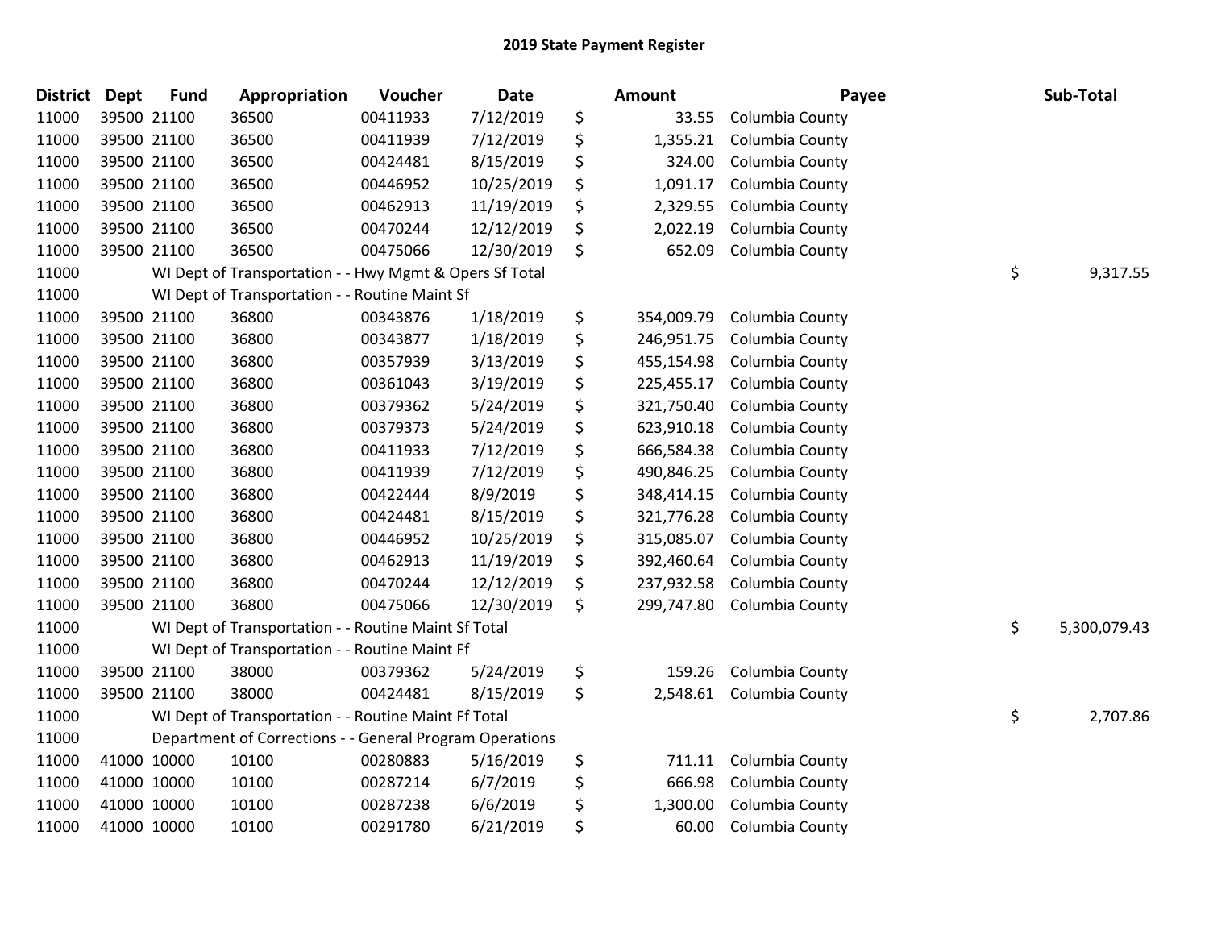## 2019 State Payment Register

| District | Dept | Fund | Appropriation | Voucher | Date | Amount | Payee | Sub-Total |
|---|---|---|---|---|---|---|---|---|
| 11000 | 39500 | 21100 | 36500 | 00411933 | 7/12/2019 | $ 33.55 | Columbia County | |
| 11000 | 39500 | 21100 | 36500 | 00411939 | 7/12/2019 | $ 1,355.21 | Columbia County | |
| 11000 | 39500 | 21100 | 36500 | 00424481 | 8/15/2019 | $ 324.00 | Columbia County | |
| 11000 | 39500 | 21100 | 36500 | 00446952 | 10/25/2019 | $ 1,091.17 | Columbia County | |
| 11000 | 39500 | 21100 | 36500 | 00462913 | 11/19/2019 | $ 2,329.55 | Columbia County | |
| 11000 | 39500 | 21100 | 36500 | 00470244 | 12/12/2019 | $ 2,022.19 | Columbia County | |
| 11000 | 39500 | 21100 | 36500 | 00475066 | 12/30/2019 | $ 652.09 | Columbia County | |
| 11000 | | | WI Dept of Transportation - - Hwy Mgmt & Opers Sf Total | | | | | $ 9,317.55 |
| 11000 | | | WI Dept of Transportation - - Routine Maint Sf | | | | | |
| 11000 | 39500 | 21100 | 36800 | 00343876 | 1/18/2019 | $ 354,009.79 | Columbia County | |
| 11000 | 39500 | 21100 | 36800 | 00343877 | 1/18/2019 | $ 246,951.75 | Columbia County | |
| 11000 | 39500 | 21100 | 36800 | 00357939 | 3/13/2019 | $ 455,154.98 | Columbia County | |
| 11000 | 39500 | 21100 | 36800 | 00361043 | 3/19/2019 | $ 225,455.17 | Columbia County | |
| 11000 | 39500 | 21100 | 36800 | 00379362 | 5/24/2019 | $ 321,750.40 | Columbia County | |
| 11000 | 39500 | 21100 | 36800 | 00379373 | 5/24/2019 | $ 623,910.18 | Columbia County | |
| 11000 | 39500 | 21100 | 36800 | 00411933 | 7/12/2019 | $ 666,584.38 | Columbia County | |
| 11000 | 39500 | 21100 | 36800 | 00411939 | 7/12/2019 | $ 490,846.25 | Columbia County | |
| 11000 | 39500 | 21100 | 36800 | 00422444 | 8/9/2019 | $ 348,414.15 | Columbia County | |
| 11000 | 39500 | 21100 | 36800 | 00424481 | 8/15/2019 | $ 321,776.28 | Columbia County | |
| 11000 | 39500 | 21100 | 36800 | 00446952 | 10/25/2019 | $ 315,085.07 | Columbia County | |
| 11000 | 39500 | 21100 | 36800 | 00462913 | 11/19/2019 | $ 392,460.64 | Columbia County | |
| 11000 | 39500 | 21100 | 36800 | 00470244 | 12/12/2019 | $ 237,932.58 | Columbia County | |
| 11000 | 39500 | 21100 | 36800 | 00475066 | 12/30/2019 | $ 299,747.80 | Columbia County | |
| 11000 | | | WI Dept of Transportation - - Routine Maint Sf Total | | | | | $ 5,300,079.43 |
| 11000 | | | WI Dept of Transportation - - Routine Maint Ff | | | | | |
| 11000 | 39500 | 21100 | 38000 | 00379362 | 5/24/2019 | $ 159.26 | Columbia County | |
| 11000 | 39500 | 21100 | 38000 | 00424481 | 8/15/2019 | $ 2,548.61 | Columbia County | |
| 11000 | | | WI Dept of Transportation - - Routine Maint Ff Total | | | | | $ 2,707.86 |
| 11000 | | | Department of Corrections - - General Program Operations | | | | | |
| 11000 | 41000 | 10000 | 10100 | 00280883 | 5/16/2019 | $ 711.11 | Columbia County | |
| 11000 | 41000 | 10000 | 10100 | 00287214 | 6/7/2019 | $ 666.98 | Columbia County | |
| 11000 | 41000 | 10000 | 10100 | 00287238 | 6/6/2019 | $ 1,300.00 | Columbia County | |
| 11000 | 41000 | 10000 | 10100 | 00291780 | 6/21/2019 | $ 60.00 | Columbia County | |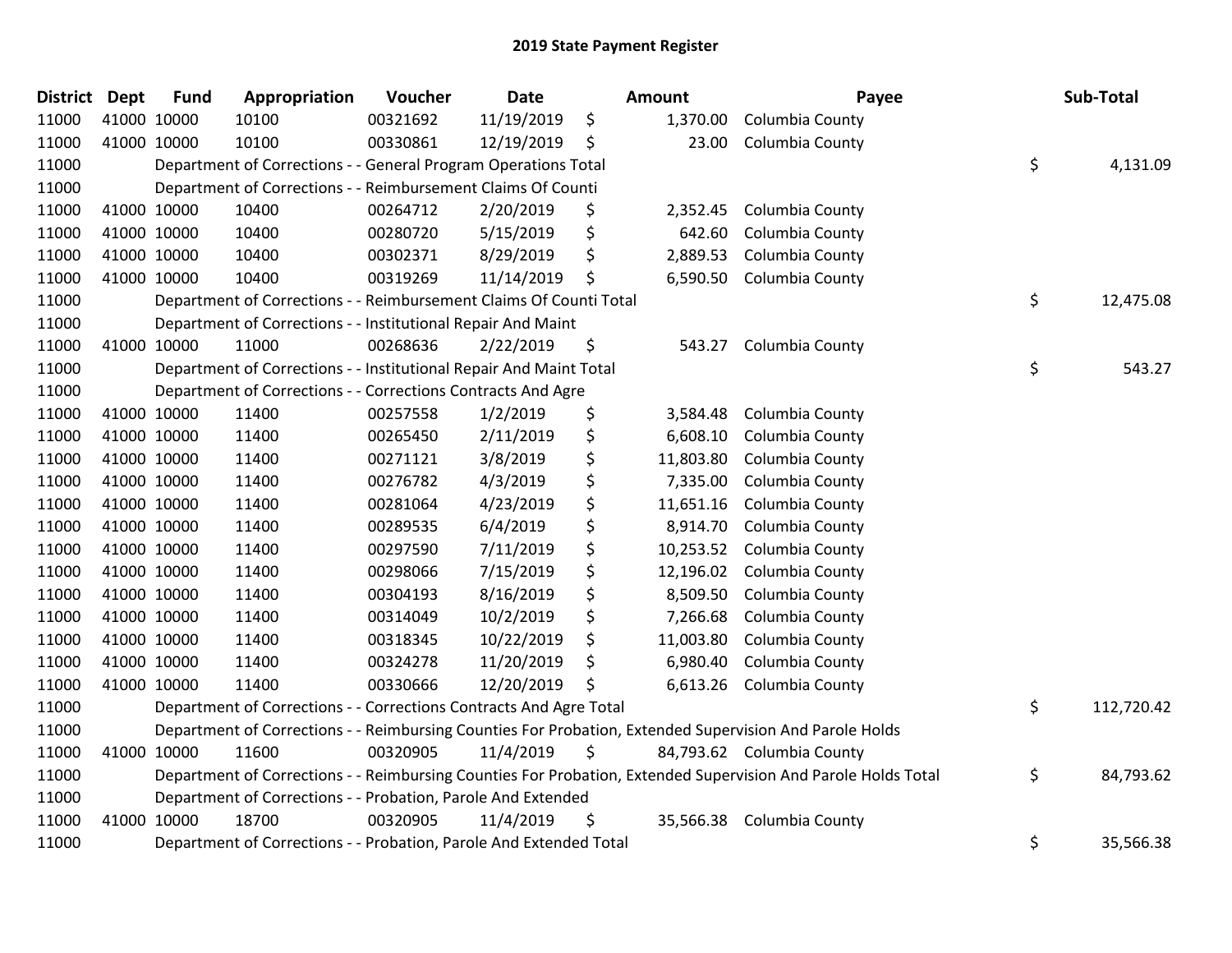# 2019 State Payment Register

| District | Dept | Fund | Appropriation | Voucher | Date | Amount | Payee | Sub-Total |
|---|---|---|---|---|---|---|---|---|
| 11000 | 41000 | 10000 | 10100 | 00321692 | 11/19/2019 | $ 1,370.00 | Columbia County | |
| 11000 | 41000 | 10000 | 10100 | 00330861 | 12/19/2019 | $ 23.00 | Columbia County | |
| 11000 | | Department of Corrections - - General Program Operations Total | | | | | | $ 4,131.09 |
| 11000 | | Department of Corrections - - Reimbursement Claims Of Counti | | | | | | |
| 11000 | 41000 | 10000 | 10400 | 00264712 | 2/20/2019 | $ 2,352.45 | Columbia County | |
| 11000 | 41000 | 10000 | 10400 | 00280720 | 5/15/2019 | $ 642.60 | Columbia County | |
| 11000 | 41000 | 10000 | 10400 | 00302371 | 8/29/2019 | $ 2,889.53 | Columbia County | |
| 11000 | 41000 | 10000 | 10400 | 00319269 | 11/14/2019 | $ 6,590.50 | Columbia County | |
| 11000 | | Department of Corrections - - Reimbursement Claims Of Counti Total | | | | | | $ 12,475.08 |
| 11000 | | Department of Corrections - - Institutional Repair And Maint | | | | | | |
| 11000 | 41000 | 10000 | 11000 | 00268636 | 2/22/2019 | $ 543.27 | Columbia County | |
| 11000 | | Department of Corrections - - Institutional Repair And Maint Total | | | | | | $ 543.27 |
| 11000 | | Department of Corrections - - Corrections Contracts And Agre | | | | | | |
| 11000 | 41000 | 10000 | 11400 | 00257558 | 1/2/2019 | $ 3,584.48 | Columbia County | |
| 11000 | 41000 | 10000 | 11400 | 00265450 | 2/11/2019 | $ 6,608.10 | Columbia County | |
| 11000 | 41000 | 10000 | 11400 | 00271121 | 3/8/2019 | $ 11,803.80 | Columbia County | |
| 11000 | 41000 | 10000 | 11400 | 00276782 | 4/3/2019 | $ 7,335.00 | Columbia County | |
| 11000 | 41000 | 10000 | 11400 | 00281064 | 4/23/2019 | $ 11,651.16 | Columbia County | |
| 11000 | 41000 | 10000 | 11400 | 00289535 | 6/4/2019 | $ 8,914.70 | Columbia County | |
| 11000 | 41000 | 10000 | 11400 | 00297590 | 7/11/2019 | $ 10,253.52 | Columbia County | |
| 11000 | 41000 | 10000 | 11400 | 00298066 | 7/15/2019 | $ 12,196.02 | Columbia County | |
| 11000 | 41000 | 10000 | 11400 | 00304193 | 8/16/2019 | $ 8,509.50 | Columbia County | |
| 11000 | 41000 | 10000 | 11400 | 00314049 | 10/2/2019 | $ 7,266.68 | Columbia County | |
| 11000 | 41000 | 10000 | 11400 | 00318345 | 10/22/2019 | $ 11,003.80 | Columbia County | |
| 11000 | 41000 | 10000 | 11400 | 00324278 | 11/20/2019 | $ 6,980.40 | Columbia County | |
| 11000 | 41000 | 10000 | 11400 | 00330666 | 12/20/2019 | $ 6,613.26 | Columbia County | |
| 11000 | | Department of Corrections - - Corrections Contracts And Agre Total | | | | | | $ 112,720.42 |
| 11000 | | Department of Corrections - - Reimbursing Counties For Probation, Extended Supervision And Parole Holds | | | | | | |
| 11000 | 41000 | 10000 | 11600 | 00320905 | 11/4/2019 | $ 84,793.62 | Columbia County | |
| 11000 | | Department of Corrections - - Reimbursing Counties For Probation, Extended Supervision And Parole Holds Total | | | | | | $ 84,793.62 |
| 11000 | | Department of Corrections - - Probation, Parole And Extended | | | | | | |
| 11000 | 41000 | 10000 | 18700 | 00320905 | 11/4/2019 | $ 35,566.38 | Columbia County | |
| 11000 | | Department of Corrections - - Probation, Parole And Extended Total | | | | | | $ 35,566.38 |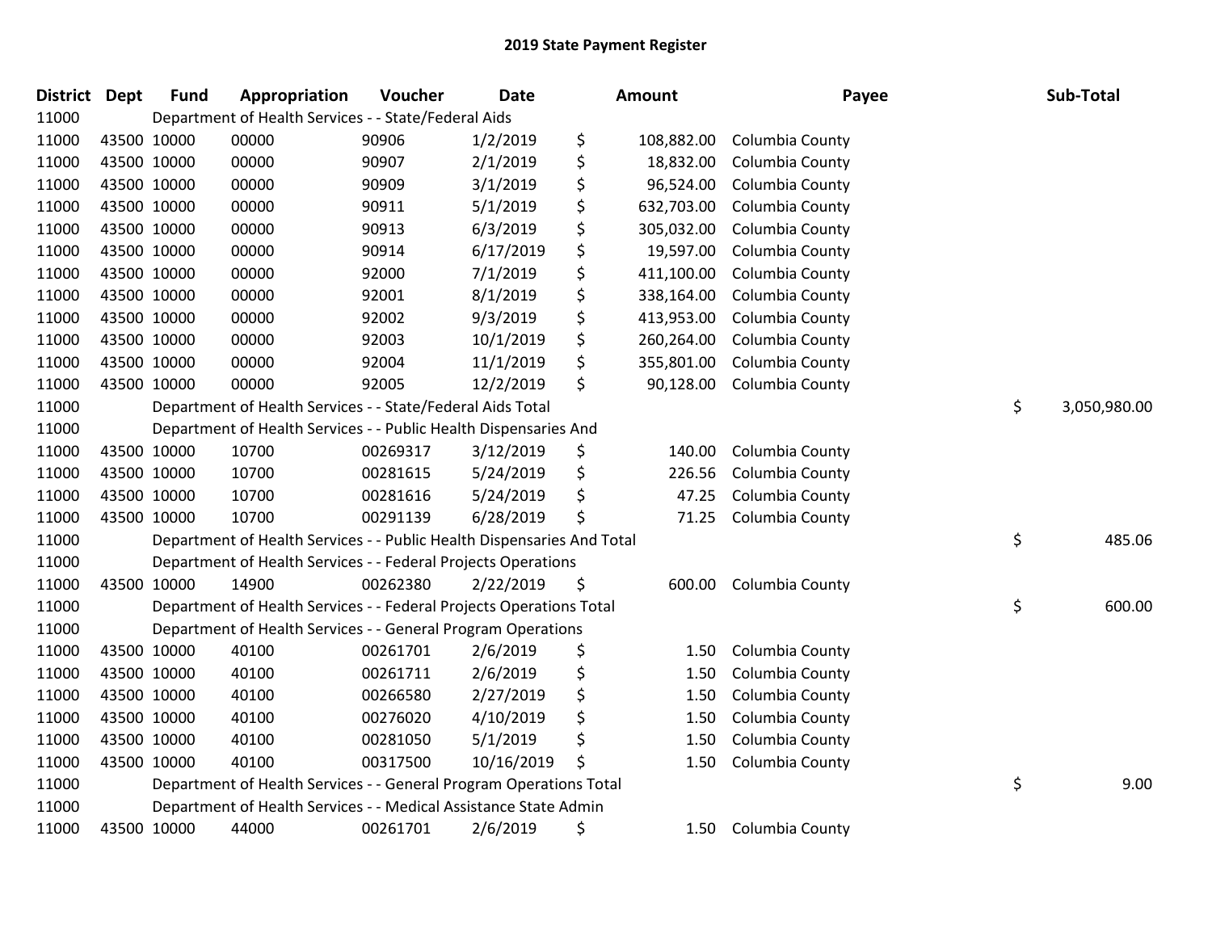# 2019 State Payment Register

| District | Dept | Fund | Appropriation | Voucher | Date | Amount | Payee | Sub-Total |
|---|---|---|---|---|---|---|---|---|
| 11000 | Department of Health Services - - State/Federal Aids | | | | | | | |
| 11000 | 43500 | 10000 | 00000 | 90906 | 1/2/2019 | $ 108,882.00 | Columbia County | |
| 11000 | 43500 | 10000 | 00000 | 90907 | 2/1/2019 | $ 18,832.00 | Columbia County | |
| 11000 | 43500 | 10000 | 00000 | 90909 | 3/1/2019 | $ 96,524.00 | Columbia County | |
| 11000 | 43500 | 10000 | 00000 | 90911 | 5/1/2019 | $ 632,703.00 | Columbia County | |
| 11000 | 43500 | 10000 | 00000 | 90913 | 6/3/2019 | $ 305,032.00 | Columbia County | |
| 11000 | 43500 | 10000 | 00000 | 90914 | 6/17/2019 | $ 19,597.00 | Columbia County | |
| 11000 | 43500 | 10000 | 00000 | 92000 | 7/1/2019 | $ 411,100.00 | Columbia County | |
| 11000 | 43500 | 10000 | 00000 | 92001 | 8/1/2019 | $ 338,164.00 | Columbia County | |
| 11000 | 43500 | 10000 | 00000 | 92002 | 9/3/2019 | $ 413,953.00 | Columbia County | |
| 11000 | 43500 | 10000 | 00000 | 92003 | 10/1/2019 | $ 260,264.00 | Columbia County | |
| 11000 | 43500 | 10000 | 00000 | 92004 | 11/1/2019 | $ 355,801.00 | Columbia County | |
| 11000 | 43500 | 10000 | 00000 | 92005 | 12/2/2019 | $ 90,128.00 | Columbia County | |
| 11000 | Department of Health Services - - State/Federal Aids Total | | | | | | | $ 3,050,980.00 |
| 11000 | Department of Health Services - - Public Health Dispensaries And | | | | | | | |
| 11000 | 43500 | 10000 | 10700 | 00269317 | 3/12/2019 | $ 140.00 | Columbia County | |
| 11000 | 43500 | 10000 | 10700 | 00281615 | 5/24/2019 | $ 226.56 | Columbia County | |
| 11000 | 43500 | 10000 | 10700 | 00281616 | 5/24/2019 | $ 47.25 | Columbia County | |
| 11000 | 43500 | 10000 | 10700 | 00291139 | 6/28/2019 | $ 71.25 | Columbia County | |
| 11000 | Department of Health Services - - Public Health Dispensaries And Total | | | | | | | $ 485.06 |
| 11000 | Department of Health Services - - Federal Projects Operations | | | | | | | |
| 11000 | 43500 | 10000 | 14900 | 00262380 | 2/22/2019 | $ 600.00 | Columbia County | |
| 11000 | Department of Health Services - - Federal Projects Operations Total | | | | | | | $ 600.00 |
| 11000 | Department of Health Services - - General Program Operations | | | | | | | |
| 11000 | 43500 | 10000 | 40100 | 00261701 | 2/6/2019 | $ 1.50 | Columbia County | |
| 11000 | 43500 | 10000 | 40100 | 00261711 | 2/6/2019 | $ 1.50 | Columbia County | |
| 11000 | 43500 | 10000 | 40100 | 00266580 | 2/27/2019 | $ 1.50 | Columbia County | |
| 11000 | 43500 | 10000 | 40100 | 00276020 | 4/10/2019 | $ 1.50 | Columbia County | |
| 11000 | 43500 | 10000 | 40100 | 00281050 | 5/1/2019 | $ 1.50 | Columbia County | |
| 11000 | 43500 | 10000 | 40100 | 00317500 | 10/16/2019 | $ 1.50 | Columbia County | |
| 11000 | Department of Health Services - - General Program Operations Total | | | | | | | $ 9.00 |
| 11000 | Department of Health Services - - Medical Assistance State Admin | | | | | | | |
| 11000 | 43500 | 10000 | 44000 | 00261701 | 2/6/2019 | $ 1.50 | Columbia County | |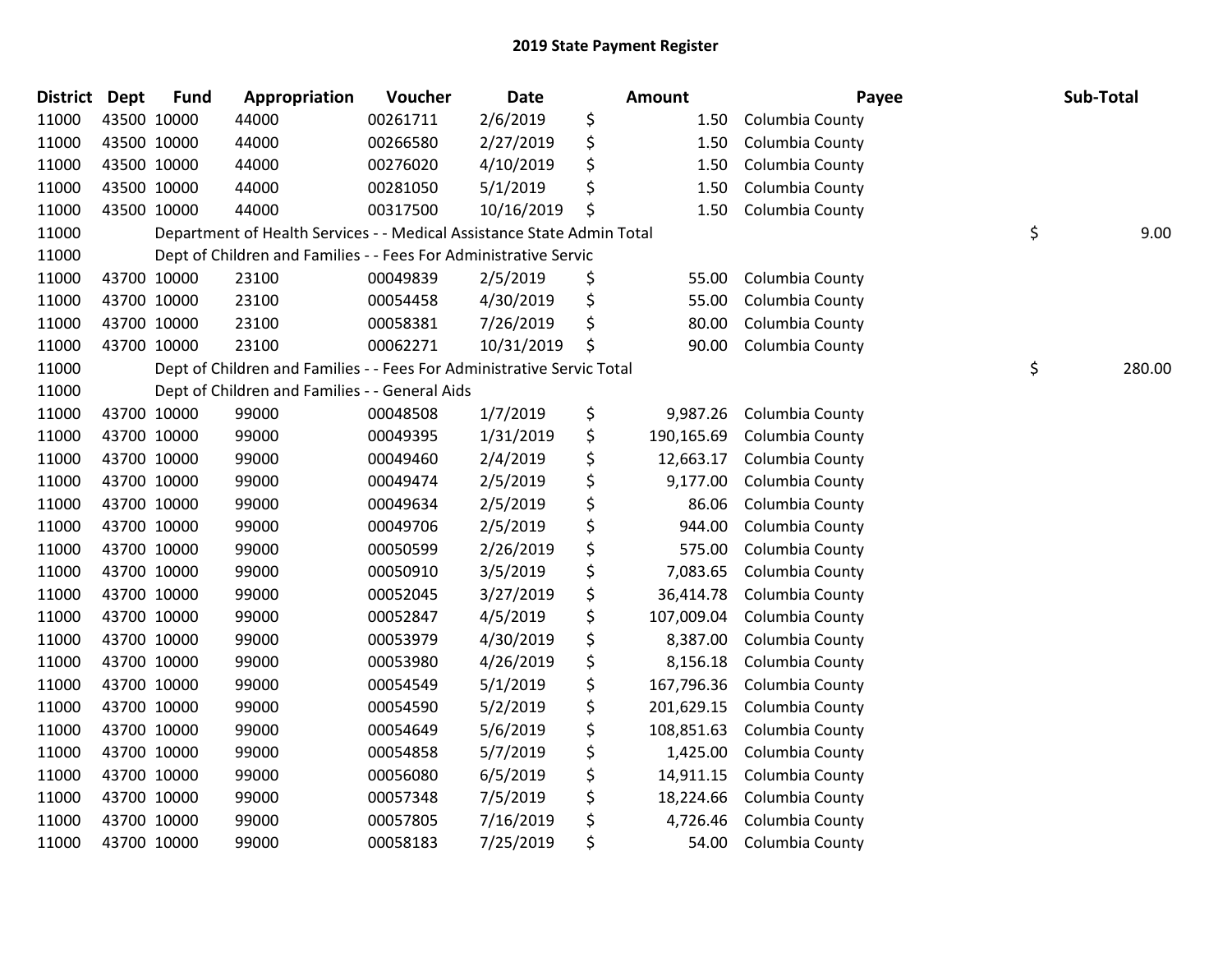# 2019 State Payment Register

| District | Dept | Fund | Appropriation | Voucher | Date | Amount | Payee | Sub-Total |
|---|---|---|---|---|---|---|---|---|
| 11000 | 43500 | 10000 | 44000 | 00261711 | 2/6/2019 | $ 1.50 | Columbia County | |
| 11000 | 43500 | 10000 | 44000 | 00266580 | 2/27/2019 | $ 1.50 | Columbia County | |
| 11000 | 43500 | 10000 | 44000 | 00276020 | 4/10/2019 | $ 1.50 | Columbia County | |
| 11000 | 43500 | 10000 | 44000 | 00281050 | 5/1/2019 | $ 1.50 | Columbia County | |
| 11000 | 43500 | 10000 | 44000 | 00317500 | 10/16/2019 | $ 1.50 | Columbia County | |
| 11000 | | Department of Health Services - - Medical Assistance State Admin Total | | | | | | $ 9.00 |
| 11000 | | Dept of Children and Families - - Fees For Administrative Servic | | | | | | |
| 11000 | 43700 | 10000 | 23100 | 00049839 | 2/5/2019 | $ 55.00 | Columbia County | |
| 11000 | 43700 | 10000 | 23100 | 00054458 | 4/30/2019 | $ 55.00 | Columbia County | |
| 11000 | 43700 | 10000 | 23100 | 00058381 | 7/26/2019 | $ 80.00 | Columbia County | |
| 11000 | 43700 | 10000 | 23100 | 00062271 | 10/31/2019 | $ 90.00 | Columbia County | |
| 11000 | | Dept of Children and Families - - Fees For Administrative Servic Total | | | | | | $ 280.00 |
| 11000 | | Dept of Children and Families - - General Aids | | | | | | |
| 11000 | 43700 | 10000 | 99000 | 00048508 | 1/7/2019 | $ 9,987.26 | Columbia County | |
| 11000 | 43700 | 10000 | 99000 | 00049395 | 1/31/2019 | $ 190,165.69 | Columbia County | |
| 11000 | 43700 | 10000 | 99000 | 00049460 | 2/4/2019 | $ 12,663.17 | Columbia County | |
| 11000 | 43700 | 10000 | 99000 | 00049474 | 2/5/2019 | $ 9,177.00 | Columbia County | |
| 11000 | 43700 | 10000 | 99000 | 00049634 | 2/5/2019 | $ 86.06 | Columbia County | |
| 11000 | 43700 | 10000 | 99000 | 00049706 | 2/5/2019 | $ 944.00 | Columbia County | |
| 11000 | 43700 | 10000 | 99000 | 00050599 | 2/26/2019 | $ 575.00 | Columbia County | |
| 11000 | 43700 | 10000 | 99000 | 00050910 | 3/5/2019 | $ 7,083.65 | Columbia County | |
| 11000 | 43700 | 10000 | 99000 | 00052045 | 3/27/2019 | $ 36,414.78 | Columbia County | |
| 11000 | 43700 | 10000 | 99000 | 00052847 | 4/5/2019 | $ 107,009.04 | Columbia County | |
| 11000 | 43700 | 10000 | 99000 | 00053979 | 4/30/2019 | $ 8,387.00 | Columbia County | |
| 11000 | 43700 | 10000 | 99000 | 00053980 | 4/26/2019 | $ 8,156.18 | Columbia County | |
| 11000 | 43700 | 10000 | 99000 | 00054549 | 5/1/2019 | $ 167,796.36 | Columbia County | |
| 11000 | 43700 | 10000 | 99000 | 00054590 | 5/2/2019 | $ 201,629.15 | Columbia County | |
| 11000 | 43700 | 10000 | 99000 | 00054649 | 5/6/2019 | $ 108,851.63 | Columbia County | |
| 11000 | 43700 | 10000 | 99000 | 00054858 | 5/7/2019 | $ 1,425.00 | Columbia County | |
| 11000 | 43700 | 10000 | 99000 | 00056080 | 6/5/2019 | $ 14,911.15 | Columbia County | |
| 11000 | 43700 | 10000 | 99000 | 00057348 | 7/5/2019 | $ 18,224.66 | Columbia County | |
| 11000 | 43700 | 10000 | 99000 | 00057805 | 7/16/2019 | $ 4,726.46 | Columbia County | |
| 11000 | 43700 | 10000 | 99000 | 00058183 | 7/25/2019 | $ 54.00 | Columbia County | |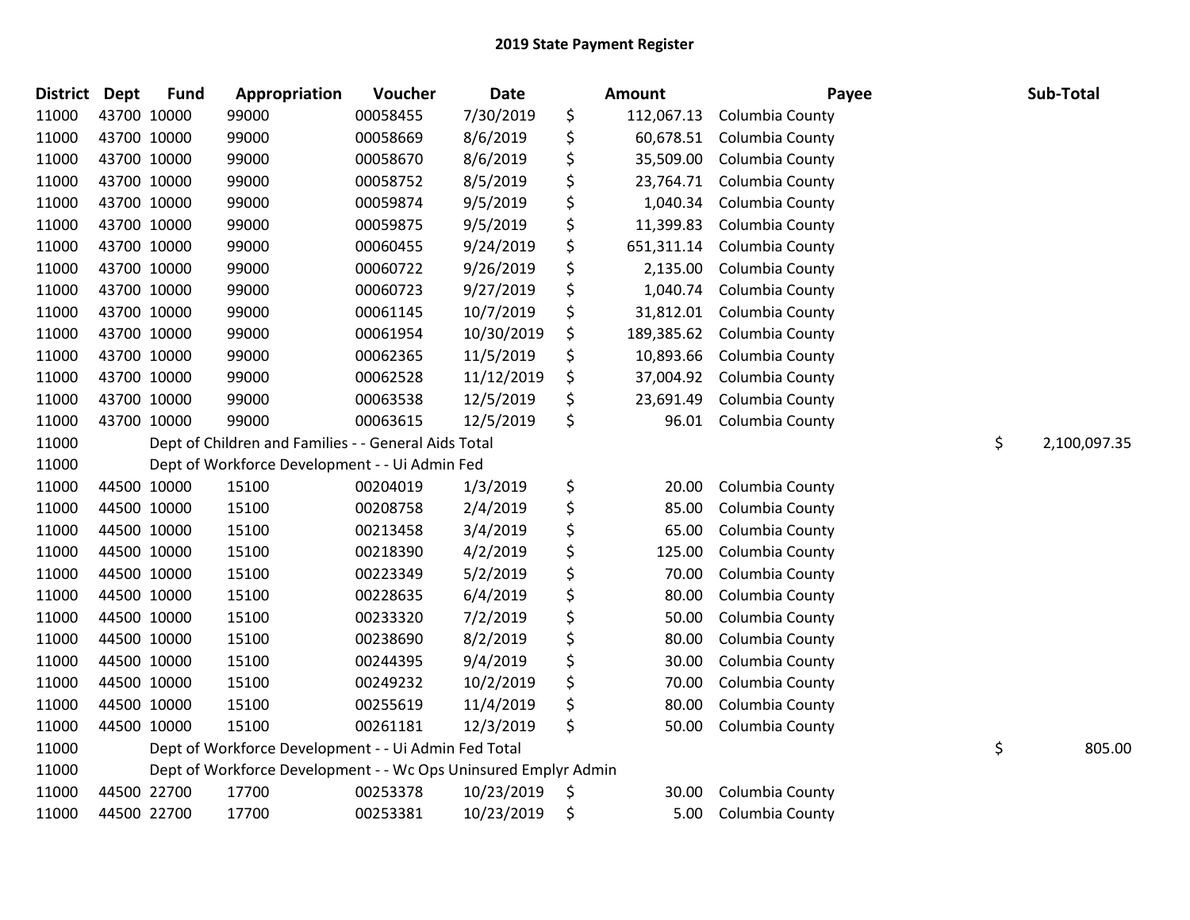# 2019 State Payment Register

| District | Dept | Fund | Appropriation | Voucher | Date | Amount | Payee | Sub-Total |
|---|---|---|---|---|---|---|---|---|
| 11000 | 43700 | 10000 | 99000 | 00058455 | 7/30/2019 | $ 112,067.13 | Columbia County | |
| 11000 | 43700 | 10000 | 99000 | 00058669 | 8/6/2019 | $ 60,678.51 | Columbia County | |
| 11000 | 43700 | 10000 | 99000 | 00058670 | 8/6/2019 | $ 35,509.00 | Columbia County | |
| 11000 | 43700 | 10000 | 99000 | 00058752 | 8/5/2019 | $ 23,764.71 | Columbia County | |
| 11000 | 43700 | 10000 | 99000 | 00059874 | 9/5/2019 | $ 1,040.34 | Columbia County | |
| 11000 | 43700 | 10000 | 99000 | 00059875 | 9/5/2019 | $ 11,399.83 | Columbia County | |
| 11000 | 43700 | 10000 | 99000 | 00060455 | 9/24/2019 | $ 651,311.14 | Columbia County | |
| 11000 | 43700 | 10000 | 99000 | 00060722 | 9/26/2019 | $ 2,135.00 | Columbia County | |
| 11000 | 43700 | 10000 | 99000 | 00060723 | 9/27/2019 | $ 1,040.74 | Columbia County | |
| 11000 | 43700 | 10000 | 99000 | 00061145 | 10/7/2019 | $ 31,812.01 | Columbia County | |
| 11000 | 43700 | 10000 | 99000 | 00061954 | 10/30/2019 | $ 189,385.62 | Columbia County | |
| 11000 | 43700 | 10000 | 99000 | 00062365 | 11/5/2019 | $ 10,893.66 | Columbia County | |
| 11000 | 43700 | 10000 | 99000 | 00062528 | 11/12/2019 | $ 37,004.92 | Columbia County | |
| 11000 | 43700 | 10000 | 99000 | 00063538 | 12/5/2019 | $ 23,691.49 | Columbia County | |
| 11000 | 43700 | 10000 | 99000 | 00063615 | 12/5/2019 | $ 96.01 | Columbia County | |
| 11000 | | Dept of Children and Families - - General Aids Total | | | | | | $ 2,100,097.35 |
| 11000 | | Dept of Workforce Development - - Ui Admin Fed | | | | | | |
| 11000 | 44500 | 10000 | 15100 | 00204019 | 1/3/2019 | $ 20.00 | Columbia County | |
| 11000 | 44500 | 10000 | 15100 | 00208758 | 2/4/2019 | $ 85.00 | Columbia County | |
| 11000 | 44500 | 10000 | 15100 | 00213458 | 3/4/2019 | $ 65.00 | Columbia County | |
| 11000 | 44500 | 10000 | 15100 | 00218390 | 4/2/2019 | $ 125.00 | Columbia County | |
| 11000 | 44500 | 10000 | 15100 | 00223349 | 5/2/2019 | $ 70.00 | Columbia County | |
| 11000 | 44500 | 10000 | 15100 | 00228635 | 6/4/2019 | $ 80.00 | Columbia County | |
| 11000 | 44500 | 10000 | 15100 | 00233320 | 7/2/2019 | $ 50.00 | Columbia County | |
| 11000 | 44500 | 10000 | 15100 | 00238690 | 8/2/2019 | $ 80.00 | Columbia County | |
| 11000 | 44500 | 10000 | 15100 | 00244395 | 9/4/2019 | $ 30.00 | Columbia County | |
| 11000 | 44500 | 10000 | 15100 | 00249232 | 10/2/2019 | $ 70.00 | Columbia County | |
| 11000 | 44500 | 10000 | 15100 | 00255619 | 11/4/2019 | $ 80.00 | Columbia County | |
| 11000 | 44500 | 10000 | 15100 | 00261181 | 12/3/2019 | $ 50.00 | Columbia County | |
| 11000 | | Dept of Workforce Development - - Ui Admin Fed Total | | | | | | $ 805.00 |
| 11000 | | Dept of Workforce Development - - Wc Ops Uninsured Emplyr Admin | | | | | | |
| 11000 | 44500 | 22700 | 17700 | 00253378 | 10/23/2019 | $ 30.00 | Columbia County | |
| 11000 | 44500 | 22700 | 17700 | 00253381 | 10/23/2019 | $ 5.00 | Columbia County | |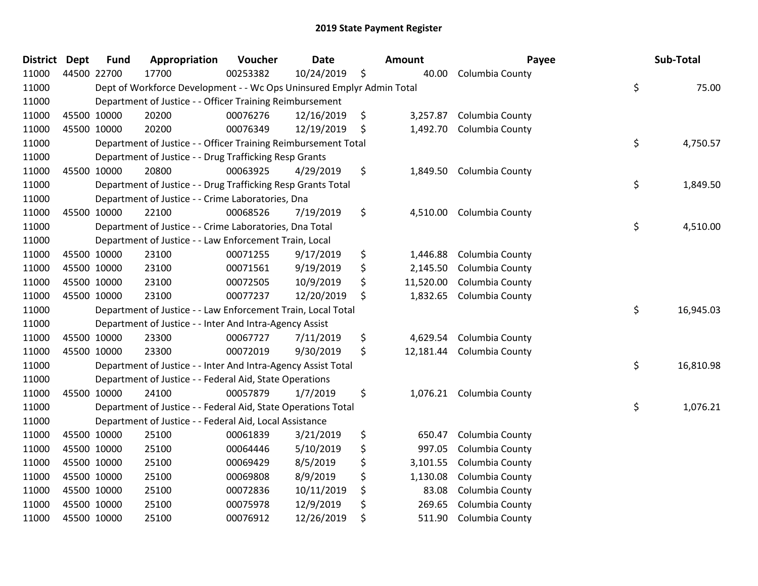# 2019 State Payment Register

| District | Dept | Fund | Appropriation | Voucher | Date | Amount | Payee | Sub-Total |
|---|---|---|---|---|---|---|---|---|
| 11000 | 44500 | 22700 | 17700 | 00253382 | 10/24/2019 | $ 40.00 | Columbia County | |
| 11000 | | Dept of Workforce Development - - Wc Ops Uninsured Emplyr Admin Total | | | | | | $ 75.00 |
| 11000 | | Department of Justice - - Officer Training Reimbursement | | | | | | |
| 11000 | 45500 | 10000 | 20200 | 00076276 | 12/16/2019 | $ 3,257.87 | Columbia County | |
| 11000 | 45500 | 10000 | 20200 | 00076349 | 12/19/2019 | $ 1,492.70 | Columbia County | |
| 11000 | | Department of Justice - - Officer Training Reimbursement Total | | | | | | $ 4,750.57 |
| 11000 | | Department of Justice - - Drug Trafficking Resp Grants | | | | | | |
| 11000 | 45500 | 10000 | 20800 | 00063925 | 4/29/2019 | $ 1,849.50 | Columbia County | |
| 11000 | | Department of Justice - - Drug Trafficking Resp Grants Total | | | | | | $ 1,849.50 |
| 11000 | | Department of Justice - - Crime Laboratories, Dna | | | | | | |
| 11000 | 45500 | 10000 | 22100 | 00068526 | 7/19/2019 | $ 4,510.00 | Columbia County | |
| 11000 | | Department of Justice - - Crime Laboratories, Dna Total | | | | | | $ 4,510.00 |
| 11000 | | Department of Justice - - Law Enforcement Train, Local | | | | | | |
| 11000 | 45500 | 10000 | 23100 | 00071255 | 9/17/2019 | $ 1,446.88 | Columbia County | |
| 11000 | 45500 | 10000 | 23100 | 00071561 | 9/19/2019 | $ 2,145.50 | Columbia County | |
| 11000 | 45500 | 10000 | 23100 | 00072505 | 10/9/2019 | $ 11,520.00 | Columbia County | |
| 11000 | 45500 | 10000 | 23100 | 00077237 | 12/20/2019 | $ 1,832.65 | Columbia County | |
| 11000 | | Department of Justice - - Law Enforcement Train, Local Total | | | | | | $ 16,945.03 |
| 11000 | | Department of Justice - - Inter And Intra-Agency Assist | | | | | | |
| 11000 | 45500 | 10000 | 23300 | 00067727 | 7/11/2019 | $ 4,629.54 | Columbia County | |
| 11000 | 45500 | 10000 | 23300 | 00072019 | 9/30/2019 | $ 12,181.44 | Columbia County | |
| 11000 | | Department of Justice - - Inter And Intra-Agency Assist Total | | | | | | $ 16,810.98 |
| 11000 | | Department of Justice - - Federal Aid, State Operations | | | | | | |
| 11000 | 45500 | 10000 | 24100 | 00057879 | 1/7/2019 | $ 1,076.21 | Columbia County | |
| 11000 | | Department of Justice - - Federal Aid, State Operations Total | | | | | | $ 1,076.21 |
| 11000 | | Department of Justice - - Federal Aid, Local Assistance | | | | | | |
| 11000 | 45500 | 10000 | 25100 | 00061839 | 3/21/2019 | $ 650.47 | Columbia County | |
| 11000 | 45500 | 10000 | 25100 | 00064446 | 5/10/2019 | $ 997.05 | Columbia County | |
| 11000 | 45500 | 10000 | 25100 | 00069429 | 8/5/2019 | $ 3,101.55 | Columbia County | |
| 11000 | 45500 | 10000 | 25100 | 00069808 | 8/9/2019 | $ 1,130.08 | Columbia County | |
| 11000 | 45500 | 10000 | 25100 | 00072836 | 10/11/2019 | $ 83.08 | Columbia County | |
| 11000 | 45500 | 10000 | 25100 | 00075978 | 12/9/2019 | $ 269.65 | Columbia County | |
| 11000 | 45500 | 10000 | 25100 | 00076912 | 12/26/2019 | $ 511.90 | Columbia County | |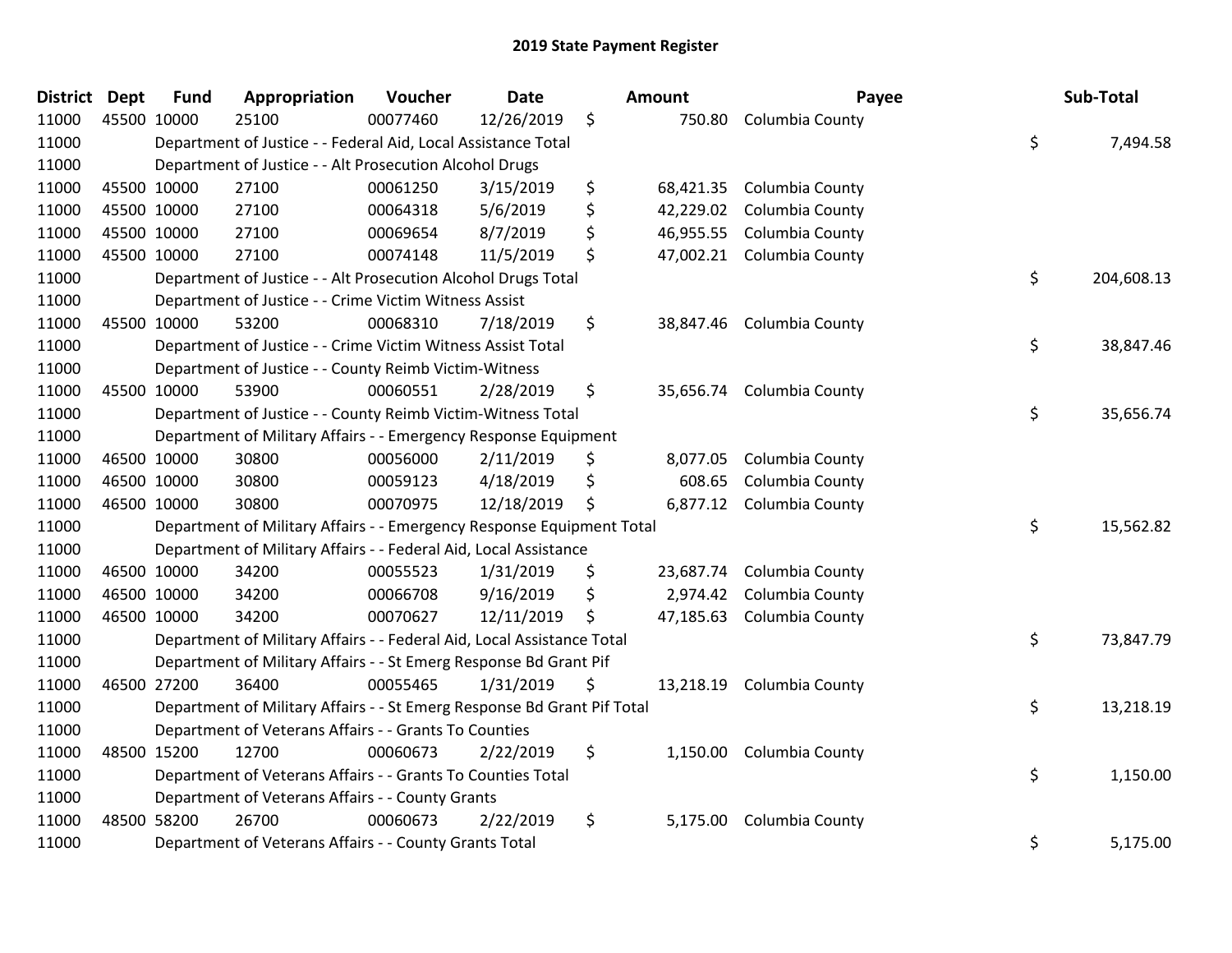# 2019 State Payment Register

| District | Dept | Fund | Appropriation | Voucher | Date | Amount | Payee | Sub-Total |
|---|---|---|---|---|---|---|---|---|
| 11000 | 45500 | 10000 | 25100 | 00077460 | 12/26/2019 | $ 750.80 | Columbia County | |
| 11000 | | | Department of Justice - - Federal Aid, Local Assistance Total | | | | | $ 7,494.58 |
| 11000 | | | Department of Justice - - Alt Prosecution Alcohol Drugs | | | | | |
| 11000 | 45500 | 10000 | 27100 | 00061250 | 3/15/2019 | $ 68,421.35 | Columbia County | |
| 11000 | 45500 | 10000 | 27100 | 00064318 | 5/6/2019 | $ 42,229.02 | Columbia County | |
| 11000 | 45500 | 10000 | 27100 | 00069654 | 8/7/2019 | $ 46,955.55 | Columbia County | |
| 11000 | 45500 | 10000 | 27100 | 00074148 | 11/5/2019 | $ 47,002.21 | Columbia County | |
| 11000 | | | Department of Justice - - Alt Prosecution Alcohol Drugs Total | | | | | $ 204,608.13 |
| 11000 | | | Department of Justice - - Crime Victim Witness Assist | | | | | |
| 11000 | 45500 | 10000 | 53200 | 00068310 | 7/18/2019 | $ 38,847.46 | Columbia County | |
| 11000 | | | Department of Justice - - Crime Victim Witness Assist Total | | | | | $ 38,847.46 |
| 11000 | | | Department of Justice - - County Reimb Victim-Witness | | | | | |
| 11000 | 45500 | 10000 | 53900 | 00060551 | 2/28/2019 | $ 35,656.74 | Columbia County | |
| 11000 | | | Department of Justice - - County Reimb Victim-Witness Total | | | | | $ 35,656.74 |
| 11000 | | | Department of Military Affairs - - Emergency Response Equipment | | | | | |
| 11000 | 46500 | 10000 | 30800 | 00056000 | 2/11/2019 | $ 8,077.05 | Columbia County | |
| 11000 | 46500 | 10000 | 30800 | 00059123 | 4/18/2019 | $ 608.65 | Columbia County | |
| 11000 | 46500 | 10000 | 30800 | 00070975 | 12/18/2019 | $ 6,877.12 | Columbia County | |
| 11000 | | | Department of Military Affairs - - Emergency Response Equipment Total | | | | | $ 15,562.82 |
| 11000 | | | Department of Military Affairs - - Federal Aid, Local Assistance | | | | | |
| 11000 | 46500 | 10000 | 34200 | 00055523 | 1/31/2019 | $ 23,687.74 | Columbia County | |
| 11000 | 46500 | 10000 | 34200 | 00066708 | 9/16/2019 | $ 2,974.42 | Columbia County | |
| 11000 | 46500 | 10000 | 34200 | 00070627 | 12/11/2019 | $ 47,185.63 | Columbia County | |
| 11000 | | | Department of Military Affairs - - Federal Aid, Local Assistance Total | | | | | $ 73,847.79 |
| 11000 | | | Department of Military Affairs - - St Emerg Response Bd Grant Pif | | | | | |
| 11000 | 46500 | 27200 | 36400 | 00055465 | 1/31/2019 | $ 13,218.19 | Columbia County | |
| 11000 | | | Department of Military Affairs - - St Emerg Response Bd Grant Pif Total | | | | | $ 13,218.19 |
| 11000 | | | Department of Veterans Affairs - - Grants To Counties | | | | | |
| 11000 | 48500 | 15200 | 12700 | 00060673 | 2/22/2019 | $ 1,150.00 | Columbia County | |
| 11000 | | | Department of Veterans Affairs - - Grants To Counties Total | | | | | $ 1,150.00 |
| 11000 | | | Department of Veterans Affairs - - County Grants | | | | | |
| 11000 | 48500 | 58200 | 26700 | 00060673 | 2/22/2019 | $ 5,175.00 | Columbia County | |
| 11000 | | | Department of Veterans Affairs - - County Grants Total | | | | | $ 5,175.00 |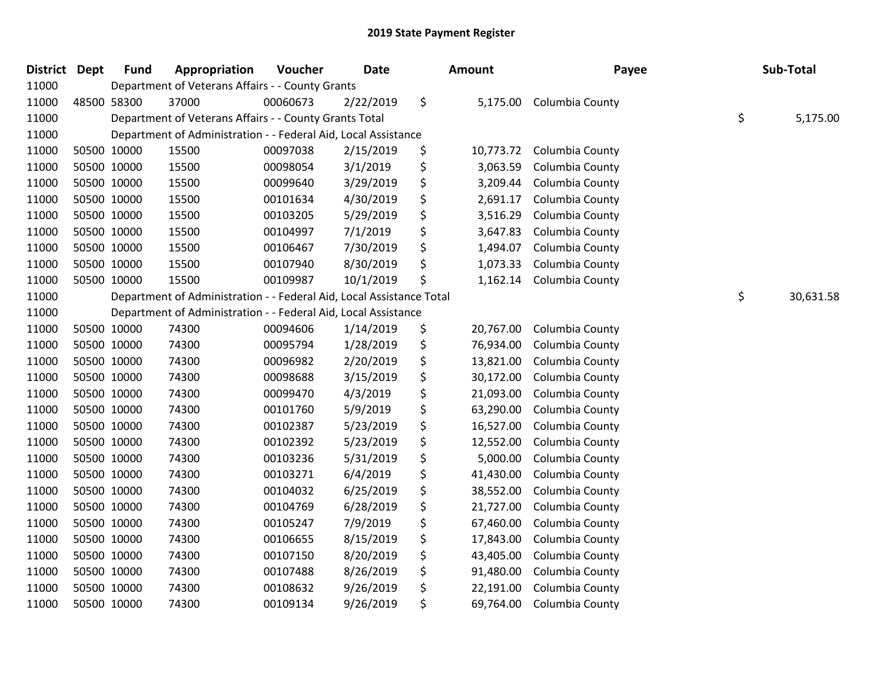# 2019 State Payment Register

| District | Dept | Fund | Appropriation | Voucher | Date | Amount | Payee | Sub-Total |
|---|---|---|---|---|---|---|---|---|
| 11000 | Department of Veterans Affairs - - County Grants | | | | | | | |
| 11000 | 48500 | 58300 | 37000 | 00060673 | 2/22/2019 | $ 5,175.00 | Columbia County | |
| 11000 | Department of Veterans Affairs - - County Grants Total | | | | | | | $ 5,175.00 |
| 11000 | Department of Administration - - Federal Aid, Local Assistance | | | | | | | |
| 11000 | 50500 | 10000 | 15500 | 00097038 | 2/15/2019 | $ 10,773.72 | Columbia County | |
| 11000 | 50500 | 10000 | 15500 | 00098054 | 3/1/2019 | $ 3,063.59 | Columbia County | |
| 11000 | 50500 | 10000 | 15500 | 00099640 | 3/29/2019 | $ 3,209.44 | Columbia County | |
| 11000 | 50500 | 10000 | 15500 | 00101634 | 4/30/2019 | $ 2,691.17 | Columbia County | |
| 11000 | 50500 | 10000 | 15500 | 00103205 | 5/29/2019 | $ 3,516.29 | Columbia County | |
| 11000 | 50500 | 10000 | 15500 | 00104997 | 7/1/2019 | $ 3,647.83 | Columbia County | |
| 11000 | 50500 | 10000 | 15500 | 00106467 | 7/30/2019 | $ 1,494.07 | Columbia County | |
| 11000 | 50500 | 10000 | 15500 | 00107940 | 8/30/2019 | $ 1,073.33 | Columbia County | |
| 11000 | 50500 | 10000 | 15500 | 00109987 | 10/1/2019 | $ 1,162.14 | Columbia County | |
| 11000 | Department of Administration - - Federal Aid, Local Assistance Total | | | | | | | $ 30,631.58 |
| 11000 | Department of Administration - - Federal Aid, Local Assistance | | | | | | | |
| 11000 | 50500 | 10000 | 74300 | 00094606 | 1/14/2019 | $ 20,767.00 | Columbia County | |
| 11000 | 50500 | 10000 | 74300 | 00095794 | 1/28/2019 | $ 76,934.00 | Columbia County | |
| 11000 | 50500 | 10000 | 74300 | 00096982 | 2/20/2019 | $ 13,821.00 | Columbia County | |
| 11000 | 50500 | 10000 | 74300 | 00098688 | 3/15/2019 | $ 30,172.00 | Columbia County | |
| 11000 | 50500 | 10000 | 74300 | 00099470 | 4/3/2019 | $ 21,093.00 | Columbia County | |
| 11000 | 50500 | 10000 | 74300 | 00101760 | 5/9/2019 | $ 63,290.00 | Columbia County | |
| 11000 | 50500 | 10000 | 74300 | 00102387 | 5/23/2019 | $ 16,527.00 | Columbia County | |
| 11000 | 50500 | 10000 | 74300 | 00102392 | 5/23/2019 | $ 12,552.00 | Columbia County | |
| 11000 | 50500 | 10000 | 74300 | 00103236 | 5/31/2019 | $ 5,000.00 | Columbia County | |
| 11000 | 50500 | 10000 | 74300 | 00103271 | 6/4/2019 | $ 41,430.00 | Columbia County | |
| 11000 | 50500 | 10000 | 74300 | 00104032 | 6/25/2019 | $ 38,552.00 | Columbia County | |
| 11000 | 50500 | 10000 | 74300 | 00104769 | 6/28/2019 | $ 21,727.00 | Columbia County | |
| 11000 | 50500 | 10000 | 74300 | 00105247 | 7/9/2019 | $ 67,460.00 | Columbia County | |
| 11000 | 50500 | 10000 | 74300 | 00106655 | 8/15/2019 | $ 17,843.00 | Columbia County | |
| 11000 | 50500 | 10000 | 74300 | 00107150 | 8/20/2019 | $ 43,405.00 | Columbia County | |
| 11000 | 50500 | 10000 | 74300 | 00107488 | 8/26/2019 | $ 91,480.00 | Columbia County | |
| 11000 | 50500 | 10000 | 74300 | 00108632 | 9/26/2019 | $ 22,191.00 | Columbia County | |
| 11000 | 50500 | 10000 | 74300 | 00109134 | 9/26/2019 | $ 69,764.00 | Columbia County | |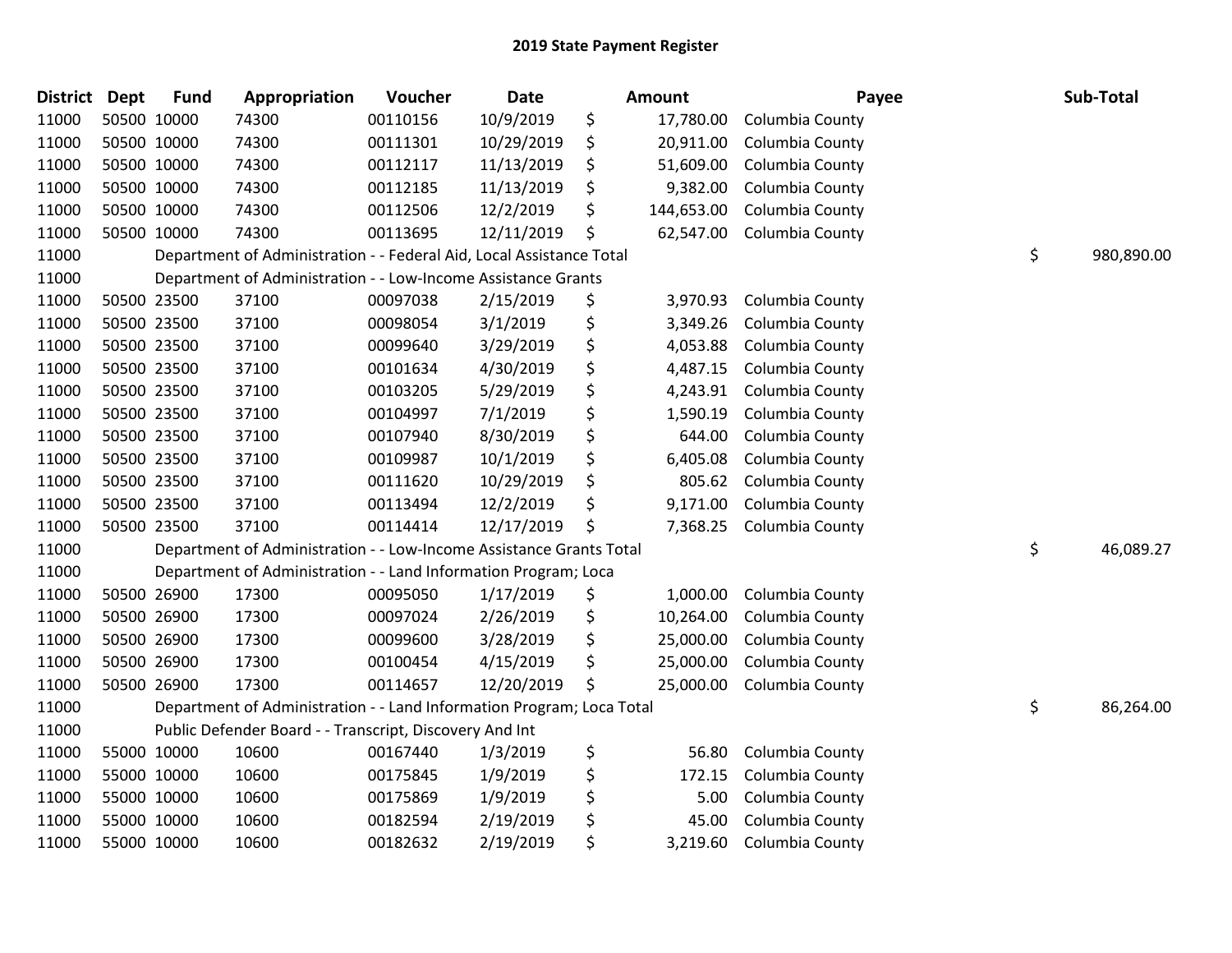# 2019 State Payment Register

| District | Dept | Fund | Appropriation | Voucher | Date | Amount | Payee | Sub-Total |
|---|---|---|---|---|---|---|---|---|
| 11000 | 50500 | 10000 | 74300 | 00110156 | 10/9/2019 | $ 17,780.00 | Columbia County | |
| 11000 | 50500 | 10000 | 74300 | 00111301 | 10/29/2019 | $ 20,911.00 | Columbia County | |
| 11000 | 50500 | 10000 | 74300 | 00112117 | 11/13/2019 | $ 51,609.00 | Columbia County | |
| 11000 | 50500 | 10000 | 74300 | 00112185 | 11/13/2019 | $ 9,382.00 | Columbia County | |
| 11000 | 50500 | 10000 | 74300 | 00112506 | 12/2/2019 | $ 144,653.00 | Columbia County | |
| 11000 | 50500 | 10000 | 74300 | 00113695 | 12/11/2019 | $ 62,547.00 | Columbia County | |
| 11000 | Department of Administration - - Federal Aid, Local Assistance Total | | | | | | | $ 980,890.00 |
| 11000 | Department of Administration - - Low-Income Assistance Grants | | | | | | | |
| 11000 | 50500 | 23500 | 37100 | 00097038 | 2/15/2019 | $ 3,970.93 | Columbia County | |
| 11000 | 50500 | 23500 | 37100 | 00098054 | 3/1/2019 | $ 3,349.26 | Columbia County | |
| 11000 | 50500 | 23500 | 37100 | 00099640 | 3/29/2019 | $ 4,053.88 | Columbia County | |
| 11000 | 50500 | 23500 | 37100 | 00101634 | 4/30/2019 | $ 4,487.15 | Columbia County | |
| 11000 | 50500 | 23500 | 37100 | 00103205 | 5/29/2019 | $ 4,243.91 | Columbia County | |
| 11000 | 50500 | 23500 | 37100 | 00104997 | 7/1/2019 | $ 1,590.19 | Columbia County | |
| 11000 | 50500 | 23500 | 37100 | 00107940 | 8/30/2019 | $ 644.00 | Columbia County | |
| 11000 | 50500 | 23500 | 37100 | 00109987 | 10/1/2019 | $ 6,405.08 | Columbia County | |
| 11000 | 50500 | 23500 | 37100 | 00111620 | 10/29/2019 | $ 805.62 | Columbia County | |
| 11000 | 50500 | 23500 | 37100 | 00113494 | 12/2/2019 | $ 9,171.00 | Columbia County | |
| 11000 | 50500 | 23500 | 37100 | 00114414 | 12/17/2019 | $ 7,368.25 | Columbia County | |
| 11000 | Department of Administration - - Low-Income Assistance Grants Total | | | | | | | $ 46,089.27 |
| 11000 | Department of Administration - - Land Information Program; Loca | | | | | | | |
| 11000 | 50500 | 26900 | 17300 | 00095050 | 1/17/2019 | $ 1,000.00 | Columbia County | |
| 11000 | 50500 | 26900 | 17300 | 00097024 | 2/26/2019 | $ 10,264.00 | Columbia County | |
| 11000 | 50500 | 26900 | 17300 | 00099600 | 3/28/2019 | $ 25,000.00 | Columbia County | |
| 11000 | 50500 | 26900 | 17300 | 00100454 | 4/15/2019 | $ 25,000.00 | Columbia County | |
| 11000 | 50500 | 26900 | 17300 | 00114657 | 12/20/2019 | $ 25,000.00 | Columbia County | |
| 11000 | Department of Administration - - Land Information Program; Loca Total | | | | | | | $ 86,264.00 |
| 11000 | Public Defender Board - - Transcript, Discovery And Int | | | | | | | |
| 11000 | 55000 | 10000 | 10600 | 00167440 | 1/3/2019 | $ 56.80 | Columbia County | |
| 11000 | 55000 | 10000 | 10600 | 00175845 | 1/9/2019 | $ 172.15 | Columbia County | |
| 11000 | 55000 | 10000 | 10600 | 00175869 | 1/9/2019 | $ 5.00 | Columbia County | |
| 11000 | 55000 | 10000 | 10600 | 00182594 | 2/19/2019 | $ 45.00 | Columbia County | |
| 11000 | 55000 | 10000 | 10600 | 00182632 | 2/19/2019 | $ 3,219.60 | Columbia County | |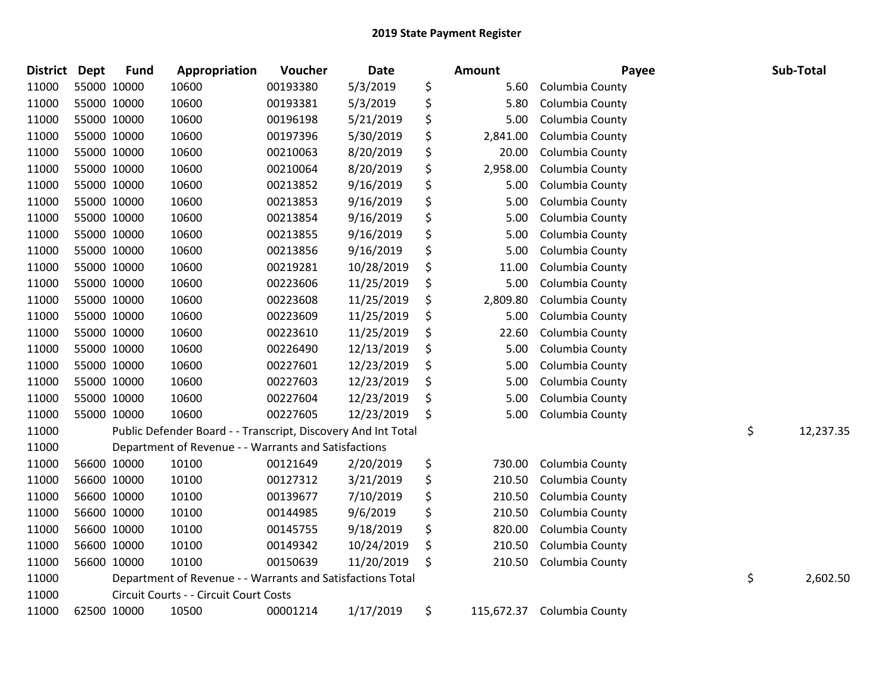# 2019 State Payment Register

| District | Dept | Fund | Appropriation | Voucher | Date | Amount | Payee | Sub-Total |
|---|---|---|---|---|---|---|---|---|
| 11000 | 55000 | 10000 | 10600 | 00193380 | 5/3/2019 | $ 5.60 | Columbia County | |
| 11000 | 55000 | 10000 | 10600 | 00193381 | 5/3/2019 | $ 5.80 | Columbia County | |
| 11000 | 55000 | 10000 | 10600 | 00196198 | 5/21/2019 | $ 5.00 | Columbia County | |
| 11000 | 55000 | 10000 | 10600 | 00197396 | 5/30/2019 | $ 2,841.00 | Columbia County | |
| 11000 | 55000 | 10000 | 10600 | 00210063 | 8/20/2019 | $ 20.00 | Columbia County | |
| 11000 | 55000 | 10000 | 10600 | 00210064 | 8/20/2019 | $ 2,958.00 | Columbia County | |
| 11000 | 55000 | 10000 | 10600 | 00213852 | 9/16/2019 | $ 5.00 | Columbia County | |
| 11000 | 55000 | 10000 | 10600 | 00213853 | 9/16/2019 | $ 5.00 | Columbia County | |
| 11000 | 55000 | 10000 | 10600 | 00213854 | 9/16/2019 | $ 5.00 | Columbia County | |
| 11000 | 55000 | 10000 | 10600 | 00213855 | 9/16/2019 | $ 5.00 | Columbia County | |
| 11000 | 55000 | 10000 | 10600 | 00213856 | 9/16/2019 | $ 5.00 | Columbia County | |
| 11000 | 55000 | 10000 | 10600 | 00219281 | 10/28/2019 | $ 11.00 | Columbia County | |
| 11000 | 55000 | 10000 | 10600 | 00223606 | 11/25/2019 | $ 5.00 | Columbia County | |
| 11000 | 55000 | 10000 | 10600 | 00223608 | 11/25/2019 | $ 2,809.80 | Columbia County | |
| 11000 | 55000 | 10000 | 10600 | 00223609 | 11/25/2019 | $ 5.00 | Columbia County | |
| 11000 | 55000 | 10000 | 10600 | 00223610 | 11/25/2019 | $ 22.60 | Columbia County | |
| 11000 | 55000 | 10000 | 10600 | 00226490 | 12/13/2019 | $ 5.00 | Columbia County | |
| 11000 | 55000 | 10000 | 10600 | 00227601 | 12/23/2019 | $ 5.00 | Columbia County | |
| 11000 | 55000 | 10000 | 10600 | 00227603 | 12/23/2019 | $ 5.00 | Columbia County | |
| 11000 | 55000 | 10000 | 10600 | 00227604 | 12/23/2019 | $ 5.00 | Columbia County | |
| 11000 | 55000 | 10000 | 10600 | 00227605 | 12/23/2019 | $ 5.00 | Columbia County | |
| 11000 | | Public Defender Board - - Transcript, Discovery And Int Total | | | | | | $ 12,237.35 |
| 11000 | | Department of Revenue - - Warrants and Satisfactions | | | | | | |
| 11000 | 56600 | 10000 | 10100 | 00121649 | 2/20/2019 | $ 730.00 | Columbia County | |
| 11000 | 56600 | 10000 | 10100 | 00127312 | 3/21/2019 | $ 210.50 | Columbia County | |
| 11000 | 56600 | 10000 | 10100 | 00139677 | 7/10/2019 | $ 210.50 | Columbia County | |
| 11000 | 56600 | 10000 | 10100 | 00144985 | 9/6/2019 | $ 210.50 | Columbia County | |
| 11000 | 56600 | 10000 | 10100 | 00145755 | 9/18/2019 | $ 820.00 | Columbia County | |
| 11000 | 56600 | 10000 | 10100 | 00149342 | 10/24/2019 | $ 210.50 | Columbia County | |
| 11000 | 56600 | 10000 | 10100 | 00150639 | 11/20/2019 | $ 210.50 | Columbia County | |
| 11000 | | Department of Revenue - - Warrants and Satisfactions Total | | | | | | $ 2,602.50 |
| 11000 | | Circuit Courts - - Circuit Court Costs | | | | | | |
| 11000 | 62500 | 10000 | 10500 | 00001214 | 1/17/2019 | $ 115,672.37 | Columbia County | |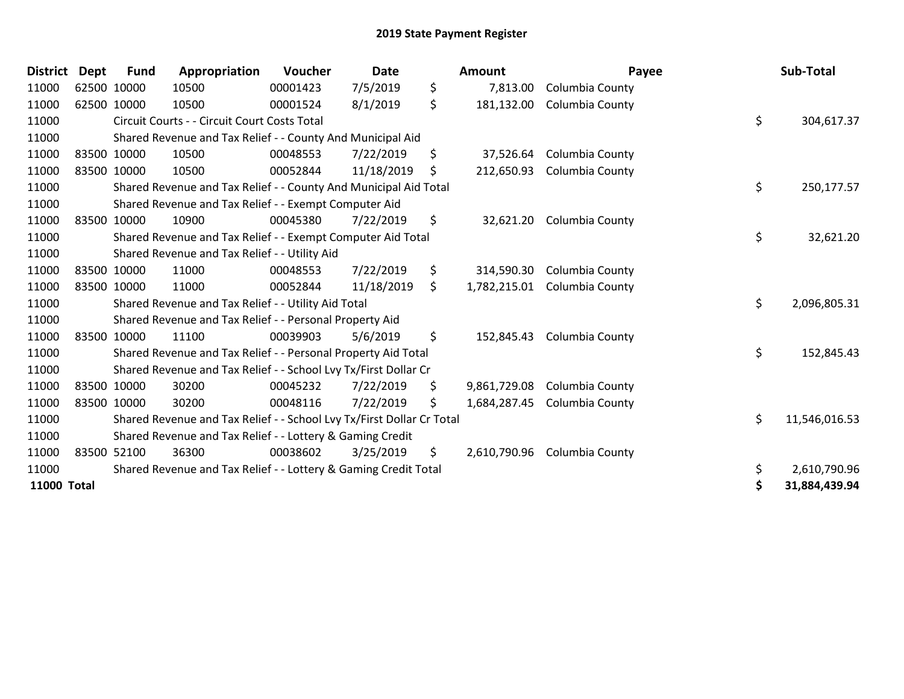# 2019 State Payment Register

| District | Dept | Fund | Appropriation | Voucher | Date | Amount | Payee | Sub-Total |
|---|---|---|---|---|---|---|---|---|
| 11000 | 62500 | 10000 | 10500 | 00001423 | 7/5/2019 | $ 7,813.00 | Columbia County | |
| 11000 | 62500 | 10000 | 10500 | 00001524 | 8/1/2019 | $ 181,132.00 | Columbia County | |
| 11000 | | Circuit Courts - - Circuit Court Costs Total | | | | | | $ 304,617.37 |
| 11000 | | Shared Revenue and Tax Relief - - County And Municipal Aid | | | | | | |
| 11000 | 83500 | 10000 | 10500 | 00048553 | 7/22/2019 | $ 37,526.64 | Columbia County | |
| 11000 | 83500 | 10000 | 10500 | 00052844 | 11/18/2019 | $ 212,650.93 | Columbia County | |
| 11000 | | Shared Revenue and Tax Relief - - County And Municipal Aid Total | | | | | | $ 250,177.57 |
| 11000 | | Shared Revenue and Tax Relief - - Exempt Computer Aid | | | | | | |
| 11000 | 83500 | 10000 | 10900 | 00045380 | 7/22/2019 | $ 32,621.20 | Columbia County | |
| 11000 | | Shared Revenue and Tax Relief - - Exempt Computer Aid Total | | | | | | $ 32,621.20 |
| 11000 | | Shared Revenue and Tax Relief - - Utility Aid | | | | | | |
| 11000 | 83500 | 10000 | 11000 | 00048553 | 7/22/2019 | $ 314,590.30 | Columbia County | |
| 11000 | 83500 | 10000 | 11000 | 00052844 | 11/18/2019 | $ 1,782,215.01 | Columbia County | |
| 11000 | | Shared Revenue and Tax Relief - - Utility Aid Total | | | | | | $ 2,096,805.31 |
| 11000 | | Shared Revenue and Tax Relief - - Personal Property Aid | | | | | | |
| 11000 | 83500 | 10000 | 11100 | 00039903 | 5/6/2019 | $ 152,845.43 | Columbia County | |
| 11000 | | Shared Revenue and Tax Relief - - Personal Property Aid Total | | | | | | $ 152,845.43 |
| 11000 | | Shared Revenue and Tax Relief - - School Lvy Tx/First Dollar Cr | | | | | | |
| 11000 | 83500 | 10000 | 30200 | 00045232 | 7/22/2019 | $ 9,861,729.08 | Columbia County | |
| 11000 | 83500 | 10000 | 30200 | 00048116 | 7/22/2019 | $ 1,684,287.45 | Columbia County | |
| 11000 | | Shared Revenue and Tax Relief - - School Lvy Tx/First Dollar Cr Total | | | | | | $ 11,546,016.53 |
| 11000 | | Shared Revenue and Tax Relief - - Lottery & Gaming Credit | | | | | | |
| 11000 | 83500 | 52100 | 36300 | 00038602 | 3/25/2019 | $ 2,610,790.96 | Columbia County | |
| 11000 | | Shared Revenue and Tax Relief - - Lottery & Gaming Credit Total | | | | | | $ 2,610,790.96 |
| **11000 Total** | | | | | | | | **$ 31,884,439.94** |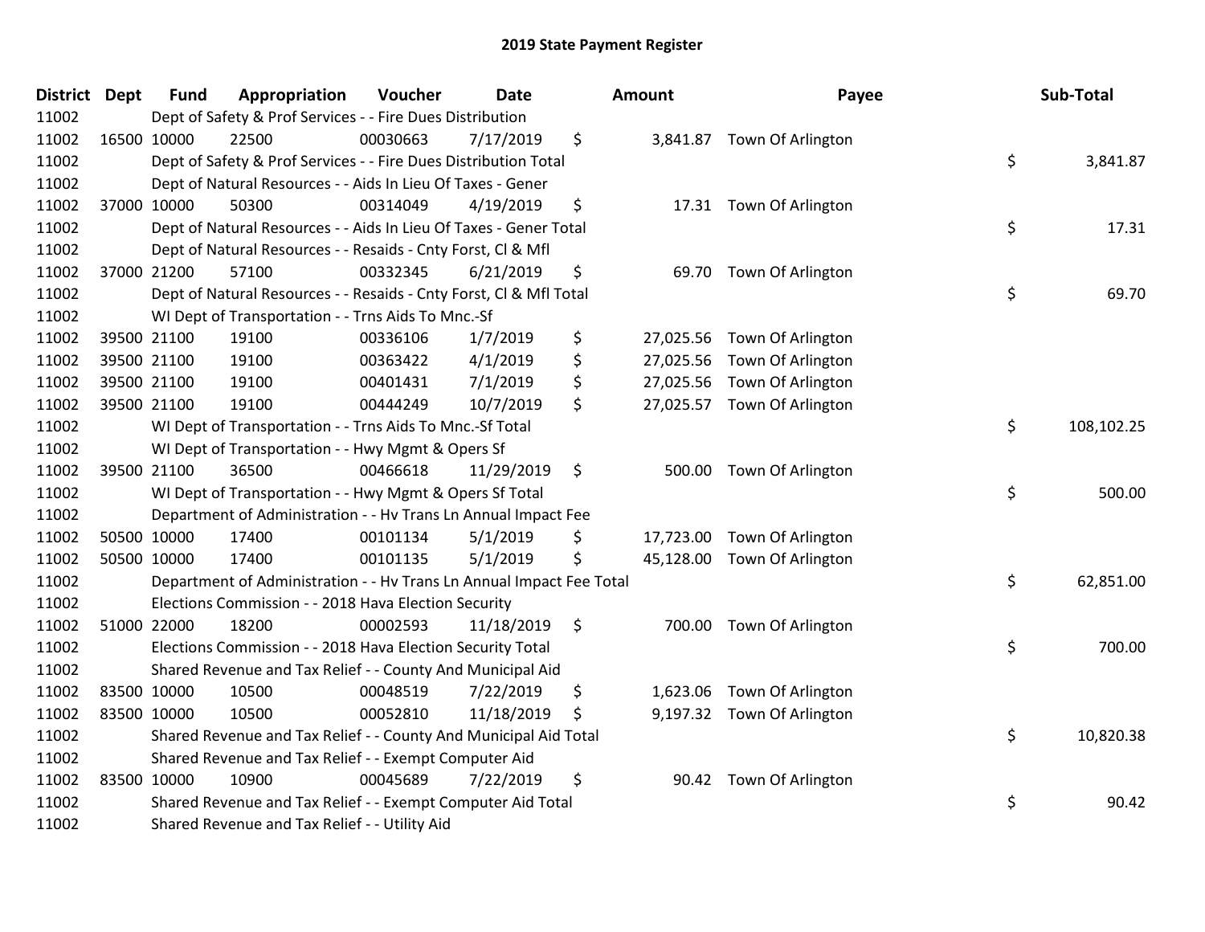# 2019 State Payment Register

| District | Dept | Fund | Appropriation | Voucher | Date | Amount | Payee | Sub-Total |
|---|---|---|---|---|---|---|---|---|
| 11002 | | Dept of Safety & Prof Services - - Fire Dues Distribution | | | | | | |
| 11002 | 16500 | 10000 | 22500 | 00030663 | 7/17/2019 | $ 3,841.87 | Town Of Arlington | |
| 11002 | | Dept of Safety & Prof Services - - Fire Dues Distribution Total | | | | | | $ 3,841.87 |
| 11002 | | Dept of Natural Resources - - Aids In Lieu Of Taxes - Gener | | | | | | |
| 11002 | 37000 | 10000 | 50300 | 00314049 | 4/19/2019 | $ 17.31 | Town Of Arlington | |
| 11002 | | Dept of Natural Resources - - Aids In Lieu Of Taxes - Gener Total | | | | | | $ 17.31 |
| 11002 | | Dept of Natural Resources - - Resaids - Cnty Forst, Cl & Mfl | | | | | | |
| 11002 | 37000 | 21200 | 57100 | 00332345 | 6/21/2019 | $ 69.70 | Town Of Arlington | |
| 11002 | | Dept of Natural Resources - - Resaids - Cnty Forst, Cl & Mfl Total | | | | | | $ 69.70 |
| 11002 | | WI Dept of Transportation - - Trns Aids To Mnc.-Sf | | | | | | |
| 11002 | 39500 | 21100 | 19100 | 00336106 | 1/7/2019 | $ 27,025.56 | Town Of Arlington | |
| 11002 | 39500 | 21100 | 19100 | 00363422 | 4/1/2019 | $ 27,025.56 | Town Of Arlington | |
| 11002 | 39500 | 21100 | 19100 | 00401431 | 7/1/2019 | $ 27,025.56 | Town Of Arlington | |
| 11002 | 39500 | 21100 | 19100 | 00444249 | 10/7/2019 | $ 27,025.57 | Town Of Arlington | |
| 11002 | | WI Dept of Transportation - - Trns Aids To Mnc.-Sf Total | | | | | | $ 108,102.25 |
| 11002 | | WI Dept of Transportation - - Hwy Mgmt & Opers Sf | | | | | | |
| 11002 | 39500 | 21100 | 36500 | 00466618 | 11/29/2019 | $ 500.00 | Town Of Arlington | |
| 11002 | | WI Dept of Transportation - - Hwy Mgmt & Opers Sf Total | | | | | | $ 500.00 |
| 11002 | | Department of Administration - - Hv Trans Ln Annual Impact Fee | | | | | | |
| 11002 | 50500 | 10000 | 17400 | 00101134 | 5/1/2019 | $ 17,723.00 | Town Of Arlington | |
| 11002 | 50500 | 10000 | 17400 | 00101135 | 5/1/2019 | $ 45,128.00 | Town Of Arlington | |
| 11002 | | Department of Administration - - Hv Trans Ln Annual Impact Fee Total | | | | | | $ 62,851.00 |
| 11002 | | Elections Commission - - 2018 Hava Election Security | | | | | | |
| 11002 | 51000 | 22000 | 18200 | 00002593 | 11/18/2019 | $ 700.00 | Town Of Arlington | |
| 11002 | | Elections Commission - - 2018 Hava Election Security Total | | | | | | $ 700.00 |
| 11002 | | Shared Revenue and Tax Relief - - County And Municipal Aid | | | | | | |
| 11002 | 83500 | 10000 | 10500 | 00048519 | 7/22/2019 | $ 1,623.06 | Town Of Arlington | |
| 11002 | 83500 | 10000 | 10500 | 00052810 | 11/18/2019 | $ 9,197.32 | Town Of Arlington | |
| 11002 | | Shared Revenue and Tax Relief - - County And Municipal Aid Total | | | | | | $ 10,820.38 |
| 11002 | | Shared Revenue and Tax Relief - - Exempt Computer Aid | | | | | | |
| 11002 | 83500 | 10000 | 10900 | 00045689 | 7/22/2019 | $ 90.42 | Town Of Arlington | |
| 11002 | | Shared Revenue and Tax Relief - - Exempt Computer Aid Total | | | | | | $ 90.42 |
| 11002 | | Shared Revenue and Tax Relief - - Utility Aid | | | | | | |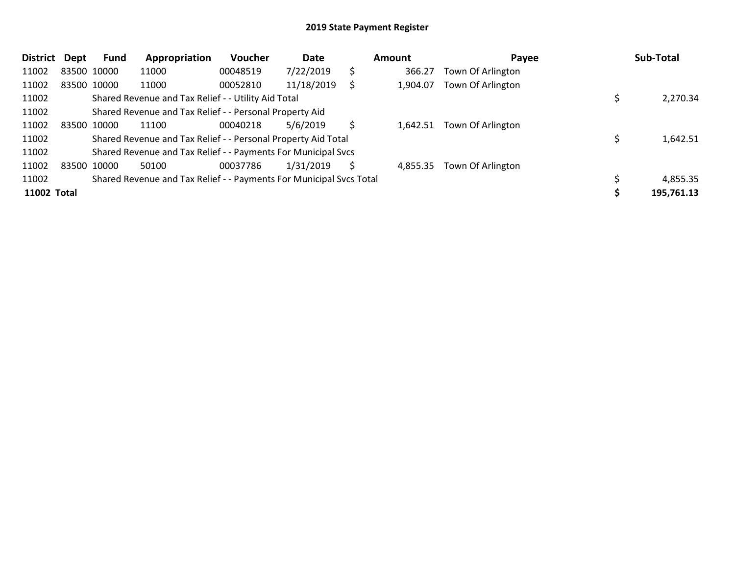## 2019 State Payment Register

| District | Dept | Fund | Appropriation | Voucher | Date | Amount | Payee | Sub-Total |
|---|---|---|---|---|---|---|---|---|
| 11002 | 83500 | 10000 | 11000 | 00048519 | 7/22/2019 | $ 366.27 | Town Of Arlington | |
| 11002 | 83500 | 10000 | 11000 | 00052810 | 11/18/2019 | $ 1,904.07 | Town Of Arlington | |
| 11002 | | Shared Revenue and Tax Relief - - Utility Aid Total | | | | | | $ 2,270.34 |
| 11002 | | Shared Revenue and Tax Relief - - Personal Property Aid | | | | | | |
| 11002 | 83500 | 10000 | 11100 | 00040218 | 5/6/2019 | $ 1,642.51 | Town Of Arlington | |
| 11002 | | Shared Revenue and Tax Relief - - Personal Property Aid Total | | | | | | $ 1,642.51 |
| 11002 | | Shared Revenue and Tax Relief - - Payments For Municipal Svcs | | | | | | |
| 11002 | 83500 | 10000 | 50100 | 00037786 | 1/31/2019 | $ 4,855.35 | Town Of Arlington | |
| 11002 | | Shared Revenue and Tax Relief - - Payments For Municipal Svcs Total | | | | | | $ 4,855.35 |
| **11002 Total** | | | | | | | | **$ 195,761.13** |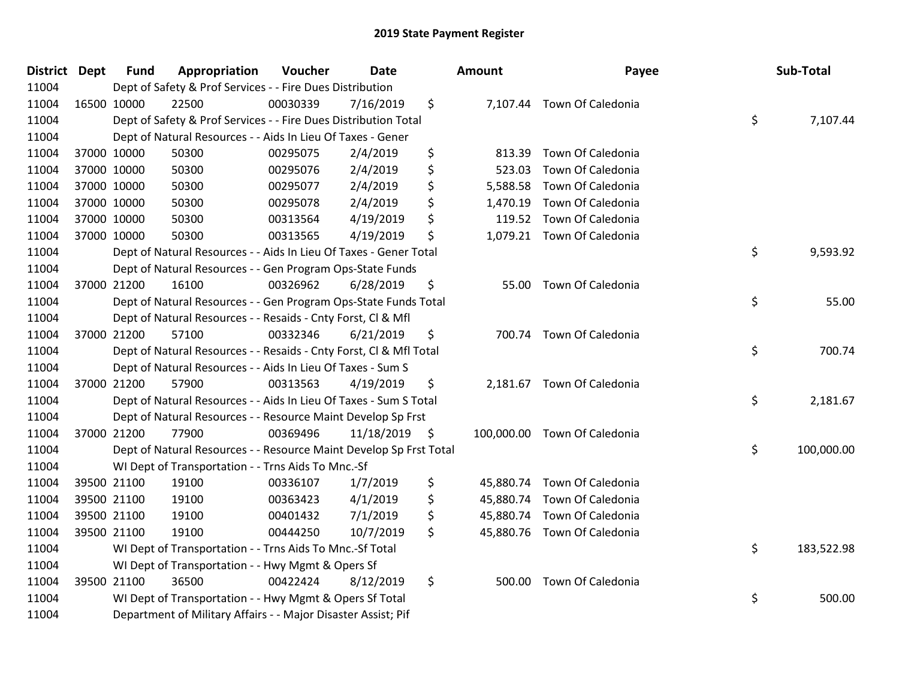# 2019 State Payment Register

| District | Dept | Fund | Appropriation | Voucher | Date | Amount | Payee | Sub-Total |
|---|---|---|---|---|---|---|---|---|
| 11004 | | Dept of Safety & Prof Services - - Fire Dues Distribution | | | | | | |
| 11004 | 16500 | 10000 | 22500 | 00030339 | 7/16/2019 | $ 7,107.44 | Town Of Caledonia | |
| 11004 | | Dept of Safety & Prof Services - - Fire Dues Distribution Total | | | | | | $ 7,107.44 |
| 11004 | | Dept of Natural Resources - - Aids In Lieu Of Taxes - Gener | | | | | | |
| 11004 | 37000 | 10000 | 50300 | 00295075 | 2/4/2019 | $ 813.39 | Town Of Caledonia | |
| 11004 | 37000 | 10000 | 50300 | 00295076 | 2/4/2019 | $ 523.03 | Town Of Caledonia | |
| 11004 | 37000 | 10000 | 50300 | 00295077 | 2/4/2019 | $ 5,588.58 | Town Of Caledonia | |
| 11004 | 37000 | 10000 | 50300 | 00295078 | 2/4/2019 | $ 1,470.19 | Town Of Caledonia | |
| 11004 | 37000 | 10000 | 50300 | 00313564 | 4/19/2019 | $ 119.52 | Town Of Caledonia | |
| 11004 | 37000 | 10000 | 50300 | 00313565 | 4/19/2019 | $ 1,079.21 | Town Of Caledonia | |
| 11004 | | Dept of Natural Resources - - Aids In Lieu Of Taxes - Gener Total | | | | | | $ 9,593.92 |
| 11004 | | Dept of Natural Resources - - Gen Program Ops-State Funds | | | | | | |
| 11004 | 37000 | 21200 | 16100 | 00326962 | 6/28/2019 | $ 55.00 | Town Of Caledonia | |
| 11004 | | Dept of Natural Resources - - Gen Program Ops-State Funds Total | | | | | | $ 55.00 |
| 11004 | | Dept of Natural Resources - - Resaids - Cnty Forst, Cl & Mfl | | | | | | |
| 11004 | 37000 | 21200 | 57100 | 00332346 | 6/21/2019 | $ 700.74 | Town Of Caledonia | |
| 11004 | | Dept of Natural Resources - - Resaids - Cnty Forst, Cl & Mfl Total | | | | | | $ 700.74 |
| 11004 | | Dept of Natural Resources - - Aids In Lieu Of Taxes - Sum S | | | | | | |
| 11004 | 37000 | 21200 | 57900 | 00313563 | 4/19/2019 | $ 2,181.67 | Town Of Caledonia | |
| 11004 | | Dept of Natural Resources - - Aids In Lieu Of Taxes - Sum S Total | | | | | | $ 2,181.67 |
| 11004 | | Dept of Natural Resources - - Resource Maint Develop Sp Frst | | | | | | |
| 11004 | 37000 | 21200 | 77900 | 00369496 | 11/18/2019 | $ 100,000.00 | Town Of Caledonia | |
| 11004 | | Dept of Natural Resources - - Resource Maint Develop Sp Frst Total | | | | | | $ 100,000.00 |
| 11004 | | WI Dept of Transportation - - Trns Aids To Mnc.-Sf | | | | | | |
| 11004 | 39500 | 21100 | 19100 | 00336107 | 1/7/2019 | $ 45,880.74 | Town Of Caledonia | |
| 11004 | 39500 | 21100 | 19100 | 00363423 | 4/1/2019 | $ 45,880.74 | Town Of Caledonia | |
| 11004 | 39500 | 21100 | 19100 | 00401432 | 7/1/2019 | $ 45,880.74 | Town Of Caledonia | |
| 11004 | 39500 | 21100 | 19100 | 00444250 | 10/7/2019 | $ 45,880.76 | Town Of Caledonia | |
| 11004 | | WI Dept of Transportation - - Trns Aids To Mnc.-Sf Total | | | | | | $ 183,522.98 |
| 11004 | | WI Dept of Transportation - - Hwy Mgmt & Opers Sf | | | | | | |
| 11004 | 39500 | 21100 | 36500 | 00422424 | 8/12/2019 | $ 500.00 | Town Of Caledonia | |
| 11004 | | WI Dept of Transportation - - Hwy Mgmt & Opers Sf Total | | | | | | $ 500.00 |
| 11004 | | Department of Military Affairs - - Major Disaster Assist; Pif | | | | | | |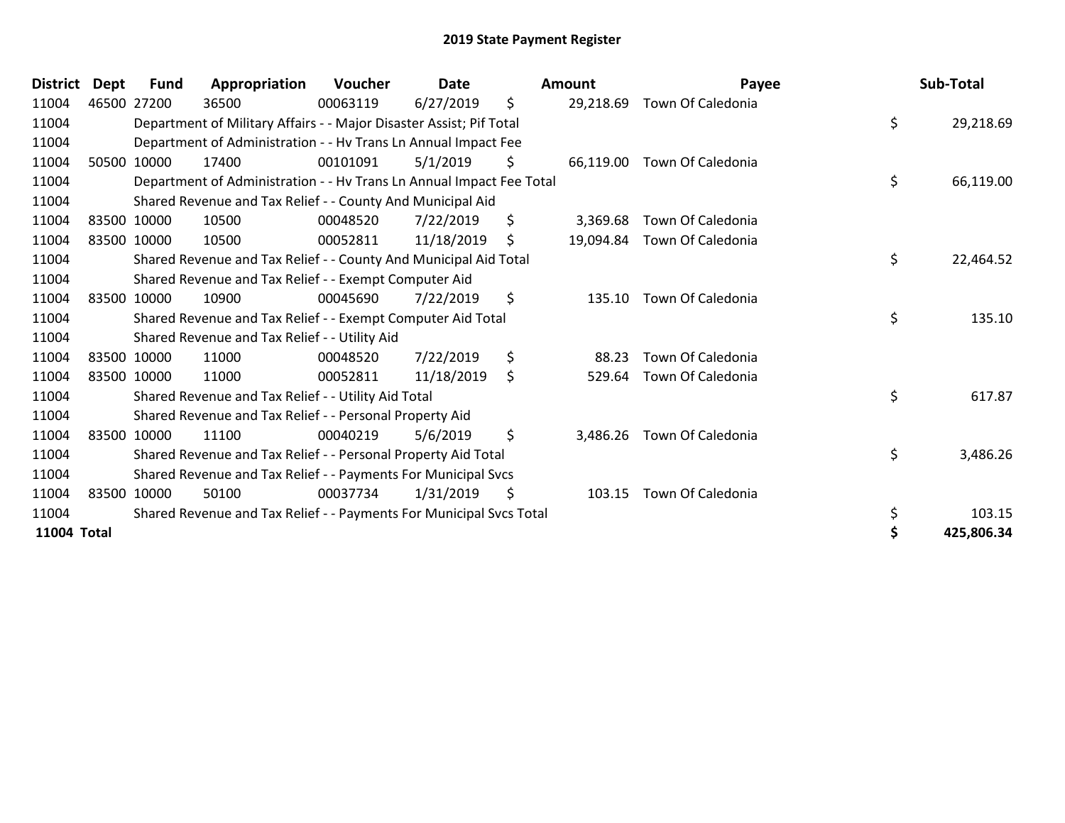# 2019 State Payment Register

| District | Dept | Fund | Appropriation | Voucher | Date | Amount | Payee | Sub-Total |
|---|---|---|---|---|---|---|---|---|
| 11004 | 46500 | 27200 | 36500 | 00063119 | 6/27/2019 | $ 29,218.69 | Town Of Caledonia | |
| 11004 | | Department of Military Affairs - - Major Disaster Assist; Pif Total | | | | | | $ 29,218.69 |
| 11004 | | Department of Administration - - Hv Trans Ln Annual Impact Fee | | | | | | |
| 11004 | 50500 | 10000 | 17400 | 00101091 | 5/1/2019 | $ 66,119.00 | Town Of Caledonia | |
| 11004 | | Department of Administration - - Hv Trans Ln Annual Impact Fee Total | | | | | | $ 66,119.00 |
| 11004 | | Shared Revenue and Tax Relief - - County And Municipal Aid | | | | | | |
| 11004 | 83500 | 10000 | 10500 | 00048520 | 7/22/2019 | $ 3,369.68 | Town Of Caledonia | |
| 11004 | 83500 | 10000 | 10500 | 00052811 | 11/18/2019 | $ 19,094.84 | Town Of Caledonia | |
| 11004 | | Shared Revenue and Tax Relief - - County And Municipal Aid Total | | | | | | $ 22,464.52 |
| 11004 | | Shared Revenue and Tax Relief - - Exempt Computer Aid | | | | | | |
| 11004 | 83500 | 10000 | 10900 | 00045690 | 7/22/2019 | $ 135.10 | Town Of Caledonia | |
| 11004 | | Shared Revenue and Tax Relief - - Exempt Computer Aid Total | | | | | | $ 135.10 |
| 11004 | | Shared Revenue and Tax Relief - - Utility Aid | | | | | | |
| 11004 | 83500 | 10000 | 11000 | 00048520 | 7/22/2019 | $ 88.23 | Town Of Caledonia | |
| 11004 | 83500 | 10000 | 11000 | 00052811 | 11/18/2019 | $ 529.64 | Town Of Caledonia | |
| 11004 | | Shared Revenue and Tax Relief - - Utility Aid Total | | | | | | $ 617.87 |
| 11004 | | Shared Revenue and Tax Relief - - Personal Property Aid | | | | | | |
| 11004 | 83500 | 10000 | 11100 | 00040219 | 5/6/2019 | $ 3,486.26 | Town Of Caledonia | |
| 11004 | | Shared Revenue and Tax Relief - - Personal Property Aid Total | | | | | | $ 3,486.26 |
| 11004 | | Shared Revenue and Tax Relief - - Payments For Municipal Svcs | | | | | | |
| 11004 | 83500 | 10000 | 50100 | 00037734 | 1/31/2019 | $ 103.15 | Town Of Caledonia | |
| 11004 | | Shared Revenue and Tax Relief - - Payments For Municipal Svcs Total | | | | | | $ 103.15 |
| **11004 Total** | | | | | | | | **$ 425,806.34** |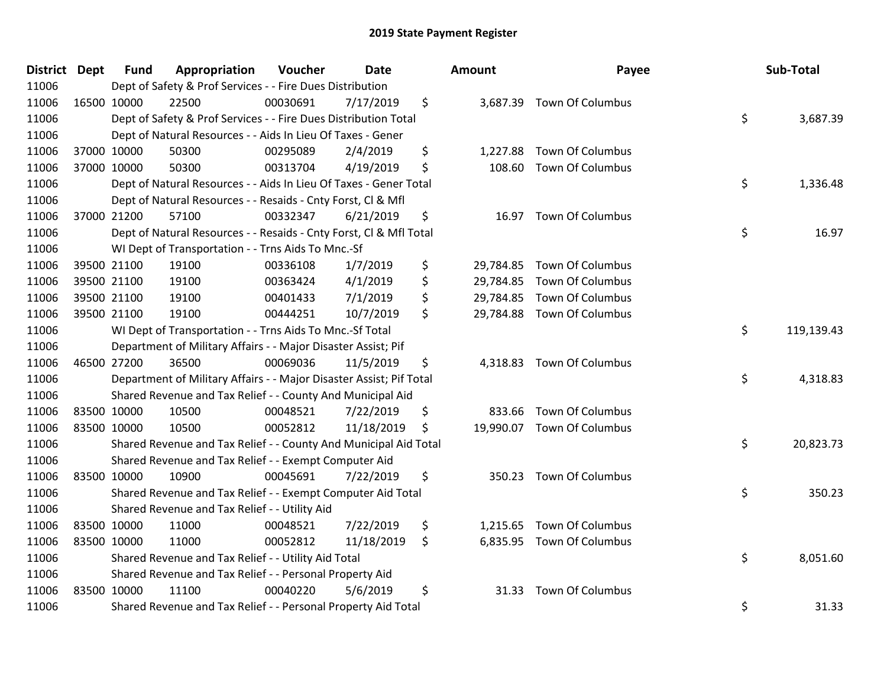# 2019 State Payment Register

| District | Dept | Fund | Appropriation | Voucher | Date | | Amount | Payee | | Sub-Total |
|---|---|---|---|---|---|---|---|---|---|---|
| 11006 | | Dept of Safety & Prof Services - - Fire Dues Distribution | | | | | | | | |
| 11006 | 16500 | 10000 | 22500 | 00030691 | 7/17/2019 | $ | 3,687.39 | Town Of Columbus | | |
| 11006 | | Dept of Safety & Prof Services - - Fire Dues Distribution Total | | | | | | | $ | 3,687.39 |
| 11006 | | Dept of Natural Resources - - Aids In Lieu Of Taxes - Gener | | | | | | | | |
| 11006 | 37000 | 10000 | 50300 | 00295089 | 2/4/2019 | $ | 1,227.88 | Town Of Columbus | | |
| 11006 | 37000 | 10000 | 50300 | 00313704 | 4/19/2019 | $ | 108.60 | Town Of Columbus | | |
| 11006 | | Dept of Natural Resources - - Aids In Lieu Of Taxes - Gener Total | | | | | | | $ | 1,336.48 |
| 11006 | | Dept of Natural Resources - - Resaids - Cnty Forst, Cl & Mfl | | | | | | | | |
| 11006 | 37000 | 21200 | 57100 | 00332347 | 6/21/2019 | $ | 16.97 | Town Of Columbus | | |
| 11006 | | Dept of Natural Resources - - Resaids - Cnty Forst, Cl & Mfl Total | | | | | | | $ | 16.97 |
| 11006 | | WI Dept of Transportation - - Trns Aids To Mnc.-Sf | | | | | | | | |
| 11006 | 39500 | 21100 | 19100 | 00336108 | 1/7/2019 | $ | 29,784.85 | Town Of Columbus | | |
| 11006 | 39500 | 21100 | 19100 | 00363424 | 4/1/2019 | $ | 29,784.85 | Town Of Columbus | | |
| 11006 | 39500 | 21100 | 19100 | 00401433 | 7/1/2019 | $ | 29,784.85 | Town Of Columbus | | |
| 11006 | 39500 | 21100 | 19100 | 00444251 | 10/7/2019 | $ | 29,784.88 | Town Of Columbus | | |
| 11006 | | WI Dept of Transportation - - Trns Aids To Mnc.-Sf Total | | | | | | | $ | 119,139.43 |
| 11006 | | Department of Military Affairs - - Major Disaster Assist; Pif | | | | | | | | |
| 11006 | 46500 | 27200 | 36500 | 00069036 | 11/5/2019 | $ | 4,318.83 | Town Of Columbus | | |
| 11006 | | Department of Military Affairs - - Major Disaster Assist; Pif Total | | | | | | | $ | 4,318.83 |
| 11006 | | Shared Revenue and Tax Relief - - County And Municipal Aid | | | | | | | | |
| 11006 | 83500 | 10000 | 10500 | 00048521 | 7/22/2019 | $ | 833.66 | Town Of Columbus | | |
| 11006 | 83500 | 10000 | 10500 | 00052812 | 11/18/2019 | $ | 19,990.07 | Town Of Columbus | | |
| 11006 | | Shared Revenue and Tax Relief - - County And Municipal Aid Total | | | | | | | $ | 20,823.73 |
| 11006 | | Shared Revenue and Tax Relief - - Exempt Computer Aid | | | | | | | | |
| 11006 | 83500 | 10000 | 10900 | 00045691 | 7/22/2019 | $ | 350.23 | Town Of Columbus | | |
| 11006 | | Shared Revenue and Tax Relief - - Exempt Computer Aid Total | | | | | | | $ | 350.23 |
| 11006 | | Shared Revenue and Tax Relief - - Utility Aid | | | | | | | | |
| 11006 | 83500 | 10000 | 11000 | 00048521 | 7/22/2019 | $ | 1,215.65 | Town Of Columbus | | |
| 11006 | 83500 | 10000 | 11000 | 00052812 | 11/18/2019 | $ | 6,835.95 | Town Of Columbus | | |
| 11006 | | Shared Revenue and Tax Relief - - Utility Aid Total | | | | | | | $ | 8,051.60 |
| 11006 | | Shared Revenue and Tax Relief - - Personal Property Aid | | | | | | | | |
| 11006 | 83500 | 10000 | 11100 | 00040220 | 5/6/2019 | $ | 31.33 | Town Of Columbus | | |
| 11006 | | Shared Revenue and Tax Relief - - Personal Property Aid Total | | | | | | | $ | 31.33 |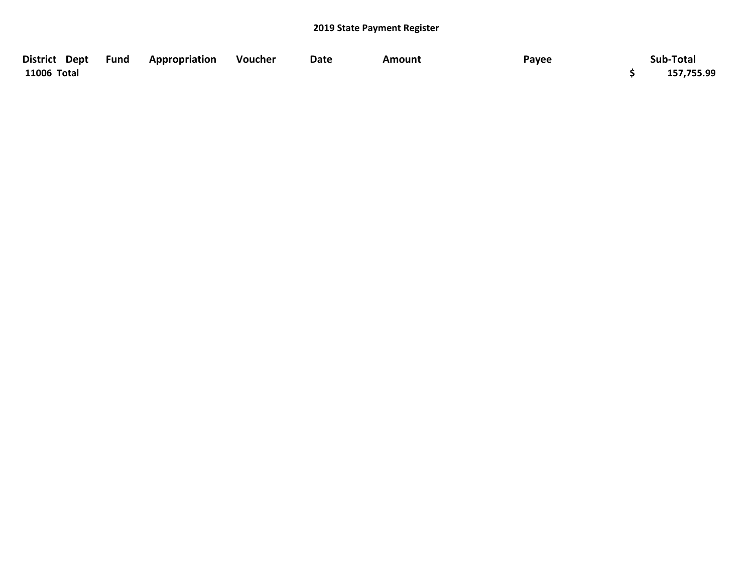**2019 State Payment Register**

| District | Dept | Fund | Appropriation | Voucher | Date | Amount | Payee | Sub-Total |
| --- | --- | --- | --- | --- | --- | --- | --- | --- |
| 11006 Total | | | | | | | | $ 157,755.99 |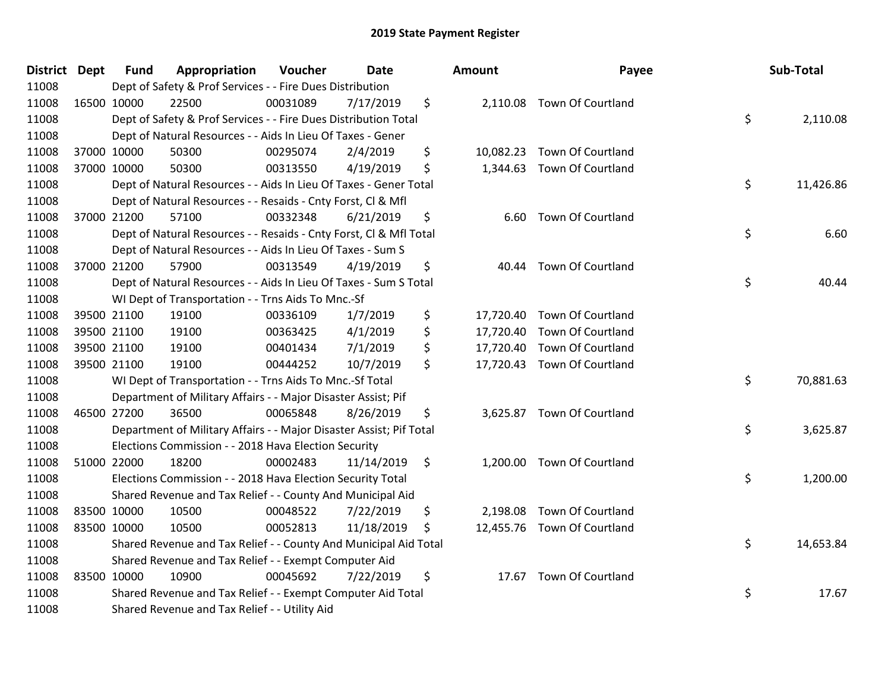# 2019 State Payment Register

| District | Dept | Fund | Appropriation | Voucher | Date | | Amount | Payee | | Sub-Total |
|---|---|---|---|---|---|---|---|---|---|---|
| 11008 | | | Dept of Safety & Prof Services - - Fire Dues Distribution | | | | | | | |
| 11008 | 16500 | 10000 | 22500 | 00031089 | 7/17/2019 | $ | 2,110.08 | Town Of Courtland | | |
| 11008 | | | Dept of Safety & Prof Services - - Fire Dues Distribution Total | | | | | | $ | 2,110.08 |
| 11008 | | | Dept of Natural Resources - - Aids In Lieu Of Taxes - Gener | | | | | | | |
| 11008 | 37000 | 10000 | 50300 | 00295074 | 2/4/2019 | $ | 10,082.23 | Town Of Courtland | | |
| 11008 | 37000 | 10000 | 50300 | 00313550 | 4/19/2019 | $ | 1,344.63 | Town Of Courtland | | |
| 11008 | | | Dept of Natural Resources - - Aids In Lieu Of Taxes - Gener Total | | | | | | $ | 11,426.86 |
| 11008 | | | Dept of Natural Resources - - Resaids - Cnty Forst, Cl & Mfl | | | | | | | |
| 11008 | 37000 | 21200 | 57100 | 00332348 | 6/21/2019 | $ | 6.60 | Town Of Courtland | | |
| 11008 | | | Dept of Natural Resources - - Resaids - Cnty Forst, Cl & Mfl Total | | | | | | $ | 6.60 |
| 11008 | | | Dept of Natural Resources - - Aids In Lieu Of Taxes - Sum S | | | | | | | |
| 11008 | 37000 | 21200 | 57900 | 00313549 | 4/19/2019 | $ | 40.44 | Town Of Courtland | | |
| 11008 | | | Dept of Natural Resources - - Aids In Lieu Of Taxes - Sum S Total | | | | | | $ | 40.44 |
| 11008 | | | WI Dept of Transportation - - Trns Aids To Mnc.-Sf | | | | | | | |
| 11008 | 39500 | 21100 | 19100 | 00336109 | 1/7/2019 | $ | 17,720.40 | Town Of Courtland | | |
| 11008 | 39500 | 21100 | 19100 | 00363425 | 4/1/2019 | $ | 17,720.40 | Town Of Courtland | | |
| 11008 | 39500 | 21100 | 19100 | 00401434 | 7/1/2019 | $ | 17,720.40 | Town Of Courtland | | |
| 11008 | 39500 | 21100 | 19100 | 00444252 | 10/7/2019 | $ | 17,720.43 | Town Of Courtland | | |
| 11008 | | | WI Dept of Transportation - - Trns Aids To Mnc.-Sf Total | | | | | | $ | 70,881.63 |
| 11008 | | | Department of Military Affairs - - Major Disaster Assist; Pif | | | | | | | |
| 11008 | 46500 | 27200 | 36500 | 00065848 | 8/26/2019 | $ | 3,625.87 | Town Of Courtland | | |
| 11008 | | | Department of Military Affairs - - Major Disaster Assist; Pif Total | | | | | | $ | 3,625.87 |
| 11008 | | | Elections Commission - - 2018 Hava Election Security | | | | | | | |
| 11008 | 51000 | 22000 | 18200 | 00002483 | 11/14/2019 | $ | 1,200.00 | Town Of Courtland | | |
| 11008 | | | Elections Commission - - 2018 Hava Election Security Total | | | | | | $ | 1,200.00 |
| 11008 | | | Shared Revenue and Tax Relief - - County And Municipal Aid | | | | | | | |
| 11008 | 83500 | 10000 | 10500 | 00048522 | 7/22/2019 | $ | 2,198.08 | Town Of Courtland | | |
| 11008 | 83500 | 10000 | 10500 | 00052813 | 11/18/2019 | $ | 12,455.76 | Town Of Courtland | | |
| 11008 | | | Shared Revenue and Tax Relief - - County And Municipal Aid Total | | | | | | $ | 14,653.84 |
| 11008 | | | Shared Revenue and Tax Relief - - Exempt Computer Aid | | | | | | | |
| 11008 | 83500 | 10000 | 10900 | 00045692 | 7/22/2019 | $ | 17.67 | Town Of Courtland | | |
| 11008 | | | Shared Revenue and Tax Relief - - Exempt Computer Aid Total | | | | | | $ | 17.67 |
| 11008 | | | Shared Revenue and Tax Relief - - Utility Aid | | | | | | | |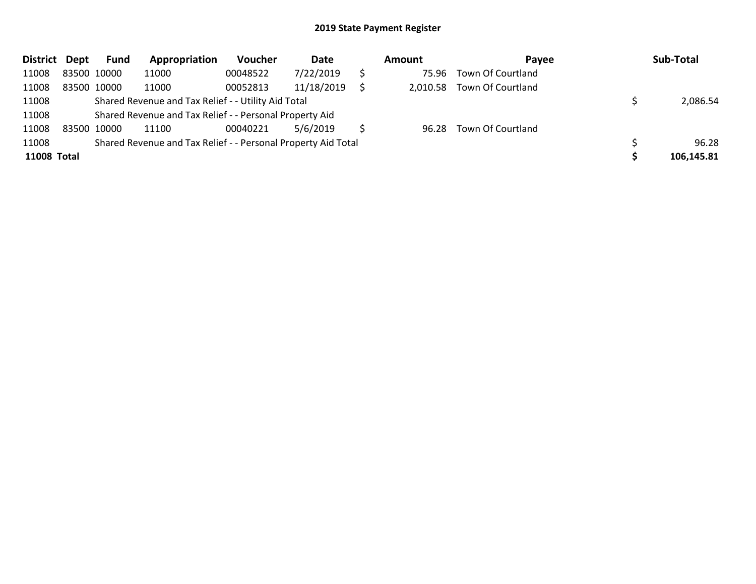## 2019 State Payment Register

| District | Dept | Fund | Appropriation | Voucher | Date | Amount | Payee | Sub-Total |
|---|---|---|---|---|---|---|---|---|
| 11008 | 83500 | 10000 | 11000 | 00048522 | 7/22/2019 | $ 75.96 | Town Of Courtland | |
| 11008 | 83500 | 10000 | 11000 | 00052813 | 11/18/2019 | $ 2,010.58 | Town Of Courtland | |
| 11008 | | Shared Revenue and Tax Relief - - Utility Aid Total | | | | | | $ 2,086.54 |
| 11008 | | Shared Revenue and Tax Relief - - Personal Property Aid | | | | | | |
| 11008 | 83500 | 10000 | 11100 | 00040221 | 5/6/2019 | $ 96.28 | Town Of Courtland | |
| 11008 | | Shared Revenue and Tax Relief - - Personal Property Aid Total | | | | | | $ 96.28 |
| **11008 Total** | | | | | | | | **$ 106,145.81** |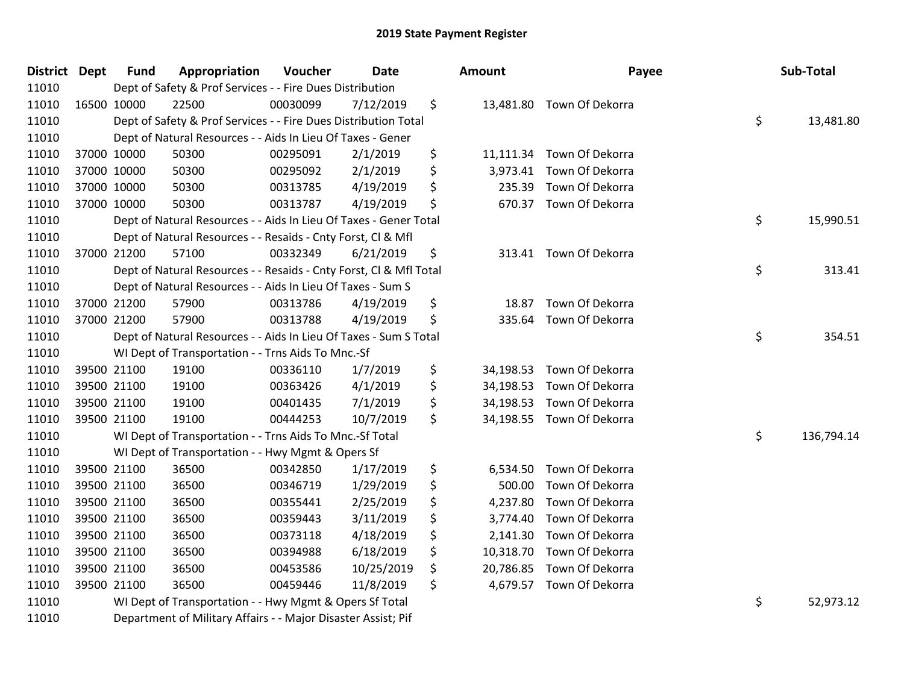## 2019 State Payment Register

| District | Dept | Fund | Appropriation | Voucher | Date | Amount | Payee | Sub-Total |
|---|---|---|---|---|---|---|---|---|
| 11010 | Dept of Safety & Prof Services - - Fire Dues Distribution | | | | | | | |
| 11010 | 16500 | 10000 | 22500 | 00030099 | 7/12/2019 | $ 13,481.80 | Town Of Dekorra | |
| 11010 | Dept of Safety & Prof Services - - Fire Dues Distribution Total | | | | | | | $ 13,481.80 |
| 11010 | Dept of Natural Resources - - Aids In Lieu Of Taxes - Gener | | | | | | | |
| 11010 | 37000 | 10000 | 50300 | 00295091 | 2/1/2019 | $ 11,111.34 | Town Of Dekorra | |
| 11010 | 37000 | 10000 | 50300 | 00295092 | 2/1/2019 | $ 3,973.41 | Town Of Dekorra | |
| 11010 | 37000 | 10000 | 50300 | 00313785 | 4/19/2019 | $ 235.39 | Town Of Dekorra | |
| 11010 | 37000 | 10000 | 50300 | 00313787 | 4/19/2019 | $ 670.37 | Town Of Dekorra | |
| 11010 | Dept of Natural Resources - - Aids In Lieu Of Taxes - Gener Total | | | | | | | $ 15,990.51 |
| 11010 | Dept of Natural Resources - - Resaids - Cnty Forst, Cl & Mfl | | | | | | | |
| 11010 | 37000 | 21200 | 57100 | 00332349 | 6/21/2019 | $ 313.41 | Town Of Dekorra | |
| 11010 | Dept of Natural Resources - - Resaids - Cnty Forst, Cl & Mfl Total | | | | | | | $ 313.41 |
| 11010 | Dept of Natural Resources - - Aids In Lieu Of Taxes - Sum S | | | | | | | |
| 11010 | 37000 | 21200 | 57900 | 00313786 | 4/19/2019 | $ 18.87 | Town Of Dekorra | |
| 11010 | 37000 | 21200 | 57900 | 00313788 | 4/19/2019 | $ 335.64 | Town Of Dekorra | |
| 11010 | Dept of Natural Resources - - Aids In Lieu Of Taxes - Sum S Total | | | | | | | $ 354.51 |
| 11010 | WI Dept of Transportation - - Trns Aids To Mnc.-Sf | | | | | | | |
| 11010 | 39500 | 21100 | 19100 | 00336110 | 1/7/2019 | $ 34,198.53 | Town Of Dekorra | |
| 11010 | 39500 | 21100 | 19100 | 00363426 | 4/1/2019 | $ 34,198.53 | Town Of Dekorra | |
| 11010 | 39500 | 21100 | 19100 | 00401435 | 7/1/2019 | $ 34,198.53 | Town Of Dekorra | |
| 11010 | 39500 | 21100 | 19100 | 00444253 | 10/7/2019 | $ 34,198.55 | Town Of Dekorra | |
| 11010 | WI Dept of Transportation - - Trns Aids To Mnc.-Sf Total | | | | | | | $ 136,794.14 |
| 11010 | WI Dept of Transportation - - Hwy Mgmt & Opers Sf | | | | | | | |
| 11010 | 39500 | 21100 | 36500 | 00342850 | 1/17/2019 | $ 6,534.50 | Town Of Dekorra | |
| 11010 | 39500 | 21100 | 36500 | 00346719 | 1/29/2019 | $ 500.00 | Town Of Dekorra | |
| 11010 | 39500 | 21100 | 36500 | 00355441 | 2/25/2019 | $ 4,237.80 | Town Of Dekorra | |
| 11010 | 39500 | 21100 | 36500 | 00359443 | 3/11/2019 | $ 3,774.40 | Town Of Dekorra | |
| 11010 | 39500 | 21100 | 36500 | 00373118 | 4/18/2019 | $ 2,141.30 | Town Of Dekorra | |
| 11010 | 39500 | 21100 | 36500 | 00394988 | 6/18/2019 | $ 10,318.70 | Town Of Dekorra | |
| 11010 | 39500 | 21100 | 36500 | 00453586 | 10/25/2019 | $ 20,786.85 | Town Of Dekorra | |
| 11010 | 39500 | 21100 | 36500 | 00459446 | 11/8/2019 | $ 4,679.57 | Town Of Dekorra | |
| 11010 | WI Dept of Transportation - - Hwy Mgmt & Opers Sf Total | | | | | | | $ 52,973.12 |
| 11010 | Department of Military Affairs - - Major Disaster Assist; Pif | | | | | | | |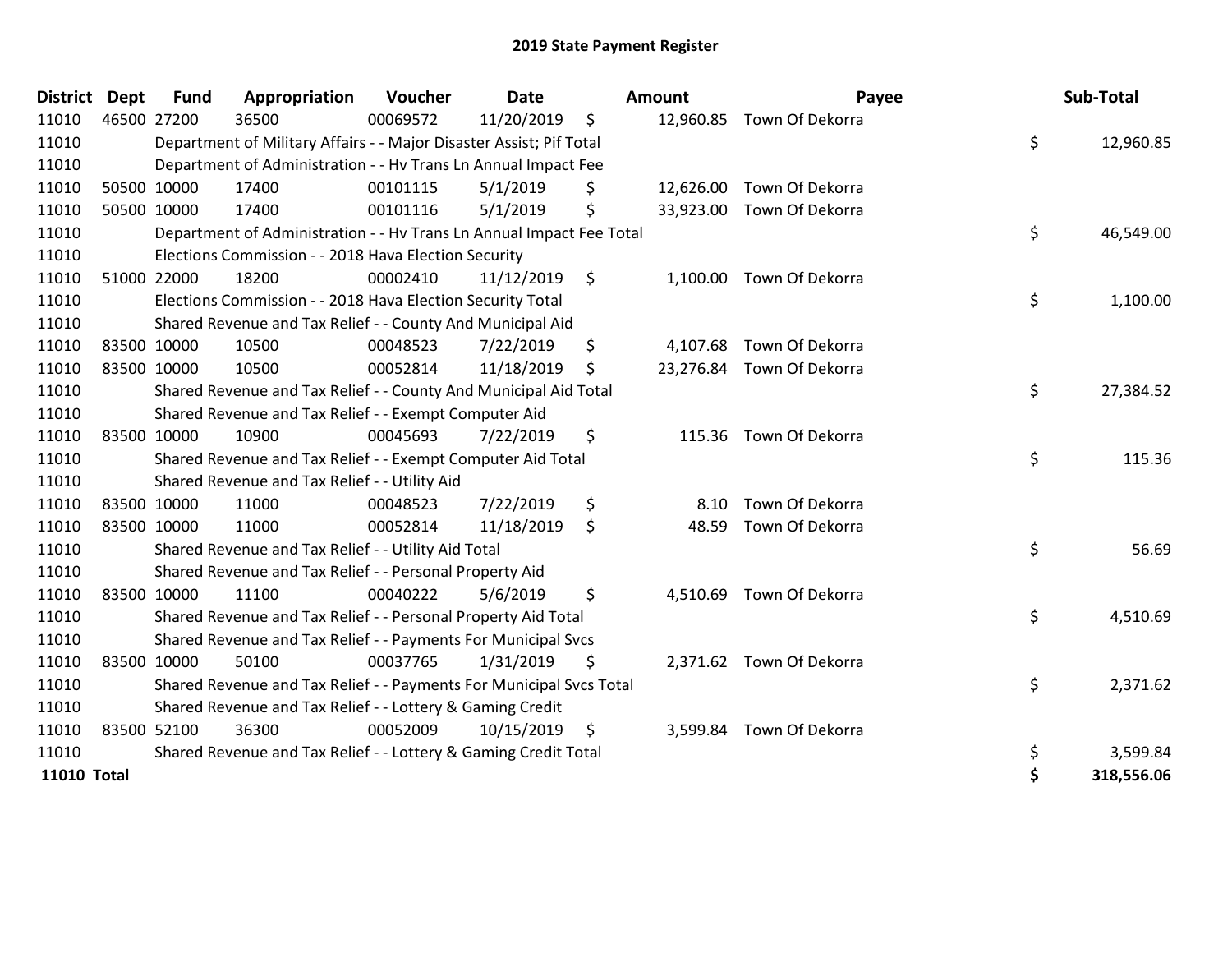# 2019 State Payment Register

| District | Dept | Fund | Appropriation | Voucher | Date | Amount | Payee | Sub-Total |
|---|---|---|---|---|---|---|---|---|
| 11010 | 46500 | 27200 | 36500 | 00069572 | 11/20/2019 | $ 12,960.85 | Town Of Dekorra | |
| 11010 | | Department of Military Affairs - - Major Disaster Assist; Pif Total | | | | | | $ 12,960.85 |
| 11010 | | Department of Administration - - Hv Trans Ln Annual Impact Fee | | | | | | |
| 11010 | 50500 | 10000 | 17400 | 00101115 | 5/1/2019 | $ 12,626.00 | Town Of Dekorra | |
| 11010 | 50500 | 10000 | 17400 | 00101116 | 5/1/2019 | $ 33,923.00 | Town Of Dekorra | |
| 11010 | | Department of Administration - - Hv Trans Ln Annual Impact Fee Total | | | | | | $ 46,549.00 |
| 11010 | | Elections Commission - - 2018 Hava Election Security | | | | | | |
| 11010 | 51000 | 22000 | 18200 | 00002410 | 11/12/2019 | $ 1,100.00 | Town Of Dekorra | |
| 11010 | | Elections Commission - - 2018 Hava Election Security Total | | | | | | $ 1,100.00 |
| 11010 | | Shared Revenue and Tax Relief - - County And Municipal Aid | | | | | | |
| 11010 | 83500 | 10000 | 10500 | 00048523 | 7/22/2019 | $ 4,107.68 | Town Of Dekorra | |
| 11010 | 83500 | 10000 | 10500 | 00052814 | 11/18/2019 | $ 23,276.84 | Town Of Dekorra | |
| 11010 | | Shared Revenue and Tax Relief - - County And Municipal Aid Total | | | | | | $ 27,384.52 |
| 11010 | | Shared Revenue and Tax Relief - - Exempt Computer Aid | | | | | | |
| 11010 | 83500 | 10000 | 10900 | 00045693 | 7/22/2019 | $ 115.36 | Town Of Dekorra | |
| 11010 | | Shared Revenue and Tax Relief - - Exempt Computer Aid Total | | | | | | $ 115.36 |
| 11010 | | Shared Revenue and Tax Relief - - Utility Aid | | | | | | |
| 11010 | 83500 | 10000 | 11000 | 00048523 | 7/22/2019 | $ 8.10 | Town Of Dekorra | |
| 11010 | 83500 | 10000 | 11000 | 00052814 | 11/18/2019 | $ 48.59 | Town Of Dekorra | |
| 11010 | | Shared Revenue and Tax Relief - - Utility Aid Total | | | | | | $ 56.69 |
| 11010 | | Shared Revenue and Tax Relief - - Personal Property Aid | | | | | | |
| 11010 | 83500 | 10000 | 11100 | 00040222 | 5/6/2019 | $ 4,510.69 | Town Of Dekorra | |
| 11010 | | Shared Revenue and Tax Relief - - Personal Property Aid Total | | | | | | $ 4,510.69 |
| 11010 | | Shared Revenue and Tax Relief - - Payments For Municipal Svcs | | | | | | |
| 11010 | 83500 | 10000 | 50100 | 00037765 | 1/31/2019 | $ 2,371.62 | Town Of Dekorra | |
| 11010 | | Shared Revenue and Tax Relief - - Payments For Municipal Svcs Total | | | | | | $ 2,371.62 |
| 11010 | | Shared Revenue and Tax Relief - - Lottery & Gaming Credit | | | | | | |
| 11010 | 83500 | 52100 | 36300 | 00052009 | 10/15/2019 | $ 3,599.84 | Town Of Dekorra | |
| 11010 | | Shared Revenue and Tax Relief - - Lottery & Gaming Credit Total | | | | | | $ 3,599.84 |
| **11010 Total** | | | | | | | | **$ 318,556.06** |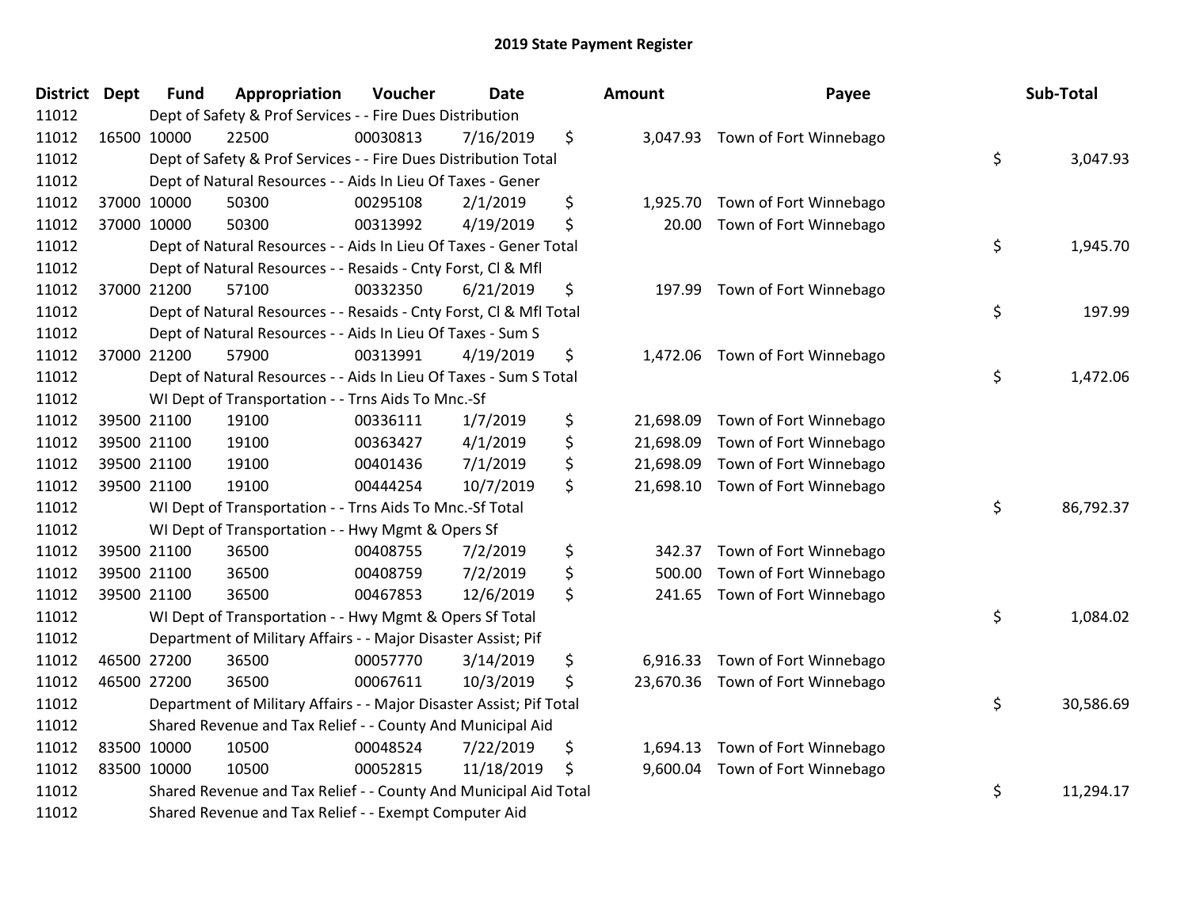# 2019 State Payment Register

| District | Dept | Fund | Appropriation | Voucher | Date | Amount | Payee | Sub-Total |
|---|---|---|---|---|---|---|---|---|
| 11012 | | Dept of Safety & Prof Services - - Fire Dues Distribution | | | | | | |
| 11012 | 16500 | 10000 | 22500 | 00030813 | 7/16/2019 | $ 3,047.93 | Town of Fort Winnebago | |
| 11012 | | Dept of Safety & Prof Services - - Fire Dues Distribution Total | | | | | | $ 3,047.93 |
| 11012 | | Dept of Natural Resources - - Aids In Lieu Of Taxes - Gener | | | | | | |
| 11012 | 37000 | 10000 | 50300 | 00295108 | 2/1/2019 | $ 1,925.70 | Town of Fort Winnebago | |
| 11012 | 37000 | 10000 | 50300 | 00313992 | 4/19/2019 | $ 20.00 | Town of Fort Winnebago | |
| 11012 | | Dept of Natural Resources - - Aids In Lieu Of Taxes - Gener Total | | | | | | $ 1,945.70 |
| 11012 | | Dept of Natural Resources - - Resaids - Cnty Forst, Cl & Mfl | | | | | | |
| 11012 | 37000 | 21200 | 57100 | 00332350 | 6/21/2019 | $ 197.99 | Town of Fort Winnebago | |
| 11012 | | Dept of Natural Resources - - Resaids - Cnty Forst, Cl & Mfl Total | | | | | | $ 197.99 |
| 11012 | | Dept of Natural Resources - - Aids In Lieu Of Taxes - Sum S | | | | | | |
| 11012 | 37000 | 21200 | 57900 | 00313991 | 4/19/2019 | $ 1,472.06 | Town of Fort Winnebago | |
| 11012 | | Dept of Natural Resources - - Aids In Lieu Of Taxes - Sum S Total | | | | | | $ 1,472.06 |
| 11012 | | WI Dept of Transportation - - Trns Aids To Mnc.-Sf | | | | | | |
| 11012 | 39500 | 21100 | 19100 | 00336111 | 1/7/2019 | $ 21,698.09 | Town of Fort Winnebago | |
| 11012 | 39500 | 21100 | 19100 | 00363427 | 4/1/2019 | $ 21,698.09 | Town of Fort Winnebago | |
| 11012 | 39500 | 21100 | 19100 | 00401436 | 7/1/2019 | $ 21,698.09 | Town of Fort Winnebago | |
| 11012 | 39500 | 21100 | 19100 | 00444254 | 10/7/2019 | $ 21,698.10 | Town of Fort Winnebago | |
| 11012 | | WI Dept of Transportation - - Trns Aids To Mnc.-Sf Total | | | | | | $ 86,792.37 |
| 11012 | | WI Dept of Transportation - - Hwy Mgmt & Opers Sf | | | | | | |
| 11012 | 39500 | 21100 | 36500 | 00408755 | 7/2/2019 | $ 342.37 | Town of Fort Winnebago | |
| 11012 | 39500 | 21100 | 36500 | 00408759 | 7/2/2019 | $ 500.00 | Town of Fort Winnebago | |
| 11012 | 39500 | 21100 | 36500 | 00467853 | 12/6/2019 | $ 241.65 | Town of Fort Winnebago | |
| 11012 | | WI Dept of Transportation - - Hwy Mgmt & Opers Sf Total | | | | | | $ 1,084.02 |
| 11012 | | Department of Military Affairs - - Major Disaster Assist; Pif | | | | | | |
| 11012 | 46500 | 27200 | 36500 | 00057770 | 3/14/2019 | $ 6,916.33 | Town of Fort Winnebago | |
| 11012 | 46500 | 27200 | 36500 | 00067611 | 10/3/2019 | $ 23,670.36 | Town of Fort Winnebago | |
| 11012 | | Department of Military Affairs - - Major Disaster Assist; Pif Total | | | | | | $ 30,586.69 |
| 11012 | | Shared Revenue and Tax Relief - - County And Municipal Aid | | | | | | |
| 11012 | 83500 | 10000 | 10500 | 00048524 | 7/22/2019 | $ 1,694.13 | Town of Fort Winnebago | |
| 11012 | 83500 | 10000 | 10500 | 00052815 | 11/18/2019 | $ 9,600.04 | Town of Fort Winnebago | |
| 11012 | | Shared Revenue and Tax Relief - - County And Municipal Aid Total | | | | | | $ 11,294.17 |
| 11012 | | Shared Revenue and Tax Relief - - Exempt Computer Aid | | | | | | |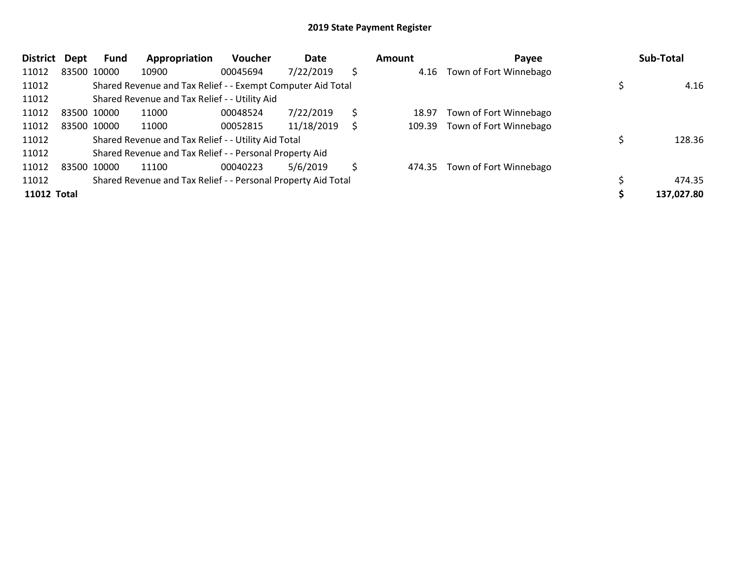## 2019 State Payment Register

| District | Dept | Fund | Appropriation | Voucher | Date | Amount | Payee | Sub-Total |
|---|---|---|---|---|---|---|---|---|
| 11012 | 83500 | 10000 | 10900 | 00045694 | 7/22/2019 | $ 4.16 | Town of Fort Winnebago | |
| 11012 | | Shared Revenue and Tax Relief - - Exempt Computer Aid Total | | | | | | $ 4.16 |
| 11012 | | Shared Revenue and Tax Relief - - Utility Aid | | | | | | |
| 11012 | 83500 | 10000 | 11000 | 00048524 | 7/22/2019 | $ 18.97 | Town of Fort Winnebago | |
| 11012 | 83500 | 10000 | 11000 | 00052815 | 11/18/2019 | $ 109.39 | Town of Fort Winnebago | |
| 11012 | | Shared Revenue and Tax Relief - - Utility Aid Total | | | | | | $ 128.36 |
| 11012 | | Shared Revenue and Tax Relief - - Personal Property Aid | | | | | | |
| 11012 | 83500 | 10000 | 11100 | 00040223 | 5/6/2019 | $ 474.35 | Town of Fort Winnebago | |
| 11012 | | Shared Revenue and Tax Relief - - Personal Property Aid Total | | | | | | $ 474.35 |
| **11012 Total** | | | | | | | | **$ 137,027.80** |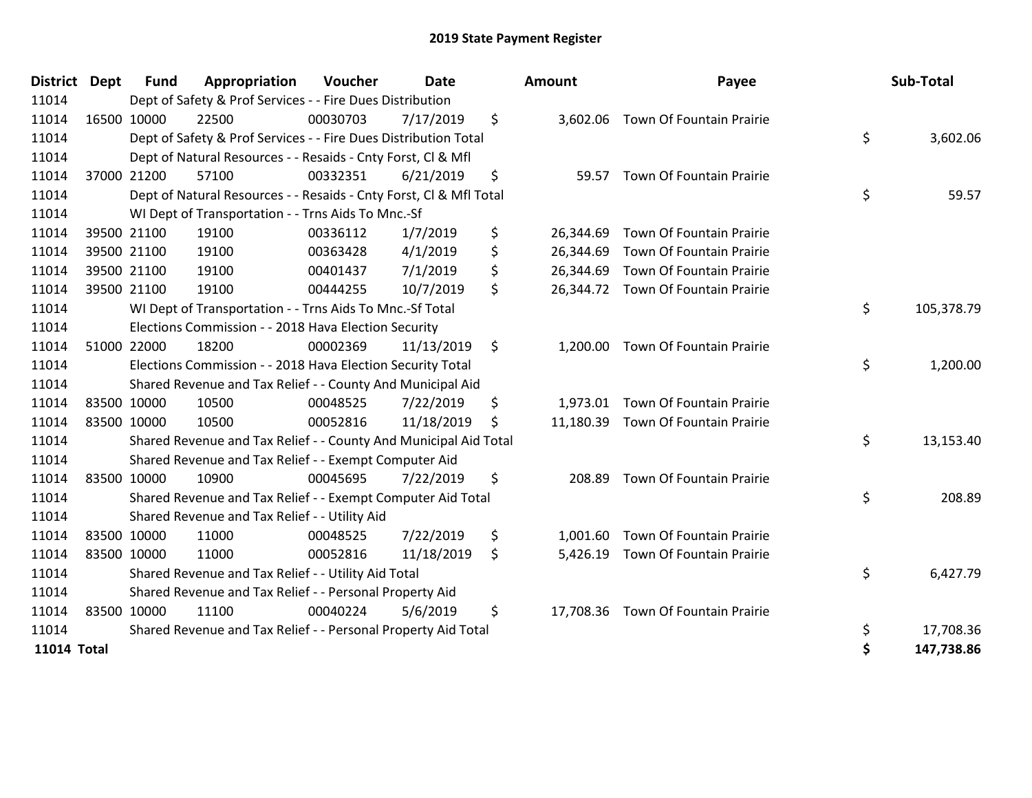# 2019 State Payment Register

| District | Dept | Fund | Appropriation | Voucher | Date | Amount | Payee | Sub-Total |
|---|---|---|---|---|---|---|---|---|
| 11014 | | Dept of Safety & Prof Services - - Fire Dues Distribution | | | | | | |
| 11014 | 16500 | 10000 | 22500 | 00030703 | 7/17/2019 | $ 3,602.06 | Town Of Fountain Prairie | |
| 11014 | | Dept of Safety & Prof Services - - Fire Dues Distribution Total | | | | | | $ 3,602.06 |
| 11014 | | Dept of Natural Resources - - Resaids - Cnty Forst, Cl & Mfl | | | | | | |
| 11014 | 37000 | 21200 | 57100 | 00332351 | 6/21/2019 | $ 59.57 | Town Of Fountain Prairie | |
| 11014 | | Dept of Natural Resources - - Resaids - Cnty Forst, Cl & Mfl Total | | | | | | $ 59.57 |
| 11014 | | WI Dept of Transportation - - Trns Aids To Mnc.-Sf | | | | | | |
| 11014 | 39500 | 21100 | 19100 | 00336112 | 1/7/2019 | $ 26,344.69 | Town Of Fountain Prairie | |
| 11014 | 39500 | 21100 | 19100 | 00363428 | 4/1/2019 | $ 26,344.69 | Town Of Fountain Prairie | |
| 11014 | 39500 | 21100 | 19100 | 00401437 | 7/1/2019 | $ 26,344.69 | Town Of Fountain Prairie | |
| 11014 | 39500 | 21100 | 19100 | 00444255 | 10/7/2019 | $ 26,344.72 | Town Of Fountain Prairie | |
| 11014 | | WI Dept of Transportation - - Trns Aids To Mnc.-Sf Total | | | | | | $ 105,378.79 |
| 11014 | | Elections Commission - - 2018 Hava Election Security | | | | | | |
| 11014 | 51000 | 22000 | 18200 | 00002369 | 11/13/2019 | $ 1,200.00 | Town Of Fountain Prairie | |
| 11014 | | Elections Commission - - 2018 Hava Election Security Total | | | | | | $ 1,200.00 |
| 11014 | | Shared Revenue and Tax Relief - - County And Municipal Aid | | | | | | |
| 11014 | 83500 | 10000 | 10500 | 00048525 | 7/22/2019 | $ 1,973.01 | Town Of Fountain Prairie | |
| 11014 | 83500 | 10000 | 10500 | 00052816 | 11/18/2019 | $ 11,180.39 | Town Of Fountain Prairie | |
| 11014 | | Shared Revenue and Tax Relief - - County And Municipal Aid Total | | | | | | $ 13,153.40 |
| 11014 | | Shared Revenue and Tax Relief - - Exempt Computer Aid | | | | | | |
| 11014 | 83500 | 10000 | 10900 | 00045695 | 7/22/2019 | $ 208.89 | Town Of Fountain Prairie | |
| 11014 | | Shared Revenue and Tax Relief - - Exempt Computer Aid Total | | | | | | $ 208.89 |
| 11014 | | Shared Revenue and Tax Relief - - Utility Aid | | | | | | |
| 11014 | 83500 | 10000 | 11000 | 00048525 | 7/22/2019 | $ 1,001.60 | Town Of Fountain Prairie | |
| 11014 | 83500 | 10000 | 11000 | 00052816 | 11/18/2019 | $ 5,426.19 | Town Of Fountain Prairie | |
| 11014 | | Shared Revenue and Tax Relief - - Utility Aid Total | | | | | | $ 6,427.79 |
| 11014 | | Shared Revenue and Tax Relief - - Personal Property Aid | | | | | | |
| 11014 | 83500 | 10000 | 11100 | 00040224 | 5/6/2019 | $ 17,708.36 | Town Of Fountain Prairie | |
| 11014 | | Shared Revenue and Tax Relief - - Personal Property Aid Total | | | | | | $ 17,708.36 |
| **11014 Total** | | | | | | | | **$ 147,738.86** |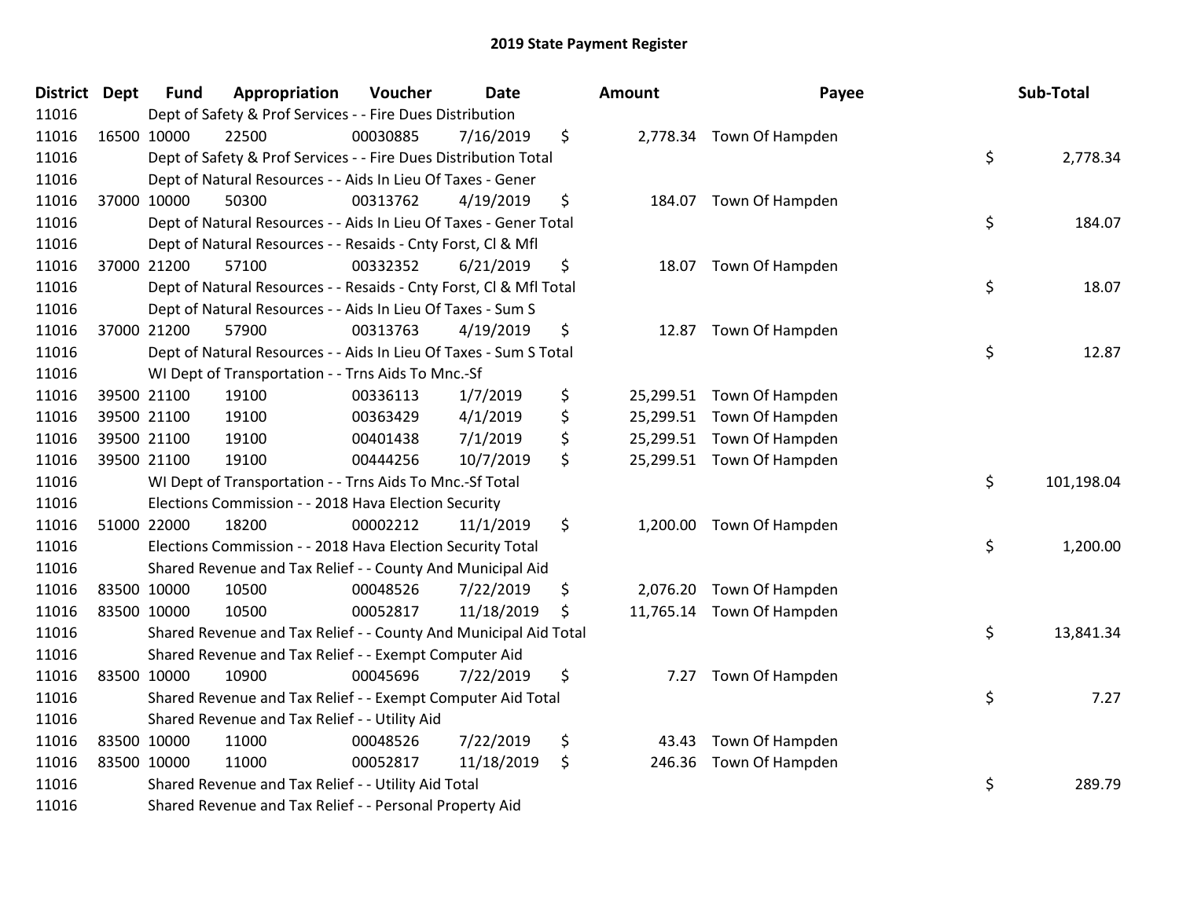# 2019 State Payment Register

| District | Dept | Fund | Appropriation | Voucher | Date | Amount | Payee | Sub-Total |
|---|---|---|---|---|---|---|---|---|
| 11016 | | Dept of Safety & Prof Services - - Fire Dues Distribution | | | | | | |
| 11016 | 16500 | 10000 | 22500 | 00030885 | 7/16/2019 | $ 2,778.34 | Town Of Hampden | |
| 11016 | | Dept of Safety & Prof Services - - Fire Dues Distribution Total | | | | | | $ 2,778.34 |
| 11016 | | Dept of Natural Resources - - Aids In Lieu Of Taxes - Gener | | | | | | |
| 11016 | 37000 | 10000 | 50300 | 00313762 | 4/19/2019 | $ 184.07 | Town Of Hampden | |
| 11016 | | Dept of Natural Resources - - Aids In Lieu Of Taxes - Gener Total | | | | | | $ 184.07 |
| 11016 | | Dept of Natural Resources - - Resaids - Cnty Forst, Cl & Mfl | | | | | | |
| 11016 | 37000 | 21200 | 57100 | 00332352 | 6/21/2019 | $ 18.07 | Town Of Hampden | |
| 11016 | | Dept of Natural Resources - - Resaids - Cnty Forst, Cl & Mfl Total | | | | | | $ 18.07 |
| 11016 | | Dept of Natural Resources - - Aids In Lieu Of Taxes - Sum S | | | | | | |
| 11016 | 37000 | 21200 | 57900 | 00313763 | 4/19/2019 | $ 12.87 | Town Of Hampden | |
| 11016 | | Dept of Natural Resources - - Aids In Lieu Of Taxes - Sum S Total | | | | | | $ 12.87 |
| 11016 | | WI Dept of Transportation - - Trns Aids To Mnc.-Sf | | | | | | |
| 11016 | 39500 | 21100 | 19100 | 00336113 | 1/7/2019 | $ 25,299.51 | Town Of Hampden | |
| 11016 | 39500 | 21100 | 19100 | 00363429 | 4/1/2019 | $ 25,299.51 | Town Of Hampden | |
| 11016 | 39500 | 21100 | 19100 | 00401438 | 7/1/2019 | $ 25,299.51 | Town Of Hampden | |
| 11016 | 39500 | 21100 | 19100 | 00444256 | 10/7/2019 | $ 25,299.51 | Town Of Hampden | |
| 11016 | | WI Dept of Transportation - - Trns Aids To Mnc.-Sf Total | | | | | | $ 101,198.04 |
| 11016 | | Elections Commission - - 2018 Hava Election Security | | | | | | |
| 11016 | 51000 | 22000 | 18200 | 00002212 | 11/1/2019 | $ 1,200.00 | Town Of Hampden | |
| 11016 | | Elections Commission - - 2018 Hava Election Security Total | | | | | | $ 1,200.00 |
| 11016 | | Shared Revenue and Tax Relief - - County And Municipal Aid | | | | | | |
| 11016 | 83500 | 10000 | 10500 | 00048526 | 7/22/2019 | $ 2,076.20 | Town Of Hampden | |
| 11016 | 83500 | 10000 | 10500 | 00052817 | 11/18/2019 | $ 11,765.14 | Town Of Hampden | |
| 11016 | | Shared Revenue and Tax Relief - - County And Municipal Aid Total | | | | | | $ 13,841.34 |
| 11016 | | Shared Revenue and Tax Relief - - Exempt Computer Aid | | | | | | |
| 11016 | 83500 | 10000 | 10900 | 00045696 | 7/22/2019 | $ 7.27 | Town Of Hampden | |
| 11016 | | Shared Revenue and Tax Relief - - Exempt Computer Aid Total | | | | | | $ 7.27 |
| 11016 | | Shared Revenue and Tax Relief - - Utility Aid | | | | | | |
| 11016 | 83500 | 10000 | 11000 | 00048526 | 7/22/2019 | $ 43.43 | Town Of Hampden | |
| 11016 | 83500 | 10000 | 11000 | 00052817 | 11/18/2019 | $ 246.36 | Town Of Hampden | |
| 11016 | | Shared Revenue and Tax Relief - - Utility Aid Total | | | | | | $ 289.79 |
| 11016 | | Shared Revenue and Tax Relief - - Personal Property Aid | | | | | | |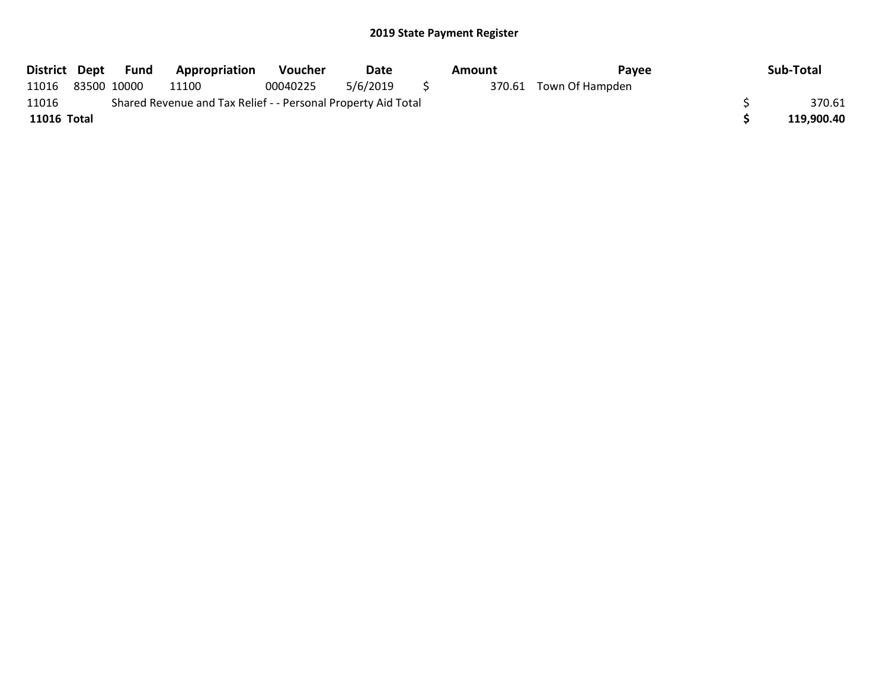## 2019 State Payment Register

| District | Dept | Fund | Appropriation | Voucher | Date | Amount | Payee | Sub-Total |
|---|---|---|---|---|---|---|---|---|
| 11016 | 83500 | 10000 | 11100 | 00040225 | 5/6/2019 | $ 370.61 | Town Of Hampden | |
| 11016 | | Shared Revenue and Tax Relief - - Personal Property Aid Total | | | | | | $ 370.61 |
| **11016 Total** | | | | | | | | **$ 119,900.40** |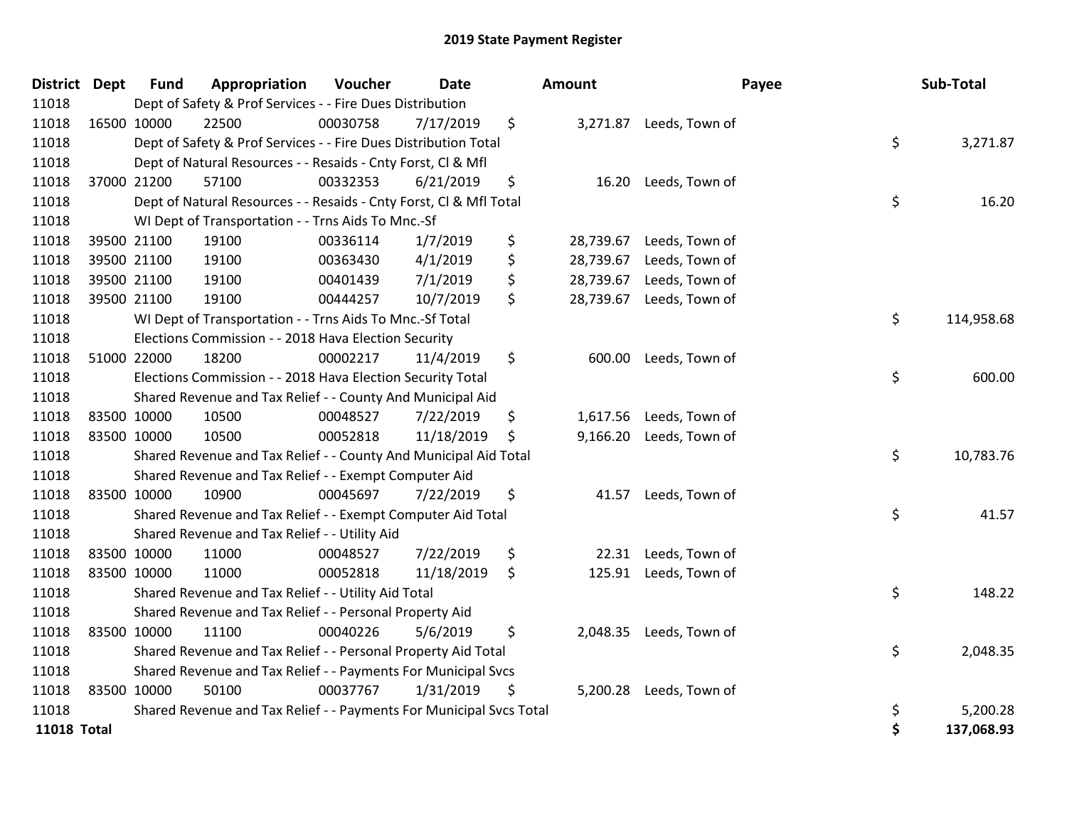# 2019 State Payment Register

| District | Dept | Fund | Appropriation | Voucher | Date | Amount | Payee | Sub-Total |
|---|---|---|---|---|---|---|---|---|
| 11018 | | Dept of Safety & Prof Services - - Fire Dues Distribution | | | | | | |
| 11018 | 16500 | 10000 | 22500 | 00030758 | 7/17/2019 | $ 3,271.87 | Leeds, Town of | |
| 11018 | | Dept of Safety & Prof Services - - Fire Dues Distribution Total | | | | | | $ 3,271.87 |
| 11018 | | Dept of Natural Resources - - Resaids - Cnty Forst, Cl & Mfl | | | | | | |
| 11018 | 37000 | 21200 | 57100 | 00332353 | 6/21/2019 | $ 16.20 | Leeds, Town of | |
| 11018 | | Dept of Natural Resources - - Resaids - Cnty Forst, Cl & Mfl Total | | | | | | $ 16.20 |
| 11018 | | WI Dept of Transportation - - Trns Aids To Mnc.-Sf | | | | | | |
| 11018 | 39500 | 21100 | 19100 | 00336114 | 1/7/2019 | $ 28,739.67 | Leeds, Town of | |
| 11018 | 39500 | 21100 | 19100 | 00363430 | 4/1/2019 | $ 28,739.67 | Leeds, Town of | |
| 11018 | 39500 | 21100 | 19100 | 00401439 | 7/1/2019 | $ 28,739.67 | Leeds, Town of | |
| 11018 | 39500 | 21100 | 19100 | 00444257 | 10/7/2019 | $ 28,739.67 | Leeds, Town of | |
| 11018 | | WI Dept of Transportation - - Trns Aids To Mnc.-Sf Total | | | | | | $ 114,958.68 |
| 11018 | | Elections Commission - - 2018 Hava Election Security | | | | | | |
| 11018 | 51000 | 22000 | 18200 | 00002217 | 11/4/2019 | $ 600.00 | Leeds, Town of | |
| 11018 | | Elections Commission - - 2018 Hava Election Security Total | | | | | | $ 600.00 |
| 11018 | | Shared Revenue and Tax Relief - - County And Municipal Aid | | | | | | |
| 11018 | 83500 | 10000 | 10500 | 00048527 | 7/22/2019 | $ 1,617.56 | Leeds, Town of | |
| 11018 | 83500 | 10000 | 10500 | 00052818 | 11/18/2019 | $ 9,166.20 | Leeds, Town of | |
| 11018 | | Shared Revenue and Tax Relief - - County And Municipal Aid Total | | | | | | $ 10,783.76 |
| 11018 | | Shared Revenue and Tax Relief - - Exempt Computer Aid | | | | | | |
| 11018 | 83500 | 10000 | 10900 | 00045697 | 7/22/2019 | $ 41.57 | Leeds, Town of | |
| 11018 | | Shared Revenue and Tax Relief - - Exempt Computer Aid Total | | | | | | $ 41.57 |
| 11018 | | Shared Revenue and Tax Relief - - Utility Aid | | | | | | |
| 11018 | 83500 | 10000 | 11000 | 00048527 | 7/22/2019 | $ 22.31 | Leeds, Town of | |
| 11018 | 83500 | 10000 | 11000 | 00052818 | 11/18/2019 | $ 125.91 | Leeds, Town of | |
| 11018 | | Shared Revenue and Tax Relief - - Utility Aid Total | | | | | | $ 148.22 |
| 11018 | | Shared Revenue and Tax Relief - - Personal Property Aid | | | | | | |
| 11018 | 83500 | 10000 | 11100 | 00040226 | 5/6/2019 | $ 2,048.35 | Leeds, Town of | |
| 11018 | | Shared Revenue and Tax Relief - - Personal Property Aid Total | | | | | | $ 2,048.35 |
| 11018 | | Shared Revenue and Tax Relief - - Payments For Municipal Svcs | | | | | | |
| 11018 | 83500 | 10000 | 50100 | 00037767 | 1/31/2019 | $ 5,200.28 | Leeds, Town of | |
| 11018 | | Shared Revenue and Tax Relief - - Payments For Municipal Svcs Total | | | | | | $ 5,200.28 |
| **11018 Total** | | | | | | | | **$ 137,068.93** |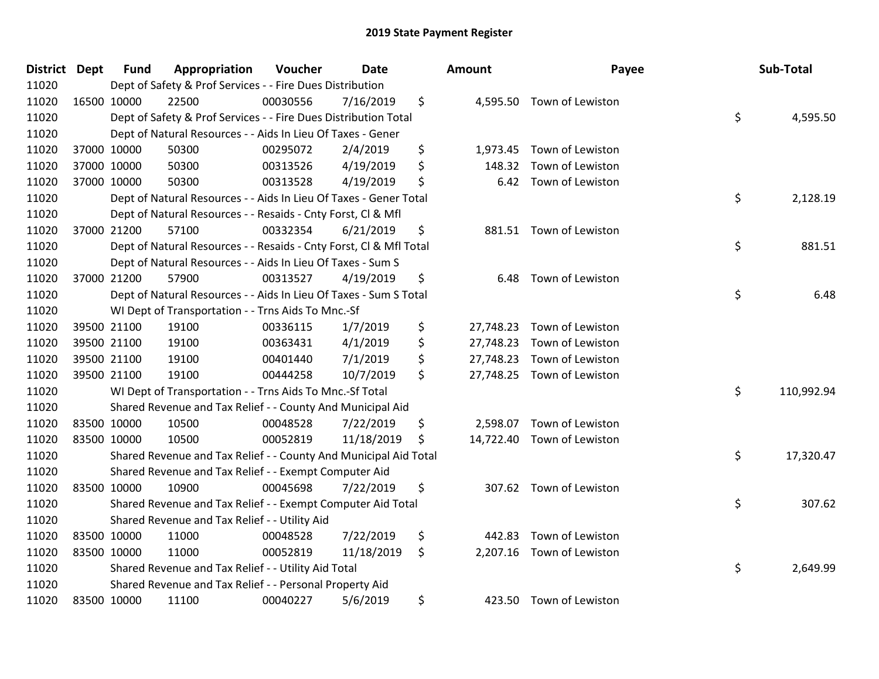# 2019 State Payment Register

| District | Dept | Fund | Appropriation | Voucher | Date | Amount | Payee | Sub-Total |
|---|---|---|---|---|---|---|---|---|
| 11020 | | Dept of Safety & Prof Services - - Fire Dues Distribution | | | | | | |
| 11020 | 16500 | 10000 | 22500 | 00030556 | 7/16/2019 | $ 4,595.50 | Town of Lewiston | |
| 11020 | | Dept of Safety & Prof Services - - Fire Dues Distribution Total | | | | | | $ 4,595.50 |
| 11020 | | Dept of Natural Resources - - Aids In Lieu Of Taxes - Gener | | | | | | |
| 11020 | 37000 | 10000 | 50300 | 00295072 | 2/4/2019 | $ 1,973.45 | Town of Lewiston | |
| 11020 | 37000 | 10000 | 50300 | 00313526 | 4/19/2019 | $ 148.32 | Town of Lewiston | |
| 11020 | 37000 | 10000 | 50300 | 00313528 | 4/19/2019 | $ 6.42 | Town of Lewiston | |
| 11020 | | Dept of Natural Resources - - Aids In Lieu Of Taxes - Gener Total | | | | | | $ 2,128.19 |
| 11020 | | Dept of Natural Resources - - Resaids - Cnty Forst, Cl & Mfl | | | | | | |
| 11020 | 37000 | 21200 | 57100 | 00332354 | 6/21/2019 | $ 881.51 | Town of Lewiston | |
| 11020 | | Dept of Natural Resources - - Resaids - Cnty Forst, Cl & Mfl Total | | | | | | $ 881.51 |
| 11020 | | Dept of Natural Resources - - Aids In Lieu Of Taxes - Sum S | | | | | | |
| 11020 | 37000 | 21200 | 57900 | 00313527 | 4/19/2019 | $ 6.48 | Town of Lewiston | |
| 11020 | | Dept of Natural Resources - - Aids In Lieu Of Taxes - Sum S Total | | | | | | $ 6.48 |
| 11020 | | WI Dept of Transportation - - Trns Aids To Mnc.-Sf | | | | | | |
| 11020 | 39500 | 21100 | 19100 | 00336115 | 1/7/2019 | $ 27,748.23 | Town of Lewiston | |
| 11020 | 39500 | 21100 | 19100 | 00363431 | 4/1/2019 | $ 27,748.23 | Town of Lewiston | |
| 11020 | 39500 | 21100 | 19100 | 00401440 | 7/1/2019 | $ 27,748.23 | Town of Lewiston | |
| 11020 | 39500 | 21100 | 19100 | 00444258 | 10/7/2019 | $ 27,748.25 | Town of Lewiston | |
| 11020 | | WI Dept of Transportation - - Trns Aids To Mnc.-Sf Total | | | | | | $ 110,992.94 |
| 11020 | | Shared Revenue and Tax Relief - - County And Municipal Aid | | | | | | |
| 11020 | 83500 | 10000 | 10500 | 00048528 | 7/22/2019 | $ 2,598.07 | Town of Lewiston | |
| 11020 | 83500 | 10000 | 10500 | 00052819 | 11/18/2019 | $ 14,722.40 | Town of Lewiston | |
| 11020 | | Shared Revenue and Tax Relief - - County And Municipal Aid Total | | | | | | $ 17,320.47 |
| 11020 | | Shared Revenue and Tax Relief - - Exempt Computer Aid | | | | | | |
| 11020 | 83500 | 10000 | 10900 | 00045698 | 7/22/2019 | $ 307.62 | Town of Lewiston | |
| 11020 | | Shared Revenue and Tax Relief - - Exempt Computer Aid Total | | | | | | $ 307.62 |
| 11020 | | Shared Revenue and Tax Relief - - Utility Aid | | | | | | |
| 11020 | 83500 | 10000 | 11000 | 00048528 | 7/22/2019 | $ 442.83 | Town of Lewiston | |
| 11020 | 83500 | 10000 | 11000 | 00052819 | 11/18/2019 | $ 2,207.16 | Town of Lewiston | |
| 11020 | | Shared Revenue and Tax Relief - - Utility Aid Total | | | | | | $ 2,649.99 |
| 11020 | | Shared Revenue and Tax Relief - - Personal Property Aid | | | | | | |
| 11020 | 83500 | 10000 | 11100 | 00040227 | 5/6/2019 | $ 423.50 | Town of Lewiston | |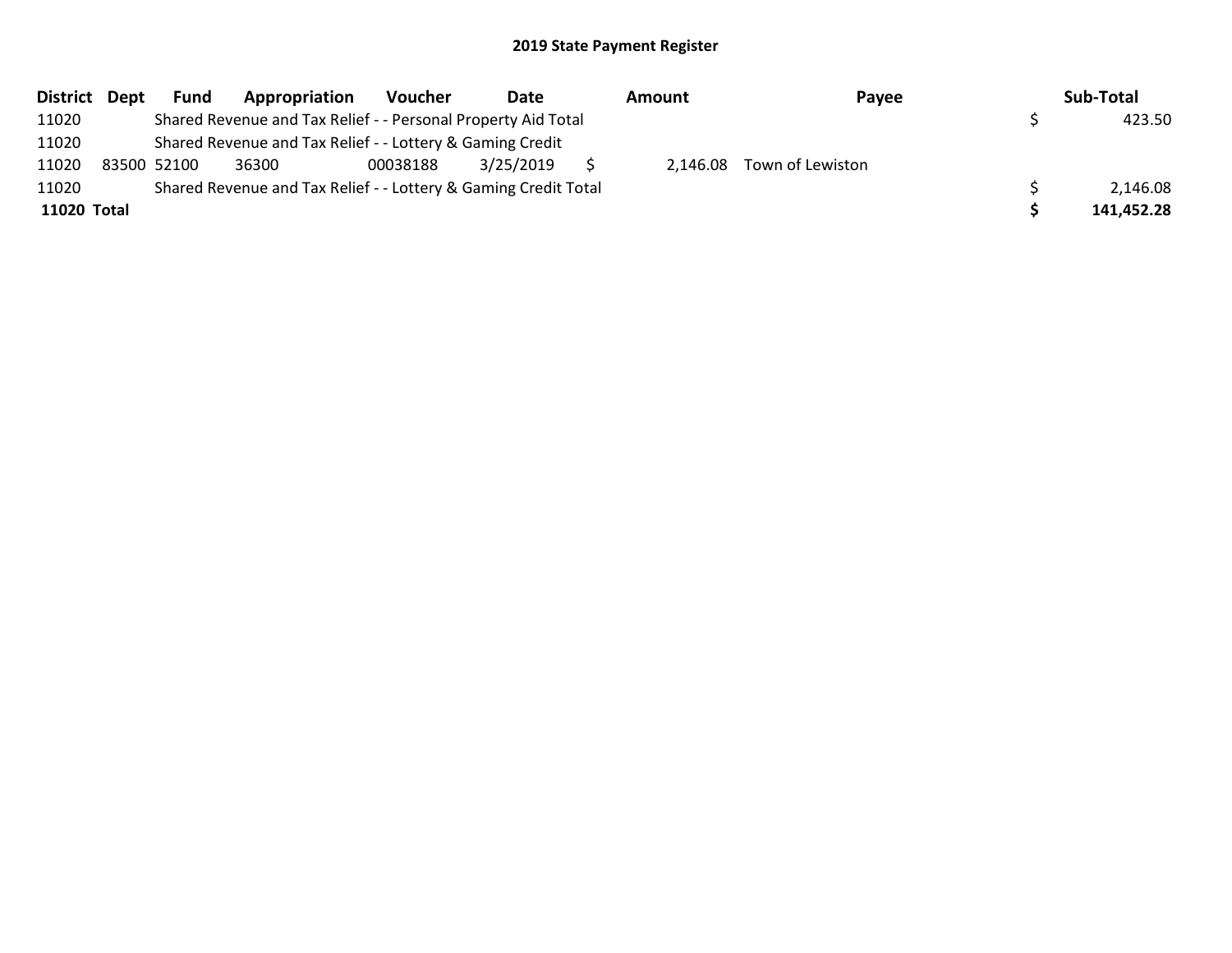## 2019 State Payment Register

| District | Dept | Fund | Appropriation | Voucher | Date | Amount | Payee | Sub-Total |
|---|---|---|---|---|---|---|---|---|
| 11020 | | Shared Revenue and Tax Relief - - Personal Property Aid Total | | | | | | $ 423.50 |
| 11020 | | Shared Revenue and Tax Relief - - Lottery & Gaming Credit | | | | | | |
| 11020 | 83500 | 52100 | 36300 | 00038188 | 3/25/2019 | $ 2,146.08 | Town of Lewiston | |
| 11020 | | Shared Revenue and Tax Relief - - Lottery & Gaming Credit Total | | | | | | $ 2,146.08 |
| **11020 Total** | | | | | | | | **$ 141,452.28** |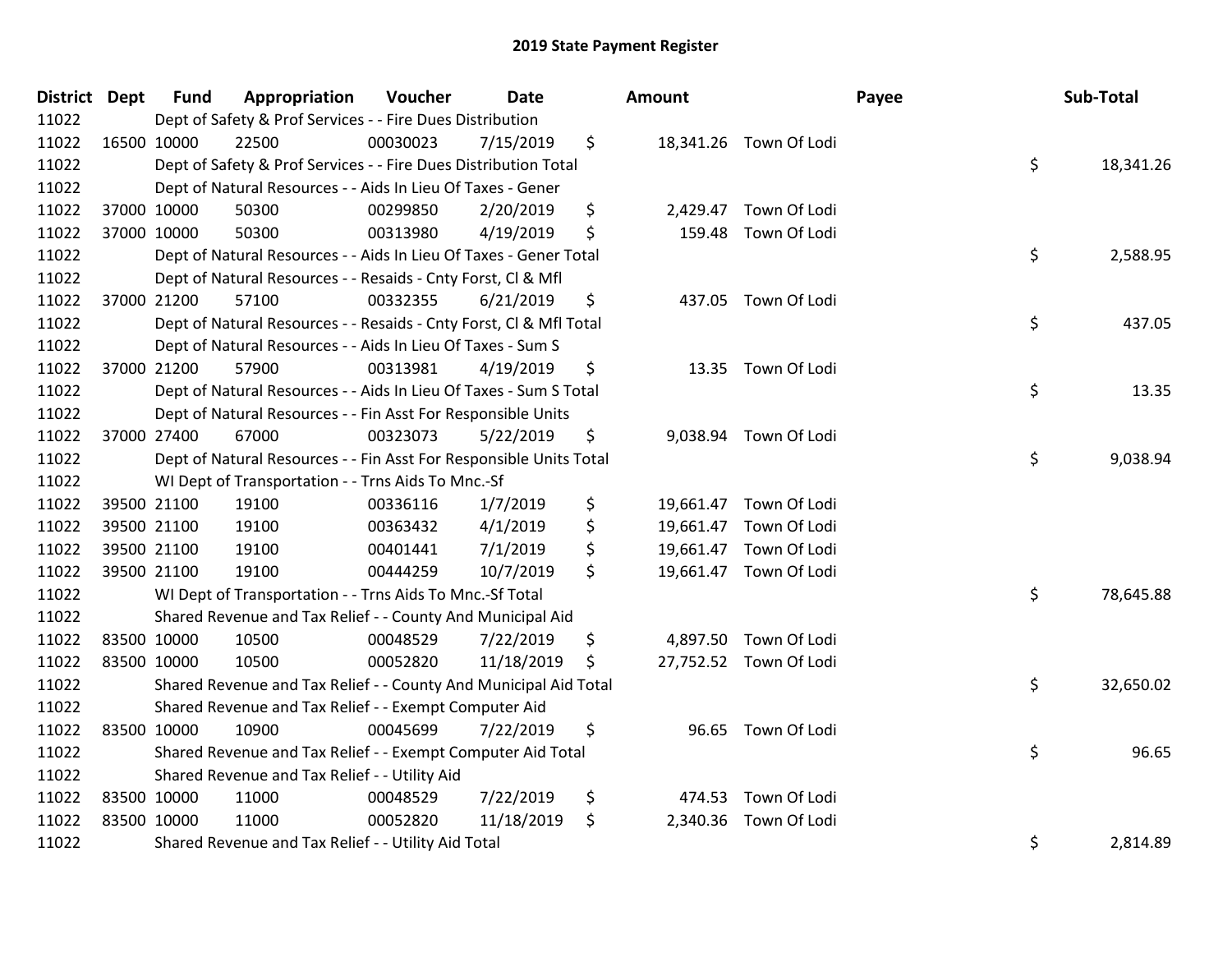# 2019 State Payment Register

| District | Dept | Fund | Appropriation | Voucher | Date | Amount | Payee | Sub-Total |
|---|---|---|---|---|---|---|---|---|
| 11022 | | Dept of Safety & Prof Services - - Fire Dues Distribution | | | | | | |
| 11022 | 16500 | 10000 | 22500 | 00030023 | 7/15/2019 | $ 18,341.26 | Town Of Lodi | |
| 11022 | | Dept of Safety & Prof Services - - Fire Dues Distribution Total | | | | | | $ 18,341.26 |
| 11022 | | Dept of Natural Resources - - Aids In Lieu Of Taxes - Gener | | | | | | |
| 11022 | 37000 | 10000 | 50300 | 00299850 | 2/20/2019 | $ 2,429.47 | Town Of Lodi | |
| 11022 | 37000 | 10000 | 50300 | 00313980 | 4/19/2019 | $ 159.48 | Town Of Lodi | |
| 11022 | | Dept of Natural Resources - - Aids In Lieu Of Taxes - Gener Total | | | | | | $ 2,588.95 |
| 11022 | | Dept of Natural Resources - - Resaids - Cnty Forst, Cl & Mfl | | | | | | |
| 11022 | 37000 | 21200 | 57100 | 00332355 | 6/21/2019 | $ 437.05 | Town Of Lodi | |
| 11022 | | Dept of Natural Resources - - Resaids - Cnty Forst, Cl & Mfl Total | | | | | | $ 437.05 |
| 11022 | | Dept of Natural Resources - - Aids In Lieu Of Taxes - Sum S | | | | | | |
| 11022 | 37000 | 21200 | 57900 | 00313981 | 4/19/2019 | $ 13.35 | Town Of Lodi | |
| 11022 | | Dept of Natural Resources - - Aids In Lieu Of Taxes - Sum S Total | | | | | | $ 13.35 |
| 11022 | | Dept of Natural Resources - - Fin Asst For Responsible Units | | | | | | |
| 11022 | 37000 | 27400 | 67000 | 00323073 | 5/22/2019 | $ 9,038.94 | Town Of Lodi | |
| 11022 | | Dept of Natural Resources - - Fin Asst For Responsible Units Total | | | | | | $ 9,038.94 |
| 11022 | | WI Dept of Transportation - - Trns Aids To Mnc.-Sf | | | | | | |
| 11022 | 39500 | 21100 | 19100 | 00336116 | 1/7/2019 | $ 19,661.47 | Town Of Lodi | |
| 11022 | 39500 | 21100 | 19100 | 00363432 | 4/1/2019 | $ 19,661.47 | Town Of Lodi | |
| 11022 | 39500 | 21100 | 19100 | 00401441 | 7/1/2019 | $ 19,661.47 | Town Of Lodi | |
| 11022 | 39500 | 21100 | 19100 | 00444259 | 10/7/2019 | $ 19,661.47 | Town Of Lodi | |
| 11022 | | WI Dept of Transportation - - Trns Aids To Mnc.-Sf Total | | | | | | $ 78,645.88 |
| 11022 | | Shared Revenue and Tax Relief - - County And Municipal Aid | | | | | | |
| 11022 | 83500 | 10000 | 10500 | 00048529 | 7/22/2019 | $ 4,897.50 | Town Of Lodi | |
| 11022 | 83500 | 10000 | 10500 | 00052820 | 11/18/2019 | $ 27,752.52 | Town Of Lodi | |
| 11022 | | Shared Revenue and Tax Relief - - County And Municipal Aid Total | | | | | | $ 32,650.02 |
| 11022 | | Shared Revenue and Tax Relief - - Exempt Computer Aid | | | | | | |
| 11022 | 83500 | 10000 | 10900 | 00045699 | 7/22/2019 | $ 96.65 | Town Of Lodi | |
| 11022 | | Shared Revenue and Tax Relief - - Exempt Computer Aid Total | | | | | | $ 96.65 |
| 11022 | | Shared Revenue and Tax Relief - - Utility Aid | | | | | | |
| 11022 | 83500 | 10000 | 11000 | 00048529 | 7/22/2019 | $ 474.53 | Town Of Lodi | |
| 11022 | 83500 | 10000 | 11000 | 00052820 | 11/18/2019 | $ 2,340.36 | Town Of Lodi | |
| 11022 | | Shared Revenue and Tax Relief - - Utility Aid Total | | | | | | $ 2,814.89 |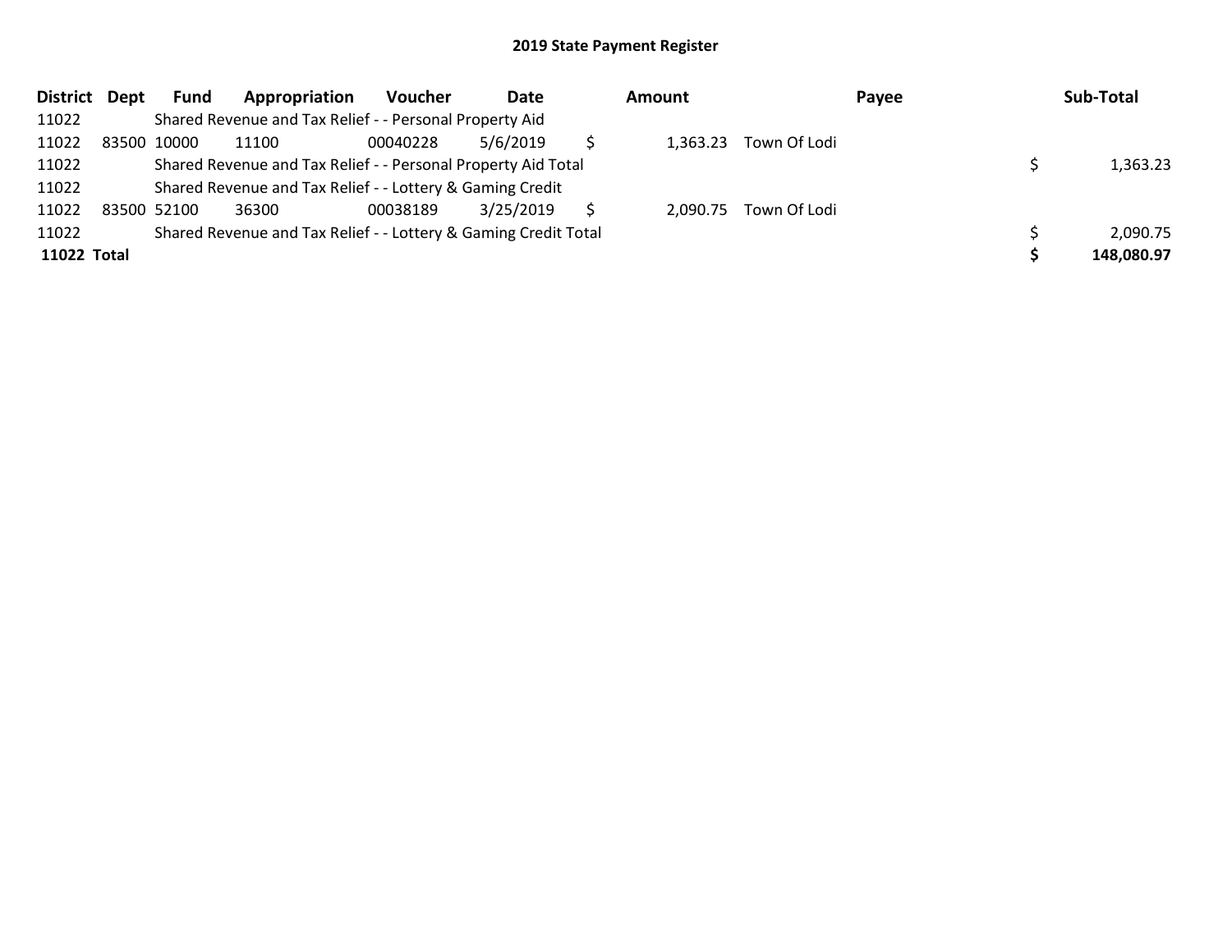## 2019 State Payment Register

| District | Dept | Fund | Appropriation | Voucher | Date | Amount | Payee | Sub-Total |
|---|---|---|---|---|---|---|---|---|
| 11022 | | Shared Revenue and Tax Relief - - Personal Property Aid | | | | | | |
| 11022 | 83500 | 10000 | 11100 | 00040228 | 5/6/2019 | $ 1,363.23 | Town Of Lodi | |
| 11022 | | Shared Revenue and Tax Relief - - Personal Property Aid Total | | | | | | $ 1,363.23 |
| 11022 | | Shared Revenue and Tax Relief - - Lottery & Gaming Credit | | | | | | |
| 11022 | 83500 | 52100 | 36300 | 00038189 | 3/25/2019 | $ 2,090.75 | Town Of Lodi | |
| 11022 | | Shared Revenue and Tax Relief - - Lottery & Gaming Credit Total | | | | | | $ 2,090.75 |
| **11022 Total** | | | | | | | | **$ 148,080.97** |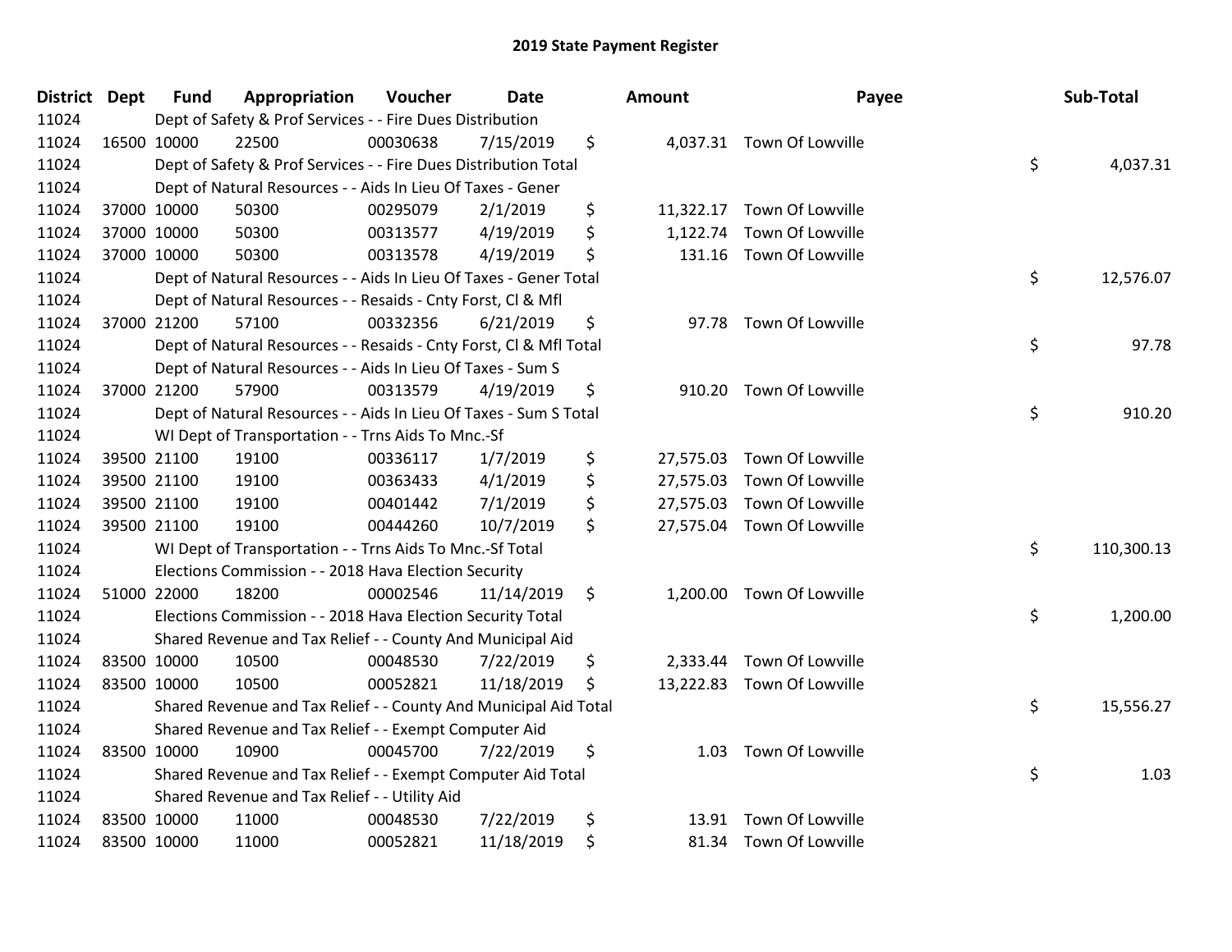# 2019 State Payment Register

| District | Dept | Fund | Appropriation | Voucher | Date | Amount | Payee | Sub-Total |
|---|---|---|---|---|---|---|---|---|
| 11024 | | | Dept of Safety & Prof Services - - Fire Dues Distribution | | | | | |
| 11024 | 16500 | 10000 | 22500 | 00030638 | 7/15/2019 | $ 4,037.31 | Town Of Lowville | |
| 11024 | | | Dept of Safety & Prof Services - - Fire Dues Distribution Total | | | | | $ 4,037.31 |
| 11024 | | | Dept of Natural Resources - - Aids In Lieu Of Taxes - Gener | | | | | |
| 11024 | 37000 | 10000 | 50300 | 00295079 | 2/1/2019 | $ 11,322.17 | Town Of Lowville | |
| 11024 | 37000 | 10000 | 50300 | 00313577 | 4/19/2019 | $ 1,122.74 | Town Of Lowville | |
| 11024 | 37000 | 10000 | 50300 | 00313578 | 4/19/2019 | $ 131.16 | Town Of Lowville | |
| 11024 | | | Dept of Natural Resources - - Aids In Lieu Of Taxes - Gener Total | | | | | $ 12,576.07 |
| 11024 | | | Dept of Natural Resources - - Resaids - Cnty Forst, Cl & Mfl | | | | | |
| 11024 | 37000 | 21200 | 57100 | 00332356 | 6/21/2019 | $ 97.78 | Town Of Lowville | |
| 11024 | | | Dept of Natural Resources - - Resaids - Cnty Forst, Cl & Mfl Total | | | | | $ 97.78 |
| 11024 | | | Dept of Natural Resources - - Aids In Lieu Of Taxes - Sum S | | | | | |
| 11024 | 37000 | 21200 | 57900 | 00313579 | 4/19/2019 | $ 910.20 | Town Of Lowville | |
| 11024 | | | Dept of Natural Resources - - Aids In Lieu Of Taxes - Sum S Total | | | | | $ 910.20 |
| 11024 | | | WI Dept of Transportation - - Trns Aids To Mnc.-Sf | | | | | |
| 11024 | 39500 | 21100 | 19100 | 00336117 | 1/7/2019 | $ 27,575.03 | Town Of Lowville | |
| 11024 | 39500 | 21100 | 19100 | 00363433 | 4/1/2019 | $ 27,575.03 | Town Of Lowville | |
| 11024 | 39500 | 21100 | 19100 | 00401442 | 7/1/2019 | $ 27,575.03 | Town Of Lowville | |
| 11024 | 39500 | 21100 | 19100 | 00444260 | 10/7/2019 | $ 27,575.04 | Town Of Lowville | |
| 11024 | | | WI Dept of Transportation - - Trns Aids To Mnc.-Sf Total | | | | | $ 110,300.13 |
| 11024 | | | Elections Commission - - 2018 Hava Election Security | | | | | |
| 11024 | 51000 | 22000 | 18200 | 00002546 | 11/14/2019 | $ 1,200.00 | Town Of Lowville | |
| 11024 | | | Elections Commission - - 2018 Hava Election Security Total | | | | | $ 1,200.00 |
| 11024 | | | Shared Revenue and Tax Relief - - County And Municipal Aid | | | | | |
| 11024 | 83500 | 10000 | 10500 | 00048530 | 7/22/2019 | $ 2,333.44 | Town Of Lowville | |
| 11024 | 83500 | 10000 | 10500 | 00052821 | 11/18/2019 | $ 13,222.83 | Town Of Lowville | |
| 11024 | | | Shared Revenue and Tax Relief - - County And Municipal Aid Total | | | | | $ 15,556.27 |
| 11024 | | | Shared Revenue and Tax Relief - - Exempt Computer Aid | | | | | |
| 11024 | 83500 | 10000 | 10900 | 00045700 | 7/22/2019 | $ 1.03 | Town Of Lowville | |
| 11024 | | | Shared Revenue and Tax Relief - - Exempt Computer Aid Total | | | | | $ 1.03 |
| 11024 | | | Shared Revenue and Tax Relief - - Utility Aid | | | | | |
| 11024 | 83500 | 10000 | 11000 | 00048530 | 7/22/2019 | $ 13.91 | Town Of Lowville | |
| 11024 | 83500 | 10000 | 11000 | 00052821 | 11/18/2019 | $ 81.34 | Town Of Lowville | |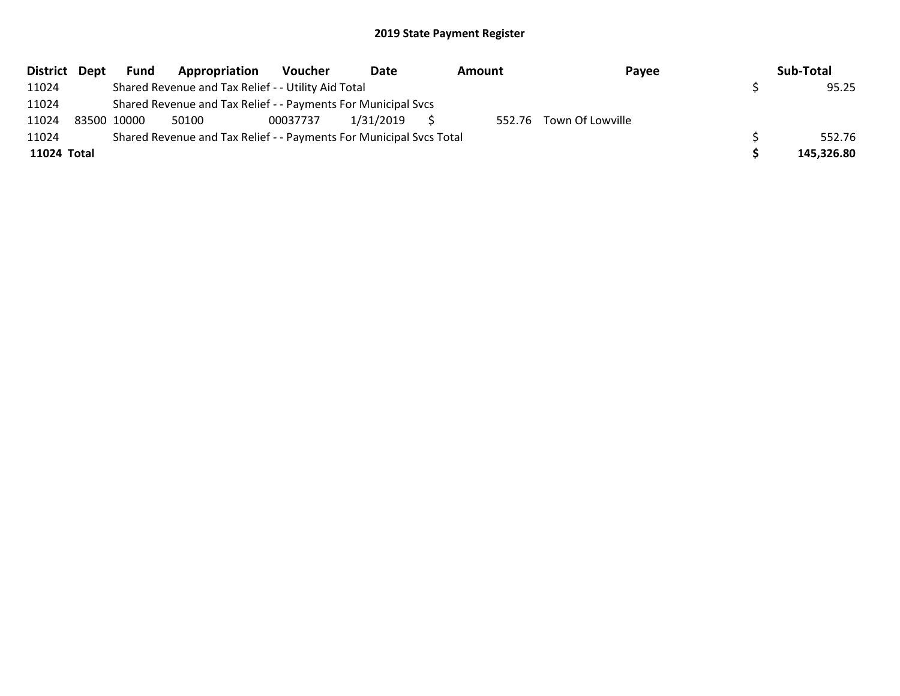## 2019 State Payment Register

| District | Dept | Fund | Appropriation | Voucher | Date | Amount | Payee | Sub-Total |
|---|---|---|---|---|---|---|---|---|
| 11024 | | Shared Revenue and Tax Relief - - Utility Aid Total | | | | | | $ 95.25 |
| 11024 | | Shared Revenue and Tax Relief - - Payments For Municipal Svcs | | | | | | |
| 11024 | 83500 | 10000 | 50100 | 00037737 | 1/31/2019 | $ 552.76 | Town Of Lowville | |
| 11024 | | Shared Revenue and Tax Relief - - Payments For Municipal Svcs Total | | | | | | $ 552.76 |
| **11024** | **Total** | | | | | | | **$ 145,326.80** |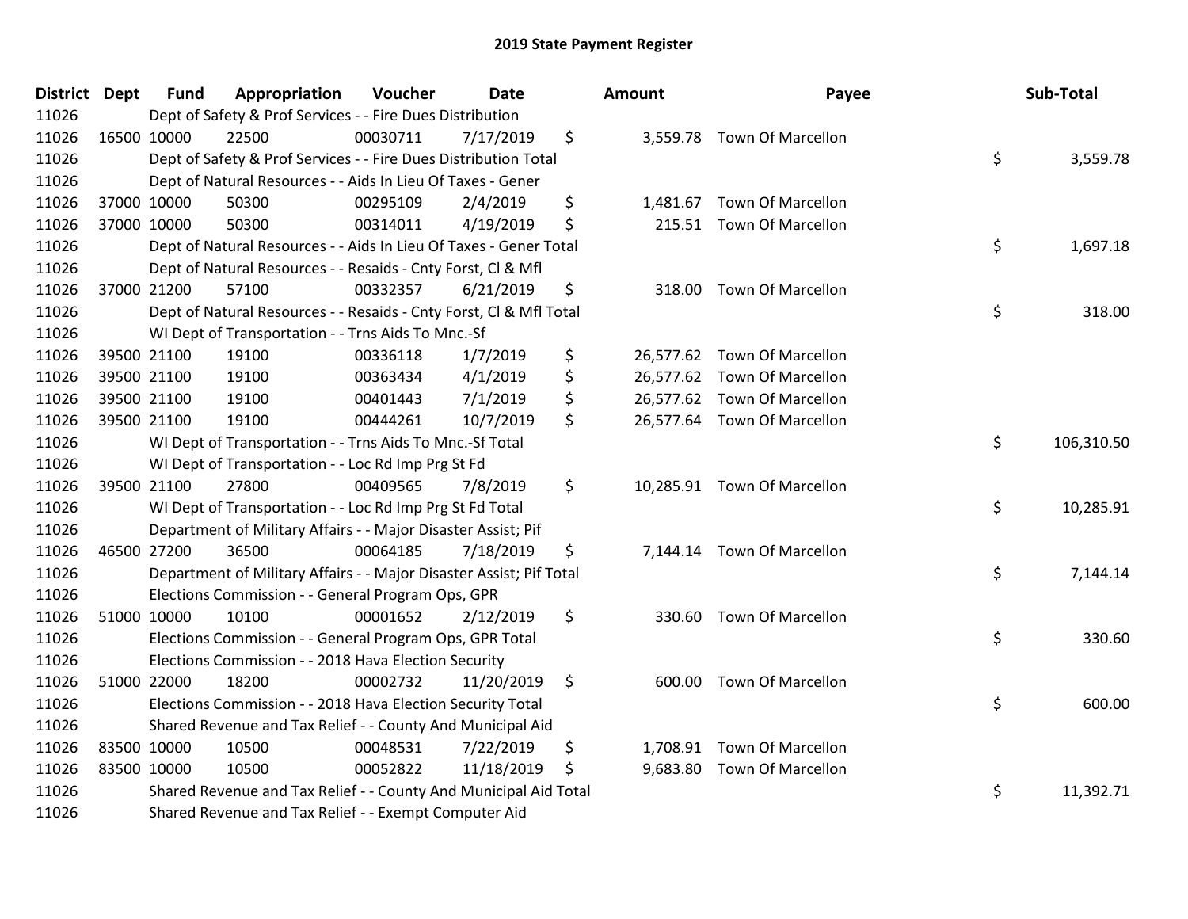# 2019 State Payment Register

| District | Dept | Fund | Appropriation | Voucher | Date | Amount | Payee | Sub-Total |
|---|---|---|---|---|---|---|---|---|
| 11026 | | Dept of Safety & Prof Services - - Fire Dues Distribution | | | | | | |
| 11026 | 16500 | 10000 | 22500 | 00030711 | 7/17/2019 | $ 3,559.78 | Town Of Marcellon | |
| 11026 | | Dept of Safety & Prof Services - - Fire Dues Distribution Total | | | | | | $ 3,559.78 |
| 11026 | | Dept of Natural Resources - - Aids In Lieu Of Taxes - Gener | | | | | | |
| 11026 | 37000 | 10000 | 50300 | 00295109 | 2/4/2019 | $ 1,481.67 | Town Of Marcellon | |
| 11026 | 37000 | 10000 | 50300 | 00314011 | 4/19/2019 | $ 215.51 | Town Of Marcellon | |
| 11026 | | Dept of Natural Resources - - Aids In Lieu Of Taxes - Gener Total | | | | | | $ 1,697.18 |
| 11026 | | Dept of Natural Resources - - Resaids - Cnty Forst, Cl & Mfl | | | | | | |
| 11026 | 37000 | 21200 | 57100 | 00332357 | 6/21/2019 | $ 318.00 | Town Of Marcellon | |
| 11026 | | Dept of Natural Resources - - Resaids - Cnty Forst, Cl & Mfl Total | | | | | | $ 318.00 |
| 11026 | | WI Dept of Transportation - - Trns Aids To Mnc.-Sf | | | | | | |
| 11026 | 39500 | 21100 | 19100 | 00336118 | 1/7/2019 | $ 26,577.62 | Town Of Marcellon | |
| 11026 | 39500 | 21100 | 19100 | 00363434 | 4/1/2019 | $ 26,577.62 | Town Of Marcellon | |
| 11026 | 39500 | 21100 | 19100 | 00401443 | 7/1/2019 | $ 26,577.62 | Town Of Marcellon | |
| 11026 | 39500 | 21100 | 19100 | 00444261 | 10/7/2019 | $ 26,577.64 | Town Of Marcellon | |
| 11026 | | WI Dept of Transportation - - Trns Aids To Mnc.-Sf Total | | | | | | $ 106,310.50 |
| 11026 | | WI Dept of Transportation - - Loc Rd Imp Prg St Fd | | | | | | |
| 11026 | 39500 | 21100 | 27800 | 00409565 | 7/8/2019 | $ 10,285.91 | Town Of Marcellon | |
| 11026 | | WI Dept of Transportation - - Loc Rd Imp Prg St Fd Total | | | | | | $ 10,285.91 |
| 11026 | | Department of Military Affairs - - Major Disaster Assist; Pif | | | | | | |
| 11026 | 46500 | 27200 | 36500 | 00064185 | 7/18/2019 | $ 7,144.14 | Town Of Marcellon | |
| 11026 | | Department of Military Affairs - - Major Disaster Assist; Pif Total | | | | | | $ 7,144.14 |
| 11026 | | Elections Commission - - General Program Ops, GPR | | | | | | |
| 11026 | 51000 | 10000 | 10100 | 00001652 | 2/12/2019 | $ 330.60 | Town Of Marcellon | |
| 11026 | | Elections Commission - - General Program Ops, GPR Total | | | | | | $ 330.60 |
| 11026 | | Elections Commission - - 2018 Hava Election Security | | | | | | |
| 11026 | 51000 | 22000 | 18200 | 00002732 | 11/20/2019 | $ 600.00 | Town Of Marcellon | |
| 11026 | | Elections Commission - - 2018 Hava Election Security Total | | | | | | $ 600.00 |
| 11026 | | Shared Revenue and Tax Relief - - County And Municipal Aid | | | | | | |
| 11026 | 83500 | 10000 | 10500 | 00048531 | 7/22/2019 | $ 1,708.91 | Town Of Marcellon | |
| 11026 | 83500 | 10000 | 10500 | 00052822 | 11/18/2019 | $ 9,683.80 | Town Of Marcellon | |
| 11026 | | Shared Revenue and Tax Relief - - County And Municipal Aid Total | | | | | | $ 11,392.71 |
| 11026 | | Shared Revenue and Tax Relief - - Exempt Computer Aid | | | | | | |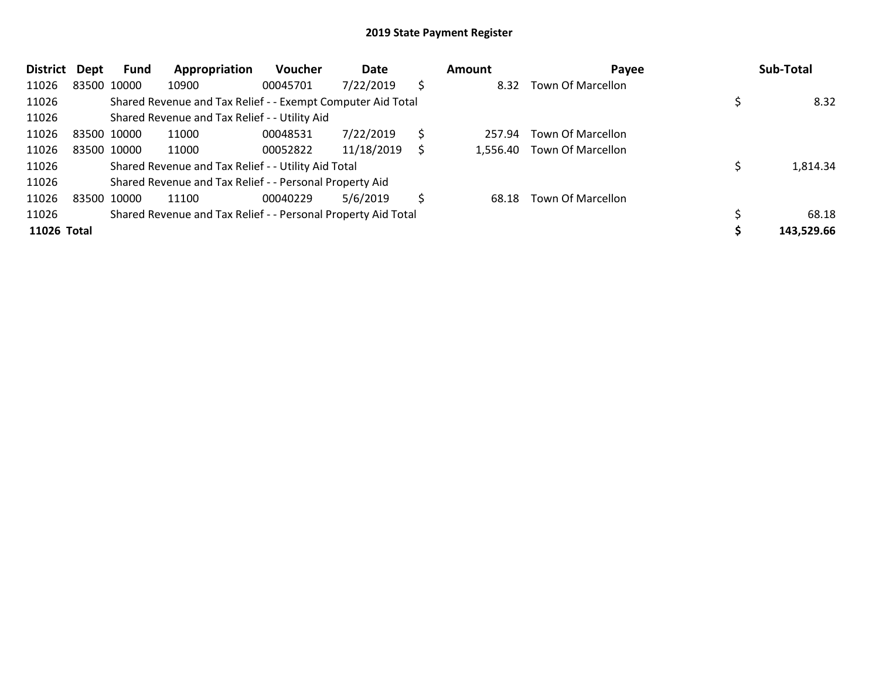# 2019 State Payment Register

| District | Dept | Fund | Appropriation | Voucher | Date | Amount | Payee | Sub-Total |
|---|---|---|---|---|---|---|---|---|
| 11026 | 83500 | 10000 | 10900 | 00045701 | 7/22/2019 | $ 8.32 | Town Of Marcellon | |
| 11026 | | Shared Revenue and Tax Relief - - Exempt Computer Aid Total | | | | | | $ 8.32 |
| 11026 | | Shared Revenue and Tax Relief - - Utility Aid | | | | | | |
| 11026 | 83500 | 10000 | 11000 | 00048531 | 7/22/2019 | $ 257.94 | Town Of Marcellon | |
| 11026 | 83500 | 10000 | 11000 | 00052822 | 11/18/2019 | $ 1,556.40 | Town Of Marcellon | |
| 11026 | | Shared Revenue and Tax Relief - - Utility Aid Total | | | | | | $ 1,814.34 |
| 11026 | | Shared Revenue and Tax Relief - - Personal Property Aid | | | | | | |
| 11026 | 83500 | 10000 | 11100 | 00040229 | 5/6/2019 | $ 68.18 | Town Of Marcellon | |
| 11026 | | Shared Revenue and Tax Relief - - Personal Property Aid Total | | | | | | $ 68.18 |
| **11026 Total** | | | | | | | | **$ 143,529.66** |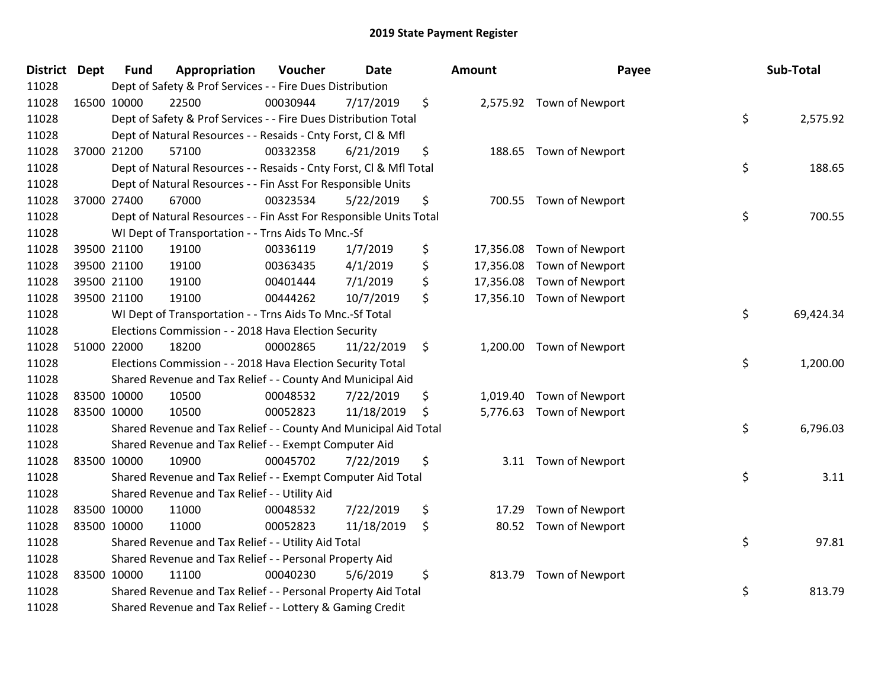# 2019 State Payment Register

| District | Dept | Fund | Appropriation | Voucher | Date | Amount | Payee | Sub-Total |
|---|---|---|---|---|---|---|---|---|
| 11028 | | Dept of Safety & Prof Services - - Fire Dues Distribution | | | | | | |
| 11028 | 16500 | 10000 | 22500 | 00030944 | 7/17/2019 | $ 2,575.92 | Town of Newport | |
| 11028 | | Dept of Safety & Prof Services - - Fire Dues Distribution Total | | | | | | $ 2,575.92 |
| 11028 | | Dept of Natural Resources - - Resaids - Cnty Forst, Cl & Mfl | | | | | | |
| 11028 | 37000 | 21200 | 57100 | 00332358 | 6/21/2019 | $ 188.65 | Town of Newport | |
| 11028 | | Dept of Natural Resources - - Resaids - Cnty Forst, Cl & Mfl Total | | | | | | $ 188.65 |
| 11028 | | Dept of Natural Resources - - Fin Asst For Responsible Units | | | | | | |
| 11028 | 37000 | 27400 | 67000 | 00323534 | 5/22/2019 | $ 700.55 | Town of Newport | |
| 11028 | | Dept of Natural Resources - - Fin Asst For Responsible Units Total | | | | | | $ 700.55 |
| 11028 | | WI Dept of Transportation - - Trns Aids To Mnc.-Sf | | | | | | |
| 11028 | 39500 | 21100 | 19100 | 00336119 | 1/7/2019 | $ 17,356.08 | Town of Newport | |
| 11028 | 39500 | 21100 | 19100 | 00363435 | 4/1/2019 | $ 17,356.08 | Town of Newport | |
| 11028 | 39500 | 21100 | 19100 | 00401444 | 7/1/2019 | $ 17,356.08 | Town of Newport | |
| 11028 | 39500 | 21100 | 19100 | 00444262 | 10/7/2019 | $ 17,356.10 | Town of Newport | |
| 11028 | | WI Dept of Transportation - - Trns Aids To Mnc.-Sf Total | | | | | | $ 69,424.34 |
| 11028 | | Elections Commission - - 2018 Hava Election Security | | | | | | |
| 11028 | 51000 | 22000 | 18200 | 00002865 | 11/22/2019 | $ 1,200.00 | Town of Newport | |
| 11028 | | Elections Commission - - 2018 Hava Election Security Total | | | | | | $ 1,200.00 |
| 11028 | | Shared Revenue and Tax Relief - - County And Municipal Aid | | | | | | |
| 11028 | 83500 | 10000 | 10500 | 00048532 | 7/22/2019 | $ 1,019.40 | Town of Newport | |
| 11028 | 83500 | 10000 | 10500 | 00052823 | 11/18/2019 | $ 5,776.63 | Town of Newport | |
| 11028 | | Shared Revenue and Tax Relief - - County And Municipal Aid Total | | | | | | $ 6,796.03 |
| 11028 | | Shared Revenue and Tax Relief - - Exempt Computer Aid | | | | | | |
| 11028 | 83500 | 10000 | 10900 | 00045702 | 7/22/2019 | $ 3.11 | Town of Newport | |
| 11028 | | Shared Revenue and Tax Relief - - Exempt Computer Aid Total | | | | | | $ 3.11 |
| 11028 | | Shared Revenue and Tax Relief - - Utility Aid | | | | | | |
| 11028 | 83500 | 10000 | 11000 | 00048532 | 7/22/2019 | $ 17.29 | Town of Newport | |
| 11028 | 83500 | 10000 | 11000 | 00052823 | 11/18/2019 | $ 80.52 | Town of Newport | |
| 11028 | | Shared Revenue and Tax Relief - - Utility Aid Total | | | | | | $ 97.81 |
| 11028 | | Shared Revenue and Tax Relief - - Personal Property Aid | | | | | | |
| 11028 | 83500 | 10000 | 11100 | 00040230 | 5/6/2019 | $ 813.79 | Town of Newport | |
| 11028 | | Shared Revenue and Tax Relief - - Personal Property Aid Total | | | | | | $ 813.79 |
| 11028 | | Shared Revenue and Tax Relief - - Lottery & Gaming Credit | | | | | | |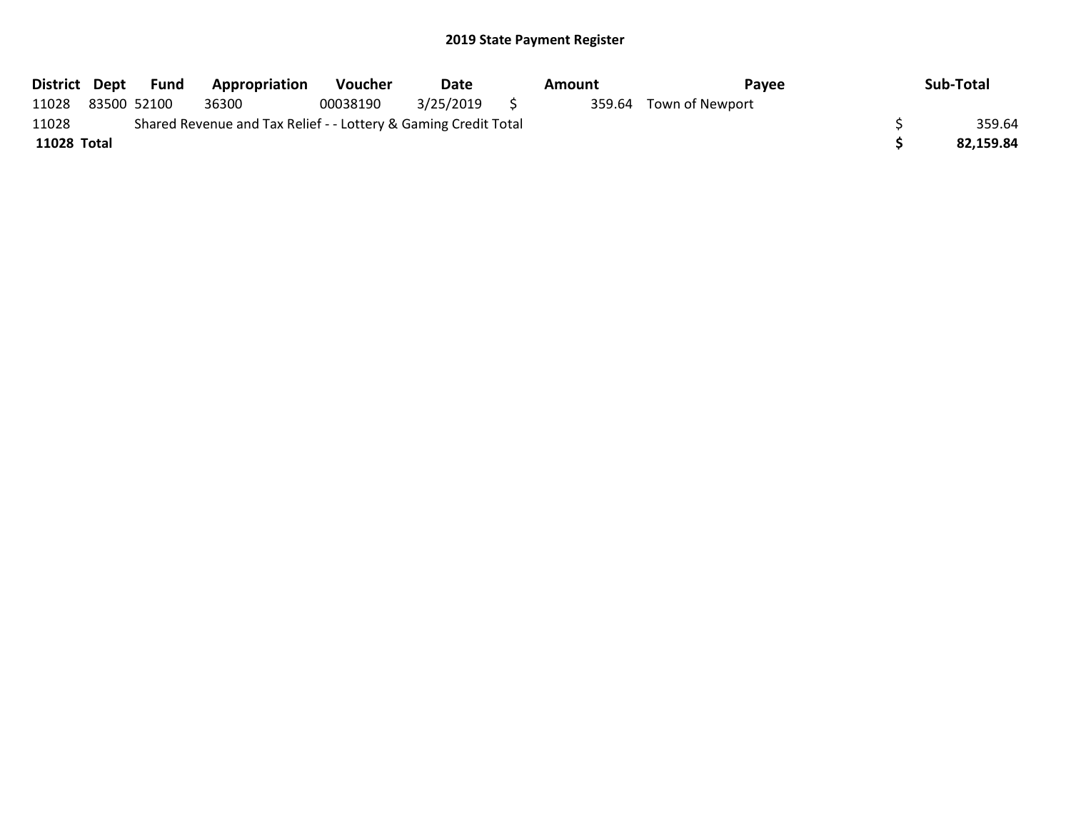## 2019 State Payment Register

| District | Dept | Fund | Appropriation | Voucher | Date | Amount | Payee | Sub-Total |
|---|---|---|---|---|---|---|---|---|
| 11028 | 83500 | 52100 | 36300 | 00038190 | 3/25/2019 | $ 359.64 | Town of Newport | |
| 11028 | | Shared Revenue and Tax Relief - - Lottery & Gaming Credit Total | | | | | | $ 359.64 |
| **11028 Total** | | | | | | | | **$ 82,159.84** |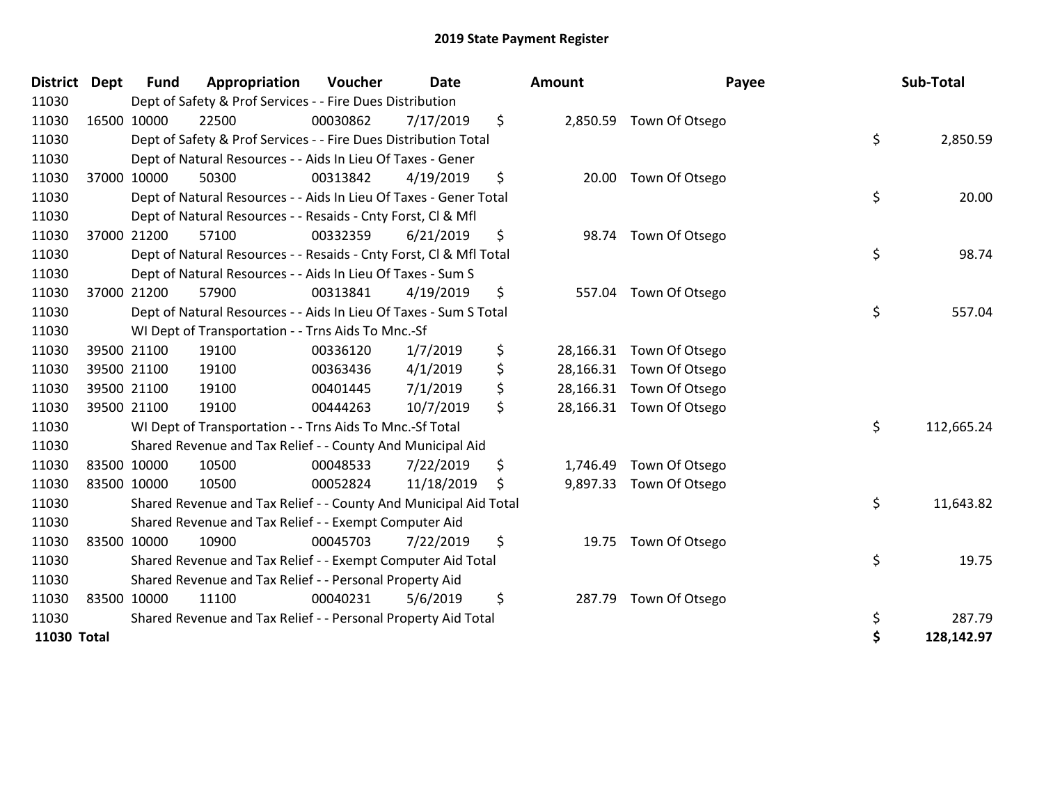# 2019 State Payment Register

| District | Dept | Fund | Appropriation | Voucher | Date | Amount | Payee | Sub-Total |
|---|---|---|---|---|---|---|---|---|
| 11030 | | Dept of Safety & Prof Services - - Fire Dues Distribution | | | | | | |
| 11030 | 16500 | 10000 | 22500 | 00030862 | 7/17/2019 | $ 2,850.59 | Town Of Otsego | |
| 11030 | | Dept of Safety & Prof Services - - Fire Dues Distribution Total | | | | | | $ 2,850.59 |
| 11030 | | Dept of Natural Resources - - Aids In Lieu Of Taxes - Gener | | | | | | |
| 11030 | 37000 | 10000 | 50300 | 00313842 | 4/19/2019 | $ 20.00 | Town Of Otsego | |
| 11030 | | Dept of Natural Resources - - Aids In Lieu Of Taxes - Gener Total | | | | | | $ 20.00 |
| 11030 | | Dept of Natural Resources - - Resaids - Cnty Forst, Cl & Mfl | | | | | | |
| 11030 | 37000 | 21200 | 57100 | 00332359 | 6/21/2019 | $ 98.74 | Town Of Otsego | |
| 11030 | | Dept of Natural Resources - - Resaids - Cnty Forst, Cl & Mfl Total | | | | | | $ 98.74 |
| 11030 | | Dept of Natural Resources - - Aids In Lieu Of Taxes - Sum S | | | | | | |
| 11030 | 37000 | 21200 | 57900 | 00313841 | 4/19/2019 | $ 557.04 | Town Of Otsego | |
| 11030 | | Dept of Natural Resources - - Aids In Lieu Of Taxes - Sum S Total | | | | | | $ 557.04 |
| 11030 | | WI Dept of Transportation - - Trns Aids To Mnc.-Sf | | | | | | |
| 11030 | 39500 | 21100 | 19100 | 00336120 | 1/7/2019 | $ 28,166.31 | Town Of Otsego | |
| 11030 | 39500 | 21100 | 19100 | 00363436 | 4/1/2019 | $ 28,166.31 | Town Of Otsego | |
| 11030 | 39500 | 21100 | 19100 | 00401445 | 7/1/2019 | $ 28,166.31 | Town Of Otsego | |
| 11030 | 39500 | 21100 | 19100 | 00444263 | 10/7/2019 | $ 28,166.31 | Town Of Otsego | |
| 11030 | | WI Dept of Transportation - - Trns Aids To Mnc.-Sf Total | | | | | | $ 112,665.24 |
| 11030 | | Shared Revenue and Tax Relief - - County And Municipal Aid | | | | | | |
| 11030 | 83500 | 10000 | 10500 | 00048533 | 7/22/2019 | $ 1,746.49 | Town Of Otsego | |
| 11030 | 83500 | 10000 | 10500 | 00052824 | 11/18/2019 | $ 9,897.33 | Town Of Otsego | |
| 11030 | | Shared Revenue and Tax Relief - - County And Municipal Aid Total | | | | | | $ 11,643.82 |
| 11030 | | Shared Revenue and Tax Relief - - Exempt Computer Aid | | | | | | |
| 11030 | 83500 | 10000 | 10900 | 00045703 | 7/22/2019 | $ 19.75 | Town Of Otsego | |
| 11030 | | Shared Revenue and Tax Relief - - Exempt Computer Aid Total | | | | | | $ 19.75 |
| 11030 | | Shared Revenue and Tax Relief - - Personal Property Aid | | | | | | |
| 11030 | 83500 | 10000 | 11100 | 00040231 | 5/6/2019 | $ 287.79 | Town Of Otsego | |
| 11030 | | Shared Revenue and Tax Relief - - Personal Property Aid Total | | | | | | $ 287.79 |
| **11030 Total** | | | | | | | | **$ 128,142.97** |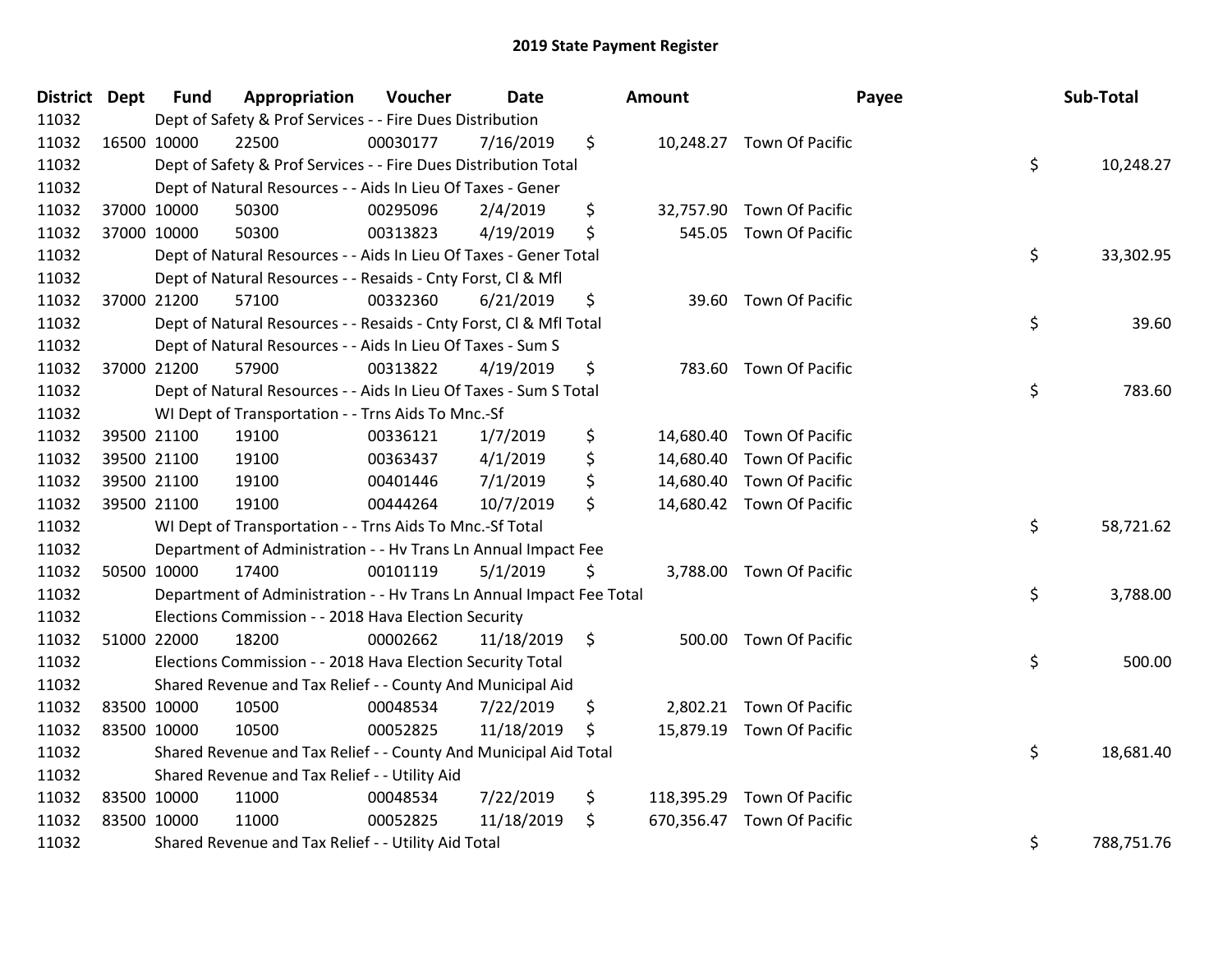# 2019 State Payment Register

| District | Dept | Fund | Appropriation | Voucher | Date | Amount | Payee | Sub-Total |
|---|---|---|---|---|---|---|---|---|
| 11032 | | Dept of Safety & Prof Services - - Fire Dues Distribution | | | | | | |
| 11032 | 16500 | 10000 | 22500 | 00030177 | 7/16/2019 | $ 10,248.27 | Town Of Pacific | |
| 11032 | | Dept of Safety & Prof Services - - Fire Dues Distribution Total | | | | | | $ 10,248.27 |
| 11032 | | Dept of Natural Resources - - Aids In Lieu Of Taxes - Gener | | | | | | |
| 11032 | 37000 | 10000 | 50300 | 00295096 | 2/4/2019 | $ 32,757.90 | Town Of Pacific | |
| 11032 | 37000 | 10000 | 50300 | 00313823 | 4/19/2019 | $ 545.05 | Town Of Pacific | |
| 11032 | | Dept of Natural Resources - - Aids In Lieu Of Taxes - Gener Total | | | | | | $ 33,302.95 |
| 11032 | | Dept of Natural Resources - - Resaids - Cnty Forst, Cl & Mfl | | | | | | |
| 11032 | 37000 | 21200 | 57100 | 00332360 | 6/21/2019 | $ 39.60 | Town Of Pacific | |
| 11032 | | Dept of Natural Resources - - Resaids - Cnty Forst, Cl & Mfl Total | | | | | | $ 39.60 |
| 11032 | | Dept of Natural Resources - - Aids In Lieu Of Taxes - Sum S | | | | | | |
| 11032 | 37000 | 21200 | 57900 | 00313822 | 4/19/2019 | $ 783.60 | Town Of Pacific | |
| 11032 | | Dept of Natural Resources - - Aids In Lieu Of Taxes - Sum S Total | | | | | | $ 783.60 |
| 11032 | | WI Dept of Transportation - - Trns Aids To Mnc.-Sf | | | | | | |
| 11032 | 39500 | 21100 | 19100 | 00336121 | 1/7/2019 | $ 14,680.40 | Town Of Pacific | |
| 11032 | 39500 | 21100 | 19100 | 00363437 | 4/1/2019 | $ 14,680.40 | Town Of Pacific | |
| 11032 | 39500 | 21100 | 19100 | 00401446 | 7/1/2019 | $ 14,680.40 | Town Of Pacific | |
| 11032 | 39500 | 21100 | 19100 | 00444264 | 10/7/2019 | $ 14,680.42 | Town Of Pacific | |
| 11032 | | WI Dept of Transportation - - Trns Aids To Mnc.-Sf Total | | | | | | $ 58,721.62 |
| 11032 | | Department of Administration - - Hv Trans Ln Annual Impact Fee | | | | | | |
| 11032 | 50500 | 10000 | 17400 | 00101119 | 5/1/2019 | $ 3,788.00 | Town Of Pacific | |
| 11032 | | Department of Administration - - Hv Trans Ln Annual Impact Fee Total | | | | | | $ 3,788.00 |
| 11032 | | Elections Commission - - 2018 Hava Election Security | | | | | | |
| 11032 | 51000 | 22000 | 18200 | 00002662 | 11/18/2019 | $ 500.00 | Town Of Pacific | |
| 11032 | | Elections Commission - - 2018 Hava Election Security Total | | | | | | $ 500.00 |
| 11032 | | Shared Revenue and Tax Relief - - County And Municipal Aid | | | | | | |
| 11032 | 83500 | 10000 | 10500 | 00048534 | 7/22/2019 | $ 2,802.21 | Town Of Pacific | |
| 11032 | 83500 | 10000 | 10500 | 00052825 | 11/18/2019 | $ 15,879.19 | Town Of Pacific | |
| 11032 | | Shared Revenue and Tax Relief - - County And Municipal Aid Total | | | | | | $ 18,681.40 |
| 11032 | | Shared Revenue and Tax Relief - - Utility Aid | | | | | | |
| 11032 | 83500 | 10000 | 11000 | 00048534 | 7/22/2019 | $ 118,395.29 | Town Of Pacific | |
| 11032 | 83500 | 10000 | 11000 | 00052825 | 11/18/2019 | $ 670,356.47 | Town Of Pacific | |
| 11032 | | Shared Revenue and Tax Relief - - Utility Aid Total | | | | | | $ 788,751.76 |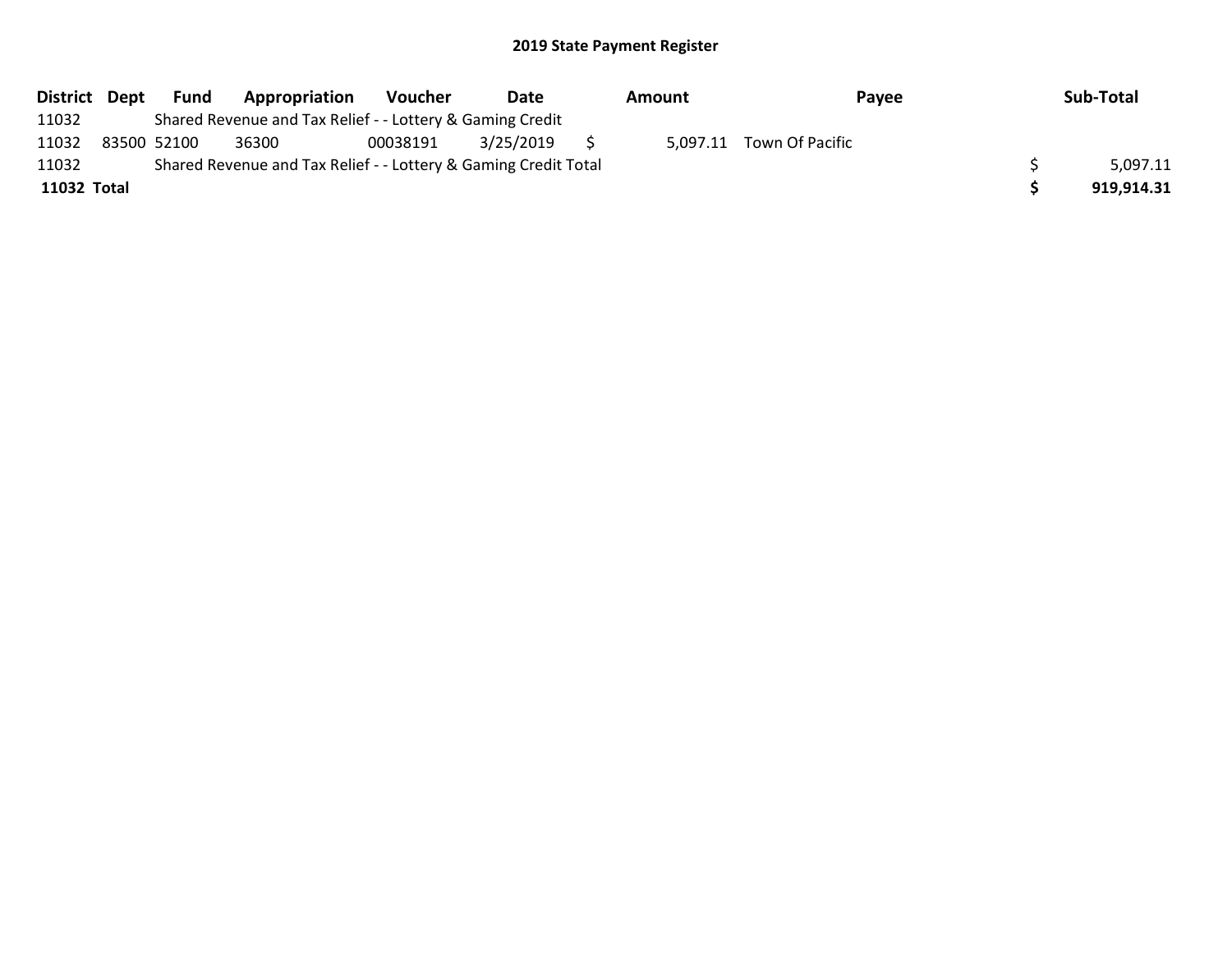# 2019 State Payment Register

| District | Dept | Fund | Appropriation | Voucher | Date | Amount | Payee | Sub-Total |
|---|---|---|---|---|---|---|---|---|
| 11032 | | Shared Revenue and Tax Relief - - Lottery & Gaming Credit | | | | | | |
| 11032 | 83500 | 52100 | 36300 | 00038191 | 3/25/2019 | $ 5,097.11 | Town Of Pacific | |
| 11032 | | Shared Revenue and Tax Relief - - Lottery & Gaming Credit Total | | | | | | $ 5,097.11 |
| **11032 Total** | | | | | | | | **$ 919,914.31** |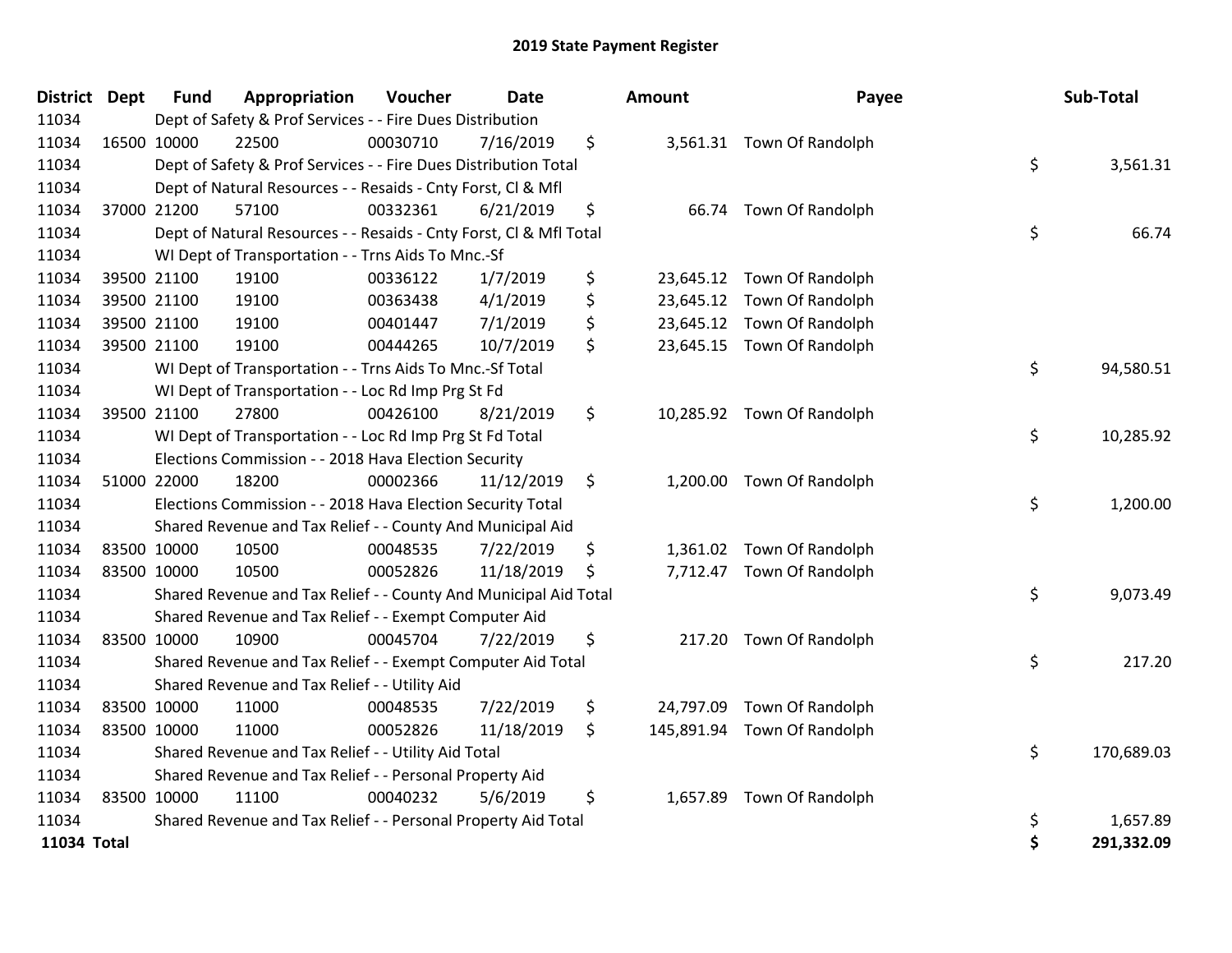# 2019 State Payment Register

| District | Dept | Fund | Appropriation | Voucher | Date | Amount | Payee | Sub-Total |
|---|---|---|---|---|---|---|---|---|
| 11034 | | Dept of Safety & Prof Services - - Fire Dues Distribution | | | | | | |
| 11034 | 16500 | 10000 | 22500 | 00030710 | 7/16/2019 | $ 3,561.31 | Town Of Randolph | |
| 11034 | | Dept of Safety & Prof Services - - Fire Dues Distribution Total | | | | | | $ 3,561.31 |
| 11034 | | Dept of Natural Resources - - Resaids - Cnty Forst, Cl & Mfl | | | | | | |
| 11034 | 37000 | 21200 | 57100 | 00332361 | 6/21/2019 | $ 66.74 | Town Of Randolph | |
| 11034 | | Dept of Natural Resources - - Resaids - Cnty Forst, Cl & Mfl Total | | | | | | $ 66.74 |
| 11034 | | WI Dept of Transportation - - Trns Aids To Mnc.-Sf | | | | | | |
| 11034 | 39500 | 21100 | 19100 | 00336122 | 1/7/2019 | $ 23,645.12 | Town Of Randolph | |
| 11034 | 39500 | 21100 | 19100 | 00363438 | 4/1/2019 | $ 23,645.12 | Town Of Randolph | |
| 11034 | 39500 | 21100 | 19100 | 00401447 | 7/1/2019 | $ 23,645.12 | Town Of Randolph | |
| 11034 | 39500 | 21100 | 19100 | 00444265 | 10/7/2019 | $ 23,645.15 | Town Of Randolph | |
| 11034 | | WI Dept of Transportation - - Trns Aids To Mnc.-Sf Total | | | | | | $ 94,580.51 |
| 11034 | | WI Dept of Transportation - - Loc Rd Imp Prg St Fd | | | | | | |
| 11034 | 39500 | 21100 | 27800 | 00426100 | 8/21/2019 | $ 10,285.92 | Town Of Randolph | |
| 11034 | | WI Dept of Transportation - - Loc Rd Imp Prg St Fd Total | | | | | | $ 10,285.92 |
| 11034 | | Elections Commission - - 2018 Hava Election Security | | | | | | |
| 11034 | 51000 | 22000 | 18200 | 00002366 | 11/12/2019 | $ 1,200.00 | Town Of Randolph | |
| 11034 | | Elections Commission - - 2018 Hava Election Security Total | | | | | | $ 1,200.00 |
| 11034 | | Shared Revenue and Tax Relief - - County And Municipal Aid | | | | | | |
| 11034 | 83500 | 10000 | 10500 | 00048535 | 7/22/2019 | $ 1,361.02 | Town Of Randolph | |
| 11034 | 83500 | 10000 | 10500 | 00052826 | 11/18/2019 | $ 7,712.47 | Town Of Randolph | |
| 11034 | | Shared Revenue and Tax Relief - - County And Municipal Aid Total | | | | | | $ 9,073.49 |
| 11034 | | Shared Revenue and Tax Relief - - Exempt Computer Aid | | | | | | |
| 11034 | 83500 | 10000 | 10900 | 00045704 | 7/22/2019 | $ 217.20 | Town Of Randolph | |
| 11034 | | Shared Revenue and Tax Relief - - Exempt Computer Aid Total | | | | | | $ 217.20 |
| 11034 | | Shared Revenue and Tax Relief - - Utility Aid | | | | | | |
| 11034 | 83500 | 10000 | 11000 | 00048535 | 7/22/2019 | $ 24,797.09 | Town Of Randolph | |
| 11034 | 83500 | 10000 | 11000 | 00052826 | 11/18/2019 | $ 145,891.94 | Town Of Randolph | |
| 11034 | | Shared Revenue and Tax Relief - - Utility Aid Total | | | | | | $ 170,689.03 |
| 11034 | | Shared Revenue and Tax Relief - - Personal Property Aid | | | | | | |
| 11034 | 83500 | 10000 | 11100 | 00040232 | 5/6/2019 | $ 1,657.89 | Town Of Randolph | |
| 11034 | | Shared Revenue and Tax Relief - - Personal Property Aid Total | | | | | | $ 1,657.89 |
| **11034 Total** | | | | | | | | **$ 291,332.09** |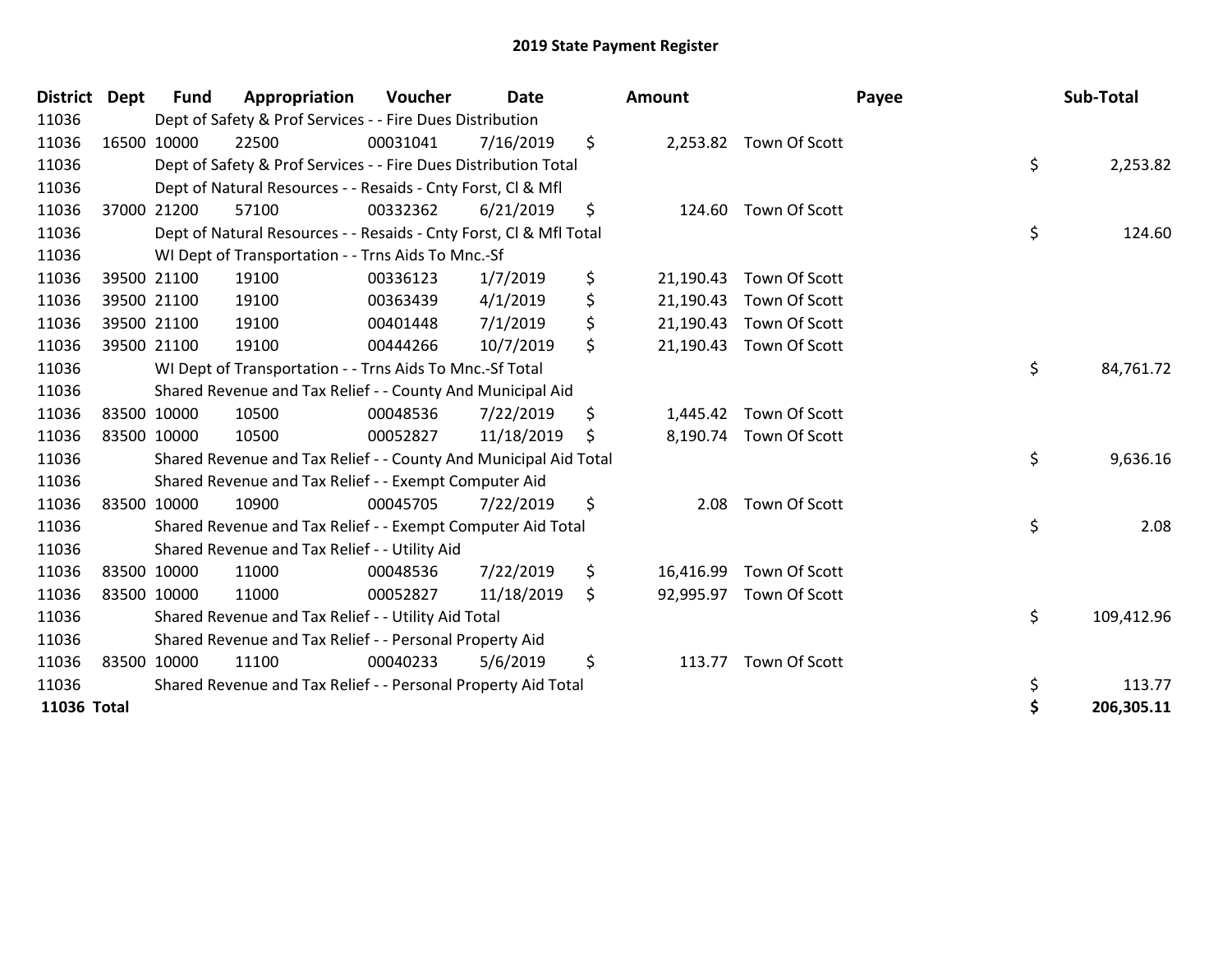# 2019 State Payment Register

| District | Dept | Fund | Appropriation | Voucher | Date | Amount | Payee | Sub-Total |
|---|---|---|---|---|---|---|---|---|
| 11036 | | Dept of Safety & Prof Services - - Fire Dues Distribution | | | | | | |
| 11036 | 16500 | 10000 | 22500 | 00031041 | 7/16/2019 | $ 2,253.82 | Town Of Scott | |
| 11036 | | Dept of Safety & Prof Services - - Fire Dues Distribution Total | | | | | | $ 2,253.82 |
| 11036 | | Dept of Natural Resources - - Resaids - Cnty Forst, Cl & Mfl | | | | | | |
| 11036 | 37000 | 21200 | 57100 | 00332362 | 6/21/2019 | $ 124.60 | Town Of Scott | |
| 11036 | | Dept of Natural Resources - - Resaids - Cnty Forst, Cl & Mfl Total | | | | | | $ 124.60 |
| 11036 | | WI Dept of Transportation - - Trns Aids To Mnc.-Sf | | | | | | |
| 11036 | 39500 | 21100 | 19100 | 00336123 | 1/7/2019 | $ 21,190.43 | Town Of Scott | |
| 11036 | 39500 | 21100 | 19100 | 00363439 | 4/1/2019 | $ 21,190.43 | Town Of Scott | |
| 11036 | 39500 | 21100 | 19100 | 00401448 | 7/1/2019 | $ 21,190.43 | Town Of Scott | |
| 11036 | 39500 | 21100 | 19100 | 00444266 | 10/7/2019 | $ 21,190.43 | Town Of Scott | |
| 11036 | | WI Dept of Transportation - - Trns Aids To Mnc.-Sf Total | | | | | | $ 84,761.72 |
| 11036 | | Shared Revenue and Tax Relief - - County And Municipal Aid | | | | | | |
| 11036 | 83500 | 10000 | 10500 | 00048536 | 7/22/2019 | $ 1,445.42 | Town Of Scott | |
| 11036 | 83500 | 10000 | 10500 | 00052827 | 11/18/2019 | $ 8,190.74 | Town Of Scott | |
| 11036 | | Shared Revenue and Tax Relief - - County And Municipal Aid Total | | | | | | $ 9,636.16 |
| 11036 | | Shared Revenue and Tax Relief - - Exempt Computer Aid | | | | | | |
| 11036 | 83500 | 10000 | 10900 | 00045705 | 7/22/2019 | $ 2.08 | Town Of Scott | |
| 11036 | | Shared Revenue and Tax Relief - - Exempt Computer Aid Total | | | | | | $ 2.08 |
| 11036 | | Shared Revenue and Tax Relief - - Utility Aid | | | | | | |
| 11036 | 83500 | 10000 | 11000 | 00048536 | 7/22/2019 | $ 16,416.99 | Town Of Scott | |
| 11036 | 83500 | 10000 | 11000 | 00052827 | 11/18/2019 | $ 92,995.97 | Town Of Scott | |
| 11036 | | Shared Revenue and Tax Relief - - Utility Aid Total | | | | | | $ 109,412.96 |
| 11036 | | Shared Revenue and Tax Relief - - Personal Property Aid | | | | | | |
| 11036 | 83500 | 10000 | 11100 | 00040233 | 5/6/2019 | $ 113.77 | Town Of Scott | |
| 11036 | | Shared Revenue and Tax Relief - - Personal Property Aid Total | | | | | | $ 113.77 |
| **11036 Total** | | | | | | | | **$ 206,305.11** |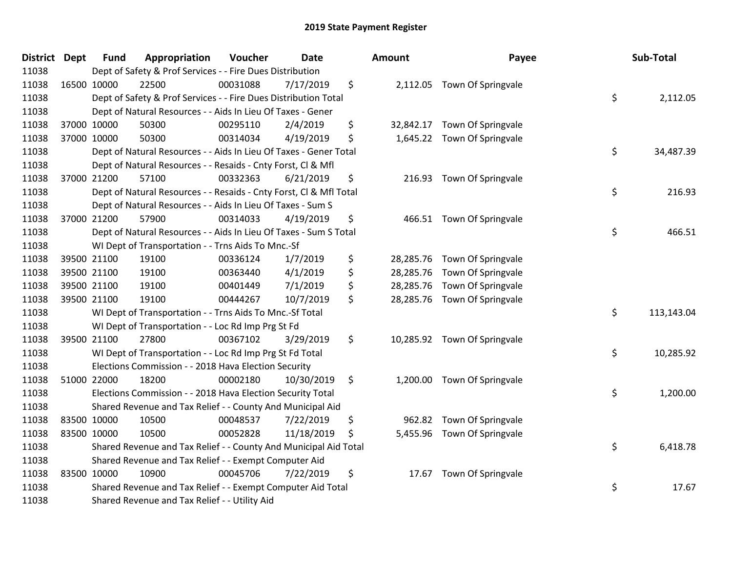# 2019 State Payment Register

| District | Dept | Fund | Appropriation | Voucher | Date | Amount | Payee | Sub-Total |
|---|---|---|---|---|---|---|---|---|
| 11038 | | Dept of Safety & Prof Services - - Fire Dues Distribution | | | | | | |
| 11038 | 16500 | 10000 | 22500 | 00031088 | 7/17/2019 | $ 2,112.05 | Town Of Springvale | |
| 11038 | | Dept of Safety & Prof Services - - Fire Dues Distribution Total | | | | | | $ 2,112.05 |
| 11038 | | Dept of Natural Resources - - Aids In Lieu Of Taxes - Gener | | | | | | |
| 11038 | 37000 | 10000 | 50300 | 00295110 | 2/4/2019 | $ 32,842.17 | Town Of Springvale | |
| 11038 | 37000 | 10000 | 50300 | 00314034 | 4/19/2019 | $ 1,645.22 | Town Of Springvale | |
| 11038 | | Dept of Natural Resources - - Aids In Lieu Of Taxes - Gener Total | | | | | | $ 34,487.39 |
| 11038 | | Dept of Natural Resources - - Resaids - Cnty Forst, Cl & Mfl | | | | | | |
| 11038 | 37000 | 21200 | 57100 | 00332363 | 6/21/2019 | $ 216.93 | Town Of Springvale | |
| 11038 | | Dept of Natural Resources - - Resaids - Cnty Forst, Cl & Mfl Total | | | | | | $ 216.93 |
| 11038 | | Dept of Natural Resources - - Aids In Lieu Of Taxes - Sum S | | | | | | |
| 11038 | 37000 | 21200 | 57900 | 00314033 | 4/19/2019 | $ 466.51 | Town Of Springvale | |
| 11038 | | Dept of Natural Resources - - Aids In Lieu Of Taxes - Sum S Total | | | | | | $ 466.51 |
| 11038 | | WI Dept of Transportation - - Trns Aids To Mnc.-Sf | | | | | | |
| 11038 | 39500 | 21100 | 19100 | 00336124 | 1/7/2019 | $ 28,285.76 | Town Of Springvale | |
| 11038 | 39500 | 21100 | 19100 | 00363440 | 4/1/2019 | $ 28,285.76 | Town Of Springvale | |
| 11038 | 39500 | 21100 | 19100 | 00401449 | 7/1/2019 | $ 28,285.76 | Town Of Springvale | |
| 11038 | 39500 | 21100 | 19100 | 00444267 | 10/7/2019 | $ 28,285.76 | Town Of Springvale | |
| 11038 | | WI Dept of Transportation - - Trns Aids To Mnc.-Sf Total | | | | | | $ 113,143.04 |
| 11038 | | WI Dept of Transportation - - Loc Rd Imp Prg St Fd | | | | | | |
| 11038 | 39500 | 21100 | 27800 | 00367102 | 3/29/2019 | $ 10,285.92 | Town Of Springvale | |
| 11038 | | WI Dept of Transportation - - Loc Rd Imp Prg St Fd Total | | | | | | $ 10,285.92 |
| 11038 | | Elections Commission - - 2018 Hava Election Security | | | | | | |
| 11038 | 51000 | 22000 | 18200 | 00002180 | 10/30/2019 | $ 1,200.00 | Town Of Springvale | |
| 11038 | | Elections Commission - - 2018 Hava Election Security Total | | | | | | $ 1,200.00 |
| 11038 | | Shared Revenue and Tax Relief - - County And Municipal Aid | | | | | | |
| 11038 | 83500 | 10000 | 10500 | 00048537 | 7/22/2019 | $ 962.82 | Town Of Springvale | |
| 11038 | 83500 | 10000 | 10500 | 00052828 | 11/18/2019 | $ 5,455.96 | Town Of Springvale | |
| 11038 | | Shared Revenue and Tax Relief - - County And Municipal Aid Total | | | | | | $ 6,418.78 |
| 11038 | | Shared Revenue and Tax Relief - - Exempt Computer Aid | | | | | | |
| 11038 | 83500 | 10000 | 10900 | 00045706 | 7/22/2019 | $ 17.67 | Town Of Springvale | |
| 11038 | | Shared Revenue and Tax Relief - - Exempt Computer Aid Total | | | | | | $ 17.67 |
| 11038 | | Shared Revenue and Tax Relief - - Utility Aid | | | | | | |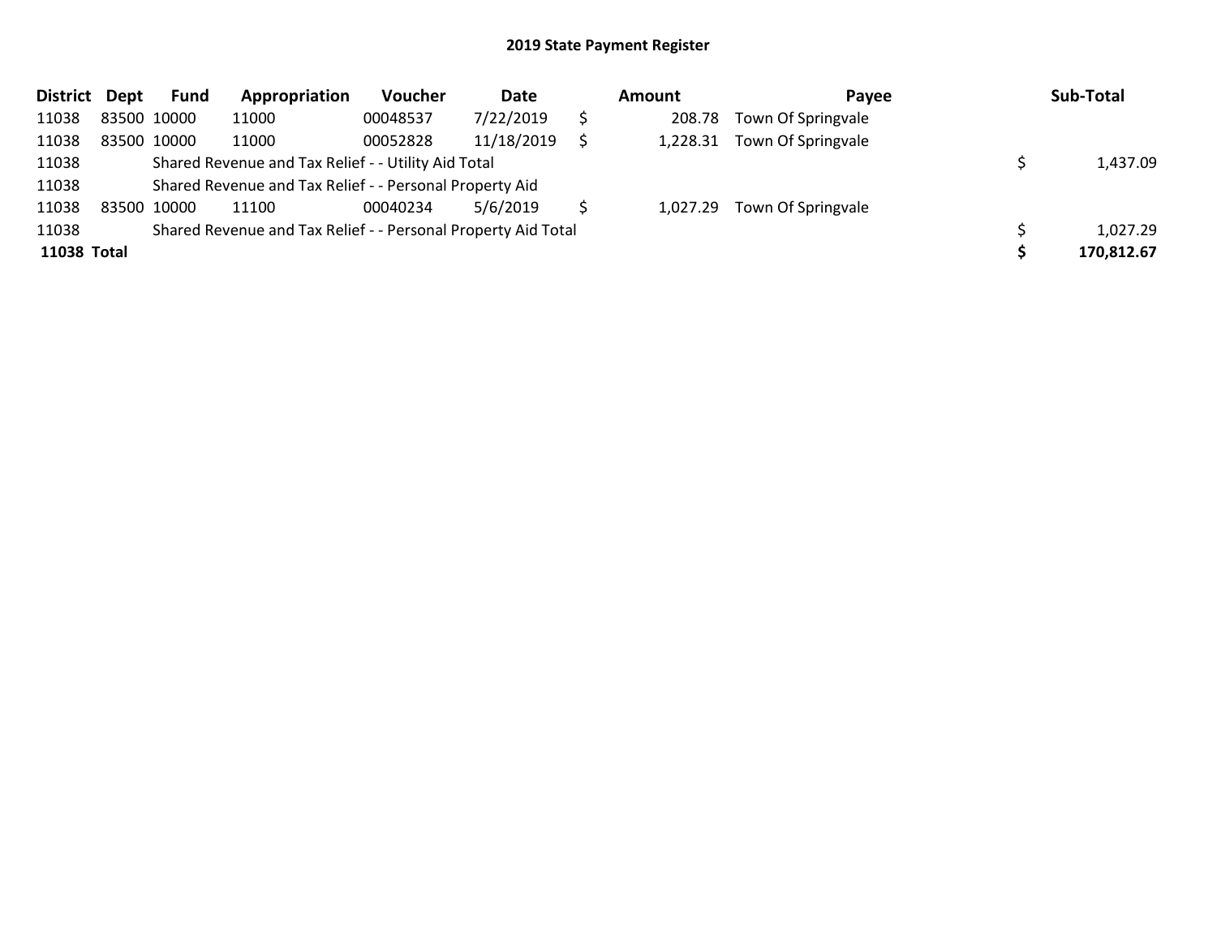# 2019 State Payment Register

| District | Dept | Fund | Appropriation | Voucher | Date | Amount | Payee | Sub-Total |
|---|---|---|---|---|---|---|---|---|
| 11038 | 83500 | 10000 | 11000 | 00048537 | 7/22/2019 | $ 208.78 | Town Of Springvale | |
| 11038 | 83500 | 10000 | 11000 | 00052828 | 11/18/2019 | $ 1,228.31 | Town Of Springvale | |
| 11038 | | Shared Revenue and Tax Relief - - Utility Aid Total | | | | | | $ 1,437.09 |
| 11038 | | Shared Revenue and Tax Relief - - Personal Property Aid | | | | | | |
| 11038 | 83500 | 10000 | 11100 | 00040234 | 5/6/2019 | $ 1,027.29 | Town Of Springvale | |
| 11038 | | Shared Revenue and Tax Relief - - Personal Property Aid Total | | | | | | $ 1,027.29 |
| **11038 Total** | | | | | | | | **$ 170,812.67** |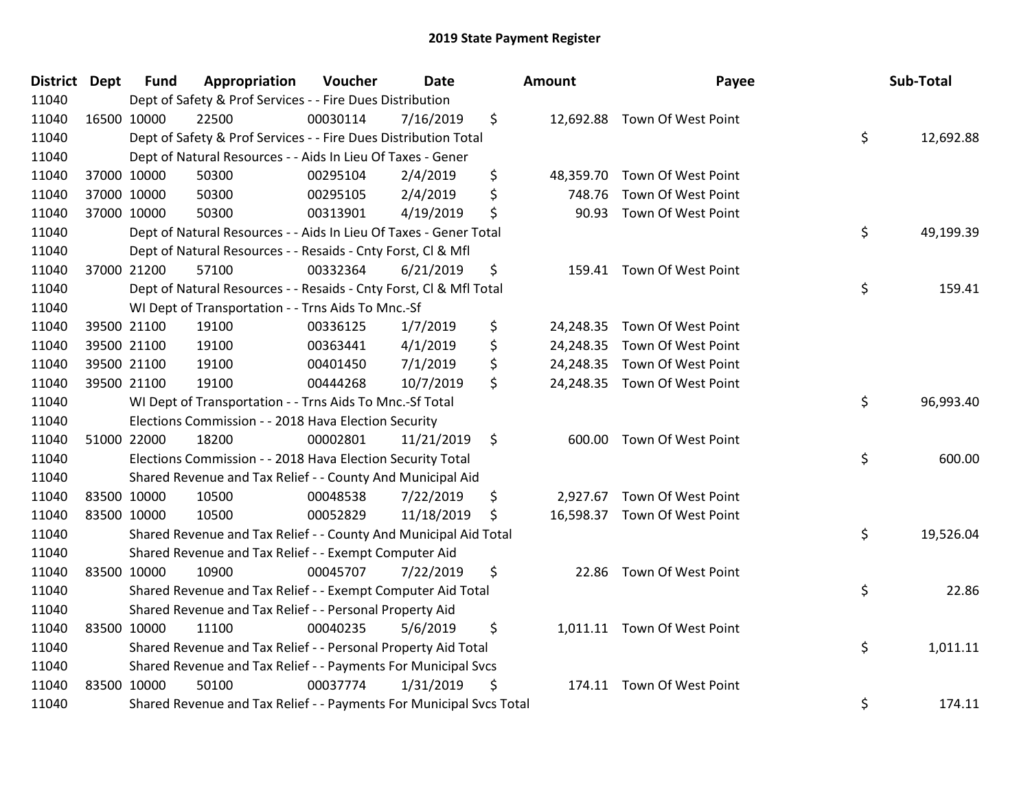# 2019 State Payment Register

| District | Dept | Fund | Appropriation | Voucher | Date | Amount | Payee | Sub-Total |
|---|---|---|---|---|---|---|---|---|
| 11040 | Dept of Safety & Prof Services - - Fire Dues Distribution | | | | | | | |
| 11040 | 16500 | 10000 | 22500 | 00030114 | 7/16/2019 | $ 12,692.88 | Town Of West Point | |
| 11040 | Dept of Safety & Prof Services - - Fire Dues Distribution Total | | | | | | | $ 12,692.88 |
| 11040 | Dept of Natural Resources - - Aids In Lieu Of Taxes - Gener | | | | | | | |
| 11040 | 37000 | 10000 | 50300 | 00295104 | 2/4/2019 | $ 48,359.70 | Town Of West Point | |
| 11040 | 37000 | 10000 | 50300 | 00295105 | 2/4/2019 | $ 748.76 | Town Of West Point | |
| 11040 | 37000 | 10000 | 50300 | 00313901 | 4/19/2019 | $ 90.93 | Town Of West Point | |
| 11040 | Dept of Natural Resources - - Aids In Lieu Of Taxes - Gener Total | | | | | | | $ 49,199.39 |
| 11040 | Dept of Natural Resources - - Resaids - Cnty Forst, Cl & Mfl | | | | | | | |
| 11040 | 37000 | 21200 | 57100 | 00332364 | 6/21/2019 | $ 159.41 | Town Of West Point | |
| 11040 | Dept of Natural Resources - - Resaids - Cnty Forst, Cl & Mfl Total | | | | | | | $ 159.41 |
| 11040 | WI Dept of Transportation - - Trns Aids To Mnc.-Sf | | | | | | | |
| 11040 | 39500 | 21100 | 19100 | 00336125 | 1/7/2019 | $ 24,248.35 | Town Of West Point | |
| 11040 | 39500 | 21100 | 19100 | 00363441 | 4/1/2019 | $ 24,248.35 | Town Of West Point | |
| 11040 | 39500 | 21100 | 19100 | 00401450 | 7/1/2019 | $ 24,248.35 | Town Of West Point | |
| 11040 | 39500 | 21100 | 19100 | 00444268 | 10/7/2019 | $ 24,248.35 | Town Of West Point | |
| 11040 | WI Dept of Transportation - - Trns Aids To Mnc.-Sf Total | | | | | | | $ 96,993.40 |
| 11040 | Elections Commission - - 2018 Hava Election Security | | | | | | | |
| 11040 | 51000 | 22000 | 18200 | 00002801 | 11/21/2019 | $ 600.00 | Town Of West Point | |
| 11040 | Elections Commission - - 2018 Hava Election Security Total | | | | | | | $ 600.00 |
| 11040 | Shared Revenue and Tax Relief - - County And Municipal Aid | | | | | | | |
| 11040 | 83500 | 10000 | 10500 | 00048538 | 7/22/2019 | $ 2,927.67 | Town Of West Point | |
| 11040 | 83500 | 10000 | 10500 | 00052829 | 11/18/2019 | $ 16,598.37 | Town Of West Point | |
| 11040 | Shared Revenue and Tax Relief - - County And Municipal Aid Total | | | | | | | $ 19,526.04 |
| 11040 | Shared Revenue and Tax Relief - - Exempt Computer Aid | | | | | | | |
| 11040 | 83500 | 10000 | 10900 | 00045707 | 7/22/2019 | $ 22.86 | Town Of West Point | |
| 11040 | Shared Revenue and Tax Relief - - Exempt Computer Aid Total | | | | | | | $ 22.86 |
| 11040 | Shared Revenue and Tax Relief - - Personal Property Aid | | | | | | | |
| 11040 | 83500 | 10000 | 11100 | 00040235 | 5/6/2019 | $ 1,011.11 | Town Of West Point | |
| 11040 | Shared Revenue and Tax Relief - - Personal Property Aid Total | | | | | | | $ 1,011.11 |
| 11040 | Shared Revenue and Tax Relief - - Payments For Municipal Svcs | | | | | | | |
| 11040 | 83500 | 10000 | 50100 | 00037774 | 1/31/2019 | $ 174.11 | Town Of West Point | |
| 11040 | Shared Revenue and Tax Relief - - Payments For Municipal Svcs Total | | | | | | | $ 174.11 |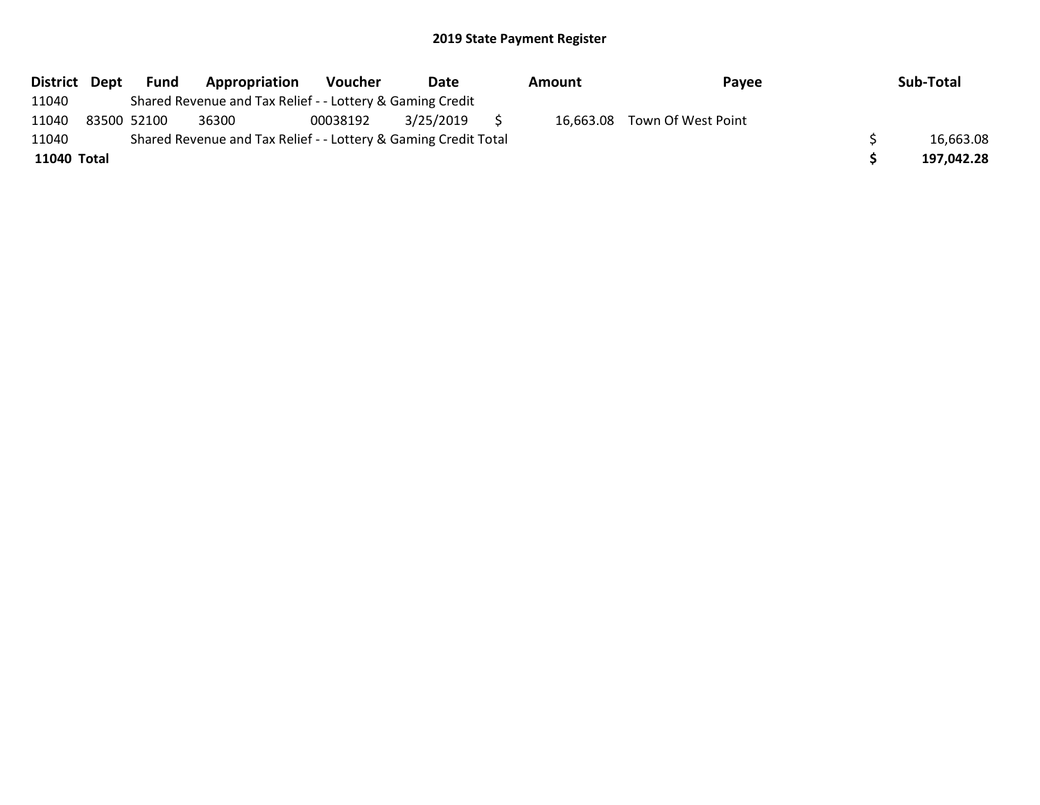## 2019 State Payment Register

| District | Dept | Fund | Appropriation | Voucher | Date | Amount | Payee | Sub-Total |
|---|---|---|---|---|---|---|---|---|
| 11040 | | Shared Revenue and Tax Relief - - Lottery & Gaming Credit | | | | | | |
| 11040 | 83500 | 52100 | 36300 | 00038192 | 3/25/2019 | $ 16,663.08 | Town Of West Point | |
| 11040 | | Shared Revenue and Tax Relief - - Lottery & Gaming Credit Total | | | | | | $ 16,663.08 |
| **11040 Total** | | | | | | | | **$ 197,042.28** |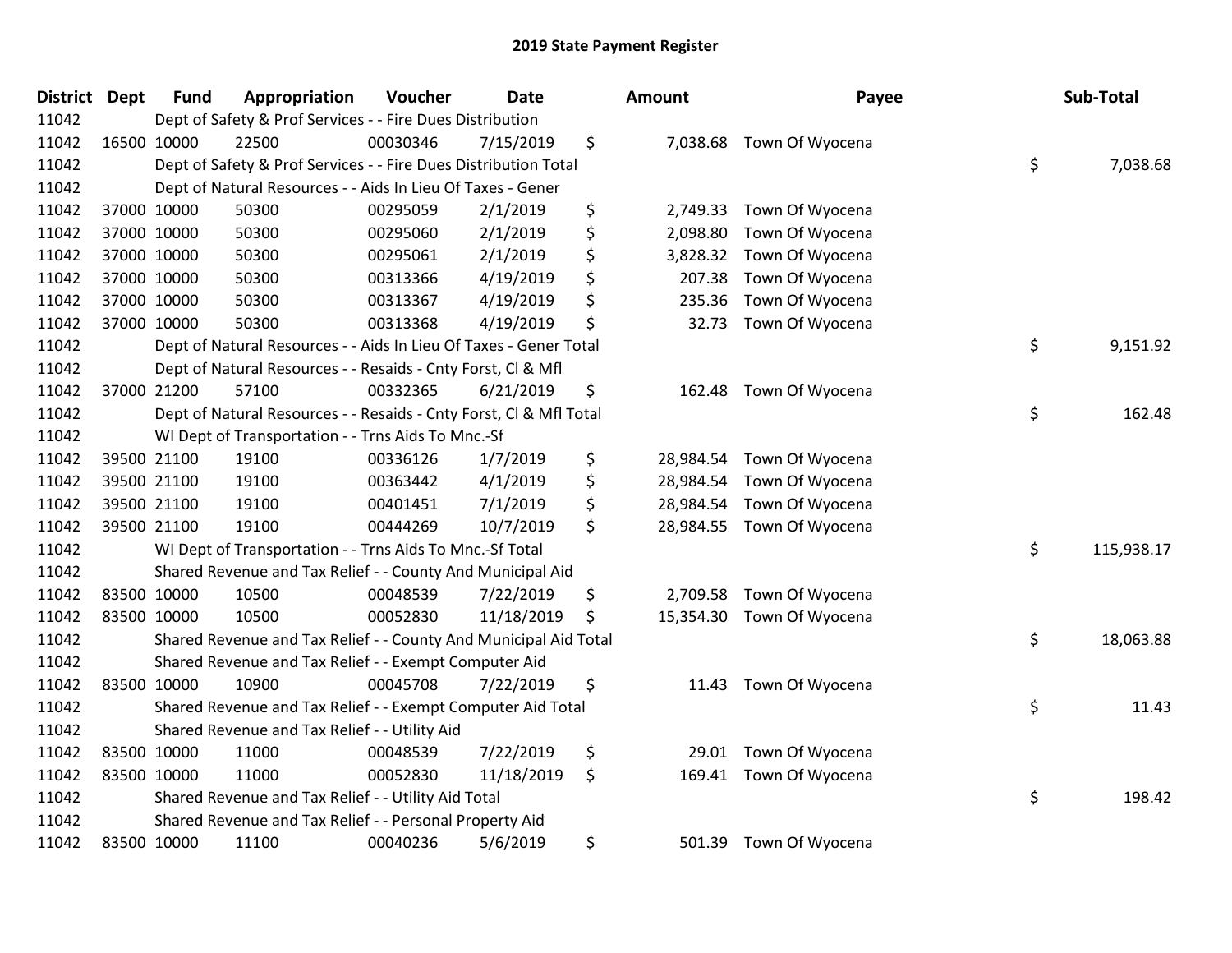# 2019 State Payment Register

| District | Dept | Fund | Appropriation | Voucher | Date | Amount | Payee | Sub-Total |
|---|---|---|---|---|---|---|---|---|
| 11042 | | Dept of Safety & Prof Services - - Fire Dues Distribution | | | | | | |
| 11042 | 16500 | 10000 | 22500 | 00030346 | 7/15/2019 | $ 7,038.68 | Town Of Wyocena | |
| 11042 | | Dept of Safety & Prof Services - - Fire Dues Distribution Total | | | | | | $ 7,038.68 |
| 11042 | | Dept of Natural Resources - - Aids In Lieu Of Taxes - Gener | | | | | | |
| 11042 | 37000 | 10000 | 50300 | 00295059 | 2/1/2019 | $ 2,749.33 | Town Of Wyocena | |
| 11042 | 37000 | 10000 | 50300 | 00295060 | 2/1/2019 | $ 2,098.80 | Town Of Wyocena | |
| 11042 | 37000 | 10000 | 50300 | 00295061 | 2/1/2019 | $ 3,828.32 | Town Of Wyocena | |
| 11042 | 37000 | 10000 | 50300 | 00313366 | 4/19/2019 | $ 207.38 | Town Of Wyocena | |
| 11042 | 37000 | 10000 | 50300 | 00313367 | 4/19/2019 | $ 235.36 | Town Of Wyocena | |
| 11042 | 37000 | 10000 | 50300 | 00313368 | 4/19/2019 | $ 32.73 | Town Of Wyocena | |
| 11042 | | Dept of Natural Resources - - Aids In Lieu Of Taxes - Gener Total | | | | | | $ 9,151.92 |
| 11042 | | Dept of Natural Resources - - Resaids - Cnty Forst, Cl & Mfl | | | | | | |
| 11042 | 37000 | 21200 | 57100 | 00332365 | 6/21/2019 | $ 162.48 | Town Of Wyocena | |
| 11042 | | Dept of Natural Resources - - Resaids - Cnty Forst, Cl & Mfl Total | | | | | | $ 162.48 |
| 11042 | | WI Dept of Transportation - - Trns Aids To Mnc.-Sf | | | | | | |
| 11042 | 39500 | 21100 | 19100 | 00336126 | 1/7/2019 | $ 28,984.54 | Town Of Wyocena | |
| 11042 | 39500 | 21100 | 19100 | 00363442 | 4/1/2019 | $ 28,984.54 | Town Of Wyocena | |
| 11042 | 39500 | 21100 | 19100 | 00401451 | 7/1/2019 | $ 28,984.54 | Town Of Wyocena | |
| 11042 | 39500 | 21100 | 19100 | 00444269 | 10/7/2019 | $ 28,984.55 | Town Of Wyocena | |
| 11042 | | WI Dept of Transportation - - Trns Aids To Mnc.-Sf Total | | | | | | $ 115,938.17 |
| 11042 | | Shared Revenue and Tax Relief - - County And Municipal Aid | | | | | | |
| 11042 | 83500 | 10000 | 10500 | 00048539 | 7/22/2019 | $ 2,709.58 | Town Of Wyocena | |
| 11042 | 83500 | 10000 | 10500 | 00052830 | 11/18/2019 | $ 15,354.30 | Town Of Wyocena | |
| 11042 | | Shared Revenue and Tax Relief - - County And Municipal Aid Total | | | | | | $ 18,063.88 |
| 11042 | | Shared Revenue and Tax Relief - - Exempt Computer Aid | | | | | | |
| 11042 | 83500 | 10000 | 10900 | 00045708 | 7/22/2019 | $ 11.43 | Town Of Wyocena | |
| 11042 | | Shared Revenue and Tax Relief - - Exempt Computer Aid Total | | | | | | $ 11.43 |
| 11042 | | Shared Revenue and Tax Relief - - Utility Aid | | | | | | |
| 11042 | 83500 | 10000 | 11000 | 00048539 | 7/22/2019 | $ 29.01 | Town Of Wyocena | |
| 11042 | 83500 | 10000 | 11000 | 00052830 | 11/18/2019 | $ 169.41 | Town Of Wyocena | |
| 11042 | | Shared Revenue and Tax Relief - - Utility Aid Total | | | | | | $ 198.42 |
| 11042 | | Shared Revenue and Tax Relief - - Personal Property Aid | | | | | | |
| 11042 | 83500 | 10000 | 11100 | 00040236 | 5/6/2019 | $ 501.39 | Town Of Wyocena | |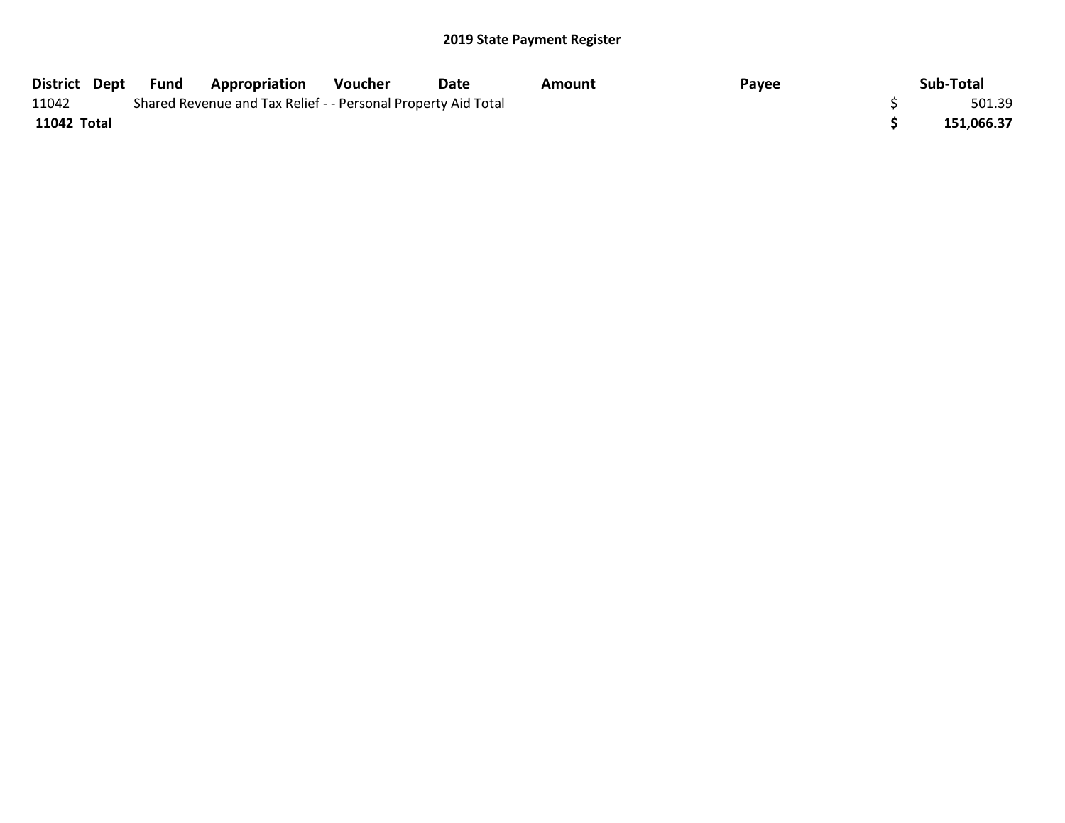## 2019 State Payment Register

| District | Dept | Fund | Appropriation | Voucher | Date | Amount | Payee | Sub-Total |
|---|---|---|---|---|---|---|---|---|
| 11042 | | Shared Revenue and Tax Relief - - Personal Property Aid Total | | | | | | $ 501.39 |
| **11042 Total** | | | | | | | | **$ 151,066.37** |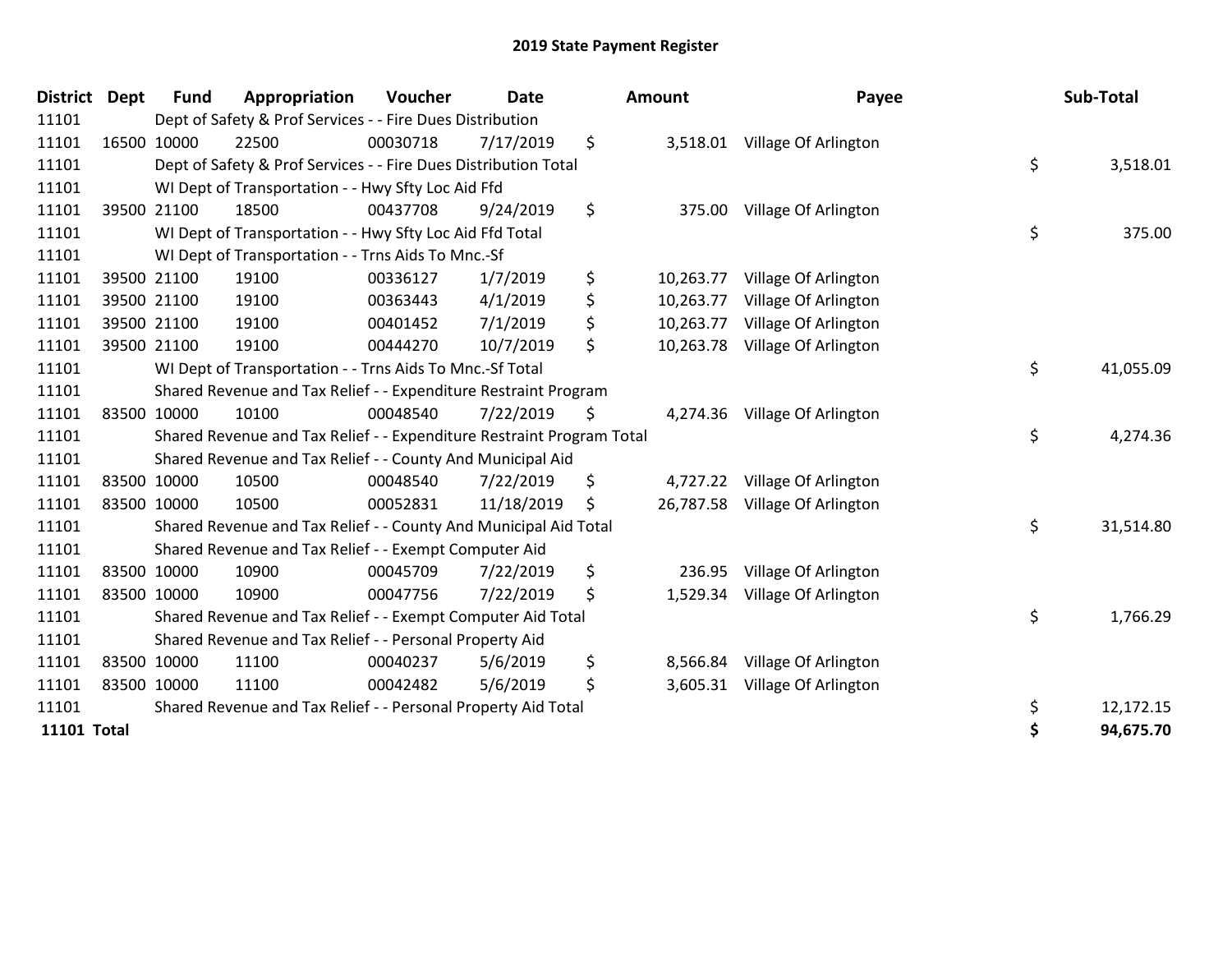# 2019 State Payment Register

| District | Dept | Fund | Appropriation | Voucher | Date | Amount | Payee | Sub-Total |
|---|---|---|---|---|---|---|---|---|
| 11101 | | Dept of Safety & Prof Services - - Fire Dues Distribution | | | | | | |
| 11101 | 16500 | 10000 | 22500 | 00030718 | 7/17/2019 | $ 3,518.01 | Village Of Arlington | |
| 11101 | | Dept of Safety & Prof Services - - Fire Dues Distribution Total | | | | | | $ 3,518.01 |
| 11101 | | WI Dept of Transportation - - Hwy Sfty Loc Aid Ffd | | | | | | |
| 11101 | 39500 | 21100 | 18500 | 00437708 | 9/24/2019 | $ 375.00 | Village Of Arlington | |
| 11101 | | WI Dept of Transportation - - Hwy Sfty Loc Aid Ffd Total | | | | | | $ 375.00 |
| 11101 | | WI Dept of Transportation - - Trns Aids To Mnc.-Sf | | | | | | |
| 11101 | 39500 | 21100 | 19100 | 00336127 | 1/7/2019 | $ 10,263.77 | Village Of Arlington | |
| 11101 | 39500 | 21100 | 19100 | 00363443 | 4/1/2019 | $ 10,263.77 | Village Of Arlington | |
| 11101 | 39500 | 21100 | 19100 | 00401452 | 7/1/2019 | $ 10,263.77 | Village Of Arlington | |
| 11101 | 39500 | 21100 | 19100 | 00444270 | 10/7/2019 | $ 10,263.78 | Village Of Arlington | |
| 11101 | | WI Dept of Transportation - - Trns Aids To Mnc.-Sf Total | | | | | | $ 41,055.09 |
| 11101 | | Shared Revenue and Tax Relief - - Expenditure Restraint Program | | | | | | |
| 11101 | 83500 | 10000 | 10100 | 00048540 | 7/22/2019 | $ 4,274.36 | Village Of Arlington | |
| 11101 | | Shared Revenue and Tax Relief - - Expenditure Restraint Program Total | | | | | | $ 4,274.36 |
| 11101 | | Shared Revenue and Tax Relief - - County And Municipal Aid | | | | | | |
| 11101 | 83500 | 10000 | 10500 | 00048540 | 7/22/2019 | $ 4,727.22 | Village Of Arlington | |
| 11101 | 83500 | 10000 | 10500 | 00052831 | 11/18/2019 | $ 26,787.58 | Village Of Arlington | |
| 11101 | | Shared Revenue and Tax Relief - - County And Municipal Aid Total | | | | | | $ 31,514.80 |
| 11101 | | Shared Revenue and Tax Relief - - Exempt Computer Aid | | | | | | |
| 11101 | 83500 | 10000 | 10900 | 00045709 | 7/22/2019 | $ 236.95 | Village Of Arlington | |
| 11101 | 83500 | 10000 | 10900 | 00047756 | 7/22/2019 | $ 1,529.34 | Village Of Arlington | |
| 11101 | | Shared Revenue and Tax Relief - - Exempt Computer Aid Total | | | | | | $ 1,766.29 |
| 11101 | | Shared Revenue and Tax Relief - - Personal Property Aid | | | | | | |
| 11101 | 83500 | 10000 | 11100 | 00040237 | 5/6/2019 | $ 8,566.84 | Village Of Arlington | |
| 11101 | 83500 | 10000 | 11100 | 00042482 | 5/6/2019 | $ 3,605.31 | Village Of Arlington | |
| 11101 | | Shared Revenue and Tax Relief - - Personal Property Aid Total | | | | | | $ 12,172.15 |
| **11101 Total** | | | | | | | | **$ 94,675.70** |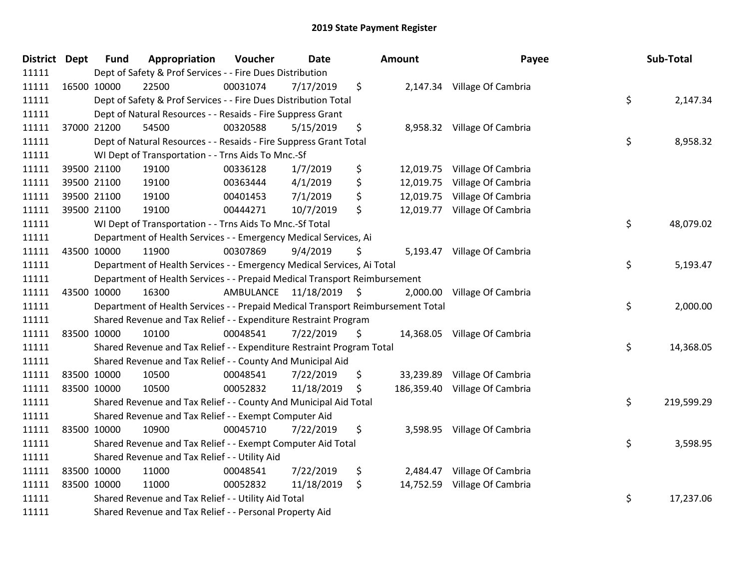# 2019 State Payment Register

| District | Dept | Fund | Appropriation | Voucher | Date | Amount | Payee | Sub-Total |
|---|---|---|---|---|---|---|---|---|
| 11111 | | Dept of Safety & Prof Services - - Fire Dues Distribution | | | | | | |
| 11111 | 16500 | 10000 | 22500 | 00031074 | 7/17/2019 | $ 2,147.34 | Village Of Cambria | |
| 11111 | | Dept of Safety & Prof Services - - Fire Dues Distribution Total | | | | | | $ 2,147.34 |
| 11111 | | Dept of Natural Resources - - Resaids - Fire Suppress Grant | | | | | | |
| 11111 | 37000 | 21200 | 54500 | 00320588 | 5/15/2019 | $ 8,958.32 | Village Of Cambria | |
| 11111 | | Dept of Natural Resources - - Resaids - Fire Suppress Grant Total | | | | | | $ 8,958.32 |
| 11111 | | WI Dept of Transportation - - Trns Aids To Mnc.-Sf | | | | | | |
| 11111 | 39500 | 21100 | 19100 | 00336128 | 1/7/2019 | $ 12,019.75 | Village Of Cambria | |
| 11111 | 39500 | 21100 | 19100 | 00363444 | 4/1/2019 | $ 12,019.75 | Village Of Cambria | |
| 11111 | 39500 | 21100 | 19100 | 00401453 | 7/1/2019 | $ 12,019.75 | Village Of Cambria | |
| 11111 | 39500 | 21100 | 19100 | 00444271 | 10/7/2019 | $ 12,019.77 | Village Of Cambria | |
| 11111 | | WI Dept of Transportation - - Trns Aids To Mnc.-Sf Total | | | | | | $ 48,079.02 |
| 11111 | | Department of Health Services - - Emergency Medical Services, Ai | | | | | | |
| 11111 | 43500 | 10000 | 11900 | 00307869 | 9/4/2019 | $ 5,193.47 | Village Of Cambria | |
| 11111 | | Department of Health Services - - Emergency Medical Services, Ai Total | | | | | | $ 5,193.47 |
| 11111 | | Department of Health Services - - Prepaid Medical Transport Reimbursement | | | | | | |
| 11111 | 43500 | 10000 | 16300 | AMBULANCE | 11/18/2019 | $ 2,000.00 | Village Of Cambria | |
| 11111 | | Department of Health Services - - Prepaid Medical Transport Reimbursement Total | | | | | | $ 2,000.00 |
| 11111 | | Shared Revenue and Tax Relief - - Expenditure Restraint Program | | | | | | |
| 11111 | 83500 | 10000 | 10100 | 00048541 | 7/22/2019 | $ 14,368.05 | Village Of Cambria | |
| 11111 | | Shared Revenue and Tax Relief - - Expenditure Restraint Program Total | | | | | | $ 14,368.05 |
| 11111 | | Shared Revenue and Tax Relief - - County And Municipal Aid | | | | | | |
| 11111 | 83500 | 10000 | 10500 | 00048541 | 7/22/2019 | $ 33,239.89 | Village Of Cambria | |
| 11111 | 83500 | 10000 | 10500 | 00052832 | 11/18/2019 | $ 186,359.40 | Village Of Cambria | |
| 11111 | | Shared Revenue and Tax Relief - - County And Municipal Aid Total | | | | | | $ 219,599.29 |
| 11111 | | Shared Revenue and Tax Relief - - Exempt Computer Aid | | | | | | |
| 11111 | 83500 | 10000 | 10900 | 00045710 | 7/22/2019 | $ 3,598.95 | Village Of Cambria | |
| 11111 | | Shared Revenue and Tax Relief - - Exempt Computer Aid Total | | | | | | $ 3,598.95 |
| 11111 | | Shared Revenue and Tax Relief - - Utility Aid | | | | | | |
| 11111 | 83500 | 10000 | 11000 | 00048541 | 7/22/2019 | $ 2,484.47 | Village Of Cambria | |
| 11111 | 83500 | 10000 | 11000 | 00052832 | 11/18/2019 | $ 14,752.59 | Village Of Cambria | |
| 11111 | | Shared Revenue and Tax Relief - - Utility Aid Total | | | | | | $ 17,237.06 |
| 11111 | | Shared Revenue and Tax Relief - - Personal Property Aid | | | | | | |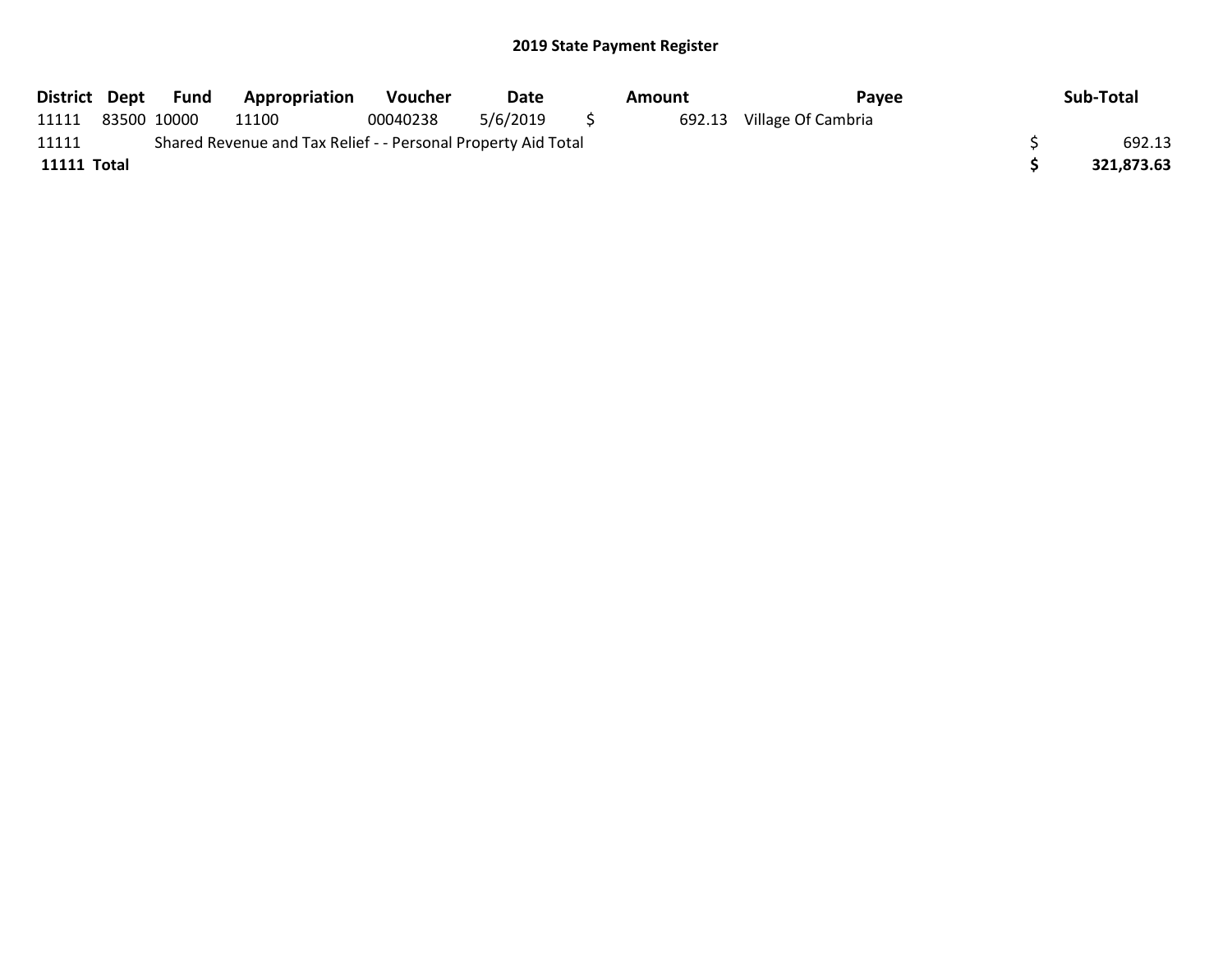## 2019 State Payment Register

| District | Dept | Fund | Appropriation | Voucher | Date | Amount | Payee | Sub-Total |
|---|---|---|---|---|---|---|---|---|
| 11111 | 83500 | 10000 | 11100 | 00040238 | 5/6/2019 | $ 692.13 | Village Of Cambria | |
| 11111 | | Shared Revenue and Tax Relief - - Personal Property Aid Total | | | | | | $ 692.13 |
| **11111 Total** | | | | | | | | **$ 321,873.63** |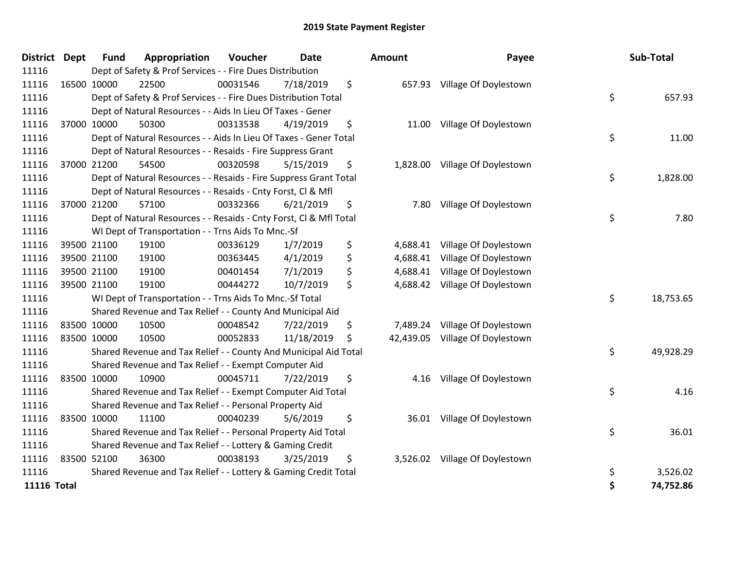# 2019 State Payment Register

| District | Dept | Fund | Appropriation | Voucher | Date | Amount | Payee | Sub-Total |
|---|---|---|---|---|---|---|---|---|
| 11116 | | Dept of Safety & Prof Services - - Fire Dues Distribution | | | | | | |
| 11116 | 16500 | 10000 | 22500 | 00031546 | 7/18/2019 | $ 657.93 | Village Of Doylestown | |
| 11116 | | Dept of Safety & Prof Services - - Fire Dues Distribution Total | | | | | | $ 657.93 |
| 11116 | | Dept of Natural Resources - - Aids In Lieu Of Taxes - Gener | | | | | | |
| 11116 | 37000 | 10000 | 50300 | 00313538 | 4/19/2019 | $ 11.00 | Village Of Doylestown | |
| 11116 | | Dept of Natural Resources - - Aids In Lieu Of Taxes - Gener Total | | | | | | $ 11.00 |
| 11116 | | Dept of Natural Resources - - Resaids - Fire Suppress Grant | | | | | | |
| 11116 | 37000 | 21200 | 54500 | 00320598 | 5/15/2019 | $ 1,828.00 | Village Of Doylestown | |
| 11116 | | Dept of Natural Resources - - Resaids - Fire Suppress Grant Total | | | | | | $ 1,828.00 |
| 11116 | | Dept of Natural Resources - - Resaids - Cnty Forst, Cl & Mfl | | | | | | |
| 11116 | 37000 | 21200 | 57100 | 00332366 | 6/21/2019 | $ 7.80 | Village Of Doylestown | |
| 11116 | | Dept of Natural Resources - - Resaids - Cnty Forst, Cl & Mfl Total | | | | | | $ 7.80 |
| 11116 | | WI Dept of Transportation - - Trns Aids To Mnc.-Sf | | | | | | |
| 11116 | 39500 | 21100 | 19100 | 00336129 | 1/7/2019 | $ 4,688.41 | Village Of Doylestown | |
| 11116 | 39500 | 21100 | 19100 | 00363445 | 4/1/2019 | $ 4,688.41 | Village Of Doylestown | |
| 11116 | 39500 | 21100 | 19100 | 00401454 | 7/1/2019 | $ 4,688.41 | Village Of Doylestown | |
| 11116 | 39500 | 21100 | 19100 | 00444272 | 10/7/2019 | $ 4,688.42 | Village Of Doylestown | |
| 11116 | | WI Dept of Transportation - - Trns Aids To Mnc.-Sf Total | | | | | | $ 18,753.65 |
| 11116 | | Shared Revenue and Tax Relief - - County And Municipal Aid | | | | | | |
| 11116 | 83500 | 10000 | 10500 | 00048542 | 7/22/2019 | $ 7,489.24 | Village Of Doylestown | |
| 11116 | 83500 | 10000 | 10500 | 00052833 | 11/18/2019 | $ 42,439.05 | Village Of Doylestown | |
| 11116 | | Shared Revenue and Tax Relief - - County And Municipal Aid Total | | | | | | $ 49,928.29 |
| 11116 | | Shared Revenue and Tax Relief - - Exempt Computer Aid | | | | | | |
| 11116 | 83500 | 10000 | 10900 | 00045711 | 7/22/2019 | $ 4.16 | Village Of Doylestown | |
| 11116 | | Shared Revenue and Tax Relief - - Exempt Computer Aid Total | | | | | | $ 4.16 |
| 11116 | | Shared Revenue and Tax Relief - - Personal Property Aid | | | | | | |
| 11116 | 83500 | 10000 | 11100 | 00040239 | 5/6/2019 | $ 36.01 | Village Of Doylestown | |
| 11116 | | Shared Revenue and Tax Relief - - Personal Property Aid Total | | | | | | $ 36.01 |
| 11116 | | Shared Revenue and Tax Relief - - Lottery & Gaming Credit | | | | | | |
| 11116 | 83500 | 52100 | 36300 | 00038193 | 3/25/2019 | $ 3,526.02 | Village Of Doylestown | |
| 11116 | | Shared Revenue and Tax Relief - - Lottery & Gaming Credit Total | | | | | | $ 3,526.02 |
| **11116 Total** | | | | | | | | **$ 74,752.86** |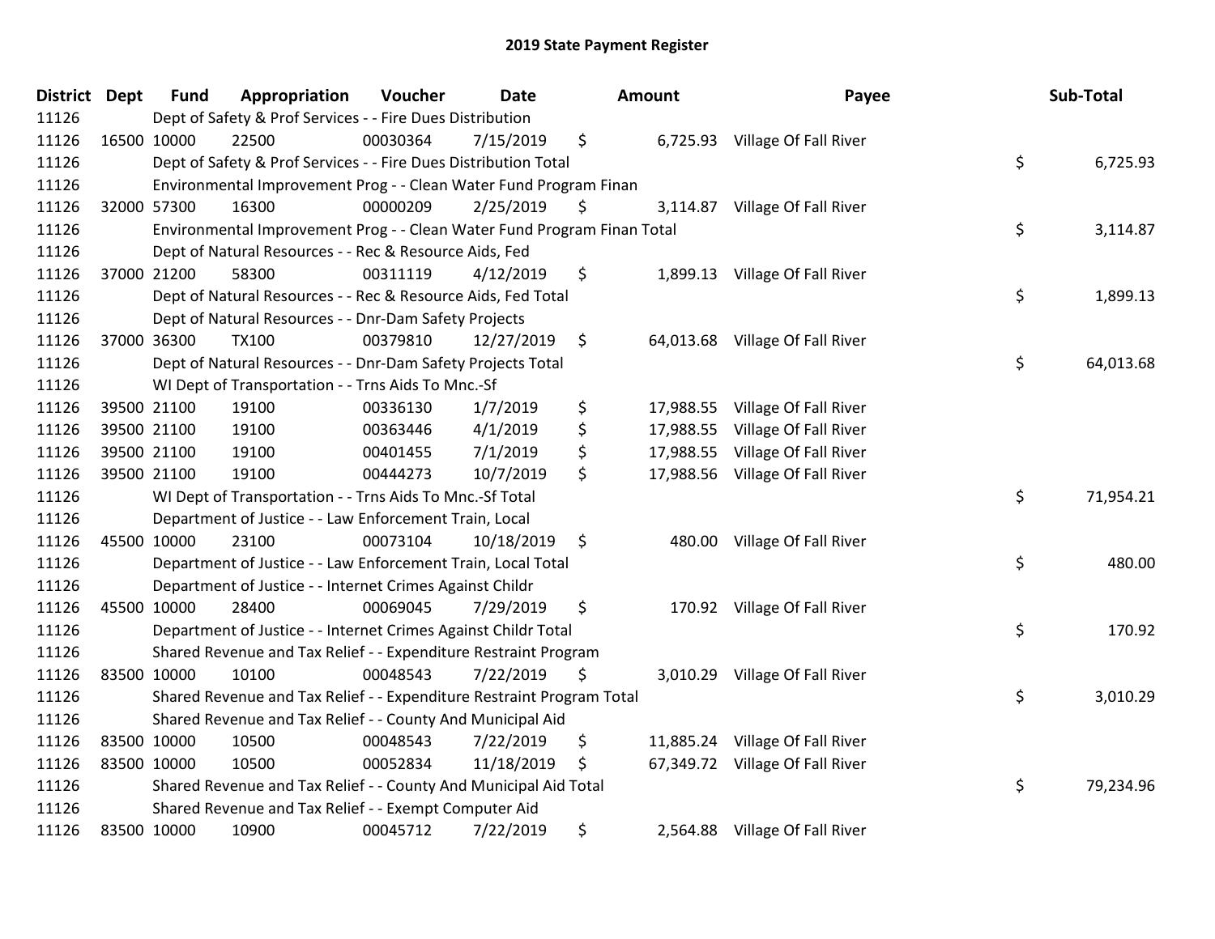# 2019 State Payment Register

| District | Dept | Fund | Appropriation | Voucher | Date | Amount | Payee | Sub-Total |
|---|---|---|---|---|---|---|---|---|
| 11126 | | Dept of Safety & Prof Services - - Fire Dues Distribution | | | | | | |
| 11126 | 16500 | 10000 | 22500 | 00030364 | 7/15/2019 | $ 6,725.93 | Village Of Fall River | |
| 11126 | | Dept of Safety & Prof Services - - Fire Dues Distribution Total | | | | | | $ 6,725.93 |
| 11126 | | Environmental Improvement Prog - - Clean Water Fund Program Finan | | | | | | |
| 11126 | 32000 | 57300 | 16300 | 00000209 | 2/25/2019 | $ 3,114.87 | Village Of Fall River | |
| 11126 | | Environmental Improvement Prog - - Clean Water Fund Program Finan Total | | | | | | $ 3,114.87 |
| 11126 | | Dept of Natural Resources - - Rec & Resource Aids, Fed | | | | | | |
| 11126 | 37000 | 21200 | 58300 | 00311119 | 4/12/2019 | $ 1,899.13 | Village Of Fall River | |
| 11126 | | Dept of Natural Resources - - Rec & Resource Aids, Fed Total | | | | | | $ 1,899.13 |
| 11126 | | Dept of Natural Resources - - Dnr-Dam Safety Projects | | | | | | |
| 11126 | 37000 | 36300 | TX100 | 00379810 | 12/27/2019 | $ 64,013.68 | Village Of Fall River | |
| 11126 | | Dept of Natural Resources - - Dnr-Dam Safety Projects Total | | | | | | $ 64,013.68 |
| 11126 | | WI Dept of Transportation - - Trns Aids To Mnc.-Sf | | | | | | |
| 11126 | 39500 | 21100 | 19100 | 00336130 | 1/7/2019 | $ 17,988.55 | Village Of Fall River | |
| 11126 | 39500 | 21100 | 19100 | 00363446 | 4/1/2019 | $ 17,988.55 | Village Of Fall River | |
| 11126 | 39500 | 21100 | 19100 | 00401455 | 7/1/2019 | $ 17,988.55 | Village Of Fall River | |
| 11126 | 39500 | 21100 | 19100 | 00444273 | 10/7/2019 | $ 17,988.56 | Village Of Fall River | |
| 11126 | | WI Dept of Transportation - - Trns Aids To Mnc.-Sf Total | | | | | | $ 71,954.21 |
| 11126 | | Department of Justice - - Law Enforcement Train, Local | | | | | | |
| 11126 | 45500 | 10000 | 23100 | 00073104 | 10/18/2019 | $ 480.00 | Village Of Fall River | |
| 11126 | | Department of Justice - - Law Enforcement Train, Local Total | | | | | | $ 480.00 |
| 11126 | | Department of Justice - - Internet Crimes Against Childr | | | | | | |
| 11126 | 45500 | 10000 | 28400 | 00069045 | 7/29/2019 | $ 170.92 | Village Of Fall River | |
| 11126 | | Department of Justice - - Internet Crimes Against Childr Total | | | | | | $ 170.92 |
| 11126 | | Shared Revenue and Tax Relief - - Expenditure Restraint Program | | | | | | |
| 11126 | 83500 | 10000 | 10100 | 00048543 | 7/22/2019 | $ 3,010.29 | Village Of Fall River | |
| 11126 | | Shared Revenue and Tax Relief - - Expenditure Restraint Program Total | | | | | | $ 3,010.29 |
| 11126 | | Shared Revenue and Tax Relief - - County And Municipal Aid | | | | | | |
| 11126 | 83500 | 10000 | 10500 | 00048543 | 7/22/2019 | $ 11,885.24 | Village Of Fall River | |
| 11126 | 83500 | 10000 | 10500 | 00052834 | 11/18/2019 | $ 67,349.72 | Village Of Fall River | |
| 11126 | | Shared Revenue and Tax Relief - - County And Municipal Aid Total | | | | | | $ 79,234.96 |
| 11126 | | Shared Revenue and Tax Relief - - Exempt Computer Aid | | | | | | |
| 11126 | 83500 | 10000 | 10900 | 00045712 | 7/22/2019 | $ 2,564.88 | Village Of Fall River | |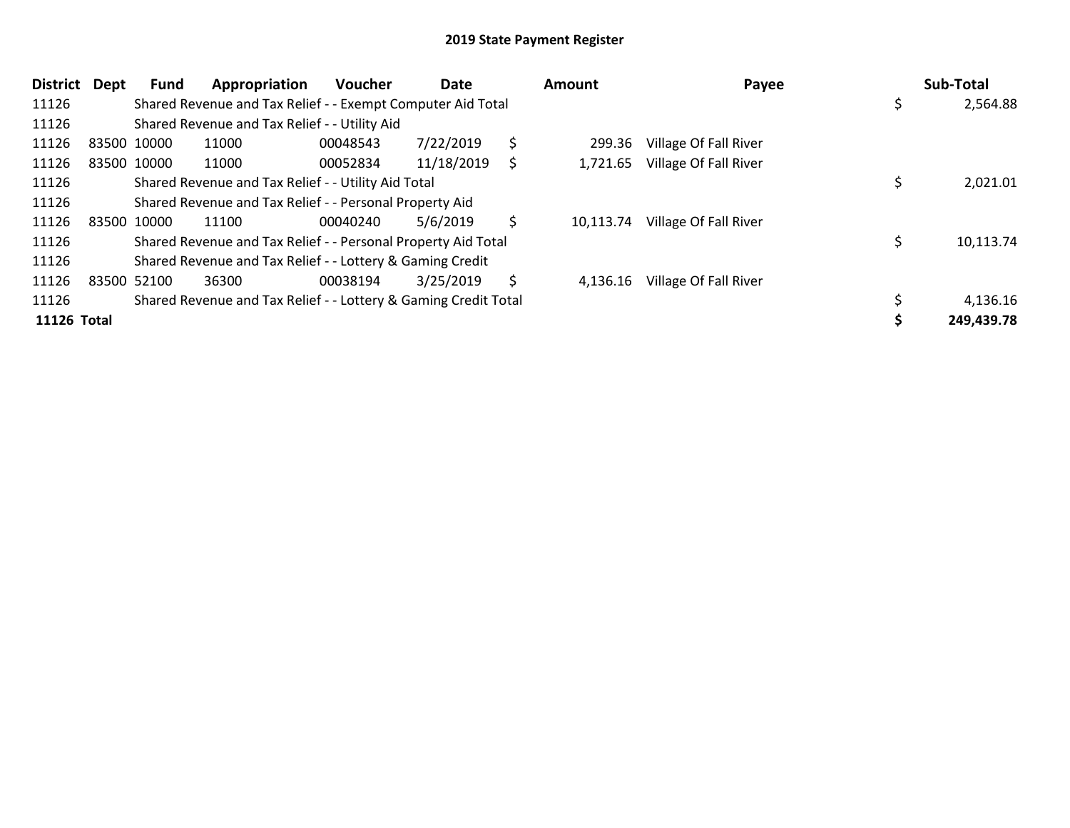## 2019 State Payment Register

| District | Dept | Fund | Appropriation | Voucher | Date | Amount | Payee | Sub-Total |
|---|---|---|---|---|---|---|---|---|
| 11126 | | Shared Revenue and Tax Relief - - Exempt Computer Aid Total | | | | | | $ 2,564.88 |
| 11126 | | Shared Revenue and Tax Relief - - Utility Aid | | | | | | |
| 11126 | 83500 | 10000 | 11000 | 00048543 | 7/22/2019 | $ 299.36 | Village Of Fall River | |
| 11126 | 83500 | 10000 | 11000 | 00052834 | 11/18/2019 | $ 1,721.65 | Village Of Fall River | |
| 11126 | | Shared Revenue and Tax Relief - - Utility Aid Total | | | | | | $ 2,021.01 |
| 11126 | | Shared Revenue and Tax Relief - - Personal Property Aid | | | | | | |
| 11126 | 83500 | 10000 | 11100 | 00040240 | 5/6/2019 | $ 10,113.74 | Village Of Fall River | |
| 11126 | | Shared Revenue and Tax Relief - - Personal Property Aid Total | | | | | | $ 10,113.74 |
| 11126 | | Shared Revenue and Tax Relief - - Lottery & Gaming Credit | | | | | | |
| 11126 | 83500 | 52100 | 36300 | 00038194 | 3/25/2019 | $ 4,136.16 | Village Of Fall River | |
| 11126 | | Shared Revenue and Tax Relief - - Lottery & Gaming Credit Total | | | | | | $ 4,136.16 |
| **11126 Total** | | | | | | | | **$ 249,439.78** |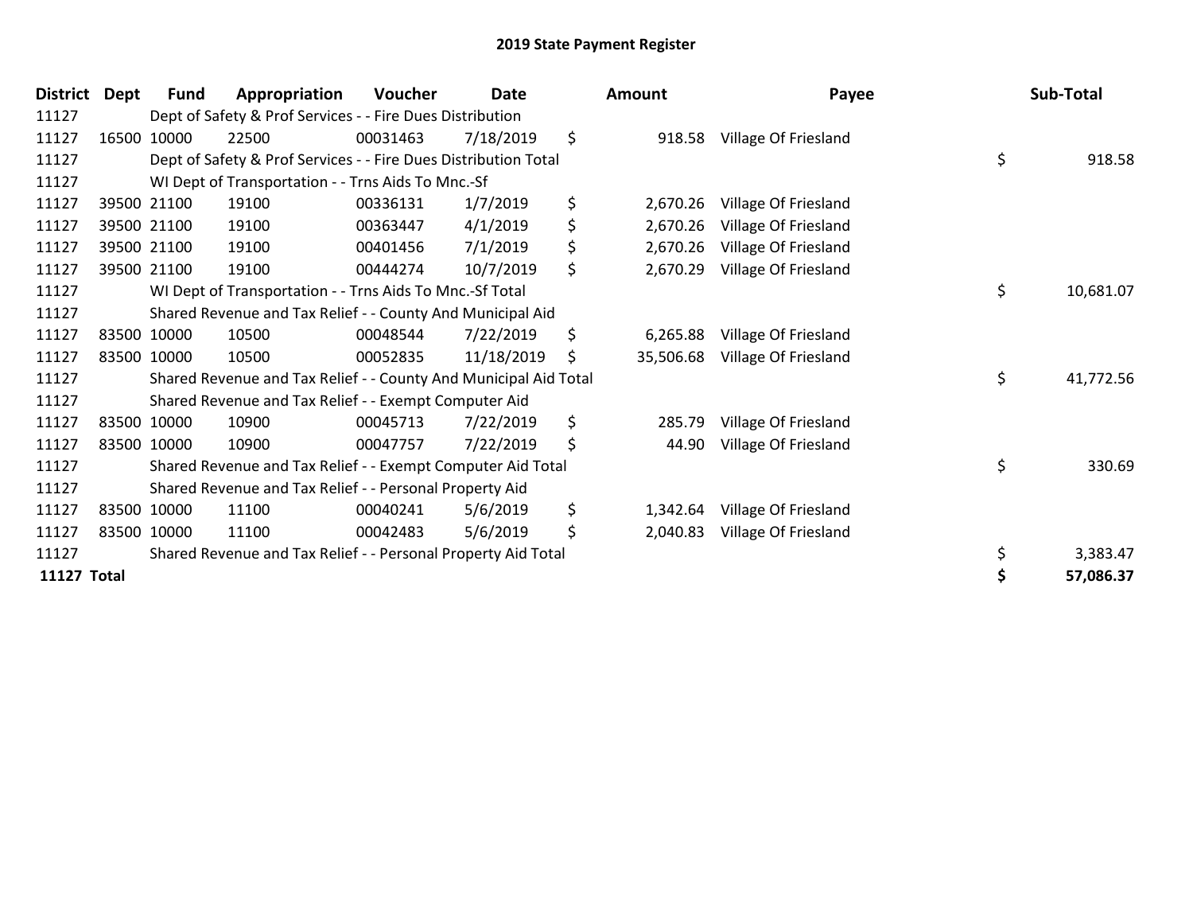# 2019 State Payment Register

| District | Dept | Fund | Appropriation | Voucher | Date | Amount | Payee | Sub-Total |
|---|---|---|---|---|---|---|---|---|
| 11127 | | Dept of Safety & Prof Services - - Fire Dues Distribution | | | | | | |
| 11127 | 16500 | 10000 | 22500 | 00031463 | 7/18/2019 | $ 918.58 | Village Of Friesland | |
| 11127 | | Dept of Safety & Prof Services - - Fire Dues Distribution Total | | | | | | $ 918.58 |
| 11127 | | WI Dept of Transportation - - Trns Aids To Mnc.-Sf | | | | | | |
| 11127 | 39500 | 21100 | 19100 | 00336131 | 1/7/2019 | $ 2,670.26 | Village Of Friesland | |
| 11127 | 39500 | 21100 | 19100 | 00363447 | 4/1/2019 | $ 2,670.26 | Village Of Friesland | |
| 11127 | 39500 | 21100 | 19100 | 00401456 | 7/1/2019 | $ 2,670.26 | Village Of Friesland | |
| 11127 | 39500 | 21100 | 19100 | 00444274 | 10/7/2019 | $ 2,670.29 | Village Of Friesland | |
| 11127 | | WI Dept of Transportation - - Trns Aids To Mnc.-Sf Total | | | | | | $ 10,681.07 |
| 11127 | | Shared Revenue and Tax Relief - - County And Municipal Aid | | | | | | |
| 11127 | 83500 | 10000 | 10500 | 00048544 | 7/22/2019 | $ 6,265.88 | Village Of Friesland | |
| 11127 | 83500 | 10000 | 10500 | 00052835 | 11/18/2019 | $ 35,506.68 | Village Of Friesland | |
| 11127 | | Shared Revenue and Tax Relief - - County And Municipal Aid Total | | | | | | $ 41,772.56 |
| 11127 | | Shared Revenue and Tax Relief - - Exempt Computer Aid | | | | | | |
| 11127 | 83500 | 10000 | 10900 | 00045713 | 7/22/2019 | $ 285.79 | Village Of Friesland | |
| 11127 | 83500 | 10000 | 10900 | 00047757 | 7/22/2019 | $ 44.90 | Village Of Friesland | |
| 11127 | | Shared Revenue and Tax Relief - - Exempt Computer Aid Total | | | | | | $ 330.69 |
| 11127 | | Shared Revenue and Tax Relief - - Personal Property Aid | | | | | | |
| 11127 | 83500 | 10000 | 11100 | 00040241 | 5/6/2019 | $ 1,342.64 | Village Of Friesland | |
| 11127 | 83500 | 10000 | 11100 | 00042483 | 5/6/2019 | $ 2,040.83 | Village Of Friesland | |
| 11127 | | Shared Revenue and Tax Relief - - Personal Property Aid Total | | | | | | $ 3,383.47 |
| **11127 Total** | | | | | | | | **$ 57,086.37** |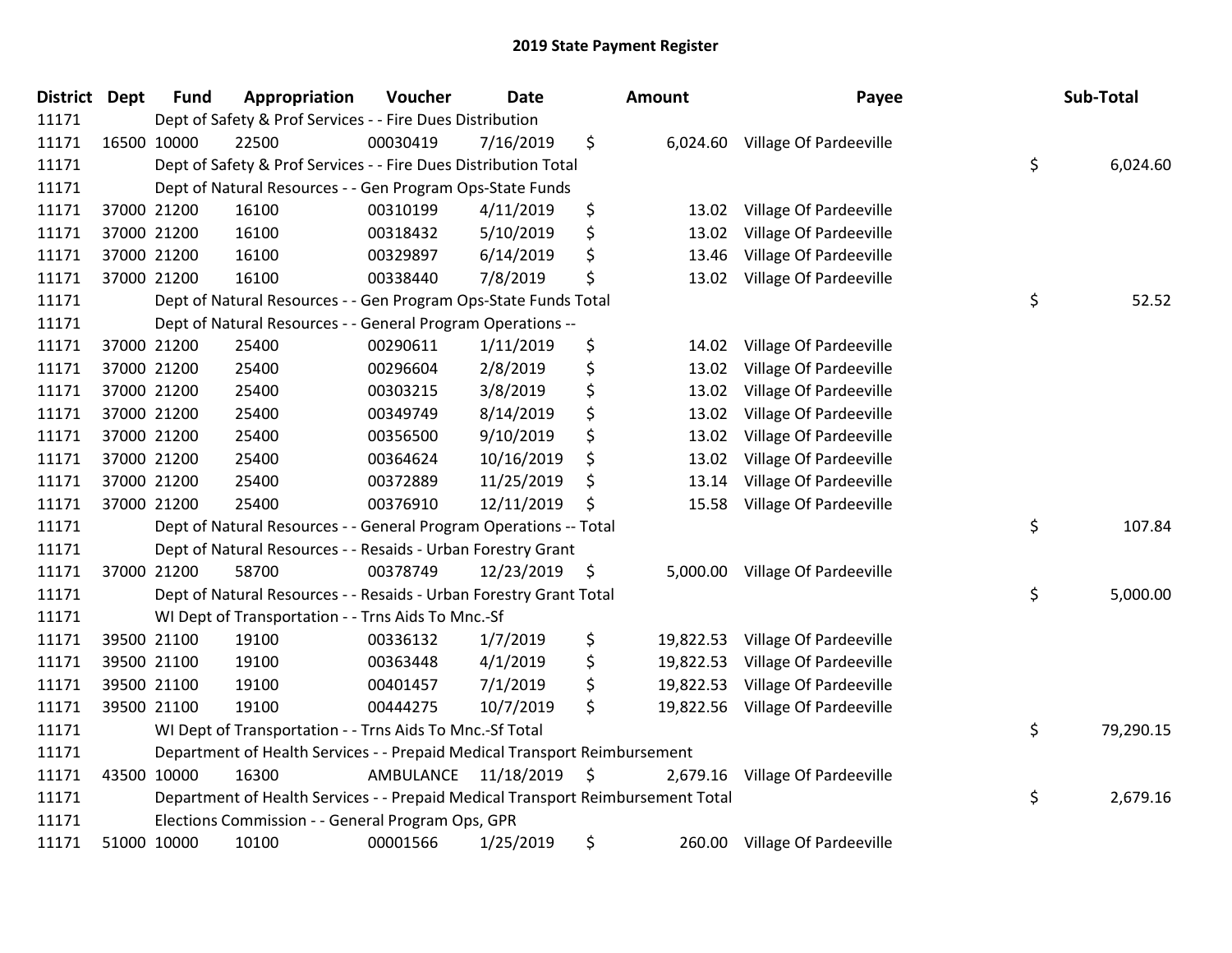# 2019 State Payment Register

| District | Dept | Fund | Appropriation | Voucher | Date | Amount | Payee | Sub-Total |
|---|---|---|---|---|---|---|---|---|
| 11171 | | Dept of Safety & Prof Services - - Fire Dues Distribution | | | | | | |
| 11171 | 16500 | 10000 | 22500 | 00030419 | 7/16/2019 | $ 6,024.60 | Village Of Pardeeville | |
| 11171 | | Dept of Safety & Prof Services - - Fire Dues Distribution Total | | | | | | $ 6,024.60 |
| 11171 | | Dept of Natural Resources - - Gen Program Ops-State Funds | | | | | | |
| 11171 | 37000 | 21200 | 16100 | 00310199 | 4/11/2019 | $ 13.02 | Village Of Pardeeville | |
| 11171 | 37000 | 21200 | 16100 | 00318432 | 5/10/2019 | $ 13.02 | Village Of Pardeeville | |
| 11171 | 37000 | 21200 | 16100 | 00329897 | 6/14/2019 | $ 13.46 | Village Of Pardeeville | |
| 11171 | 37000 | 21200 | 16100 | 00338440 | 7/8/2019 | $ 13.02 | Village Of Pardeeville | |
| 11171 | | Dept of Natural Resources - - Gen Program Ops-State Funds Total | | | | | | $ 52.52 |
| 11171 | | Dept of Natural Resources - - General Program Operations -- | | | | | | |
| 11171 | 37000 | 21200 | 25400 | 00290611 | 1/11/2019 | $ 14.02 | Village Of Pardeeville | |
| 11171 | 37000 | 21200 | 25400 | 00296604 | 2/8/2019 | $ 13.02 | Village Of Pardeeville | |
| 11171 | 37000 | 21200 | 25400 | 00303215 | 3/8/2019 | $ 13.02 | Village Of Pardeeville | |
| 11171 | 37000 | 21200 | 25400 | 00349749 | 8/14/2019 | $ 13.02 | Village Of Pardeeville | |
| 11171 | 37000 | 21200 | 25400 | 00356500 | 9/10/2019 | $ 13.02 | Village Of Pardeeville | |
| 11171 | 37000 | 21200 | 25400 | 00364624 | 10/16/2019 | $ 13.02 | Village Of Pardeeville | |
| 11171 | 37000 | 21200 | 25400 | 00372889 | 11/25/2019 | $ 13.14 | Village Of Pardeeville | |
| 11171 | 37000 | 21200 | 25400 | 00376910 | 12/11/2019 | $ 15.58 | Village Of Pardeeville | |
| 11171 | | Dept of Natural Resources - - General Program Operations -- Total | | | | | | $ 107.84 |
| 11171 | | Dept of Natural Resources - - Resaids - Urban Forestry Grant | | | | | | |
| 11171 | 37000 | 21200 | 58700 | 00378749 | 12/23/2019 | $ 5,000.00 | Village Of Pardeeville | |
| 11171 | | Dept of Natural Resources - - Resaids - Urban Forestry Grant Total | | | | | | $ 5,000.00 |
| 11171 | | WI Dept of Transportation - - Trns Aids To Mnc.-Sf | | | | | | |
| 11171 | 39500 | 21100 | 19100 | 00336132 | 1/7/2019 | $ 19,822.53 | Village Of Pardeeville | |
| 11171 | 39500 | 21100 | 19100 | 00363448 | 4/1/2019 | $ 19,822.53 | Village Of Pardeeville | |
| 11171 | 39500 | 21100 | 19100 | 00401457 | 7/1/2019 | $ 19,822.53 | Village Of Pardeeville | |
| 11171 | 39500 | 21100 | 19100 | 00444275 | 10/7/2019 | $ 19,822.56 | Village Of Pardeeville | |
| 11171 | | WI Dept of Transportation - - Trns Aids To Mnc.-Sf Total | | | | | | $ 79,290.15 |
| 11171 | | Department of Health Services - - Prepaid Medical Transport Reimbursement | | | | | | |
| 11171 | 43500 | 10000 | 16300 | AMBULANCE | 11/18/2019 | $ 2,679.16 | Village Of Pardeeville | |
| 11171 | | Department of Health Services - - Prepaid Medical Transport Reimbursement Total | | | | | | $ 2,679.16 |
| 11171 | | Elections Commission - - General Program Ops, GPR | | | | | | |
| 11171 | 51000 | 10000 | 10100 | 00001566 | 1/25/2019 | $ 260.00 | Village Of Pardeeville | |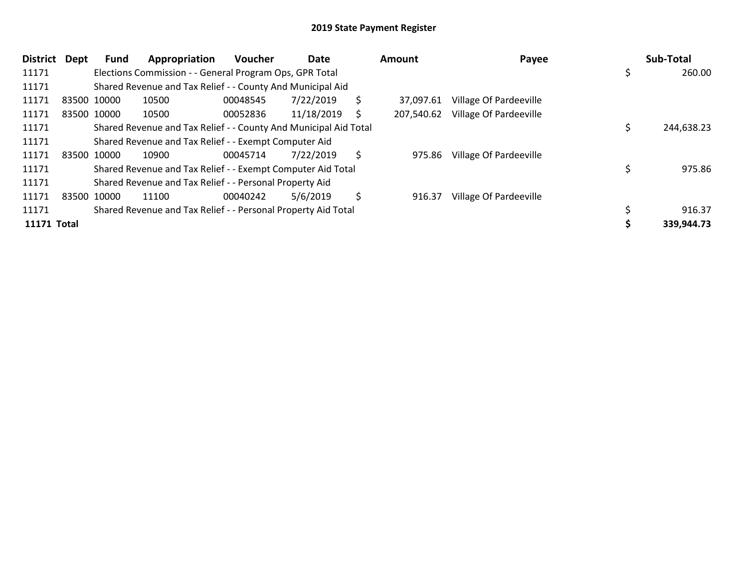## 2019 State Payment Register

| District | Dept | Fund | Appropriation | Voucher | Date | Amount | Payee | Sub-Total |
|---|---|---|---|---|---|---|---|---|
| 11171 | | Elections Commission - - General Program Ops, GPR Total | | | | | | $ 260.00 |
| 11171 | | Shared Revenue and Tax Relief - - County And Municipal Aid | | | | | | |
| 11171 | 83500 | 10000 | 10500 | 00048545 | 7/22/2019 | $ 37,097.61 | Village Of Pardeeville | |
| 11171 | 83500 | 10000 | 10500 | 00052836 | 11/18/2019 | $ 207,540.62 | Village Of Pardeeville | |
| 11171 | | Shared Revenue and Tax Relief - - County And Municipal Aid Total | | | | | | $ 244,638.23 |
| 11171 | | Shared Revenue and Tax Relief - - Exempt Computer Aid | | | | | | |
| 11171 | 83500 | 10000 | 10900 | 00045714 | 7/22/2019 | $ 975.86 | Village Of Pardeeville | |
| 11171 | | Shared Revenue and Tax Relief - - Exempt Computer Aid Total | | | | | | $ 975.86 |
| 11171 | | Shared Revenue and Tax Relief - - Personal Property Aid | | | | | | |
| 11171 | 83500 | 10000 | 11100 | 00040242 | 5/6/2019 | $ 916.37 | Village Of Pardeeville | |
| 11171 | | Shared Revenue and Tax Relief - - Personal Property Aid Total | | | | | | $ 916.37 |
| **11171 Total** | | | | | | | | **$ 339,944.73** |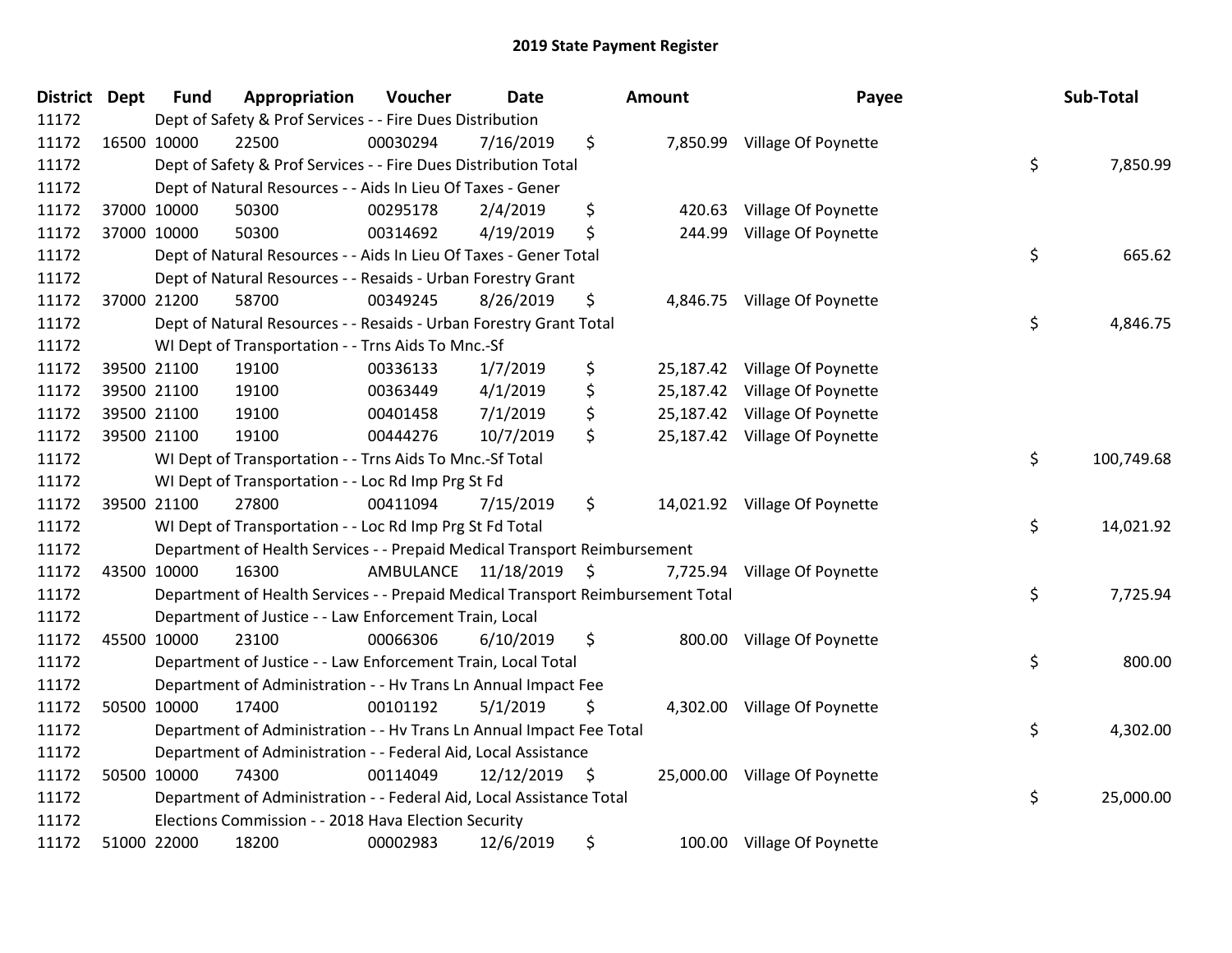# 2019 State Payment Register

| District | Dept | Fund | Appropriation | Voucher | Date | Amount | Payee | Sub-Total |
|---|---|---|---|---|---|---|---|---|
| 11172 | | Dept of Safety & Prof Services - - Fire Dues Distribution | | | | | | |
| 11172 | 16500 | 10000 | 22500 | 00030294 | 7/16/2019 | $ 7,850.99 | Village Of Poynette | |
| 11172 | | Dept of Safety & Prof Services - - Fire Dues Distribution Total | | | | | | $ 7,850.99 |
| 11172 | | Dept of Natural Resources - - Aids In Lieu Of Taxes - Gener | | | | | | |
| 11172 | 37000 | 10000 | 50300 | 00295178 | 2/4/2019 | $ 420.63 | Village Of Poynette | |
| 11172 | 37000 | 10000 | 50300 | 00314692 | 4/19/2019 | $ 244.99 | Village Of Poynette | |
| 11172 | | Dept of Natural Resources - - Aids In Lieu Of Taxes - Gener Total | | | | | | $ 665.62 |
| 11172 | | Dept of Natural Resources - - Resaids - Urban Forestry Grant | | | | | | |
| 11172 | 37000 | 21200 | 58700 | 00349245 | 8/26/2019 | $ 4,846.75 | Village Of Poynette | |
| 11172 | | Dept of Natural Resources - - Resaids - Urban Forestry Grant Total | | | | | | $ 4,846.75 |
| 11172 | | WI Dept of Transportation - - Trns Aids To Mnc.-Sf | | | | | | |
| 11172 | 39500 | 21100 | 19100 | 00336133 | 1/7/2019 | $ 25,187.42 | Village Of Poynette | |
| 11172 | 39500 | 21100 | 19100 | 00363449 | 4/1/2019 | $ 25,187.42 | Village Of Poynette | |
| 11172 | 39500 | 21100 | 19100 | 00401458 | 7/1/2019 | $ 25,187.42 | Village Of Poynette | |
| 11172 | 39500 | 21100 | 19100 | 00444276 | 10/7/2019 | $ 25,187.42 | Village Of Poynette | |
| 11172 | | WI Dept of Transportation - - Trns Aids To Mnc.-Sf Total | | | | | | $ 100,749.68 |
| 11172 | | WI Dept of Transportation - - Loc Rd Imp Prg St Fd | | | | | | |
| 11172 | 39500 | 21100 | 27800 | 00411094 | 7/15/2019 | $ 14,021.92 | Village Of Poynette | |
| 11172 | | WI Dept of Transportation - - Loc Rd Imp Prg St Fd Total | | | | | | $ 14,021.92 |
| 11172 | | Department of Health Services - - Prepaid Medical Transport Reimbursement | | | | | | |
| 11172 | 43500 | 10000 | 16300 | AMBULANCE | 11/18/2019 | $ 7,725.94 | Village Of Poynette | |
| 11172 | | Department of Health Services - - Prepaid Medical Transport Reimbursement Total | | | | | | $ 7,725.94 |
| 11172 | | Department of Justice - - Law Enforcement Train, Local | | | | | | |
| 11172 | 45500 | 10000 | 23100 | 00066306 | 6/10/2019 | $ 800.00 | Village Of Poynette | |
| 11172 | | Department of Justice - - Law Enforcement Train, Local Total | | | | | | $ 800.00 |
| 11172 | | Department of Administration - - Hv Trans Ln Annual Impact Fee | | | | | | |
| 11172 | 50500 | 10000 | 17400 | 00101192 | 5/1/2019 | $ 4,302.00 | Village Of Poynette | |
| 11172 | | Department of Administration - - Hv Trans Ln Annual Impact Fee Total | | | | | | $ 4,302.00 |
| 11172 | | Department of Administration - - Federal Aid, Local Assistance | | | | | | |
| 11172 | 50500 | 10000 | 74300 | 00114049 | 12/12/2019 | $ 25,000.00 | Village Of Poynette | |
| 11172 | | Department of Administration - - Federal Aid, Local Assistance Total | | | | | | $ 25,000.00 |
| 11172 | | Elections Commission - - 2018 Hava Election Security | | | | | | |
| 11172 | 51000 | 22000 | 18200 | 00002983 | 12/6/2019 | $ 100.00 | Village Of Poynette | |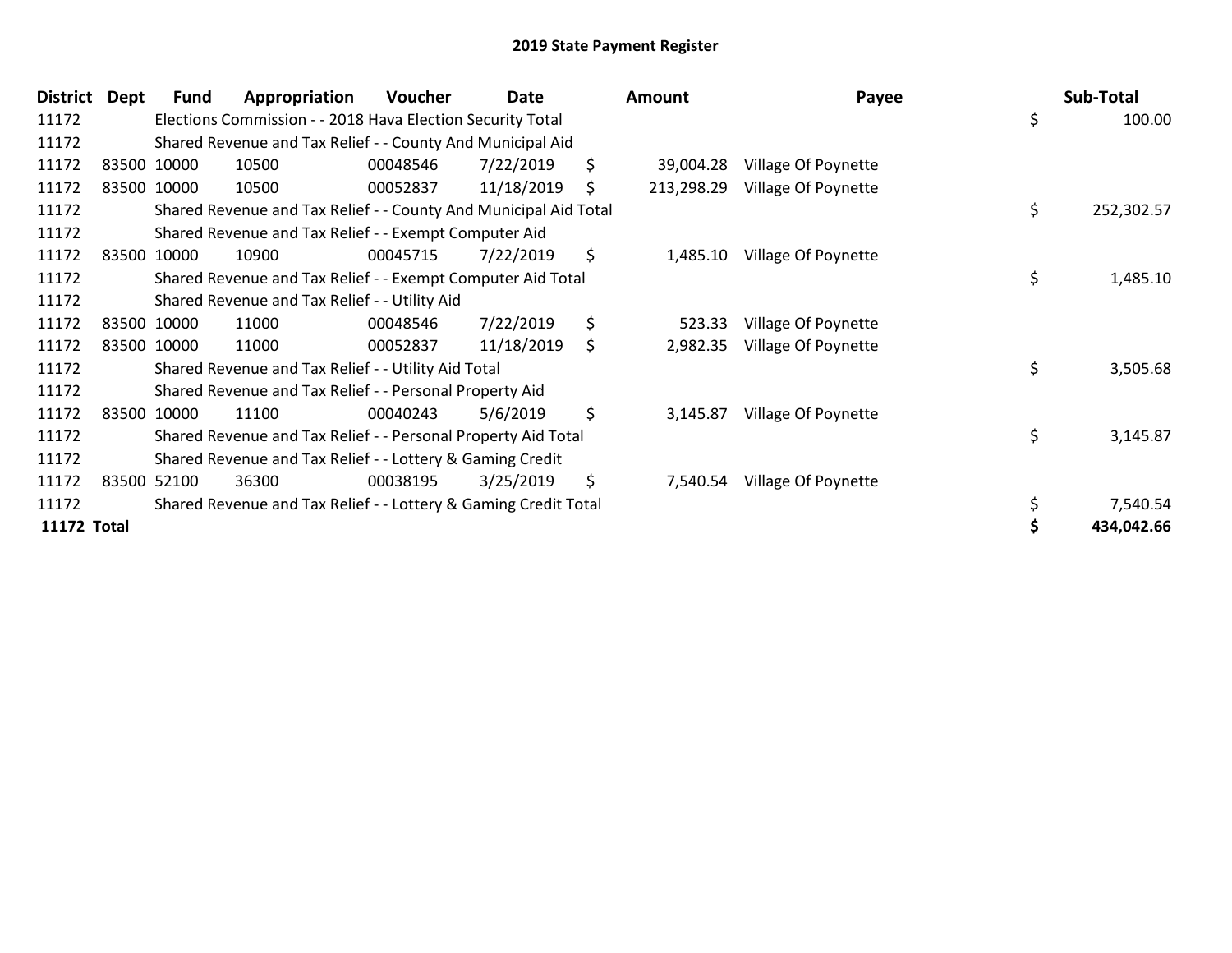# 2019 State Payment Register

| District | Dept | Fund | Appropriation | Voucher | Date | Amount | Payee | Sub-Total |
|---|---|---|---|---|---|---|---|---|
| 11172 | | Elections Commission - - 2018 Hava Election Security Total | | | | | | $ 100.00 |
| 11172 | | Shared Revenue and Tax Relief - - County And Municipal Aid | | | | | | |
| 11172 | 83500 | 10000 | 10500 | 00048546 | 7/22/2019 | $ 39,004.28 | Village Of Poynette | |
| 11172 | 83500 | 10000 | 10500 | 00052837 | 11/18/2019 | $ 213,298.29 | Village Of Poynette | |
| 11172 | | Shared Revenue and Tax Relief - - County And Municipal Aid Total | | | | | | $ 252,302.57 |
| 11172 | | Shared Revenue and Tax Relief - - Exempt Computer Aid | | | | | | |
| 11172 | 83500 | 10000 | 10900 | 00045715 | 7/22/2019 | $ 1,485.10 | Village Of Poynette | |
| 11172 | | Shared Revenue and Tax Relief - - Exempt Computer Aid Total | | | | | | $ 1,485.10 |
| 11172 | | Shared Revenue and Tax Relief - - Utility Aid | | | | | | |
| 11172 | 83500 | 10000 | 11000 | 00048546 | 7/22/2019 | $ 523.33 | Village Of Poynette | |
| 11172 | 83500 | 10000 | 11000 | 00052837 | 11/18/2019 | $ 2,982.35 | Village Of Poynette | |
| 11172 | | Shared Revenue and Tax Relief - - Utility Aid Total | | | | | | $ 3,505.68 |
| 11172 | | Shared Revenue and Tax Relief - - Personal Property Aid | | | | | | |
| 11172 | 83500 | 10000 | 11100 | 00040243 | 5/6/2019 | $ 3,145.87 | Village Of Poynette | |
| 11172 | | Shared Revenue and Tax Relief - - Personal Property Aid Total | | | | | | $ 3,145.87 |
| 11172 | | Shared Revenue and Tax Relief - - Lottery & Gaming Credit | | | | | | |
| 11172 | 83500 | 52100 | 36300 | 00038195 | 3/25/2019 | $ 7,540.54 | Village Of Poynette | |
| 11172 | | Shared Revenue and Tax Relief - - Lottery & Gaming Credit Total | | | | | | $ 7,540.54 |
| **11172 Total** | | | | | | | | **$ 434,042.66** |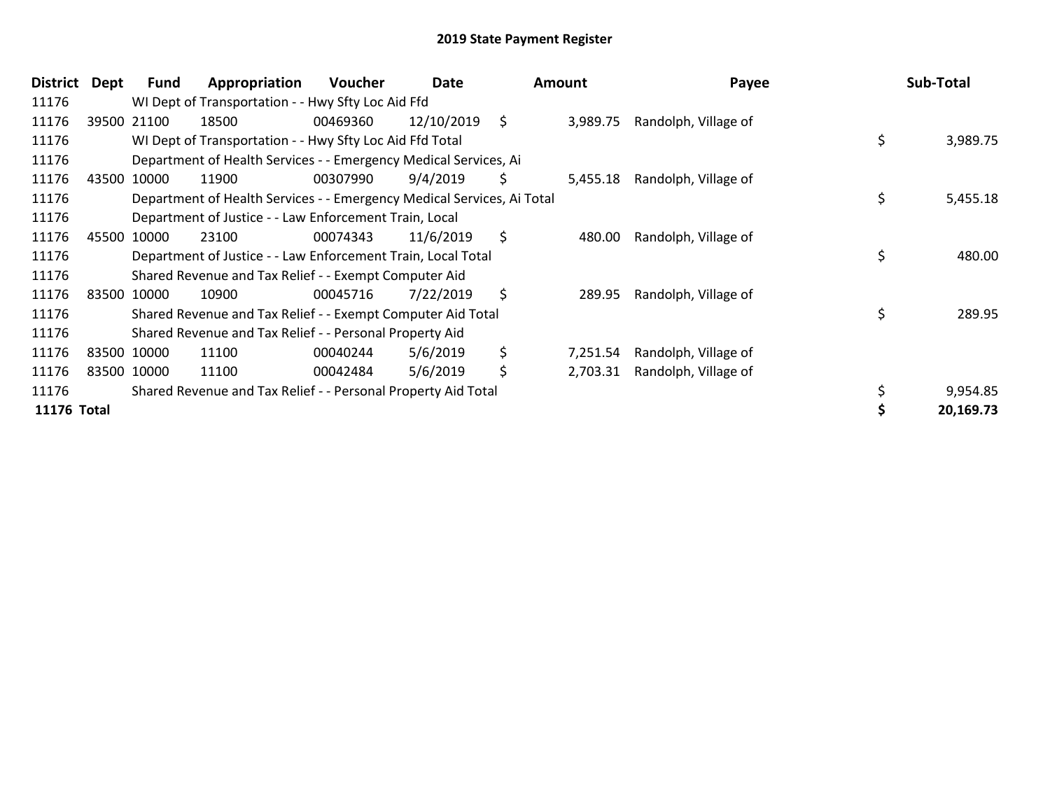# 2019 State Payment Register

| District | Dept | Fund | Appropriation | Voucher | Date | Amount | Payee | Sub-Total |
|---|---|---|---|---|---|---|---|---|
| 11176 | | WI Dept of Transportation - - Hwy Sfty Loc Aid Ffd | | | | | | |
| 11176 | 39500 | 21100 | 18500 | 00469360 | 12/10/2019 | $ 3,989.75 | Randolph, Village of | |
| 11176 | | WI Dept of Transportation - - Hwy Sfty Loc Aid Ffd Total | | | | | | $ 3,989.75 |
| 11176 | | Department of Health Services - - Emergency Medical Services, Ai | | | | | | |
| 11176 | 43500 | 10000 | 11900 | 00307990 | 9/4/2019 | $ 5,455.18 | Randolph, Village of | |
| 11176 | | Department of Health Services - - Emergency Medical Services, Ai Total | | | | | | $ 5,455.18 |
| 11176 | | Department of Justice - - Law Enforcement Train, Local | | | | | | |
| 11176 | 45500 | 10000 | 23100 | 00074343 | 11/6/2019 | $ 480.00 | Randolph, Village of | |
| 11176 | | Department of Justice - - Law Enforcement Train, Local Total | | | | | | $ 480.00 |
| 11176 | | Shared Revenue and Tax Relief - - Exempt Computer Aid | | | | | | |
| 11176 | 83500 | 10000 | 10900 | 00045716 | 7/22/2019 | $ 289.95 | Randolph, Village of | |
| 11176 | | Shared Revenue and Tax Relief - - Exempt Computer Aid Total | | | | | | $ 289.95 |
| 11176 | | Shared Revenue and Tax Relief - - Personal Property Aid | | | | | | |
| 11176 | 83500 | 10000 | 11100 | 00040244 | 5/6/2019 | $ 7,251.54 | Randolph, Village of | |
| 11176 | 83500 | 10000 | 11100 | 00042484 | 5/6/2019 | $ 2,703.31 | Randolph, Village of | |
| 11176 | | Shared Revenue and Tax Relief - - Personal Property Aid Total | | | | | | $ 9,954.85 |
| **11176 Total** | | | | | | | | **$ 20,169.73** |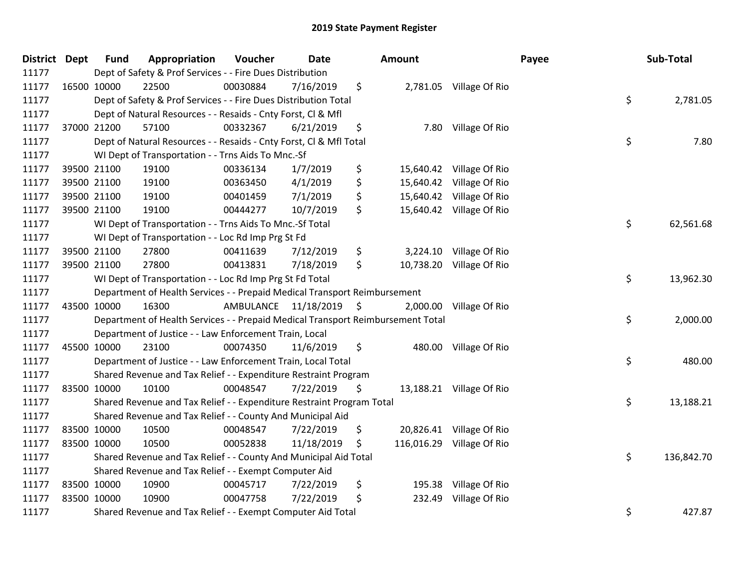# 2019 State Payment Register

| District | Dept | Fund | Appropriation | Voucher | Date | Amount | Payee | Sub-Total |
|---|---|---|---|---|---|---|---|---|
| 11177 | | Dept of Safety & Prof Services - - Fire Dues Distribution | | | | | | |
| 11177 | 16500 | 10000 | 22500 | 00030884 | 7/16/2019 | $ 2,781.05 | Village Of Rio | |
| 11177 | | Dept of Safety & Prof Services - - Fire Dues Distribution Total | | | | | | $ 2,781.05 |
| 11177 | | Dept of Natural Resources - - Resaids - Cnty Forst, Cl & Mfl | | | | | | |
| 11177 | 37000 | 21200 | 57100 | 00332367 | 6/21/2019 | $ 7.80 | Village Of Rio | |
| 11177 | | Dept of Natural Resources - - Resaids - Cnty Forst, Cl & Mfl Total | | | | | | $ 7.80 |
| 11177 | | WI Dept of Transportation - - Trns Aids To Mnc.-Sf | | | | | | |
| 11177 | 39500 | 21100 | 19100 | 00336134 | 1/7/2019 | $ 15,640.42 | Village Of Rio | |
| 11177 | 39500 | 21100 | 19100 | 00363450 | 4/1/2019 | $ 15,640.42 | Village Of Rio | |
| 11177 | 39500 | 21100 | 19100 | 00401459 | 7/1/2019 | $ 15,640.42 | Village Of Rio | |
| 11177 | 39500 | 21100 | 19100 | 00444277 | 10/7/2019 | $ 15,640.42 | Village Of Rio | |
| 11177 | | WI Dept of Transportation - - Trns Aids To Mnc.-Sf Total | | | | | | $ 62,561.68 |
| 11177 | | WI Dept of Transportation - - Loc Rd Imp Prg St Fd | | | | | | |
| 11177 | 39500 | 21100 | 27800 | 00411639 | 7/12/2019 | $ 3,224.10 | Village Of Rio | |
| 11177 | 39500 | 21100 | 27800 | 00413831 | 7/18/2019 | $ 10,738.20 | Village Of Rio | |
| 11177 | | WI Dept of Transportation - - Loc Rd Imp Prg St Fd Total | | | | | | $ 13,962.30 |
| 11177 | | Department of Health Services - - Prepaid Medical Transport Reimbursement | | | | | | |
| 11177 | 43500 | 10000 | 16300 | AMBULANCE | 11/18/2019 | $ 2,000.00 | Village Of Rio | |
| 11177 | | Department of Health Services - - Prepaid Medical Transport Reimbursement Total | | | | | | $ 2,000.00 |
| 11177 | | Department of Justice - - Law Enforcement Train, Local | | | | | | |
| 11177 | 45500 | 10000 | 23100 | 00074350 | 11/6/2019 | $ 480.00 | Village Of Rio | |
| 11177 | | Department of Justice - - Law Enforcement Train, Local Total | | | | | | $ 480.00 |
| 11177 | | Shared Revenue and Tax Relief - - Expenditure Restraint Program | | | | | | |
| 11177 | 83500 | 10000 | 10100 | 00048547 | 7/22/2019 | $ 13,188.21 | Village Of Rio | |
| 11177 | | Shared Revenue and Tax Relief - - Expenditure Restraint Program Total | | | | | | $ 13,188.21 |
| 11177 | | Shared Revenue and Tax Relief - - County And Municipal Aid | | | | | | |
| 11177 | 83500 | 10000 | 10500 | 00048547 | 7/22/2019 | $ 20,826.41 | Village Of Rio | |
| 11177 | 83500 | 10000 | 10500 | 00052838 | 11/18/2019 | $ 116,016.29 | Village Of Rio | |
| 11177 | | Shared Revenue and Tax Relief - - County And Municipal Aid Total | | | | | | $ 136,842.70 |
| 11177 | | Shared Revenue and Tax Relief - - Exempt Computer Aid | | | | | | |
| 11177 | 83500 | 10000 | 10900 | 00045717 | 7/22/2019 | $ 195.38 | Village Of Rio | |
| 11177 | 83500 | 10000 | 10900 | 00047758 | 7/22/2019 | $ 232.49 | Village Of Rio | |
| 11177 | | Shared Revenue and Tax Relief - - Exempt Computer Aid Total | | | | | | $ 427.87 |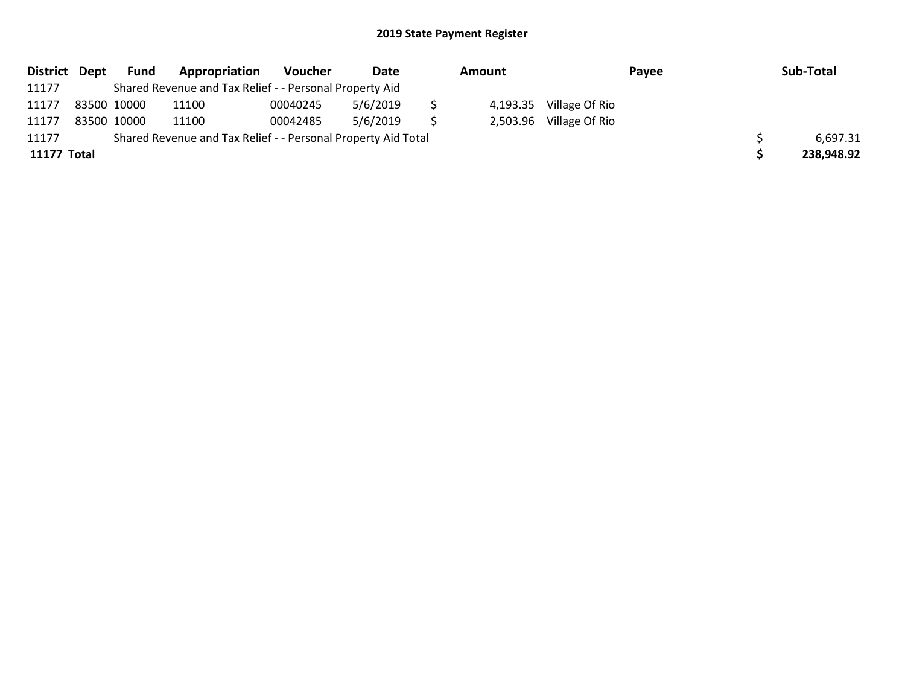## 2019 State Payment Register

| District | Dept | Fund | Appropriation | Voucher | Date | Amount | Payee | Sub-Total |
|---|---|---|---|---|---|---|---|---|
| 11177 | | Shared Revenue and Tax Relief - - Personal Property Aid | | | | | | |
| 11177 | 83500 | 10000 | 11100 | 00040245 | 5/6/2019 | $ 4,193.35 | Village Of Rio | |
| 11177 | 83500 | 10000 | 11100 | 00042485 | 5/6/2019 | $ 2,503.96 | Village Of Rio | |
| 11177 | | Shared Revenue and Tax Relief - - Personal Property Aid Total | | | | | | $ 6,697.31 |
| **11177 Total** | | | | | | | | **$ 238,948.92** |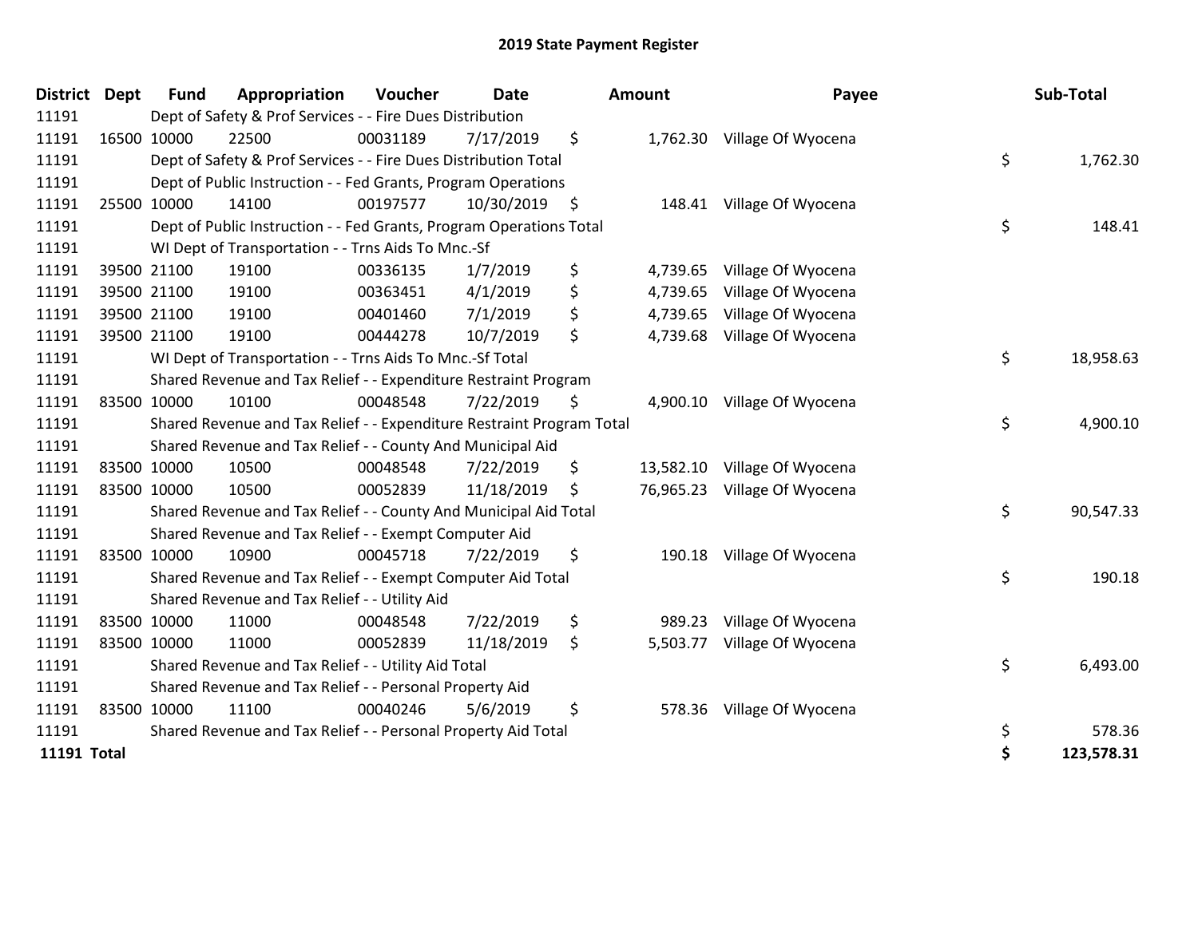# 2019 State Payment Register

| District | Dept | Fund | Appropriation | Voucher | Date | Amount | Payee | Sub-Total |
|---|---|---|---|---|---|---|---|---|
| 11191 | | Dept of Safety & Prof Services - - Fire Dues Distribution | | | | | | |
| 11191 | 16500 | 10000 | 22500 | 00031189 | 7/17/2019 | $ 1,762.30 | Village Of Wyocena | |
| 11191 | | Dept of Safety & Prof Services - - Fire Dues Distribution Total | | | | | | $ 1,762.30 |
| 11191 | | Dept of Public Instruction - - Fed Grants, Program Operations | | | | | | |
| 11191 | 25500 | 10000 | 14100 | 00197577 | 10/30/2019 | $ 148.41 | Village Of Wyocena | |
| 11191 | | Dept of Public Instruction - - Fed Grants, Program Operations Total | | | | | | $ 148.41 |
| 11191 | | WI Dept of Transportation - - Trns Aids To Mnc.-Sf | | | | | | |
| 11191 | 39500 | 21100 | 19100 | 00336135 | 1/7/2019 | $ 4,739.65 | Village Of Wyocena | |
| 11191 | 39500 | 21100 | 19100 | 00363451 | 4/1/2019 | $ 4,739.65 | Village Of Wyocena | |
| 11191 | 39500 | 21100 | 19100 | 00401460 | 7/1/2019 | $ 4,739.65 | Village Of Wyocena | |
| 11191 | 39500 | 21100 | 19100 | 00444278 | 10/7/2019 | $ 4,739.68 | Village Of Wyocena | |
| 11191 | | WI Dept of Transportation - - Trns Aids To Mnc.-Sf Total | | | | | | $ 18,958.63 |
| 11191 | | Shared Revenue and Tax Relief - - Expenditure Restraint Program | | | | | | |
| 11191 | 83500 | 10000 | 10100 | 00048548 | 7/22/2019 | $ 4,900.10 | Village Of Wyocena | |
| 11191 | | Shared Revenue and Tax Relief - - Expenditure Restraint Program Total | | | | | | $ 4,900.10 |
| 11191 | | Shared Revenue and Tax Relief - - County And Municipal Aid | | | | | | |
| 11191 | 83500 | 10000 | 10500 | 00048548 | 7/22/2019 | $ 13,582.10 | Village Of Wyocena | |
| 11191 | 83500 | 10000 | 10500 | 00052839 | 11/18/2019 | $ 76,965.23 | Village Of Wyocena | |
| 11191 | | Shared Revenue and Tax Relief - - County And Municipal Aid Total | | | | | | $ 90,547.33 |
| 11191 | | Shared Revenue and Tax Relief - - Exempt Computer Aid | | | | | | |
| 11191 | 83500 | 10000 | 10900 | 00045718 | 7/22/2019 | $ 190.18 | Village Of Wyocena | |
| 11191 | | Shared Revenue and Tax Relief - - Exempt Computer Aid Total | | | | | | $ 190.18 |
| 11191 | | Shared Revenue and Tax Relief - - Utility Aid | | | | | | |
| 11191 | 83500 | 10000 | 11000 | 00048548 | 7/22/2019 | $ 989.23 | Village Of Wyocena | |
| 11191 | 83500 | 10000 | 11000 | 00052839 | 11/18/2019 | $ 5,503.77 | Village Of Wyocena | |
| 11191 | | Shared Revenue and Tax Relief - - Utility Aid Total | | | | | | $ 6,493.00 |
| 11191 | | Shared Revenue and Tax Relief - - Personal Property Aid | | | | | | |
| 11191 | 83500 | 10000 | 11100 | 00040246 | 5/6/2019 | $ 578.36 | Village Of Wyocena | |
| 11191 | | Shared Revenue and Tax Relief - - Personal Property Aid Total | | | | | | $ 578.36 |
| **11191 Total** | | | | | | | | **$ 123,578.31** |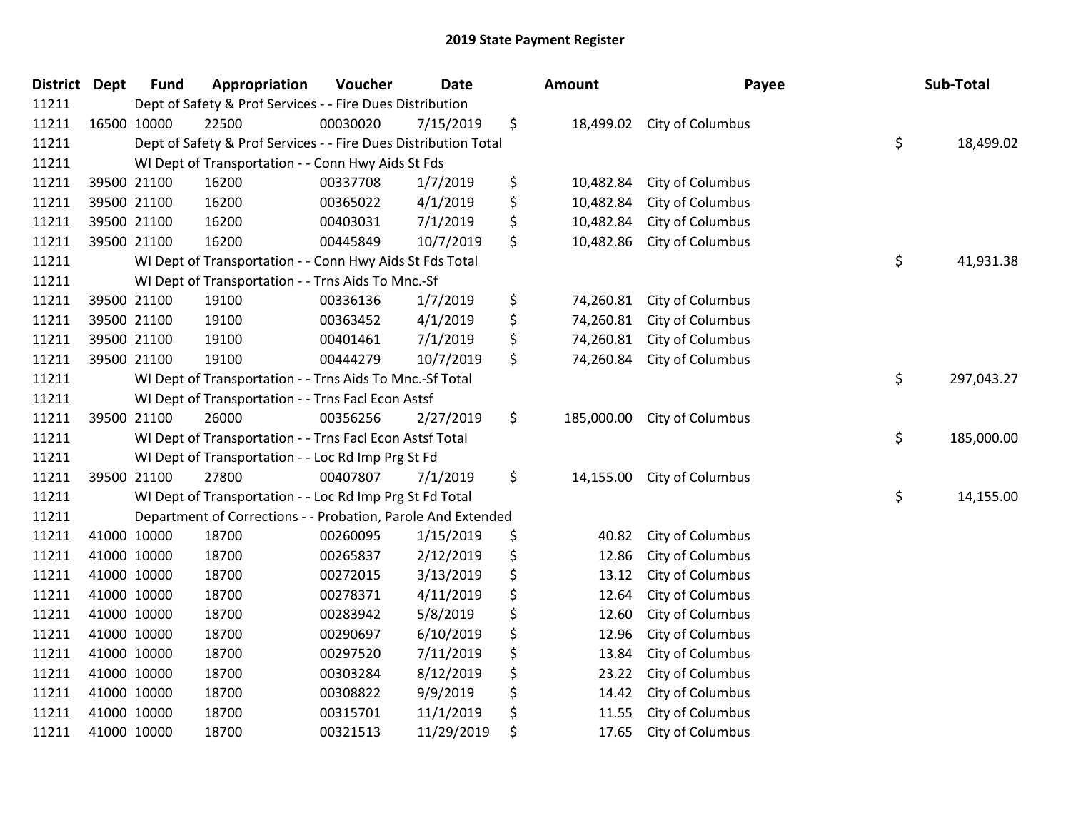# 2019 State Payment Register

| District | Dept | Fund | Appropriation | Voucher | Date | Amount | Payee | Sub-Total |
|---|---|---|---|---|---|---|---|---|
| 11211 | | Dept of Safety & Prof Services - - Fire Dues Distribution | | | | | | |
| 11211 | 16500 | 10000 | 22500 | 00030020 | 7/15/2019 | $ 18,499.02 | City of Columbus | |
| 11211 | | Dept of Safety & Prof Services - - Fire Dues Distribution Total | | | | | | $ 18,499.02 |
| 11211 | | WI Dept of Transportation - - Conn Hwy Aids St Fds | | | | | | |
| 11211 | 39500 | 21100 | 16200 | 00337708 | 1/7/2019 | $ 10,482.84 | City of Columbus | |
| 11211 | 39500 | 21100 | 16200 | 00365022 | 4/1/2019 | $ 10,482.84 | City of Columbus | |
| 11211 | 39500 | 21100 | 16200 | 00403031 | 7/1/2019 | $ 10,482.84 | City of Columbus | |
| 11211 | 39500 | 21100 | 16200 | 00445849 | 10/7/2019 | $ 10,482.86 | City of Columbus | |
| 11211 | | WI Dept of Transportation - - Conn Hwy Aids St Fds Total | | | | | | $ 41,931.38 |
| 11211 | | WI Dept of Transportation - - Trns Aids To Mnc.-Sf | | | | | | |
| 11211 | 39500 | 21100 | 19100 | 00336136 | 1/7/2019 | $ 74,260.81 | City of Columbus | |
| 11211 | 39500 | 21100 | 19100 | 00363452 | 4/1/2019 | $ 74,260.81 | City of Columbus | |
| 11211 | 39500 | 21100 | 19100 | 00401461 | 7/1/2019 | $ 74,260.81 | City of Columbus | |
| 11211 | 39500 | 21100 | 19100 | 00444279 | 10/7/2019 | $ 74,260.84 | City of Columbus | |
| 11211 | | WI Dept of Transportation - - Trns Aids To Mnc.-Sf Total | | | | | | $ 297,043.27 |
| 11211 | | WI Dept of Transportation - - Trns Facl Econ Astsf | | | | | | |
| 11211 | 39500 | 21100 | 26000 | 00356256 | 2/27/2019 | $ 185,000.00 | City of Columbus | |
| 11211 | | WI Dept of Transportation - - Trns Facl Econ Astsf Total | | | | | | $ 185,000.00 |
| 11211 | | WI Dept of Transportation - - Loc Rd Imp Prg St Fd | | | | | | |
| 11211 | 39500 | 21100 | 27800 | 00407807 | 7/1/2019 | $ 14,155.00 | City of Columbus | |
| 11211 | | WI Dept of Transportation - - Loc Rd Imp Prg St Fd Total | | | | | | $ 14,155.00 |
| 11211 | | Department of Corrections - - Probation, Parole And Extended | | | | | | |
| 11211 | 41000 | 10000 | 18700 | 00260095 | 1/15/2019 | $ 40.82 | City of Columbus | |
| 11211 | 41000 | 10000 | 18700 | 00265837 | 2/12/2019 | $ 12.86 | City of Columbus | |
| 11211 | 41000 | 10000 | 18700 | 00272015 | 3/13/2019 | $ 13.12 | City of Columbus | |
| 11211 | 41000 | 10000 | 18700 | 00278371 | 4/11/2019 | $ 12.64 | City of Columbus | |
| 11211 | 41000 | 10000 | 18700 | 00283942 | 5/8/2019 | $ 12.60 | City of Columbus | |
| 11211 | 41000 | 10000 | 18700 | 00290697 | 6/10/2019 | $ 12.96 | City of Columbus | |
| 11211 | 41000 | 10000 | 18700 | 00297520 | 7/11/2019 | $ 13.84 | City of Columbus | |
| 11211 | 41000 | 10000 | 18700 | 00303284 | 8/12/2019 | $ 23.22 | City of Columbus | |
| 11211 | 41000 | 10000 | 18700 | 00308822 | 9/9/2019 | $ 14.42 | City of Columbus | |
| 11211 | 41000 | 10000 | 18700 | 00315701 | 11/1/2019 | $ 11.55 | City of Columbus | |
| 11211 | 41000 | 10000 | 18700 | 00321513 | 11/29/2019 | $ 17.65 | City of Columbus | |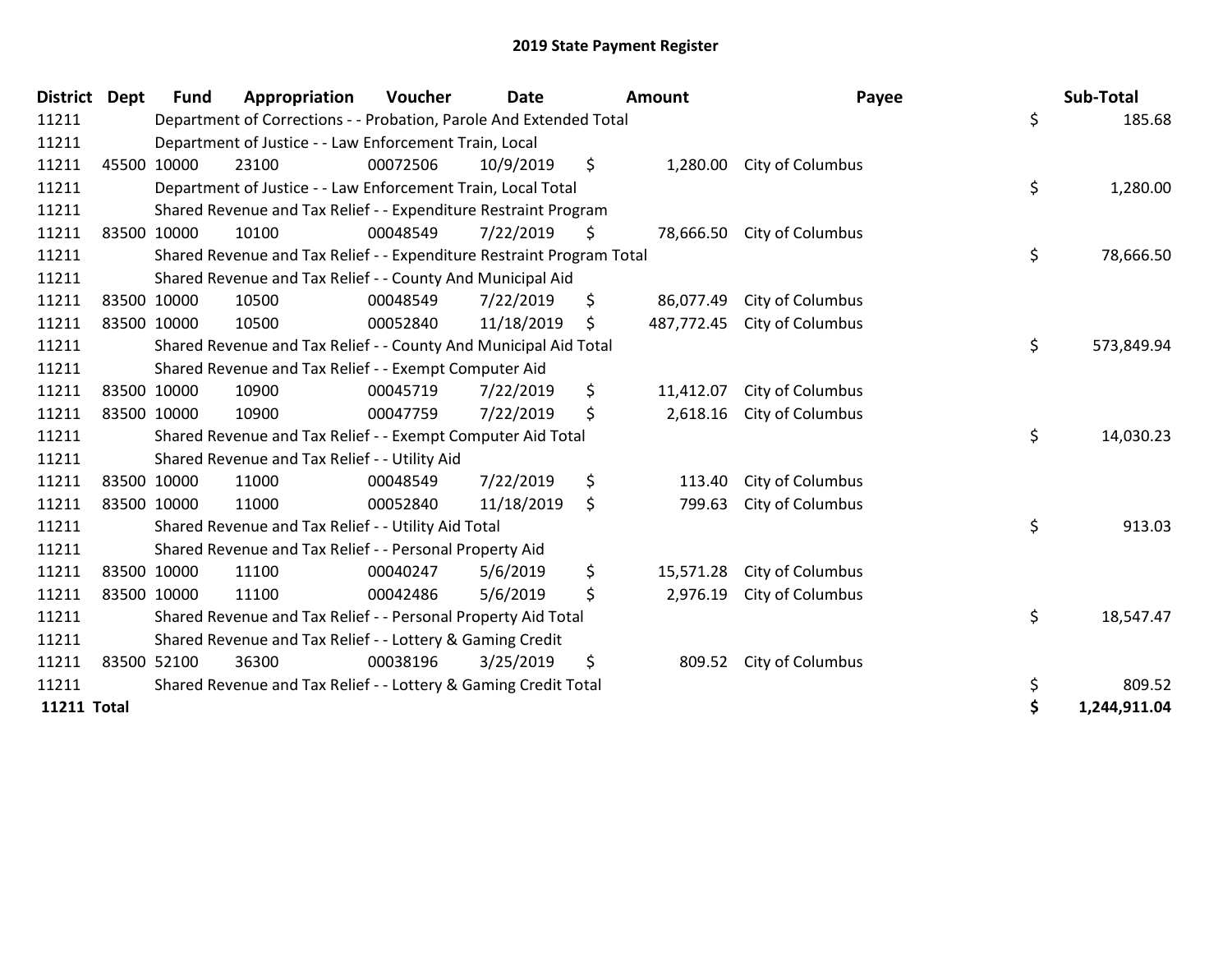# 2019 State Payment Register

| District | Dept | Fund | Appropriation | Voucher | Date | Amount | Payee | Sub-Total |
|---|---|---|---|---|---|---|---|---|
| 11211 | | Department of Corrections - - Probation, Parole And Extended Total | | | | | | $ 185.68 |
| 11211 | | Department of Justice - - Law Enforcement Train, Local | | | | | | |
| 11211 | 45500 | 10000 | 23100 | 00072506 | 10/9/2019 | $ 1,280.00 | City of Columbus | |
| 11211 | | Department of Justice - - Law Enforcement Train, Local Total | | | | | | $ 1,280.00 |
| 11211 | | Shared Revenue and Tax Relief - - Expenditure Restraint Program | | | | | | |
| 11211 | 83500 | 10000 | 10100 | 00048549 | 7/22/2019 | $ 78,666.50 | City of Columbus | |
| 11211 | | Shared Revenue and Tax Relief - - Expenditure Restraint Program Total | | | | | | $ 78,666.50 |
| 11211 | | Shared Revenue and Tax Relief - - County And Municipal Aid | | | | | | |
| 11211 | 83500 | 10000 | 10500 | 00048549 | 7/22/2019 | $ 86,077.49 | City of Columbus | |
| 11211 | 83500 | 10000 | 10500 | 00052840 | 11/18/2019 | $ 487,772.45 | City of Columbus | |
| 11211 | | Shared Revenue and Tax Relief - - County And Municipal Aid Total | | | | | | $ 573,849.94 |
| 11211 | | Shared Revenue and Tax Relief - - Exempt Computer Aid | | | | | | |
| 11211 | 83500 | 10000 | 10900 | 00045719 | 7/22/2019 | $ 11,412.07 | City of Columbus | |
| 11211 | 83500 | 10000 | 10900 | 00047759 | 7/22/2019 | $ 2,618.16 | City of Columbus | |
| 11211 | | Shared Revenue and Tax Relief - - Exempt Computer Aid Total | | | | | | $ 14,030.23 |
| 11211 | | Shared Revenue and Tax Relief - - Utility Aid | | | | | | |
| 11211 | 83500 | 10000 | 11000 | 00048549 | 7/22/2019 | $ 113.40 | City of Columbus | |
| 11211 | 83500 | 10000 | 11000 | 00052840 | 11/18/2019 | $ 799.63 | City of Columbus | |
| 11211 | | Shared Revenue and Tax Relief - - Utility Aid Total | | | | | | $ 913.03 |
| 11211 | | Shared Revenue and Tax Relief - - Personal Property Aid | | | | | | |
| 11211 | 83500 | 10000 | 11100 | 00040247 | 5/6/2019 | $ 15,571.28 | City of Columbus | |
| 11211 | 83500 | 10000 | 11100 | 00042486 | 5/6/2019 | $ 2,976.19 | City of Columbus | |
| 11211 | | Shared Revenue and Tax Relief - - Personal Property Aid Total | | | | | | $ 18,547.47 |
| 11211 | | Shared Revenue and Tax Relief - - Lottery & Gaming Credit | | | | | | |
| 11211 | 83500 | 52100 | 36300 | 00038196 | 3/25/2019 | $ 809.52 | City of Columbus | |
| 11211 | | Shared Revenue and Tax Relief - - Lottery & Gaming Credit Total | | | | | | $ 809.52 |
| **11211 Total** | | | | | | | | **$ 1,244,911.04** |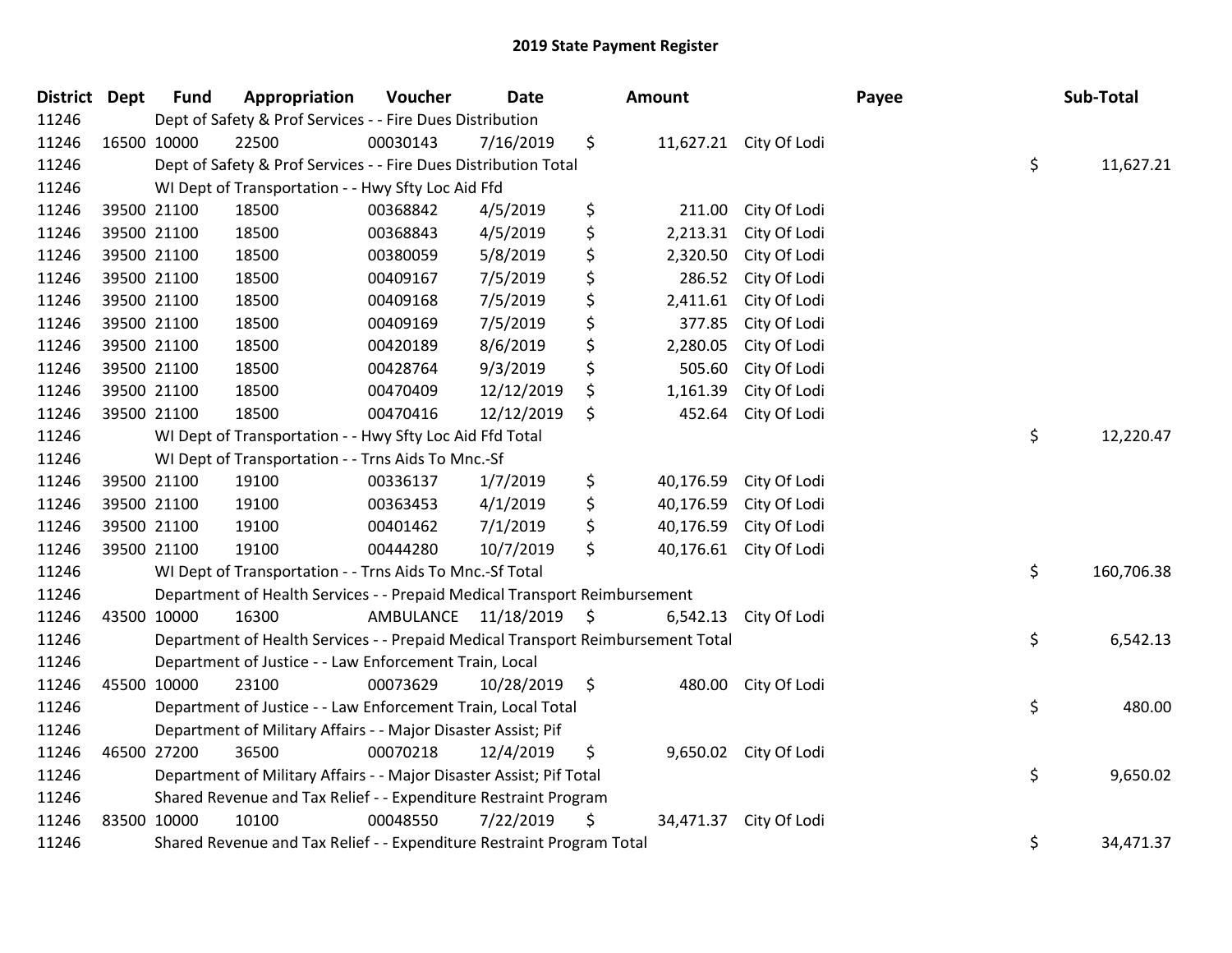# 2019 State Payment Register

| District | Dept | Fund | Appropriation | Voucher | Date | Amount | Payee | Sub-Total |
|---|---|---|---|---|---|---|---|---|
| 11246 | | Dept of Safety & Prof Services - - Fire Dues Distribution | | | | | | |
| 11246 | 16500 | 10000 | 22500 | 00030143 | 7/16/2019 | $ 11,627.21 | City Of Lodi | |
| 11246 | | Dept of Safety & Prof Services - - Fire Dues Distribution Total | | | | | | $ 11,627.21 |
| 11246 | | WI Dept of Transportation - - Hwy Sfty Loc Aid Ffd | | | | | | |
| 11246 | 39500 | 21100 | 18500 | 00368842 | 4/5/2019 | $ 211.00 | City Of Lodi | |
| 11246 | 39500 | 21100 | 18500 | 00368843 | 4/5/2019 | $ 2,213.31 | City Of Lodi | |
| 11246 | 39500 | 21100 | 18500 | 00380059 | 5/8/2019 | $ 2,320.50 | City Of Lodi | |
| 11246 | 39500 | 21100 | 18500 | 00409167 | 7/5/2019 | $ 286.52 | City Of Lodi | |
| 11246 | 39500 | 21100 | 18500 | 00409168 | 7/5/2019 | $ 2,411.61 | City Of Lodi | |
| 11246 | 39500 | 21100 | 18500 | 00409169 | 7/5/2019 | $ 377.85 | City Of Lodi | |
| 11246 | 39500 | 21100 | 18500 | 00420189 | 8/6/2019 | $ 2,280.05 | City Of Lodi | |
| 11246 | 39500 | 21100 | 18500 | 00428764 | 9/3/2019 | $ 505.60 | City Of Lodi | |
| 11246 | 39500 | 21100 | 18500 | 00470409 | 12/12/2019 | $ 1,161.39 | City Of Lodi | |
| 11246 | 39500 | 21100 | 18500 | 00470416 | 12/12/2019 | $ 452.64 | City Of Lodi | |
| 11246 | | WI Dept of Transportation - - Hwy Sfty Loc Aid Ffd Total | | | | | | $ 12,220.47 |
| 11246 | | WI Dept of Transportation - - Trns Aids To Mnc.-Sf | | | | | | |
| 11246 | 39500 | 21100 | 19100 | 00336137 | 1/7/2019 | $ 40,176.59 | City Of Lodi | |
| 11246 | 39500 | 21100 | 19100 | 00363453 | 4/1/2019 | $ 40,176.59 | City Of Lodi | |
| 11246 | 39500 | 21100 | 19100 | 00401462 | 7/1/2019 | $ 40,176.59 | City Of Lodi | |
| 11246 | 39500 | 21100 | 19100 | 00444280 | 10/7/2019 | $ 40,176.61 | City Of Lodi | |
| 11246 | | WI Dept of Transportation - - Trns Aids To Mnc.-Sf Total | | | | | | $ 160,706.38 |
| 11246 | | Department of Health Services - - Prepaid Medical Transport Reimbursement | | | | | | |
| 11246 | 43500 | 10000 | 16300 | AMBULANCE | 11/18/2019 | $ 6,542.13 | City Of Lodi | |
| 11246 | | Department of Health Services - - Prepaid Medical Transport Reimbursement Total | | | | | | $ 6,542.13 |
| 11246 | | Department of Justice - - Law Enforcement Train, Local | | | | | | |
| 11246 | 45500 | 10000 | 23100 | 00073629 | 10/28/2019 | $ 480.00 | City Of Lodi | |
| 11246 | | Department of Justice - - Law Enforcement Train, Local Total | | | | | | $ 480.00 |
| 11246 | | Department of Military Affairs - - Major Disaster Assist; Pif | | | | | | |
| 11246 | 46500 | 27200 | 36500 | 00070218 | 12/4/2019 | $ 9,650.02 | City Of Lodi | |
| 11246 | | Department of Military Affairs - - Major Disaster Assist; Pif Total | | | | | | $ 9,650.02 |
| 11246 | | Shared Revenue and Tax Relief - - Expenditure Restraint Program | | | | | | |
| 11246 | 83500 | 10000 | 10100 | 00048550 | 7/22/2019 | $ 34,471.37 | City Of Lodi | |
| 11246 | | Shared Revenue and Tax Relief - - Expenditure Restraint Program Total | | | | | | $ 34,471.37 |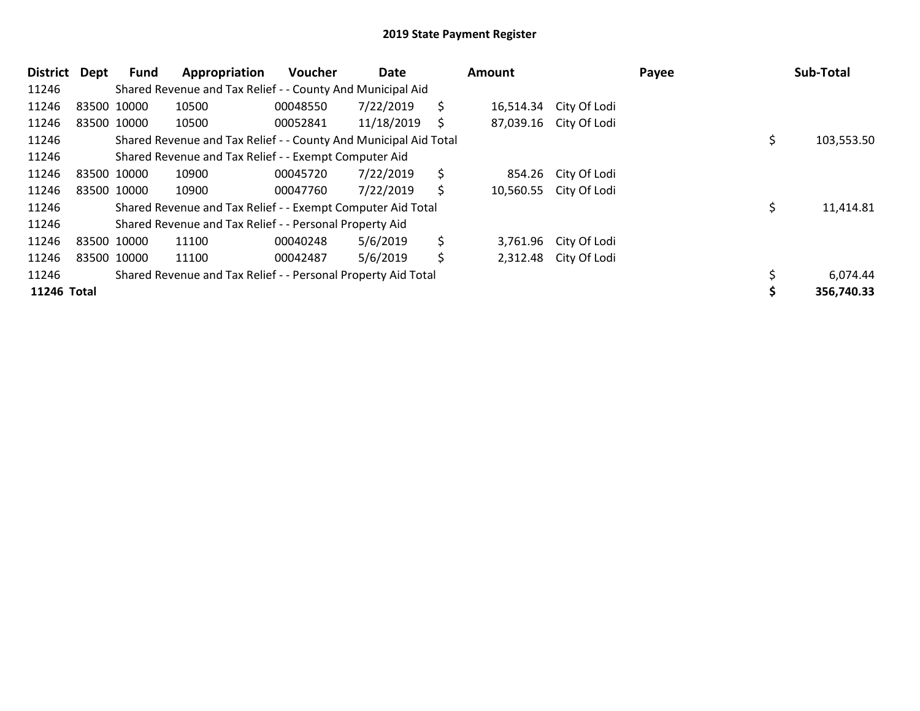# 2019 State Payment Register

| District | Dept | Fund | Appropriation | Voucher | Date | Amount | Payee | Sub-Total |
|---|---|---|---|---|---|---|---|---|
| 11246 | Shared Revenue and Tax Relief - - County And Municipal Aid | | | | | | | |
| 11246 | 83500 | 10000 | 10500 | 00048550 | 7/22/2019 | $ 16,514.34 | City Of Lodi | |
| 11246 | 83500 | 10000 | 10500 | 00052841 | 11/18/2019 | $ 87,039.16 | City Of Lodi | |
| 11246 | Shared Revenue and Tax Relief - - County And Municipal Aid Total | | | | | | | $ 103,553.50 |
| 11246 | Shared Revenue and Tax Relief - - Exempt Computer Aid | | | | | | | |
| 11246 | 83500 | 10000 | 10900 | 00045720 | 7/22/2019 | $ 854.26 | City Of Lodi | |
| 11246 | 83500 | 10000 | 10900 | 00047760 | 7/22/2019 | $ 10,560.55 | City Of Lodi | |
| 11246 | Shared Revenue and Tax Relief - - Exempt Computer Aid Total | | | | | | | $ 11,414.81 |
| 11246 | Shared Revenue and Tax Relief - - Personal Property Aid | | | | | | | |
| 11246 | 83500 | 10000 | 11100 | 00040248 | 5/6/2019 | $ 3,761.96 | City Of Lodi | |
| 11246 | 83500 | 10000 | 11100 | 00042487 | 5/6/2019 | $ 2,312.48 | City Of Lodi | |
| 11246 | Shared Revenue and Tax Relief - - Personal Property Aid Total | | | | | | | $ 6,074.44 |
| **11246 Total** | | | | | | | | **$ 356,740.33** |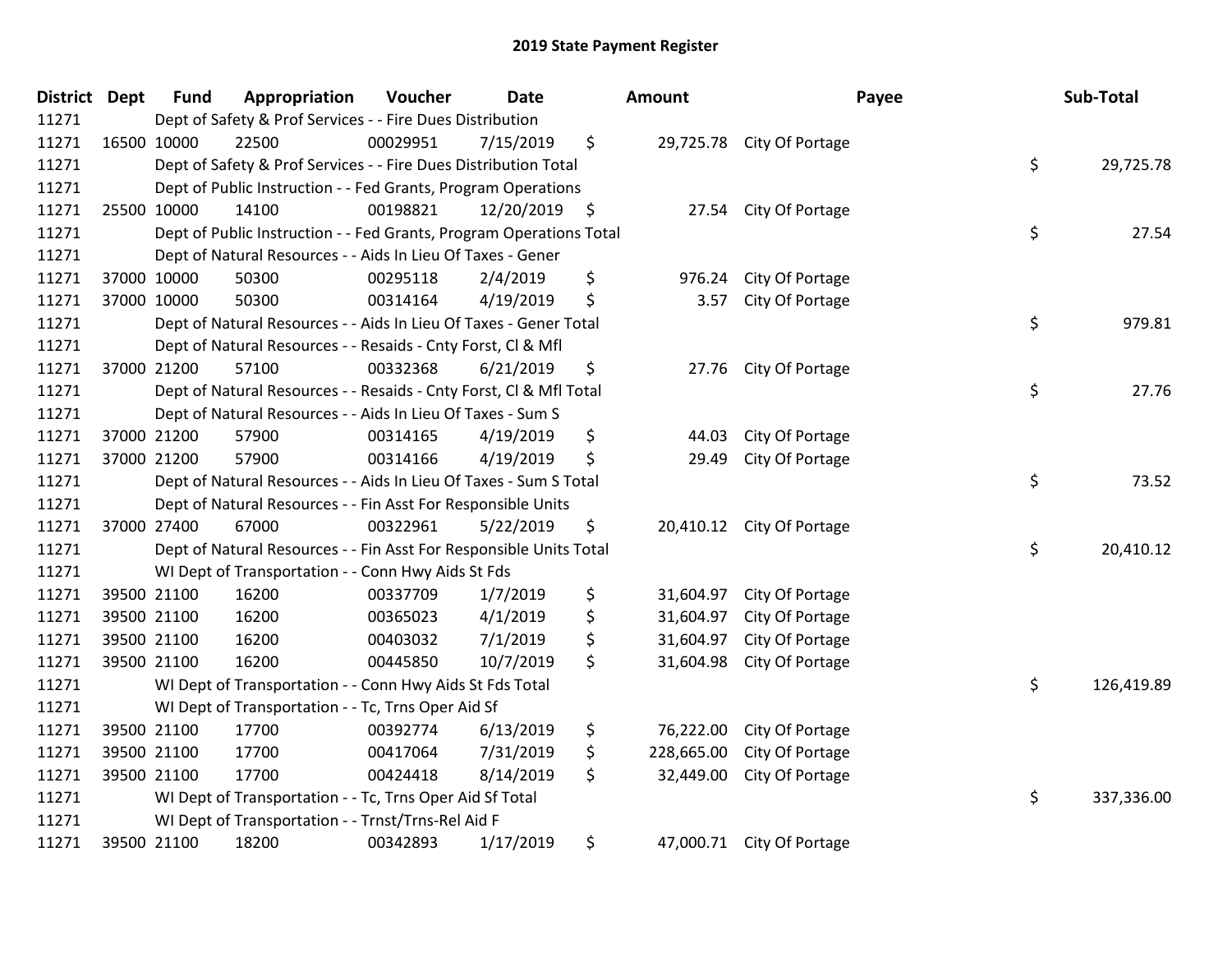# 2019 State Payment Register

| District | Dept | Fund | Appropriation | Voucher | Date | Amount | Payee | Sub-Total |
|---|---|---|---|---|---|---|---|---|
| 11271 | | Dept of Safety & Prof Services - - Fire Dues Distribution | | | | | | |
| 11271 | 16500 | 10000 | 22500 | 00029951 | 7/15/2019 | $ 29,725.78 | City Of Portage | |
| 11271 | | Dept of Safety & Prof Services - - Fire Dues Distribution Total | | | | | | $ 29,725.78 |
| 11271 | | Dept of Public Instruction - - Fed Grants, Program Operations | | | | | | |
| 11271 | 25500 | 10000 | 14100 | 00198821 | 12/20/2019 | $ 27.54 | City Of Portage | |
| 11271 | | Dept of Public Instruction - - Fed Grants, Program Operations Total | | | | | | $ 27.54 |
| 11271 | | Dept of Natural Resources - - Aids In Lieu Of Taxes - Gener | | | | | | |
| 11271 | 37000 | 10000 | 50300 | 00295118 | 2/4/2019 | $ 976.24 | City Of Portage | |
| 11271 | 37000 | 10000 | 50300 | 00314164 | 4/19/2019 | $ 3.57 | City Of Portage | |
| 11271 | | Dept of Natural Resources - - Aids In Lieu Of Taxes - Gener Total | | | | | | $ 979.81 |
| 11271 | | Dept of Natural Resources - - Resaids - Cnty Forst, Cl & Mfl | | | | | | |
| 11271 | 37000 | 21200 | 57100 | 00332368 | 6/21/2019 | $ 27.76 | City Of Portage | |
| 11271 | | Dept of Natural Resources - - Resaids - Cnty Forst, Cl & Mfl Total | | | | | | $ 27.76 |
| 11271 | | Dept of Natural Resources - - Aids In Lieu Of Taxes - Sum S | | | | | | |
| 11271 | 37000 | 21200 | 57900 | 00314165 | 4/19/2019 | $ 44.03 | City Of Portage | |
| 11271 | 37000 | 21200 | 57900 | 00314166 | 4/19/2019 | $ 29.49 | City Of Portage | |
| 11271 | | Dept of Natural Resources - - Aids In Lieu Of Taxes - Sum S Total | | | | | | $ 73.52 |
| 11271 | | Dept of Natural Resources - - Fin Asst For Responsible Units | | | | | | |
| 11271 | 37000 | 27400 | 67000 | 00322961 | 5/22/2019 | $ 20,410.12 | City Of Portage | |
| 11271 | | Dept of Natural Resources - - Fin Asst For Responsible Units Total | | | | | | $ 20,410.12 |
| 11271 | | WI Dept of Transportation - - Conn Hwy Aids St Fds | | | | | | |
| 11271 | 39500 | 21100 | 16200 | 00337709 | 1/7/2019 | $ 31,604.97 | City Of Portage | |
| 11271 | 39500 | 21100 | 16200 | 00365023 | 4/1/2019 | $ 31,604.97 | City Of Portage | |
| 11271 | 39500 | 21100 | 16200 | 00403032 | 7/1/2019 | $ 31,604.97 | City Of Portage | |
| 11271 | 39500 | 21100 | 16200 | 00445850 | 10/7/2019 | $ 31,604.98 | City Of Portage | |
| 11271 | | WI Dept of Transportation - - Conn Hwy Aids St Fds Total | | | | | | $ 126,419.89 |
| 11271 | | WI Dept of Transportation - - Tc, Trns Oper Aid Sf | | | | | | |
| 11271 | 39500 | 21100 | 17700 | 00392774 | 6/13/2019 | $ 76,222.00 | City Of Portage | |
| 11271 | 39500 | 21100 | 17700 | 00417064 | 7/31/2019 | $ 228,665.00 | City Of Portage | |
| 11271 | 39500 | 21100 | 17700 | 00424418 | 8/14/2019 | $ 32,449.00 | City Of Portage | |
| 11271 | | WI Dept of Transportation - - Tc, Trns Oper Aid Sf Total | | | | | | $ 337,336.00 |
| 11271 | | WI Dept of Transportation - - Trnst/Trns-Rel Aid F | | | | | | |
| 11271 | 39500 | 21100 | 18200 | 00342893 | 1/17/2019 | $ 47,000.71 | City Of Portage | |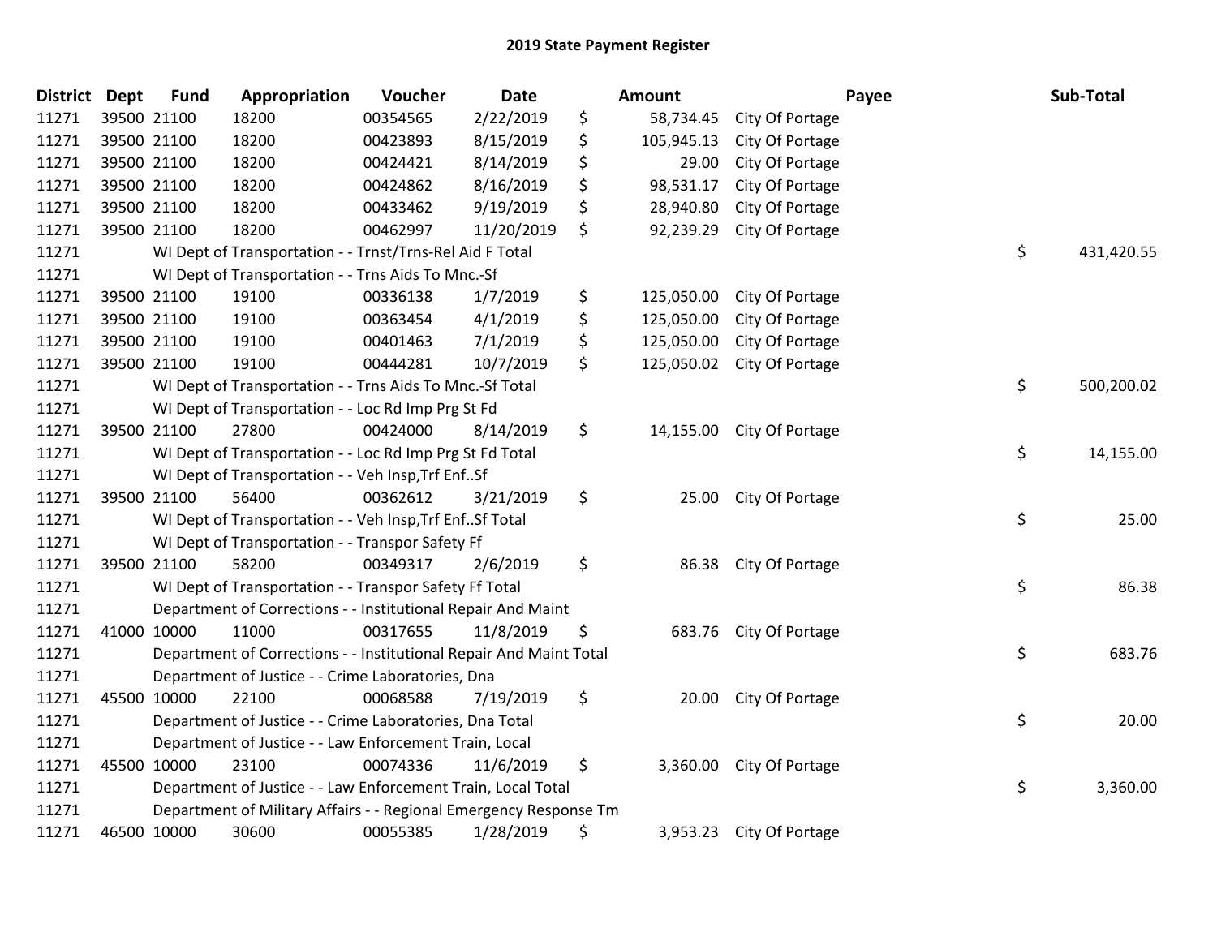# 2019 State Payment Register

| District | Dept | Fund | Appropriation | Voucher | Date | Amount | Payee | Sub-Total |
|---|---|---|---|---|---|---|---|---|
| 11271 | 39500 | 21100 | 18200 | 00354565 | 2/22/2019 | $ 58,734.45 | City Of Portage | |
| 11271 | 39500 | 21100 | 18200 | 00423893 | 8/15/2019 | $ 105,945.13 | City Of Portage | |
| 11271 | 39500 | 21100 | 18200 | 00424421 | 8/14/2019 | $ 29.00 | City Of Portage | |
| 11271 | 39500 | 21100 | 18200 | 00424862 | 8/16/2019 | $ 98,531.17 | City Of Portage | |
| 11271 | 39500 | 21100 | 18200 | 00433462 | 9/19/2019 | $ 28,940.80 | City Of Portage | |
| 11271 | 39500 | 21100 | 18200 | 00462997 | 11/20/2019 | $ 92,239.29 | City Of Portage | |
| 11271 | | | WI Dept of Transportation - - Trnst/Trns-Rel Aid F Total | | | | | $ 431,420.55 |
| 11271 | | | WI Dept of Transportation - - Trns Aids To Mnc.-Sf | | | | | |
| 11271 | 39500 | 21100 | 19100 | 00336138 | 1/7/2019 | $ 125,050.00 | City Of Portage | |
| 11271 | 39500 | 21100 | 19100 | 00363454 | 4/1/2019 | $ 125,050.00 | City Of Portage | |
| 11271 | 39500 | 21100 | 19100 | 00401463 | 7/1/2019 | $ 125,050.00 | City Of Portage | |
| 11271 | 39500 | 21100 | 19100 | 00444281 | 10/7/2019 | $ 125,050.02 | City Of Portage | |
| 11271 | | | WI Dept of Transportation - - Trns Aids To Mnc.-Sf Total | | | | | $ 500,200.02 |
| 11271 | | | WI Dept of Transportation - - Loc Rd Imp Prg St Fd | | | | | |
| 11271 | 39500 | 21100 | 27800 | 00424000 | 8/14/2019 | $ 14,155.00 | City Of Portage | |
| 11271 | | | WI Dept of Transportation - - Loc Rd Imp Prg St Fd Total | | | | | $ 14,155.00 |
| 11271 | | | WI Dept of Transportation - - Veh Insp,Trf Enf..Sf | | | | | |
| 11271 | 39500 | 21100 | 56400 | 00362612 | 3/21/2019 | $ 25.00 | City Of Portage | |
| 11271 | | | WI Dept of Transportation - - Veh Insp,Trf Enf..Sf Total | | | | | $ 25.00 |
| 11271 | | | WI Dept of Transportation - - Transpor Safety Ff | | | | | |
| 11271 | 39500 | 21100 | 58200 | 00349317 | 2/6/2019 | $ 86.38 | City Of Portage | |
| 11271 | | | WI Dept of Transportation - - Transpor Safety Ff Total | | | | | $ 86.38 |
| 11271 | | | Department of Corrections - - Institutional Repair And Maint | | | | | |
| 11271 | 41000 | 10000 | 11000 | 00317655 | 11/8/2019 | $ 683.76 | City Of Portage | |
| 11271 | | | Department of Corrections - - Institutional Repair And Maint Total | | | | | $ 683.76 |
| 11271 | | | Department of Justice - - Crime Laboratories, Dna | | | | | |
| 11271 | 45500 | 10000 | 22100 | 00068588 | 7/19/2019 | $ 20.00 | City Of Portage | |
| 11271 | | | Department of Justice - - Crime Laboratories, Dna Total | | | | | $ 20.00 |
| 11271 | | | Department of Justice - - Law Enforcement Train, Local | | | | | |
| 11271 | 45500 | 10000 | 23100 | 00074336 | 11/6/2019 | $ 3,360.00 | City Of Portage | |
| 11271 | | | Department of Justice - - Law Enforcement Train, Local Total | | | | | $ 3,360.00 |
| 11271 | | | Department of Military Affairs - - Regional Emergency Response Tm | | | | | |
| 11271 | 46500 | 10000 | 30600 | 00055385 | 1/28/2019 | $ 3,953.23 | City Of Portage | |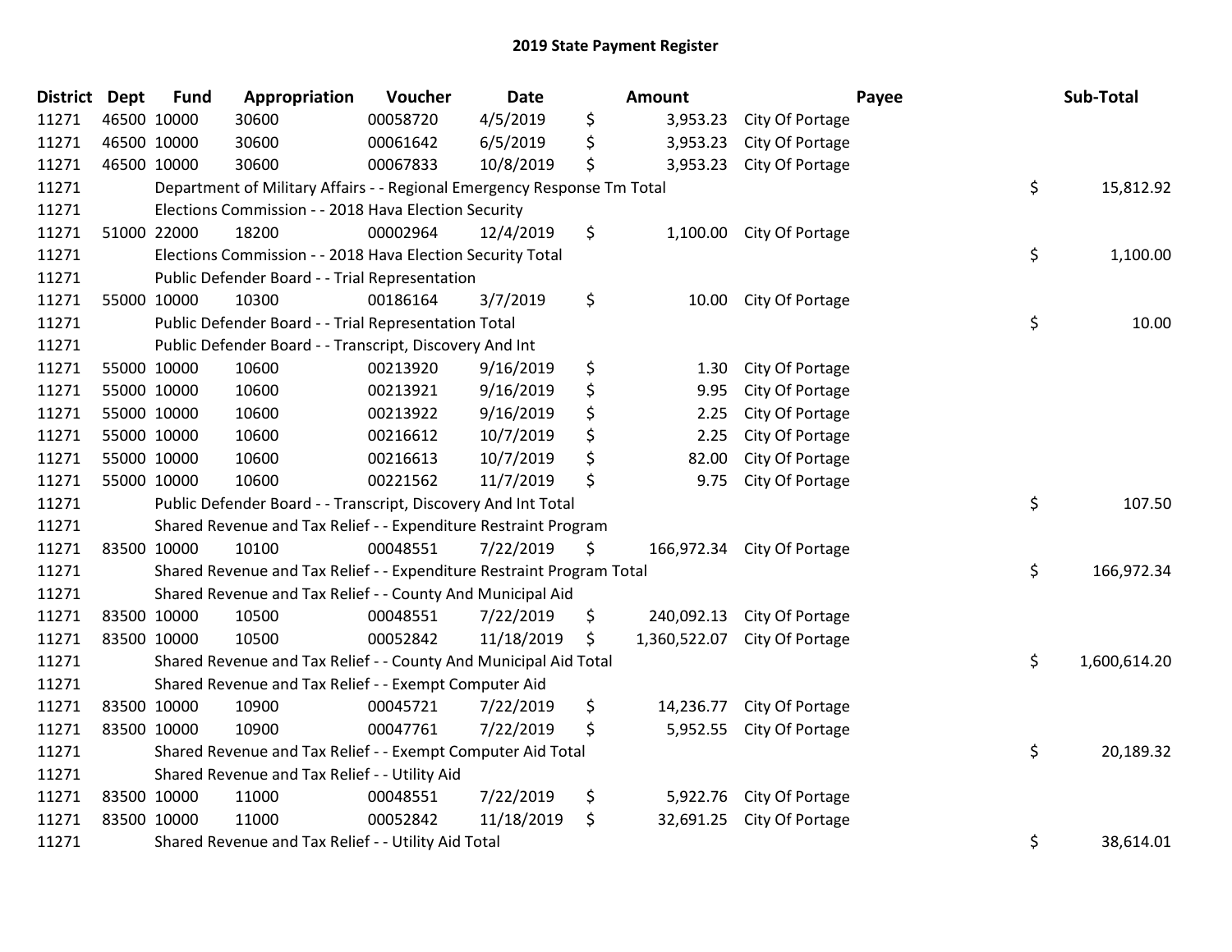# 2019 State Payment Register

| District | Dept | Fund | Appropriation | Voucher | Date | Amount | Payee | Sub-Total |
|---|---|---|---|---|---|---|---|---|
| 11271 | 46500 | 10000 | 30600 | 00058720 | 4/5/2019 | $ 3,953.23 | City Of Portage | |
| 11271 | 46500 | 10000 | 30600 | 00061642 | 6/5/2019 | $ 3,953.23 | City Of Portage | |
| 11271 | 46500 | 10000 | 30600 | 00067833 | 10/8/2019 | $ 3,953.23 | City Of Portage | |
| 11271 | | | Department of Military Affairs - - Regional Emergency Response Tm Total | | | | | $ 15,812.92 |
| 11271 | | | Elections Commission - - 2018 Hava Election Security | | | | | |
| 11271 | 51000 | 22000 | 18200 | 00002964 | 12/4/2019 | $ 1,100.00 | City Of Portage | |
| 11271 | | | Elections Commission - - 2018 Hava Election Security Total | | | | | $ 1,100.00 |
| 11271 | | | Public Defender Board - - Trial Representation | | | | | |
| 11271 | 55000 | 10000 | 10300 | 00186164 | 3/7/2019 | $ 10.00 | City Of Portage | |
| 11271 | | | Public Defender Board - - Trial Representation Total | | | | | $ 10.00 |
| 11271 | | | Public Defender Board - - Transcript, Discovery And Int | | | | | |
| 11271 | 55000 | 10000 | 10600 | 00213920 | 9/16/2019 | $ 1.30 | City Of Portage | |
| 11271 | 55000 | 10000 | 10600 | 00213921 | 9/16/2019 | $ 9.95 | City Of Portage | |
| 11271 | 55000 | 10000 | 10600 | 00213922 | 9/16/2019 | $ 2.25 | City Of Portage | |
| 11271 | 55000 | 10000 | 10600 | 00216612 | 10/7/2019 | $ 2.25 | City Of Portage | |
| 11271 | 55000 | 10000 | 10600 | 00216613 | 10/7/2019 | $ 82.00 | City Of Portage | |
| 11271 | 55000 | 10000 | 10600 | 00221562 | 11/7/2019 | $ 9.75 | City Of Portage | |
| 11271 | | | Public Defender Board - - Transcript, Discovery And Int Total | | | | | $ 107.50 |
| 11271 | | | Shared Revenue and Tax Relief - - Expenditure Restraint Program | | | | | |
| 11271 | 83500 | 10000 | 10100 | 00048551 | 7/22/2019 | $ 166,972.34 | City Of Portage | |
| 11271 | | | Shared Revenue and Tax Relief - - Expenditure Restraint Program Total | | | | | $ 166,972.34 |
| 11271 | | | Shared Revenue and Tax Relief - - County And Municipal Aid | | | | | |
| 11271 | 83500 | 10000 | 10500 | 00048551 | 7/22/2019 | $ 240,092.13 | City Of Portage | |
| 11271 | 83500 | 10000 | 10500 | 00052842 | 11/18/2019 | $ 1,360,522.07 | City Of Portage | |
| 11271 | | | Shared Revenue and Tax Relief - - County And Municipal Aid Total | | | | | $ 1,600,614.20 |
| 11271 | | | Shared Revenue and Tax Relief - - Exempt Computer Aid | | | | | |
| 11271 | 83500 | 10000 | 10900 | 00045721 | 7/22/2019 | $ 14,236.77 | City Of Portage | |
| 11271 | 83500 | 10000 | 10900 | 00047761 | 7/22/2019 | $ 5,952.55 | City Of Portage | |
| 11271 | | | Shared Revenue and Tax Relief - - Exempt Computer Aid Total | | | | | $ 20,189.32 |
| 11271 | | | Shared Revenue and Tax Relief - - Utility Aid | | | | | |
| 11271 | 83500 | 10000 | 11000 | 00048551 | 7/22/2019 | $ 5,922.76 | City Of Portage | |
| 11271 | 83500 | 10000 | 11000 | 00052842 | 11/18/2019 | $ 32,691.25 | City Of Portage | |
| 11271 | | | Shared Revenue and Tax Relief - - Utility Aid Total | | | | | $ 38,614.01 |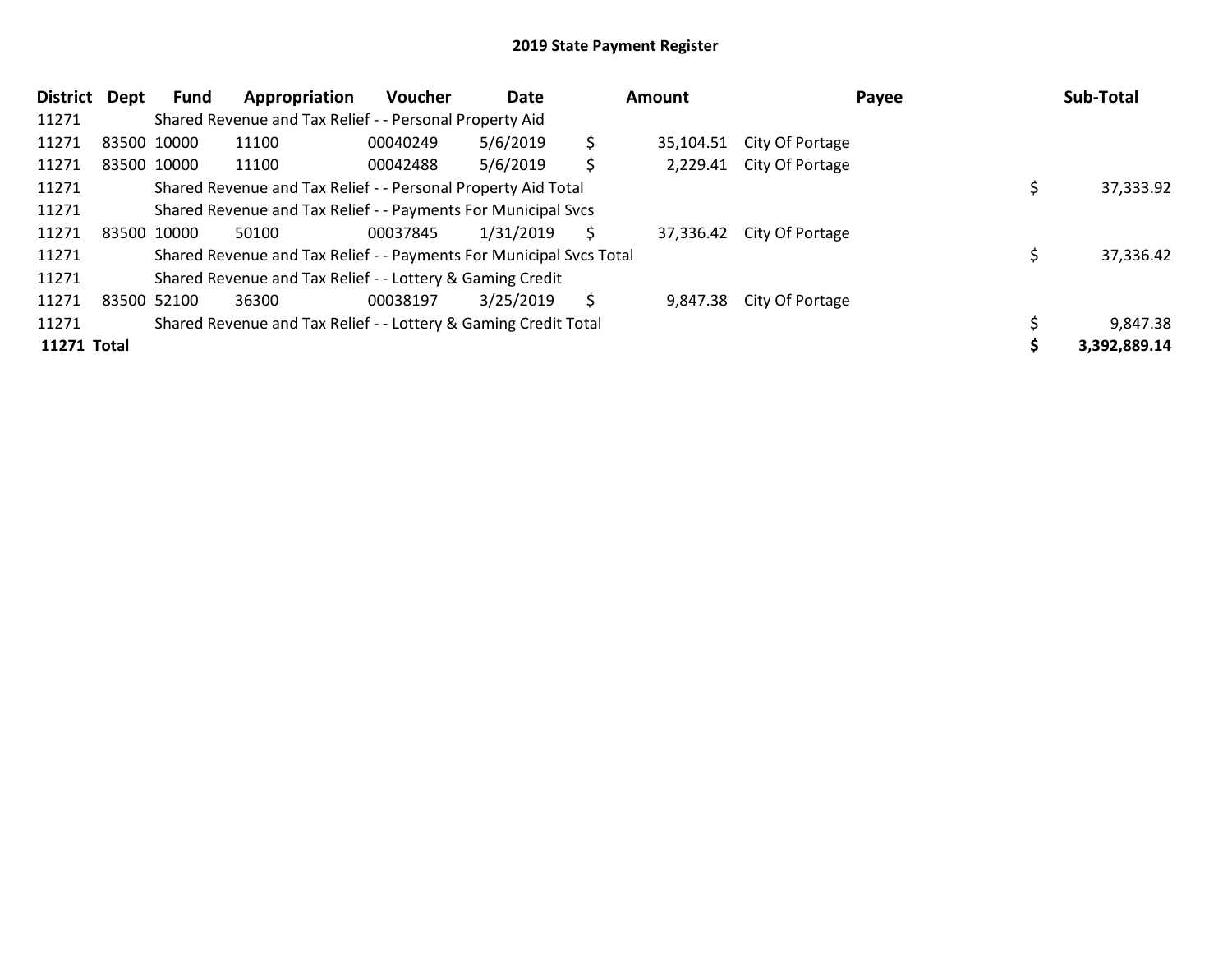# 2019 State Payment Register

| District | Dept | Fund | Appropriation | Voucher | Date | Amount | Payee | Sub-Total |
|---|---|---|---|---|---|---|---|---|
| 11271 | | Shared Revenue and Tax Relief - - Personal Property Aid | | | | | | |
| 11271 | 83500 | 10000 | 11100 | 00040249 | 5/6/2019 | $ 35,104.51 | City Of Portage | |
| 11271 | 83500 | 10000 | 11100 | 00042488 | 5/6/2019 | $ 2,229.41 | City Of Portage | |
| 11271 | | Shared Revenue and Tax Relief - - Personal Property Aid Total | | | | | | $ 37,333.92 |
| 11271 | | Shared Revenue and Tax Relief - - Payments For Municipal Svcs | | | | | | |
| 11271 | 83500 | 10000 | 50100 | 00037845 | 1/31/2019 | $ 37,336.42 | City Of Portage | |
| 11271 | | Shared Revenue and Tax Relief - - Payments For Municipal Svcs Total | | | | | | $ 37,336.42 |
| 11271 | | Shared Revenue and Tax Relief - - Lottery & Gaming Credit | | | | | | |
| 11271 | 83500 | 52100 | 36300 | 00038197 | 3/25/2019 | $ 9,847.38 | City Of Portage | |
| 11271 | | Shared Revenue and Tax Relief - - Lottery & Gaming Credit Total | | | | | | $ 9,847.38 |
| **11271 Total** | | | | | | | | **$ 3,392,889.14** |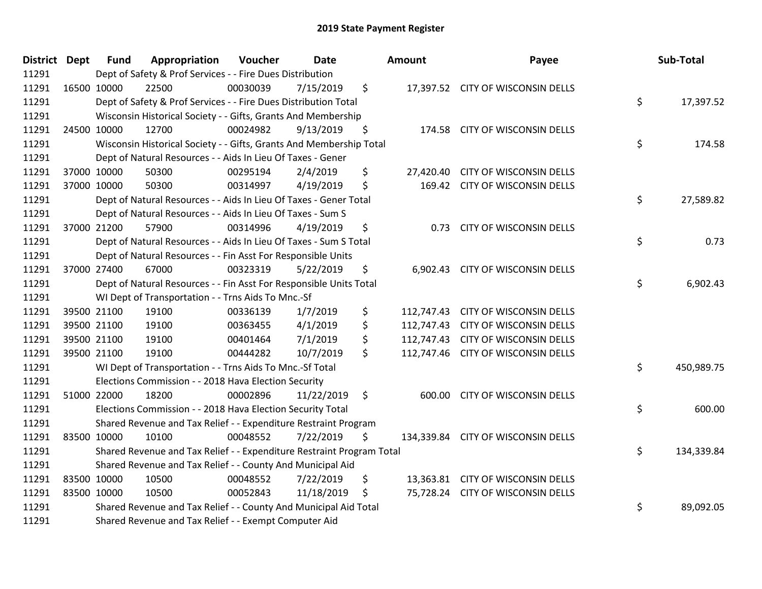## 2019 State Payment Register

| District | Dept | Fund | Appropriation | Voucher | Date | Amount | Payee | Sub-Total |
|---|---|---|---|---|---|---|---|---|
| 11291 | | Dept of Safety & Prof Services - - Fire Dues Distribution | | | | | | |
| 11291 | 16500 | 10000 | 22500 | 00030039 | 7/15/2019 | $ 17,397.52 | CITY OF WISCONSIN DELLS | |
| 11291 | | Dept of Safety & Prof Services - - Fire Dues Distribution Total | | | | | | $ 17,397.52 |
| 11291 | | Wisconsin Historical Society - - Gifts, Grants And Membership | | | | | | |
| 11291 | 24500 | 10000 | 12700 | 00024982 | 9/13/2019 | $ 174.58 | CITY OF WISCONSIN DELLS | |
| 11291 | | Wisconsin Historical Society - - Gifts, Grants And Membership Total | | | | | | $ 174.58 |
| 11291 | | Dept of Natural Resources - - Aids In Lieu Of Taxes - Gener | | | | | | |
| 11291 | 37000 | 10000 | 50300 | 00295194 | 2/4/2019 | $ 27,420.40 | CITY OF WISCONSIN DELLS | |
| 11291 | 37000 | 10000 | 50300 | 00314997 | 4/19/2019 | $ 169.42 | CITY OF WISCONSIN DELLS | |
| 11291 | | Dept of Natural Resources - - Aids In Lieu Of Taxes - Gener Total | | | | | | $ 27,589.82 |
| 11291 | | Dept of Natural Resources - - Aids In Lieu Of Taxes - Sum S | | | | | | |
| 11291 | 37000 | 21200 | 57900 | 00314996 | 4/19/2019 | $ 0.73 | CITY OF WISCONSIN DELLS | |
| 11291 | | Dept of Natural Resources - - Aids In Lieu Of Taxes - Sum S Total | | | | | | $ 0.73 |
| 11291 | | Dept of Natural Resources - - Fin Asst For Responsible Units | | | | | | |
| 11291 | 37000 | 27400 | 67000 | 00323319 | 5/22/2019 | $ 6,902.43 | CITY OF WISCONSIN DELLS | |
| 11291 | | Dept of Natural Resources - - Fin Asst For Responsible Units Total | | | | | | $ 6,902.43 |
| 11291 | | WI Dept of Transportation - - Trns Aids To Mnc.-Sf | | | | | | |
| 11291 | 39500 | 21100 | 19100 | 00336139 | 1/7/2019 | $ 112,747.43 | CITY OF WISCONSIN DELLS | |
| 11291 | 39500 | 21100 | 19100 | 00363455 | 4/1/2019 | $ 112,747.43 | CITY OF WISCONSIN DELLS | |
| 11291 | 39500 | 21100 | 19100 | 00401464 | 7/1/2019 | $ 112,747.43 | CITY OF WISCONSIN DELLS | |
| 11291 | 39500 | 21100 | 19100 | 00444282 | 10/7/2019 | $ 112,747.46 | CITY OF WISCONSIN DELLS | |
| 11291 | | WI Dept of Transportation - - Trns Aids To Mnc.-Sf Total | | | | | | $ 450,989.75 |
| 11291 | | Elections Commission - - 2018 Hava Election Security | | | | | | |
| 11291 | 51000 | 22000 | 18200 | 00002896 | 11/22/2019 | $ 600.00 | CITY OF WISCONSIN DELLS | |
| 11291 | | Elections Commission - - 2018 Hava Election Security Total | | | | | | $ 600.00 |
| 11291 | | Shared Revenue and Tax Relief - - Expenditure Restraint Program | | | | | | |
| 11291 | 83500 | 10000 | 10100 | 00048552 | 7/22/2019 | $ 134,339.84 | CITY OF WISCONSIN DELLS | |
| 11291 | | Shared Revenue and Tax Relief - - Expenditure Restraint Program Total | | | | | | $ 134,339.84 |
| 11291 | | Shared Revenue and Tax Relief - - County And Municipal Aid | | | | | | |
| 11291 | 83500 | 10000 | 10500 | 00048552 | 7/22/2019 | $ 13,363.81 | CITY OF WISCONSIN DELLS | |
| 11291 | 83500 | 10000 | 10500 | 00052843 | 11/18/2019 | $ 75,728.24 | CITY OF WISCONSIN DELLS | |
| 11291 | | Shared Revenue and Tax Relief - - County And Municipal Aid Total | | | | | | $ 89,092.05 |
| 11291 | | Shared Revenue and Tax Relief - - Exempt Computer Aid | | | | | | |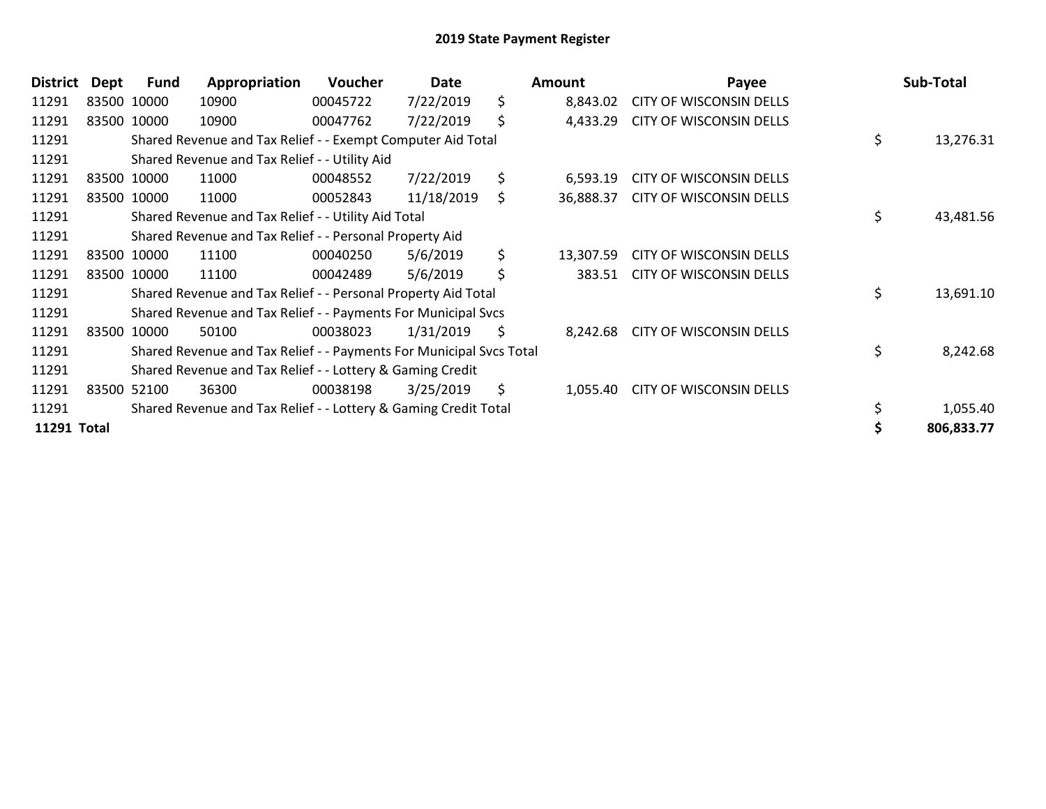# 2019 State Payment Register

| District | Dept | Fund | Appropriation | Voucher | Date | Amount | Payee | Sub-Total |
|---|---|---|---|---|---|---|---|---|
| 11291 | 83500 | 10000 | 10900 | 00045722 | 7/22/2019 | $ 8,843.02 | CITY OF WISCONSIN DELLS | |
| 11291 | 83500 | 10000 | 10900 | 00047762 | 7/22/2019 | $ 4,433.29 | CITY OF WISCONSIN DELLS | |
| 11291 | | Shared Revenue and Tax Relief - - Exempt Computer Aid Total | | | | | | $ 13,276.31 |
| 11291 | | Shared Revenue and Tax Relief - - Utility Aid | | | | | | |
| 11291 | 83500 | 10000 | 11000 | 00048552 | 7/22/2019 | $ 6,593.19 | CITY OF WISCONSIN DELLS | |
| 11291 | 83500 | 10000 | 11000 | 00052843 | 11/18/2019 | $ 36,888.37 | CITY OF WISCONSIN DELLS | |
| 11291 | | Shared Revenue and Tax Relief - - Utility Aid Total | | | | | | $ 43,481.56 |
| 11291 | | Shared Revenue and Tax Relief - - Personal Property Aid | | | | | | |
| 11291 | 83500 | 10000 | 11100 | 00040250 | 5/6/2019 | $ 13,307.59 | CITY OF WISCONSIN DELLS | |
| 11291 | 83500 | 10000 | 11100 | 00042489 | 5/6/2019 | $ 383.51 | CITY OF WISCONSIN DELLS | |
| 11291 | | Shared Revenue and Tax Relief - - Personal Property Aid Total | | | | | | $ 13,691.10 |
| 11291 | | Shared Revenue and Tax Relief - - Payments For Municipal Svcs | | | | | | |
| 11291 | 83500 | 10000 | 50100 | 00038023 | 1/31/2019 | $ 8,242.68 | CITY OF WISCONSIN DELLS | |
| 11291 | | Shared Revenue and Tax Relief - - Payments For Municipal Svcs Total | | | | | | $ 8,242.68 |
| 11291 | | Shared Revenue and Tax Relief - - Lottery & Gaming Credit | | | | | | |
| 11291 | 83500 | 52100 | 36300 | 00038198 | 3/25/2019 | $ 1,055.40 | CITY OF WISCONSIN DELLS | |
| 11291 | | Shared Revenue and Tax Relief - - Lottery & Gaming Credit Total | | | | | | $ 1,055.40 |
| **11291 Total** | | | | | | | | **$ 806,833.77** |